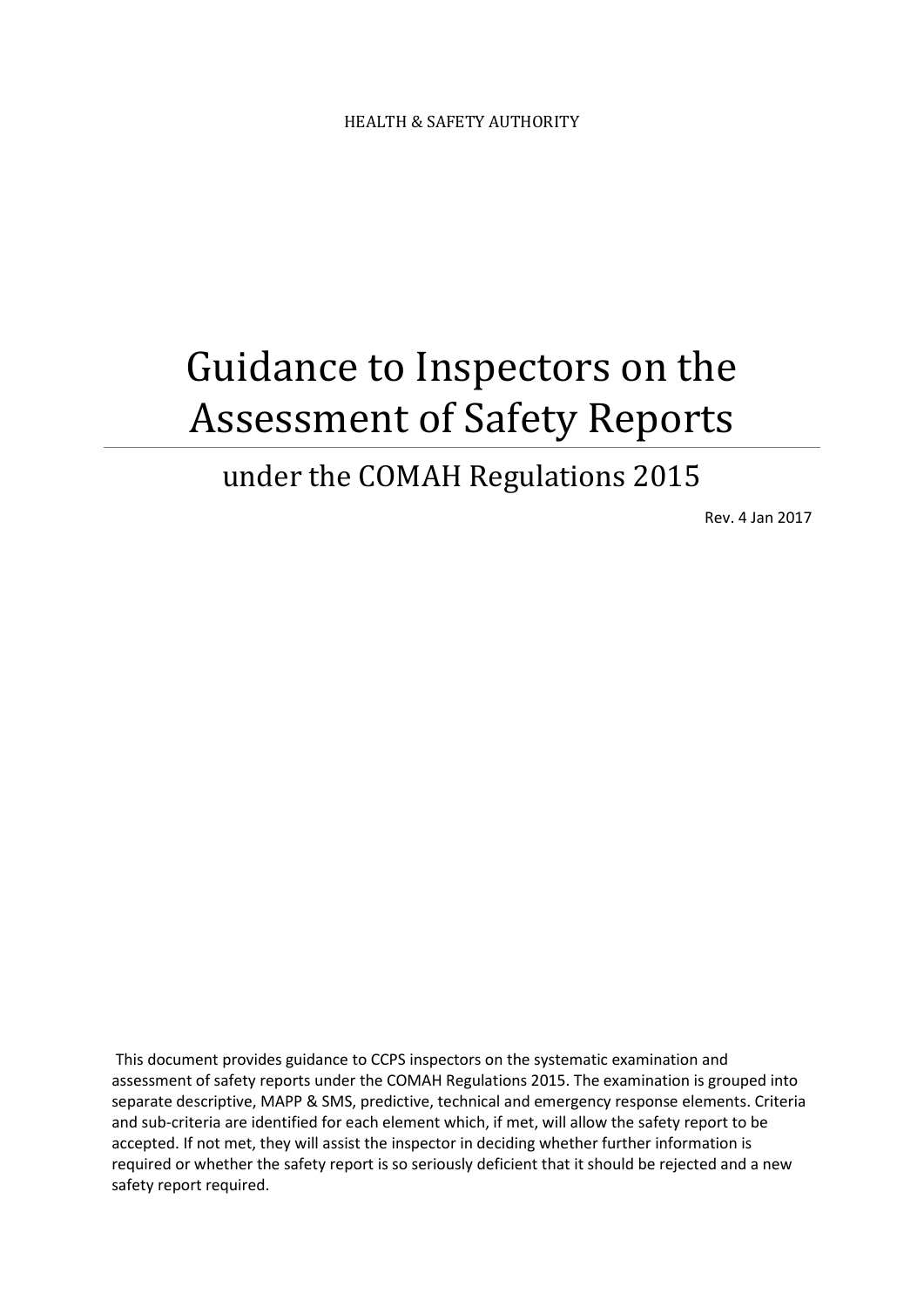HEALTH & SAFETY AUTHORITY

# Guidance to Inspectors on the Assessment of Safety Reports

## under the COMAH Regulations 2015

Rev. 4 Jan 2017

This document provides guidance to CCPS inspectors on the systematic examination and assessment of safety reports under the COMAH Regulations 2015. The examination is grouped into separate descriptive, MAPP & SMS, predictive, technical and emergency response elements. Criteria and sub-criteria are identified for each element which, if met, will allow the safety report to be accepted. If not met, they will assist the inspector in deciding whether further information is required or whether the safety report is so seriously deficient that it should be rejected and a new safety report required.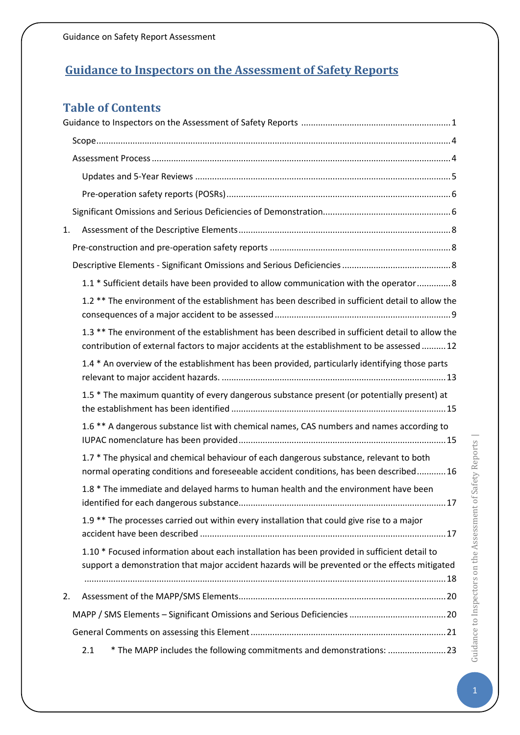# Guidance to Inspectors on the Assessment of Safety Reports

## Table of Contents

Guidance to Inspectors on the Assessment of Safety Reports ..... 1

- Scope ..... 4
- Assessment Process ..... 4
  - Updates and 5-Year Reviews ..... 5
  - Pre-operation safety reports (POSRs) ..... 6
- Significant Omissions and Serious Deficiencies of Demonstration ..... 6

1. Assessment of the Descriptive Elements ..... 8
   - Pre-construction and pre-operation safety reports ..... 8
   - Descriptive Elements - Significant Omissions and Serious Deficiencies ..... 8
     - 1.1 * Sufficient details have been provided to allow communication with the operator ..... 8
     - 1.2 ** The environment of the establishment has been described in sufficient detail to allow the consequences of a major accident to be assessed ..... 9
     - 1.3 ** The environment of the establishment has been described in sufficient detail to allow the contribution of external factors to major accidents at the establishment to be assessed ..... 12
     - 1.4 * An overview of the establishment has been provided, particularly identifying those parts relevant to major accident hazards. ..... 13
     - 1.5 * The maximum quantity of every dangerous substance present (or potentially present) at the establishment has been identified ..... 15
     - 1.6 ** A dangerous substance list with chemical names, CAS numbers and names according to IUPAC nomenclature has been provided ..... 15
     - 1.7 * The physical and chemical behaviour of each dangerous substance, relevant to both normal operating conditions and foreseeable accident conditions, has been described ..... 16
     - 1.8 * The immediate and delayed harms to human health and the environment have been identified for each dangerous substance ..... 17
     - 1.9 ** The processes carried out within every installation that could give rise to a major accident have been described ..... 17
     - 1.10 * Focused information about each installation has been provided in sufficient detail to support a demonstration that major accident hazards will be prevented or the effects mitigated ..... 18
2. Assessment of the MAPP/SMS Elements ..... 20
   - MAPP / SMS Elements – Significant Omissions and Serious Deficiencies ..... 20
   - General Comments on assessing this Element ..... 21
     - 2.1 * The MAPP includes the following commitments and demonstrations: ..... 23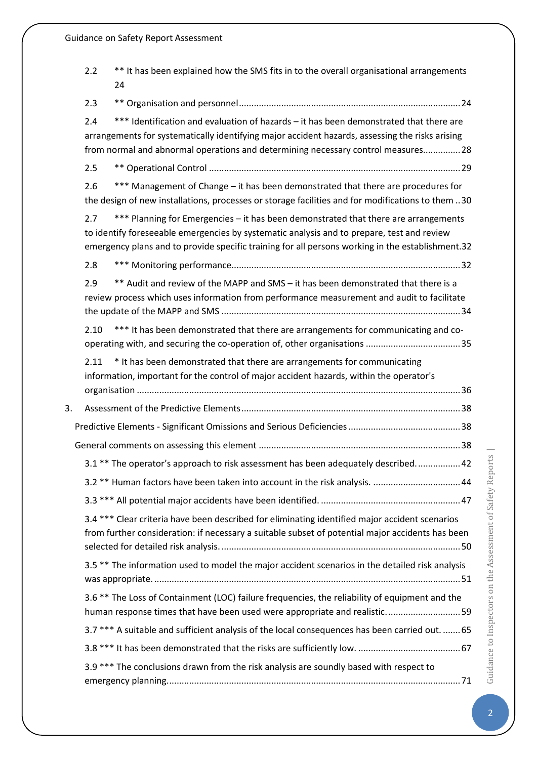2.2 ** It has been explained how the SMS fits in to the overall organisational arrangements 24

2.3 ** Organisation and personnel ........................................................................................ 24

2.4 *** Identification and evaluation of hazards – it has been demonstrated that there are arrangements for systematically identifying major accident hazards, assessing the risks arising from normal and abnormal operations and determining necessary control measures............... 28

2.5 ** Operational Control .................................................................................................... 29

2.6 *** Management of Change – it has been demonstrated that there are procedures for the design of new installations, processes or storage facilities and for modifications to them .. 30

2.7 *** Planning for Emergencies – it has been demonstrated that there are arrangements to identify foreseeable emergencies by systematic analysis and to prepare, test and review emergency plans and to provide specific training for all persons working in the establishment. 32

2.8 *** Monitoring performance........................................................................................... 32

2.9 ** Audit and review of the MAPP and SMS – it has been demonstrated that there is a review process which uses information from performance measurement and audit to facilitate the update of the MAPP and SMS ............................................................................................... 34

2.10 *** It has been demonstrated that there are arrangements for communicating and co-operating with, and securing the co-operation of, other organisations ...................................... 35

2.11 * It has been demonstrated that there are arrangements for communicating information, important for the control of major accident hazards, within the operator's organisation ................................................................................................................................ 36

3. Assessment of the Predictive Elements ....................................................................................... 38

Predictive Elements - Significant Omissions and Serious Deficiencies ............................................ 38

General comments on assessing this element ................................................................................ 38

3.1 ** The operator's approach to risk assessment has been adequately described. ................. 42

3.2 ** Human factors have been taken into account in the risk analysis. ................................... 44

3.3 *** All potential major accidents have been identified. ........................................................ 47

3.4 *** Clear criteria have been described for eliminating identified major accident scenarios from further consideration: if necessary a suitable subset of potential major accidents has been selected for detailed risk analysis. ............................................................................................... 50

3.5 ** The information used to model the major accident scenarios in the detailed risk analysis was appropriate. .......................................................................................................................... 51

3.6 ** The Loss of Containment (LOC) failure frequencies, the reliability of equipment and the human response times that have been used were appropriate and realistic. ............................. 59

3.7 *** A suitable and sufficient analysis of the local consequences has been carried out. ....... 65

3.8 *** It has been demonstrated that the risks are sufficiently low. ......................................... 67

3.9 *** The conclusions drawn from the risk analysis are soundly based with respect to emergency planning..................................................................................................................... 71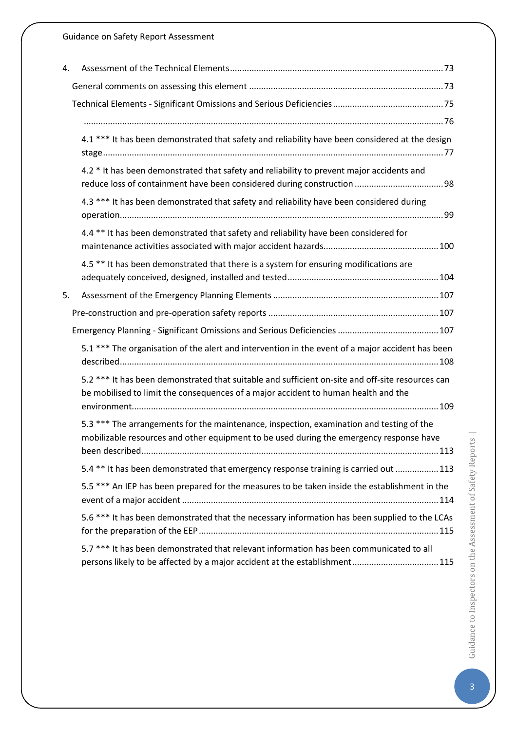4. Assessment of the Technical Elements ........ 73

General comments on assessing this element ........ 73

Technical Elements - Significant Omissions and Serious Deficiencies ........ 75

........ 76

4.1 *** It has been demonstrated that safety and reliability have been considered at the design stage ........ 77

4.2 * It has been demonstrated that safety and reliability to prevent major accidents and reduce loss of containment have been considered during construction ........ 98

4.3 *** It has been demonstrated that safety and reliability have been considered during operation ........ 99

4.4 ** It has been demonstrated that safety and reliability have been considered for maintenance activities associated with major accident hazards ........ 100

4.5 ** It has been demonstrated that there is a system for ensuring modifications are adequately conceived, designed, installed and tested ........ 104

5. Assessment of the Emergency Planning Elements ........ 107

Pre-construction and pre-operation safety reports ........ 107

Emergency Planning - Significant Omissions and Serious Deficiencies ........ 107

5.1 *** The organisation of the alert and intervention in the event of a major accident has been described ........ 108

5.2 *** It has been demonstrated that suitable and sufficient on-site and off-site resources can be mobilised to limit the consequences of a major accident to human health and the environment ........ 109

5.3 *** The arrangements for the maintenance, inspection, examination and testing of the mobilizable resources and other equipment to be used during the emergency response have been described ........ 113

5.4 ** It has been demonstrated that emergency response training is carried out ........ 113

5.5 *** An IEP has been prepared for the measures to be taken inside the establishment in the event of a major accident ........ 114

5.6 *** It has been demonstrated that the necessary information has been supplied to the LCAs for the preparation of the EEP ........ 115

5.7 *** It has been demonstrated that relevant information has been communicated to all persons likely to be affected by a major accident at the establishment ........ 115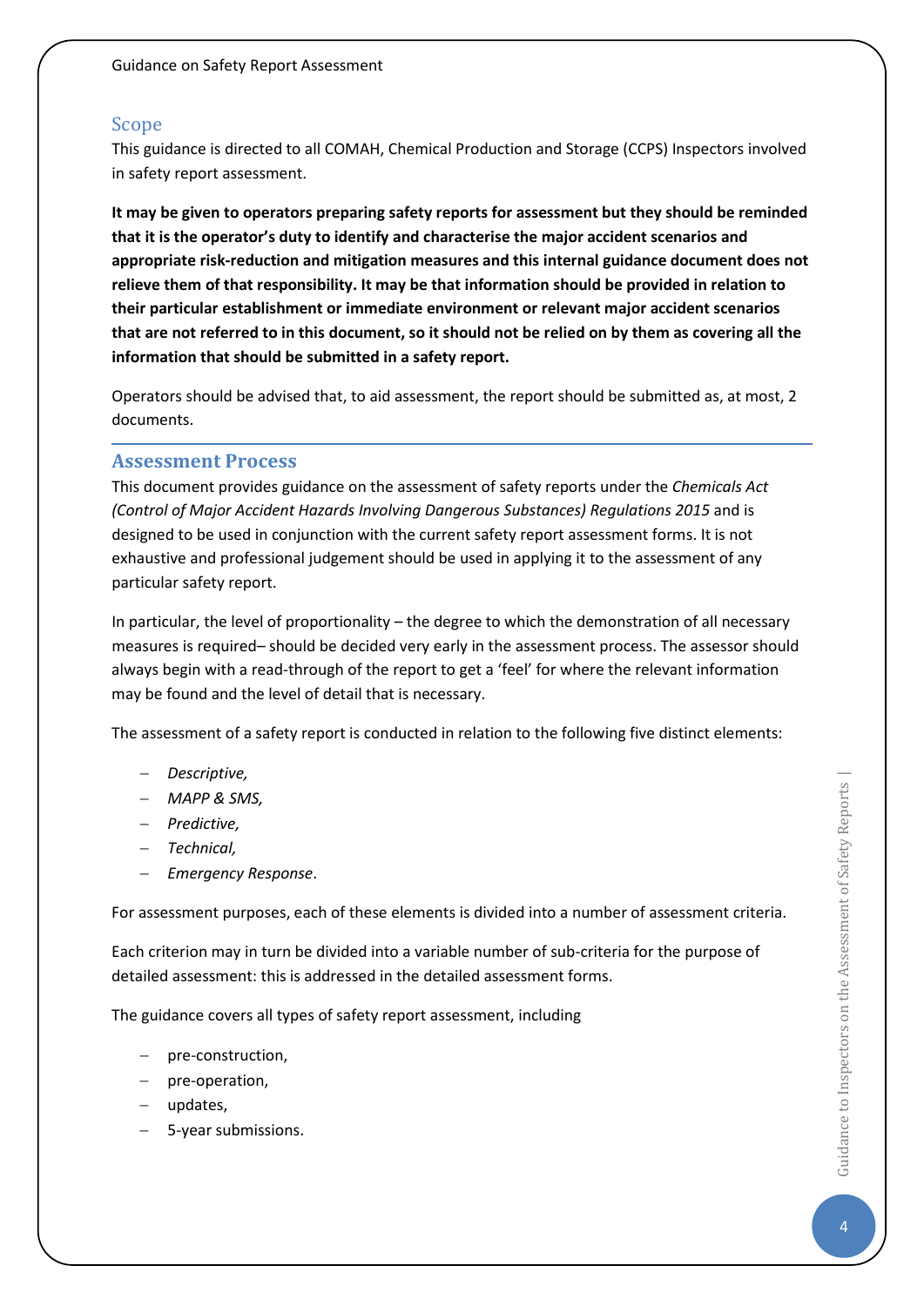## Scope

This guidance is directed to all COMAH, Chemical Production and Storage (CCPS) Inspectors involved in safety report assessment.

**It may be given to operators preparing safety reports for assessment but they should be reminded that it is the operator's duty to identify and characterise the major accident scenarios and appropriate risk-reduction and mitigation measures and this internal guidance document does not relieve them of that responsibility. It may be that information should be provided in relation to their particular establishment or immediate environment or relevant major accident scenarios that are not referred to in this document, so it should not be relied on by them as covering all the information that should be submitted in a safety report.**

Operators should be advised that, to aid assessment, the report should be submitted as, at most, 2 documents.

## Assessment Process

This document provides guidance on the assessment of safety reports under the *Chemicals Act (Control of Major Accident Hazards Involving Dangerous Substances) Regulations 2015* and is designed to be used in conjunction with the current safety report assessment forms. It is not exhaustive and professional judgement should be used in applying it to the assessment of any particular safety report.

In particular, the level of proportionality – the degree to which the demonstration of all necessary measures is required– should be decided very early in the assessment process. The assessor should always begin with a read-through of the report to get a 'feel' for where the relevant information may be found and the level of detail that is necessary.

The assessment of a safety report is conducted in relation to the following five distinct elements:

- *Descriptive,*
- *MAPP & SMS,*
- *Predictive,*
- *Technical,*
- *Emergency Response*.

For assessment purposes, each of these elements is divided into a number of assessment criteria.

Each criterion may in turn be divided into a variable number of sub-criteria for the purpose of detailed assessment: this is addressed in the detailed assessment forms.

The guidance covers all types of safety report assessment, including

- pre-construction,
- pre-operation,
- updates,
- 5-year submissions.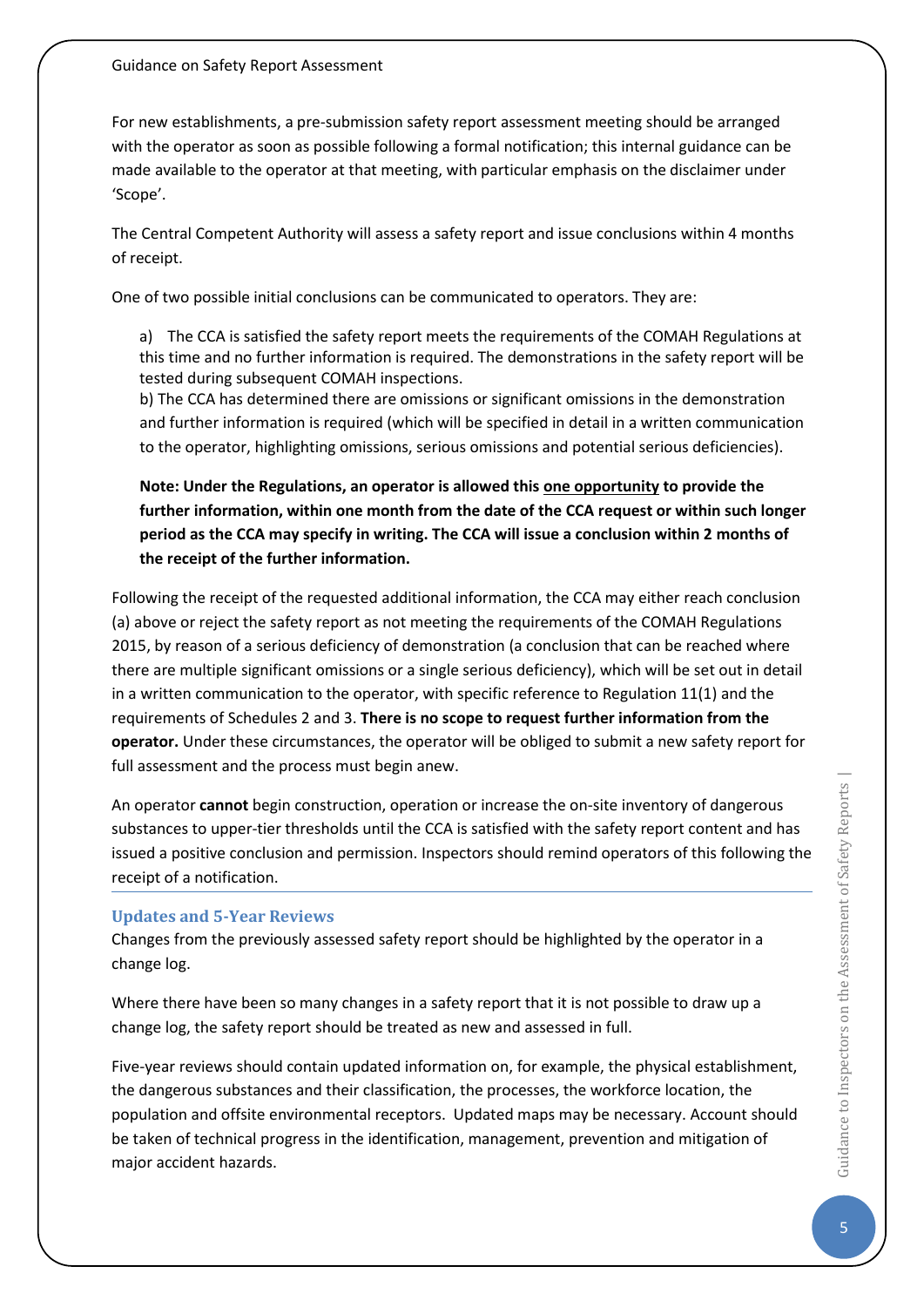For new establishments, a pre-submission safety report assessment meeting should be arranged with the operator as soon as possible following a formal notification; this internal guidance can be made available to the operator at that meeting, with particular emphasis on the disclaimer under 'Scope'.

The Central Competent Authority will assess a safety report and issue conclusions within 4 months of receipt.

One of two possible initial conclusions can be communicated to operators. They are:

a) The CCA is satisfied the safety report meets the requirements of the COMAH Regulations at this time and no further information is required. The demonstrations in the safety report will be tested during subsequent COMAH inspections.
b) The CCA has determined there are omissions or significant omissions in the demonstration and further information is required (which will be specified in detail in a written communication to the operator, highlighting omissions, serious omissions and potential serious deficiencies).

**Note: Under the Regulations, an operator is allowed this <u>one opportunity</u> to provide the further information, within one month from the date of the CCA request or within such longer period as the CCA may specify in writing. The CCA will issue a conclusion within 2 months of the receipt of the further information.**

Following the receipt of the requested additional information, the CCA may either reach conclusion (a) above or reject the safety report as not meeting the requirements of the COMAH Regulations 2015, by reason of a serious deficiency of demonstration (a conclusion that can be reached where there are multiple significant omissions or a single serious deficiency), which will be set out in detail in a written communication to the operator, with specific reference to Regulation 11(1) and the requirements of Schedules 2 and 3. **There is no scope to request further information from the operator.** Under these circumstances, the operator will be obliged to submit a new safety report for full assessment and the process must begin anew.

An operator **cannot** begin construction, operation or increase the on-site inventory of dangerous substances to upper-tier thresholds until the CCA is satisfied with the safety report content and has issued a positive conclusion and permission. Inspectors should remind operators of this following the receipt of a notification.

### Updates and 5-Year Reviews

Changes from the previously assessed safety report should be highlighted by the operator in a change log.

Where there have been so many changes in a safety report that it is not possible to draw up a change log, the safety report should be treated as new and assessed in full.

Five-year reviews should contain updated information on, for example, the physical establishment, the dangerous substances and their classification, the processes, the workforce location, the population and offsite environmental receptors. Updated maps may be necessary. Account should be taken of technical progress in the identification, management, prevention and mitigation of major accident hazards.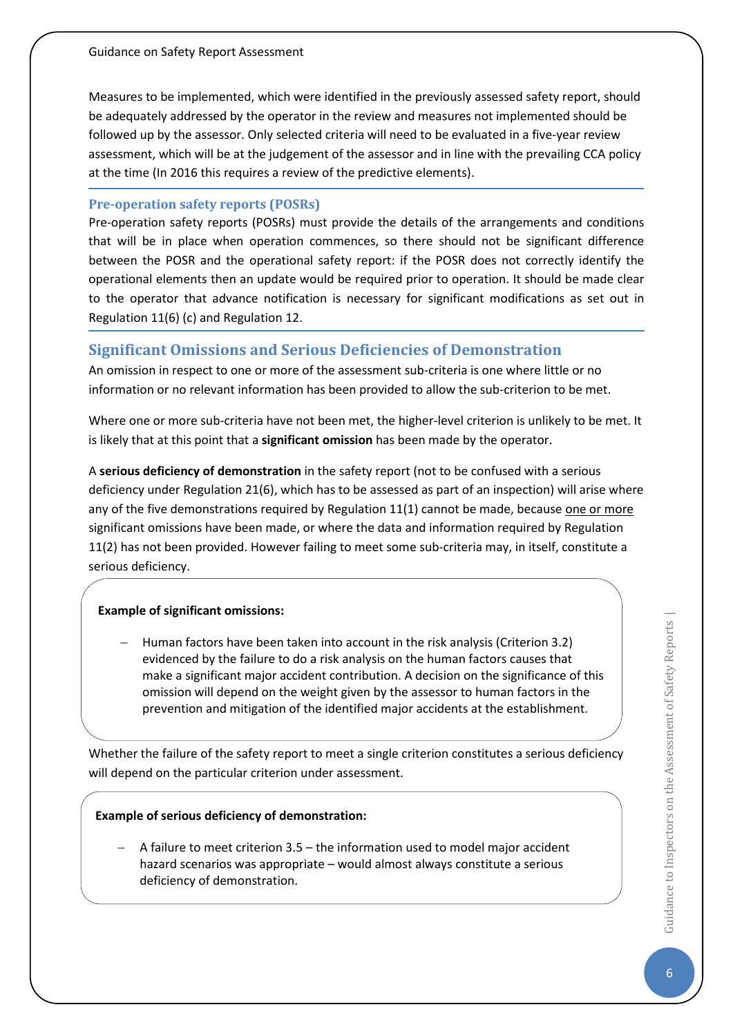Measures to be implemented, which were identified in the previously assessed safety report, should be adequately addressed by the operator in the review and measures not implemented should be followed up by the assessor. Only selected criteria will need to be evaluated in a five-year review assessment, which will be at the judgement of the assessor and in line with the prevailing CCA policy at the time (In 2016 this requires a review of the predictive elements).

### Pre-operation safety reports (POSRs)

Pre-operation safety reports (POSRs) must provide the details of the arrangements and conditions that will be in place when operation commences, so there should not be significant difference between the POSR and the operational safety report: if the POSR does not correctly identify the operational elements then an update would be required prior to operation. It should be made clear to the operator that advance notification is necessary for significant modifications as set out in Regulation 11(6) (c) and Regulation 12.

## Significant Omissions and Serious Deficiencies of Demonstration

An omission in respect to one or more of the assessment sub-criteria is one where little or no information or no relevant information has been provided to allow the sub-criterion to be met.

Where one or more sub-criteria have not been met, the higher-level criterion is unlikely to be met. It is likely that at this point that a **significant omission** has been made by the operator.

A **serious deficiency of demonstration** in the safety report (not to be confused with a serious deficiency under Regulation 21(6), which has to be assessed as part of an inspection) will arise where any of the five demonstrations required by Regulation 11(1) cannot be made, because one or more significant omissions have been made, or where the data and information required by Regulation 11(2) has not been provided. However failing to meet some sub-criteria may, in itself, constitute a serious deficiency.

**Example of significant omissions:**

- Human factors have been taken into account in the risk analysis (Criterion 3.2) evidenced by the failure to do a risk analysis on the human factors causes that make a significant major accident contribution. A decision on the significance of this omission will depend on the weight given by the assessor to human factors in the prevention and mitigation of the identified major accidents at the establishment.

Whether the failure of the safety report to meet a single criterion constitutes a serious deficiency will depend on the particular criterion under assessment.

**Example of serious deficiency of demonstration:**

- A failure to meet criterion 3.5 – the information used to model major accident hazard scenarios was appropriate – would almost always constitute a serious deficiency of demonstration.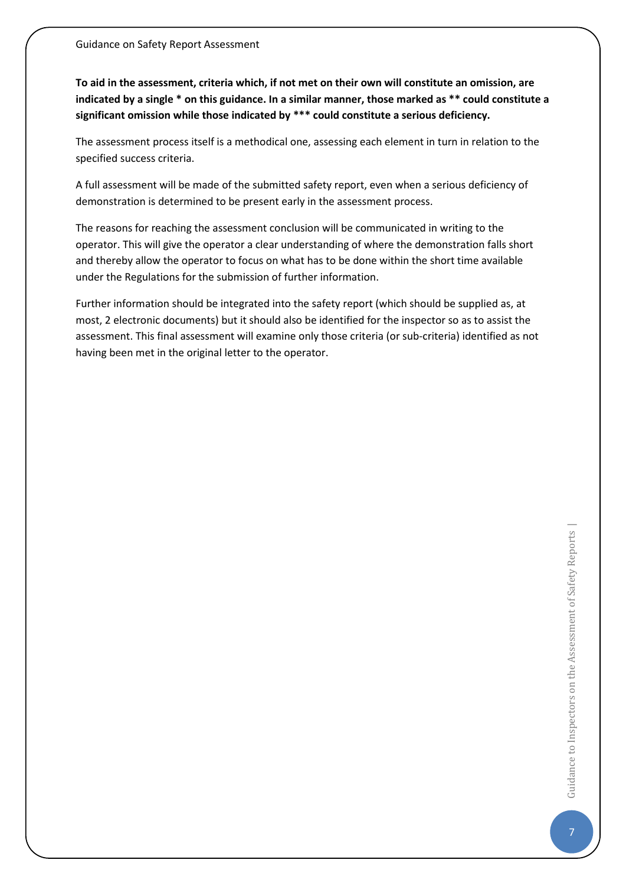**To aid in the assessment, criteria which, if not met on their own will constitute an omission, are indicated by a single * on this guidance. In a similar manner, those marked as ** could constitute a significant omission while those indicated by *** could constitute a serious deficiency.**

The assessment process itself is a methodical one, assessing each element in turn in relation to the specified success criteria.

A full assessment will be made of the submitted safety report, even when a serious deficiency of demonstration is determined to be present early in the assessment process.

The reasons for reaching the assessment conclusion will be communicated in writing to the operator. This will give the operator a clear understanding of where the demonstration falls short and thereby allow the operator to focus on what has to be done within the short time available under the Regulations for the submission of further information.

Further information should be integrated into the safety report (which should be supplied as, at most, 2 electronic documents) but it should also be identified for the inspector so as to assist the assessment. This final assessment will examine only those criteria (or sub-criteria) identified as not having been met in the original letter to the operator.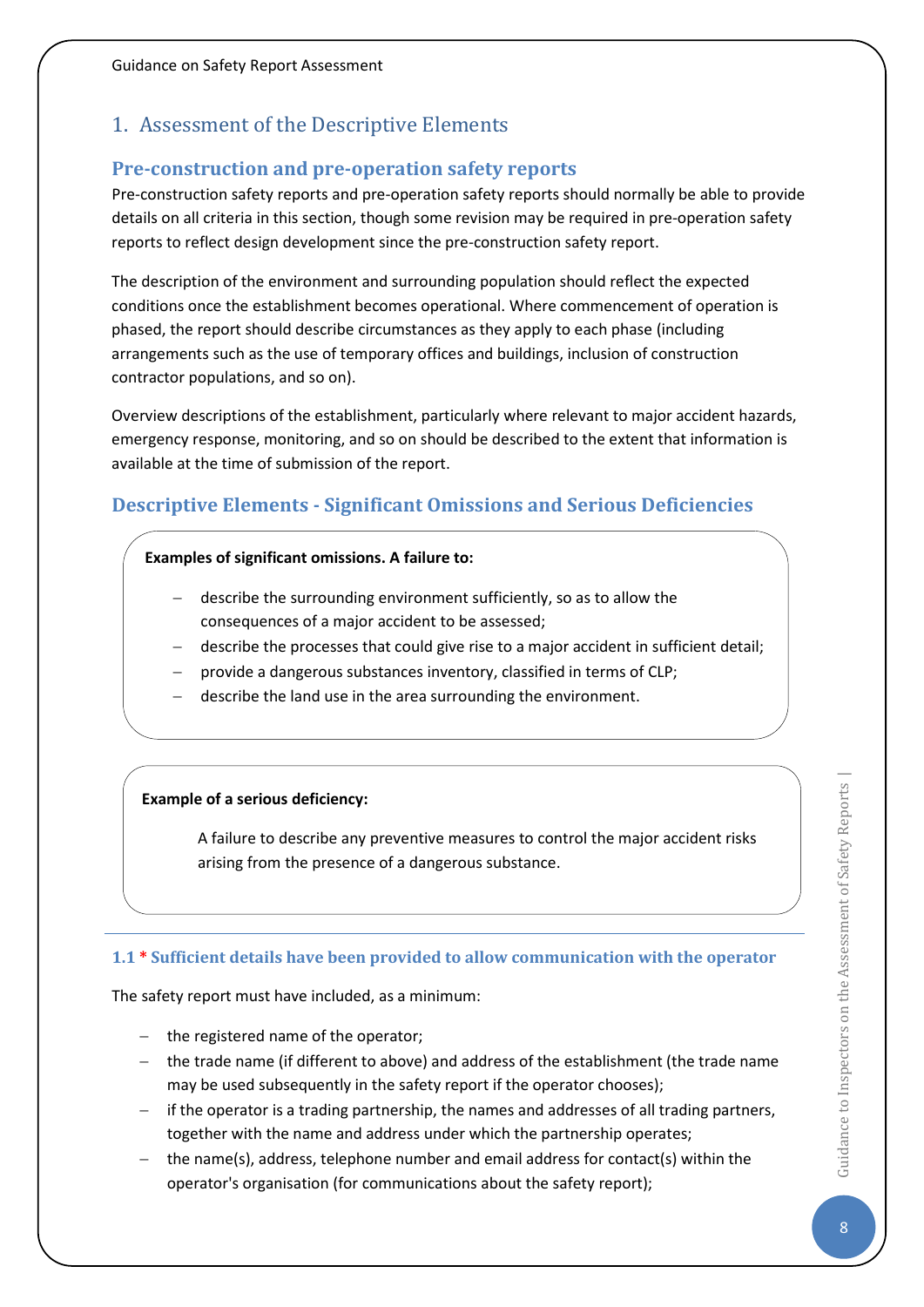# 1. Assessment of the Descriptive Elements

## Pre-construction and pre-operation safety reports

Pre-construction safety reports and pre-operation safety reports should normally be able to provide details on all criteria in this section, though some revision may be required in pre-operation safety reports to reflect design development since the pre-construction safety report.

The description of the environment and surrounding population should reflect the expected conditions once the establishment becomes operational. Where commencement of operation is phased, the report should describe circumstances as they apply to each phase (including arrangements such as the use of temporary offices and buildings, inclusion of construction contractor populations, and so on).

Overview descriptions of the establishment, particularly where relevant to major accident hazards, emergency response, monitoring, and so on should be described to the extent that information is available at the time of submission of the report.

## Descriptive Elements - Significant Omissions and Serious Deficiencies

**Examples of significant omissions. A failure to:**

- describe the surrounding environment sufficiently, so as to allow the consequences of a major accident to be assessed;
- describe the processes that could give rise to a major accident in sufficient detail;
- provide a dangerous substances inventory, classified in terms of CLP;
- describe the land use in the area surrounding the environment.

**Example of a serious deficiency:**

A failure to describe any preventive measures to control the major accident risks arising from the presence of a dangerous substance.

### 1.1 * Sufficient details have been provided to allow communication with the operator

The safety report must have included, as a minimum:

- the registered name of the operator;
- the trade name (if different to above) and address of the establishment (the trade name may be used subsequently in the safety report if the operator chooses);
- if the operator is a trading partnership, the names and addresses of all trading partners, together with the name and address under which the partnership operates;
- the name(s), address, telephone number and email address for contact(s) within the operator's organisation (for communications about the safety report);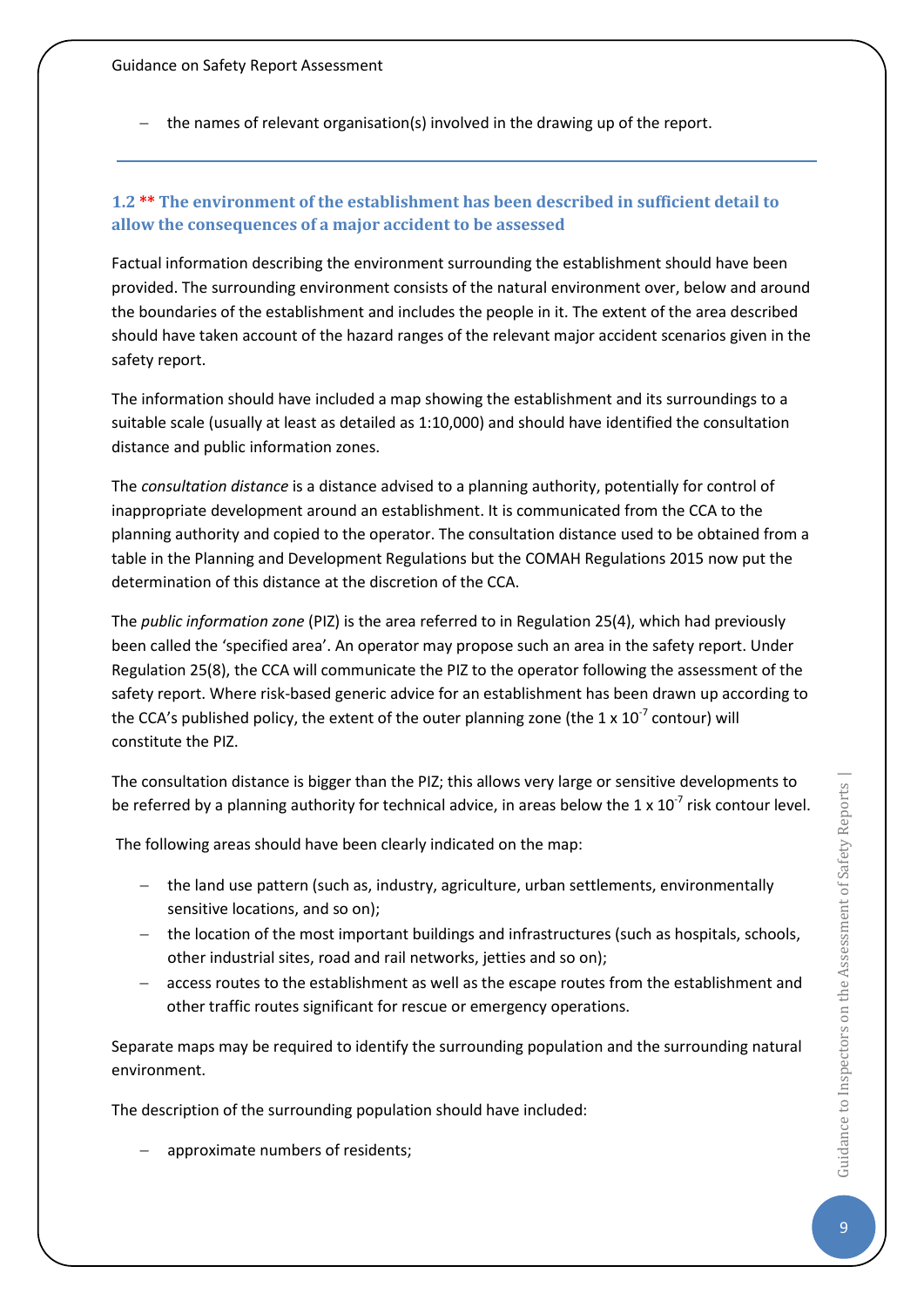- the names of relevant organisation(s) involved in the drawing up of the report.

---

### 1.2 ** The environment of the establishment has been described in sufficient detail to allow the consequences of a major accident to be assessed

Factual information describing the environment surrounding the establishment should have been provided. The surrounding environment consists of the natural environment over, below and around the boundaries of the establishment and includes the people in it. The extent of the area described should have taken account of the hazard ranges of the relevant major accident scenarios given in the safety report.

The information should have included a map showing the establishment and its surroundings to a suitable scale (usually at least as detailed as 1:10,000) and should have identified the consultation distance and public information zones.

The *consultation distance* is a distance advised to a planning authority, potentially for control of inappropriate development around an establishment. It is communicated from the CCA to the planning authority and copied to the operator. The consultation distance used to be obtained from a table in the Planning and Development Regulations but the COMAH Regulations 2015 now put the determination of this distance at the discretion of the CCA.

The *public information zone* (PIZ) is the area referred to in Regulation 25(4), which had previously been called the 'specified area'. An operator may propose such an area in the safety report. Under Regulation 25(8), the CCA will communicate the PIZ to the operator following the assessment of the safety report. Where risk-based generic advice for an establishment has been drawn up according to the CCA's published policy, the extent of the outer planning zone (the $1 \times 10^{-7}$ contour) will constitute the PIZ.

The consultation distance is bigger than the PIZ; this allows very large or sensitive developments to be referred by a planning authority for technical advice, in areas below the $1 \times 10^{-7}$ risk contour level.

The following areas should have been clearly indicated on the map:

- the land use pattern (such as, industry, agriculture, urban settlements, environmentally sensitive locations, and so on);
- the location of the most important buildings and infrastructures (such as hospitals, schools, other industrial sites, road and rail networks, jetties and so on);
- access routes to the establishment as well as the escape routes from the establishment and other traffic routes significant for rescue or emergency operations.

Separate maps may be required to identify the surrounding population and the surrounding natural environment.

The description of the surrounding population should have included:

- approximate numbers of residents;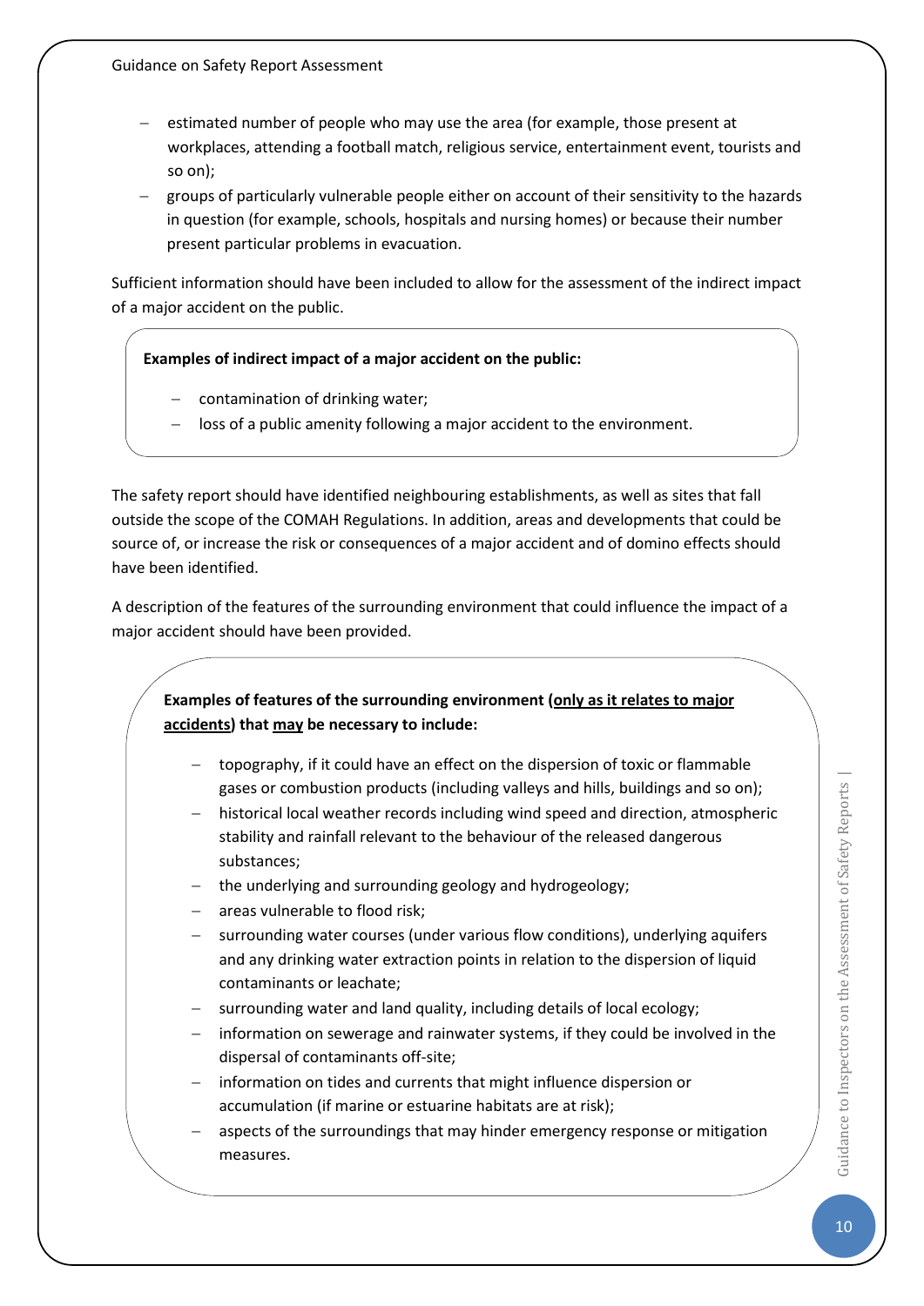- estimated number of people who may use the area (for example, those present at workplaces, attending a football match, religious service, entertainment event, tourists and so on);
- groups of particularly vulnerable people either on account of their sensitivity to the hazards in question (for example, schools, hospitals and nursing homes) or because their number present particular problems in evacuation.

Sufficient information should have been included to allow for the assessment of the indirect impact of a major accident on the public.

**Examples of indirect impact of a major accident on the public:**

- contamination of drinking water;
- loss of a public amenity following a major accident to the environment.

The safety report should have identified neighbouring establishments, as well as sites that fall outside the scope of the COMAH Regulations. In addition, areas and developments that could be source of, or increase the risk or consequences of a major accident and of domino effects should have been identified.

A description of the features of the surrounding environment that could influence the impact of a major accident should have been provided.

**Examples of features of the surrounding environment (<u>only as it relates to major accidents</u>) that <u>may</u> be necessary to include:**

- topography, if it could have an effect on the dispersion of toxic or flammable gases or combustion products (including valleys and hills, buildings and so on);
- historical local weather records including wind speed and direction, atmospheric stability and rainfall relevant to the behaviour of the released dangerous substances;
- the underlying and surrounding geology and hydrogeology;
- areas vulnerable to flood risk;
- surrounding water courses (under various flow conditions), underlying aquifers and any drinking water extraction points in relation to the dispersion of liquid contaminants or leachate;
- surrounding water and land quality, including details of local ecology;
- information on sewerage and rainwater systems, if they could be involved in the dispersal of contaminants off-site;
- information on tides and currents that might influence dispersion or accumulation (if marine or estuarine habitats are at risk);
- aspects of the surroundings that may hinder emergency response or mitigation measures.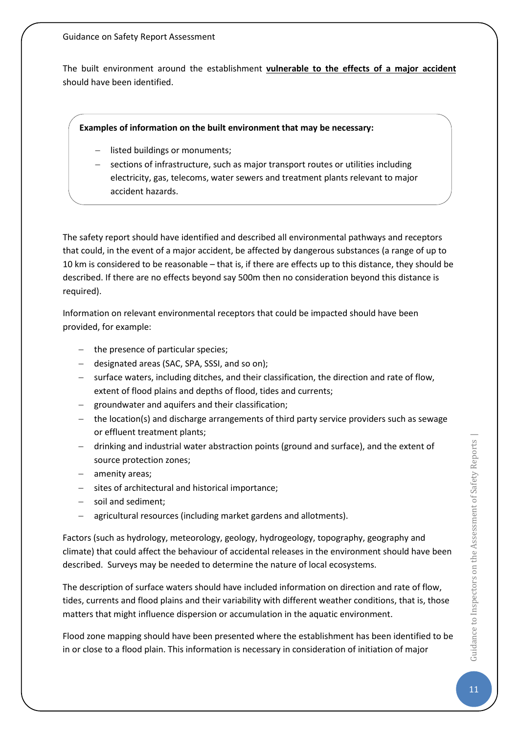The built environment around the establishment **vulnerable to the effects of a major accident** should have been identified.

**Examples of information on the built environment that may be necessary:**

- listed buildings or monuments;
- sections of infrastructure, such as major transport routes or utilities including electricity, gas, telecoms, water sewers and treatment plants relevant to major accident hazards.

The safety report should have identified and described all environmental pathways and receptors that could, in the event of a major accident, be affected by dangerous substances (a range of up to 10 km is considered to be reasonable – that is, if there are effects up to this distance, they should be described. If there are no effects beyond say 500m then no consideration beyond this distance is required).

Information on relevant environmental receptors that could be impacted should have been provided, for example:

- the presence of particular species;
- designated areas (SAC, SPA, SSSI, and so on);
- surface waters, including ditches, and their classification, the direction and rate of flow, extent of flood plains and depths of flood, tides and currents;
- groundwater and aquifers and their classification;
- the location(s) and discharge arrangements of third party service providers such as sewage or effluent treatment plants;
- drinking and industrial water abstraction points (ground and surface), and the extent of source protection zones;
- amenity areas;
- sites of architectural and historical importance;
- soil and sediment;
- agricultural resources (including market gardens and allotments).

Factors (such as hydrology, meteorology, geology, hydrogeology, topography, geography and climate) that could affect the behaviour of accidental releases in the environment should have been described. Surveys may be needed to determine the nature of local ecosystems.

The description of surface waters should have included information on direction and rate of flow, tides, currents and flood plains and their variability with different weather conditions, that is, those matters that might influence dispersion or accumulation in the aquatic environment.

Flood zone mapping should have been presented where the establishment has been identified to be in or close to a flood plain. This information is necessary in consideration of initiation of major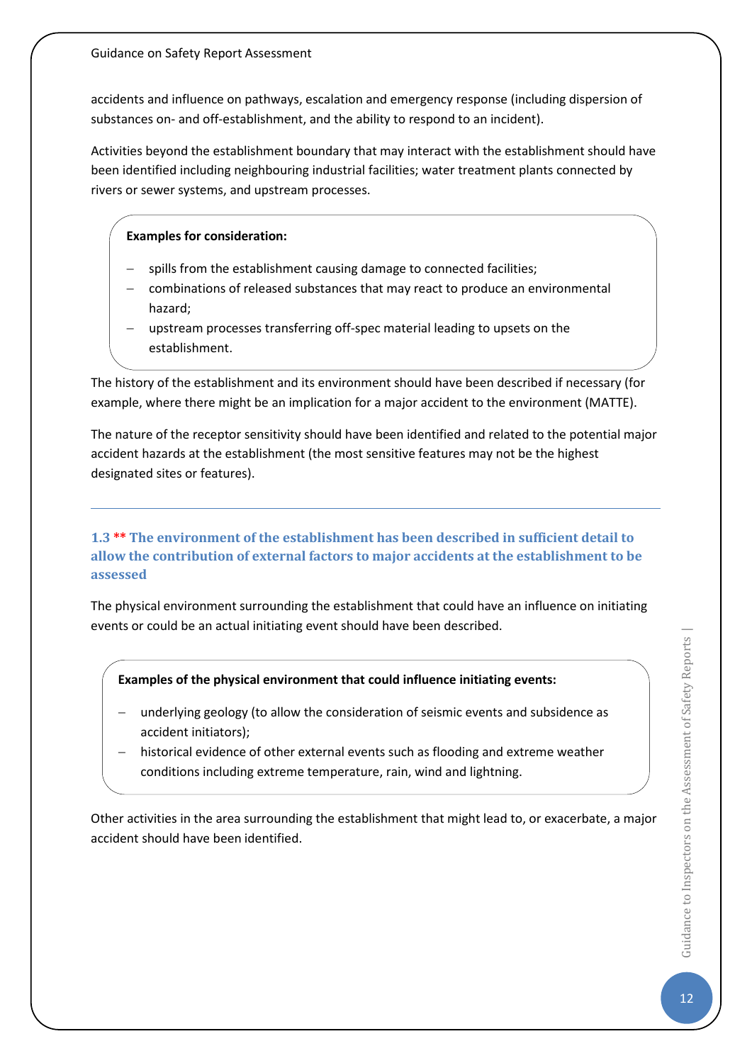accidents and influence on pathways, escalation and emergency response (including dispersion of substances on- and off-establishment, and the ability to respond to an incident).

Activities beyond the establishment boundary that may interact with the establishment should have been identified including neighbouring industrial facilities; water treatment plants connected by rivers or sewer systems, and upstream processes.

**Examples for consideration:**

- spills from the establishment causing damage to connected facilities;
- combinations of released substances that may react to produce an environmental hazard;
- upstream processes transferring off-spec material leading to upsets on the establishment.

The history of the establishment and its environment should have been described if necessary (for example, where there might be an implication for a major accident to the environment (MATTE).

The nature of the receptor sensitivity should have been identified and related to the potential major accident hazards at the establishment (the most sensitive features may not be the highest designated sites or features).

---

### 1.3 ** The environment of the establishment has been described in sufficient detail to allow the contribution of external factors to major accidents at the establishment to be assessed

The physical environment surrounding the establishment that could have an influence on initiating events or could be an actual initiating event should have been described.

**Examples of the physical environment that could influence initiating events:**

- underlying geology (to allow the consideration of seismic events and subsidence as accident initiators);
- historical evidence of other external events such as flooding and extreme weather conditions including extreme temperature, rain, wind and lightning.

Other activities in the area surrounding the establishment that might lead to, or exacerbate, a major accident should have been identified.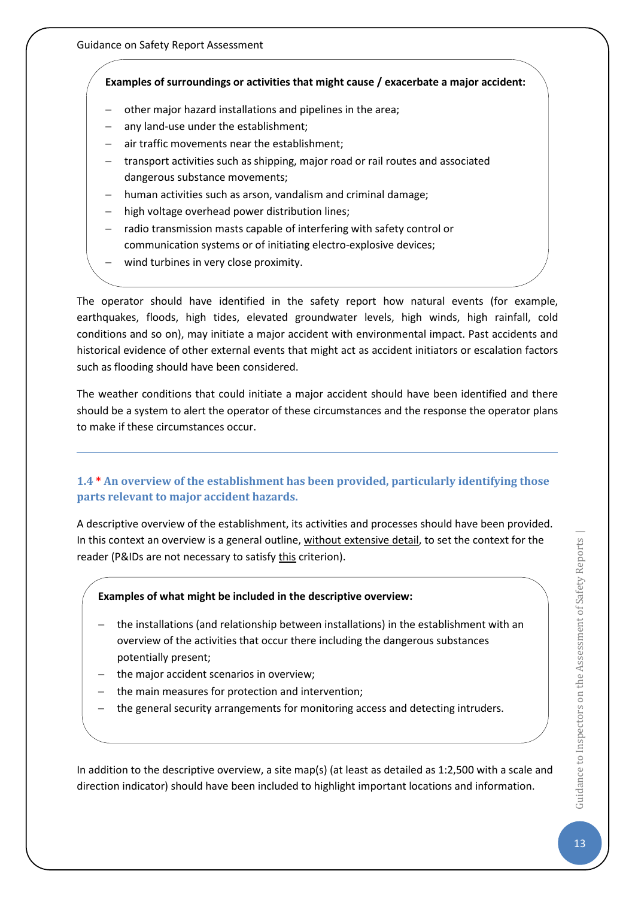**Examples of surroundings or activities that might cause / exacerbate a major accident:**

- other major hazard installations and pipelines in the area;
- any land-use under the establishment;
- air traffic movements near the establishment;
- transport activities such as shipping, major road or rail routes and associated dangerous substance movements;
- human activities such as arson, vandalism and criminal damage;
- high voltage overhead power distribution lines;
- radio transmission masts capable of interfering with safety control or communication systems or of initiating electro-explosive devices;
- wind turbines in very close proximity.

The operator should have identified in the safety report how natural events (for example, earthquakes, floods, high tides, elevated groundwater levels, high winds, high rainfall, cold conditions and so on), may initiate a major accident with environmental impact. Past accidents and historical evidence of other external events that might act as accident initiators or escalation factors such as flooding should have been considered.

The weather conditions that could initiate a major accident should have been identified and there should be a system to alert the operator of these circumstances and the response the operator plans to make if these circumstances occur.

---

### 1.4 * An overview of the establishment has been provided, particularly identifying those parts relevant to major accident hazards.

A descriptive overview of the establishment, its activities and processes should have been provided. In this context an overview is a general outline, <u>without extensive detail</u>, to set the context for the reader (P&IDs are not necessary to satisfy <u>this</u> criterion).

**Examples of what might be included in the descriptive overview:**

- the installations (and relationship between installations) in the establishment with an overview of the activities that occur there including the dangerous substances potentially present;
- the major accident scenarios in overview;
- the main measures for protection and intervention;
- the general security arrangements for monitoring access and detecting intruders.

In addition to the descriptive overview, a site map(s) (at least as detailed as 1:2,500 with a scale and direction indicator) should have been included to highlight important locations and information.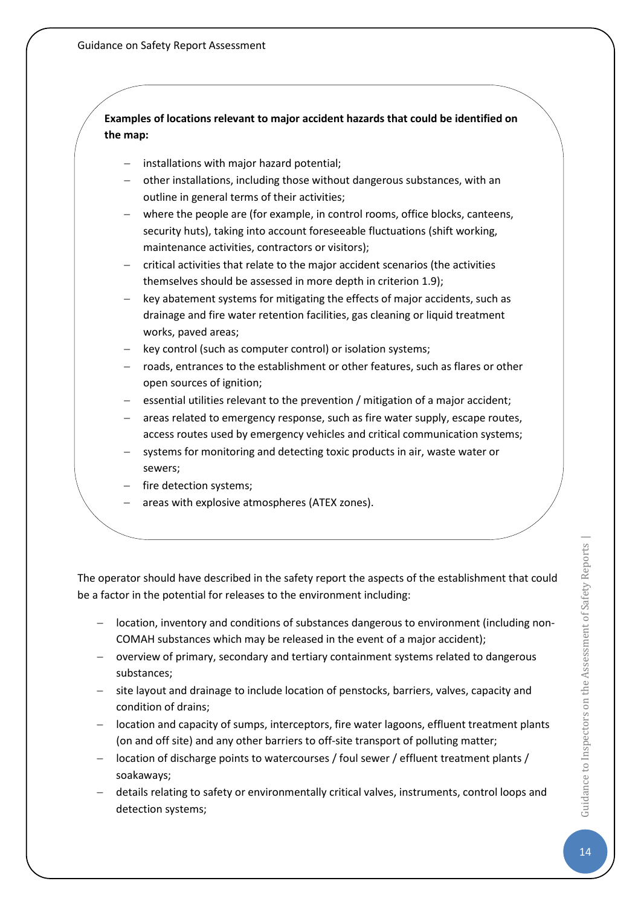**Examples of locations relevant to major accident hazards that could be identified on the map:**

- installations with major hazard potential;
- other installations, including those without dangerous substances, with an outline in general terms of their activities;
- where the people are (for example, in control rooms, office blocks, canteens, security huts), taking into account foreseeable fluctuations (shift working, maintenance activities, contractors or visitors);
- critical activities that relate to the major accident scenarios (the activities themselves should be assessed in more depth in criterion 1.9);
- key abatement systems for mitigating the effects of major accidents, such as drainage and fire water retention facilities, gas cleaning or liquid treatment works, paved areas;
- key control (such as computer control) or isolation systems;
- roads, entrances to the establishment or other features, such as flares or other open sources of ignition;
- essential utilities relevant to the prevention / mitigation of a major accident;
- areas related to emergency response, such as fire water supply, escape routes, access routes used by emergency vehicles and critical communication systems;
- systems for monitoring and detecting toxic products in air, waste water or sewers;
- fire detection systems;
- areas with explosive atmospheres (ATEX zones).

The operator should have described in the safety report the aspects of the establishment that could be a factor in the potential for releases to the environment including:

- location, inventory and conditions of substances dangerous to environment (including non-COMAH substances which may be released in the event of a major accident);
- overview of primary, secondary and tertiary containment systems related to dangerous substances;
- site layout and drainage to include location of penstocks, barriers, valves, capacity and condition of drains;
- location and capacity of sumps, interceptors, fire water lagoons, effluent treatment plants (on and off site) and any other barriers to off-site transport of polluting matter;
- location of discharge points to watercourses / foul sewer / effluent treatment plants / soakaways;
- details relating to safety or environmentally critical valves, instruments, control loops and detection systems;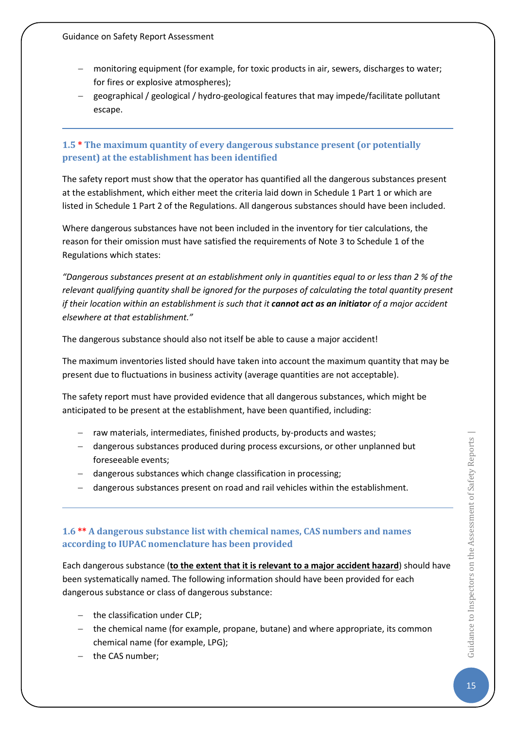- monitoring equipment (for example, for toxic products in air, sewers, discharges to water; for fires or explosive atmospheres);
- geographical / geological / hydro-geological features that may impede/facilitate pollutant escape.

### 1.5 * The maximum quantity of every dangerous substance present (or potentially present) at the establishment has been identified

The safety report must show that the operator has quantified all the dangerous substances present at the establishment, which either meet the criteria laid down in Schedule 1 Part 1 or which are listed in Schedule 1 Part 2 of the Regulations. All dangerous substances should have been included.

Where dangerous substances have not been included in the inventory for tier calculations, the reason for their omission must have satisfied the requirements of Note 3 to Schedule 1 of the Regulations which states:

*"Dangerous substances present at an establishment only in quantities equal to or less than 2 % of the relevant qualifying quantity shall be ignored for the purposes of calculating the total quantity present if their location within an establishment is such that it **cannot act as an initiator** of a major accident elsewhere at that establishment."*

The dangerous substance should also not itself be able to cause a major accident!

The maximum inventories listed should have taken into account the maximum quantity that may be present due to fluctuations in business activity (average quantities are not acceptable).

The safety report must have provided evidence that all dangerous substances, which might be anticipated to be present at the establishment, have been quantified, including:

- raw materials, intermediates, finished products, by-products and wastes;
- dangerous substances produced during process excursions, or other unplanned but foreseeable events;
- dangerous substances which change classification in processing;
- dangerous substances present on road and rail vehicles within the establishment.

### 1.6 ** A dangerous substance list with chemical names, CAS numbers and names according to IUPAC nomenclature has been provided

Each dangerous substance (**to the extent that it is relevant to a major accident hazard**) should have been systematically named. The following information should have been provided for each dangerous substance or class of dangerous substance:

- the classification under CLP;
- the chemical name (for example, propane, butane) and where appropriate, its common chemical name (for example, LPG);
- the CAS number;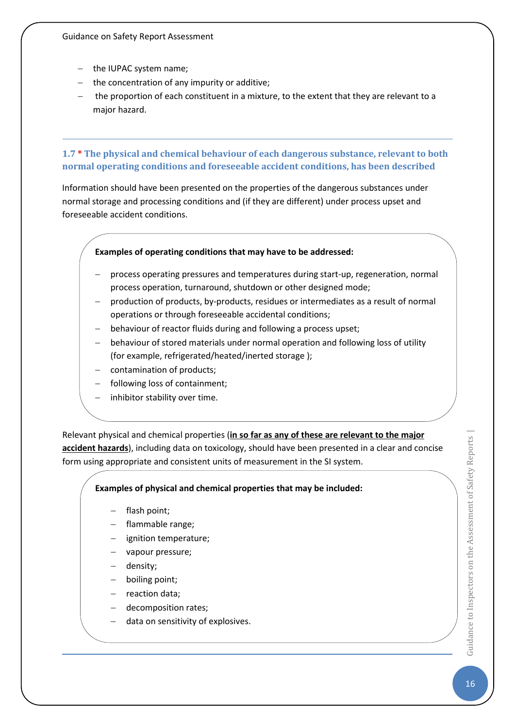- the IUPAC system name;
- the concentration of any impurity or additive;
- the proportion of each constituent in a mixture, to the extent that they are relevant to a major hazard.

---

### 1.7 * The physical and chemical behaviour of each dangerous substance, relevant to both normal operating conditions and foreseeable accident conditions, has been described

Information should have been presented on the properties of the dangerous substances under normal storage and processing conditions and (if they are different) under process upset and foreseeable accident conditions.

**Examples of operating conditions that may have to be addressed:**

- process operating pressures and temperatures during start-up, regeneration, normal process operation, turnaround, shutdown or other designed mode;
- production of products, by-products, residues or intermediates as a result of normal operations or through foreseeable accidental conditions;
- behaviour of reactor fluids during and following a process upset;
- behaviour of stored materials under normal operation and following loss of utility (for example, refrigerated/heated/inerted storage );
- contamination of products;
- following loss of containment;
- inhibitor stability over time.

Relevant physical and chemical properties (**in so far as any of these are relevant to the major accident hazards**), including data on toxicology, should have been presented in a clear and concise form using appropriate and consistent units of measurement in the SI system.

**Examples of physical and chemical properties that may be included:**

- flash point;
- flammable range;
- ignition temperature;
- vapour pressure;
- density;
- boiling point;
- reaction data;
- decomposition rates;
- data on sensitivity of explosives.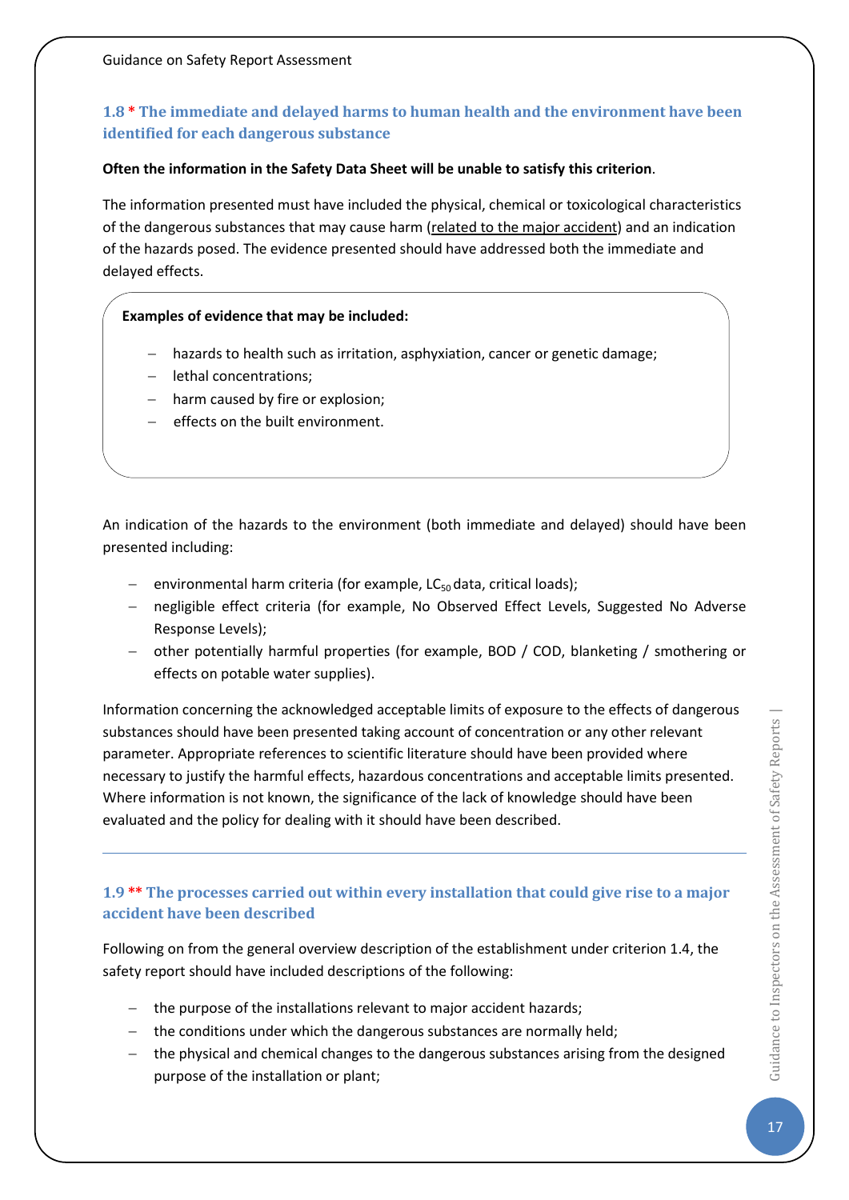### 1.8 * The immediate and delayed harms to human health and the environment have been identified for each dangerous substance

**Often the information in the Safety Data Sheet will be unable to satisfy this criterion**.

The information presented must have included the physical, chemical or toxicological characteristics of the dangerous substances that may cause harm (related to the major accident) and an indication of the hazards posed. The evidence presented should have addressed both the immediate and delayed effects.

**Examples of evidence that may be included:**

- hazards to health such as irritation, asphyxiation, cancer or genetic damage;
- lethal concentrations;
- harm caused by fire or explosion;
- effects on the built environment.

An indication of the hazards to the environment (both immediate and delayed) should have been presented including:

- environmental harm criteria (for example, $LC_{50}$ data, critical loads);
- negligible effect criteria (for example, No Observed Effect Levels, Suggested No Adverse Response Levels);
- other potentially harmful properties (for example, BOD / COD, blanketing / smothering or effects on potable water supplies).

Information concerning the acknowledged acceptable limits of exposure to the effects of dangerous substances should have been presented taking account of concentration or any other relevant parameter. Appropriate references to scientific literature should have been provided where necessary to justify the harmful effects, hazardous concentrations and acceptable limits presented. Where information is not known, the significance of the lack of knowledge should have been evaluated and the policy for dealing with it should have been described.

---

### 1.9 ** The processes carried out within every installation that could give rise to a major accident have been described

Following on from the general overview description of the establishment under criterion 1.4, the safety report should have included descriptions of the following:

- the purpose of the installations relevant to major accident hazards;
- the conditions under which the dangerous substances are normally held;
- the physical and chemical changes to the dangerous substances arising from the designed purpose of the installation or plant;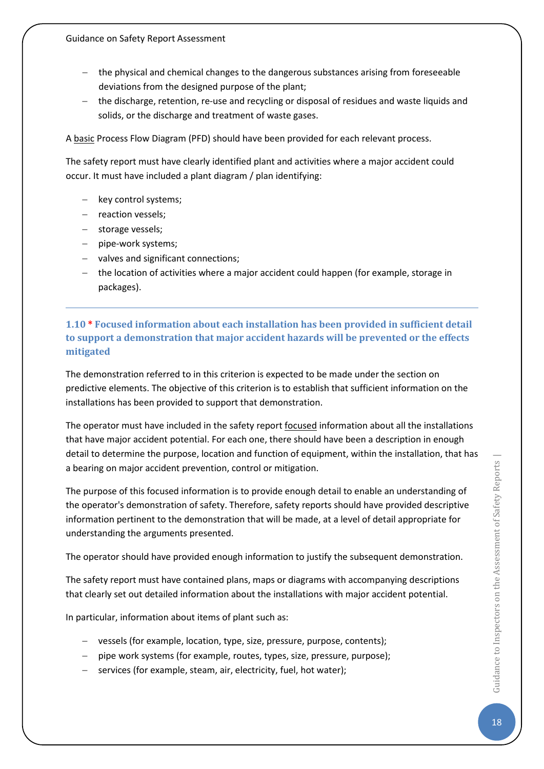- the physical and chemical changes to the dangerous substances arising from foreseeable deviations from the designed purpose of the plant;
- the discharge, retention, re-use and recycling or disposal of residues and waste liquids and solids, or the discharge and treatment of waste gases.

A basic Process Flow Diagram (PFD) should have been provided for each relevant process.

The safety report must have clearly identified plant and activities where a major accident could occur. It must have included a plant diagram / plan identifying:

- key control systems;
- reaction vessels;
- storage vessels;
- pipe-work systems;
- valves and significant connections;
- the location of activities where a major accident could happen (for example, storage in packages).

---

### 1.10 * Focused information about each installation has been provided in sufficient detail to support a demonstration that major accident hazards will be prevented or the effects mitigated

The demonstration referred to in this criterion is expected to be made under the section on predictive elements. The objective of this criterion is to establish that sufficient information on the installations has been provided to support that demonstration.

The operator must have included in the safety report focused information about all the installations that have major accident potential. For each one, there should have been a description in enough detail to determine the purpose, location and function of equipment, within the installation, that has a bearing on major accident prevention, control or mitigation.

The purpose of this focused information is to provide enough detail to enable an understanding of the operator's demonstration of safety. Therefore, safety reports should have provided descriptive information pertinent to the demonstration that will be made, at a level of detail appropriate for understanding the arguments presented.

The operator should have provided enough information to justify the subsequent demonstration.

The safety report must have contained plans, maps or diagrams with accompanying descriptions that clearly set out detailed information about the installations with major accident potential.

In particular, information about items of plant such as:

- vessels (for example, location, type, size, pressure, purpose, contents);
- pipe work systems (for example, routes, types, size, pressure, purpose);
- services (for example, steam, air, electricity, fuel, hot water);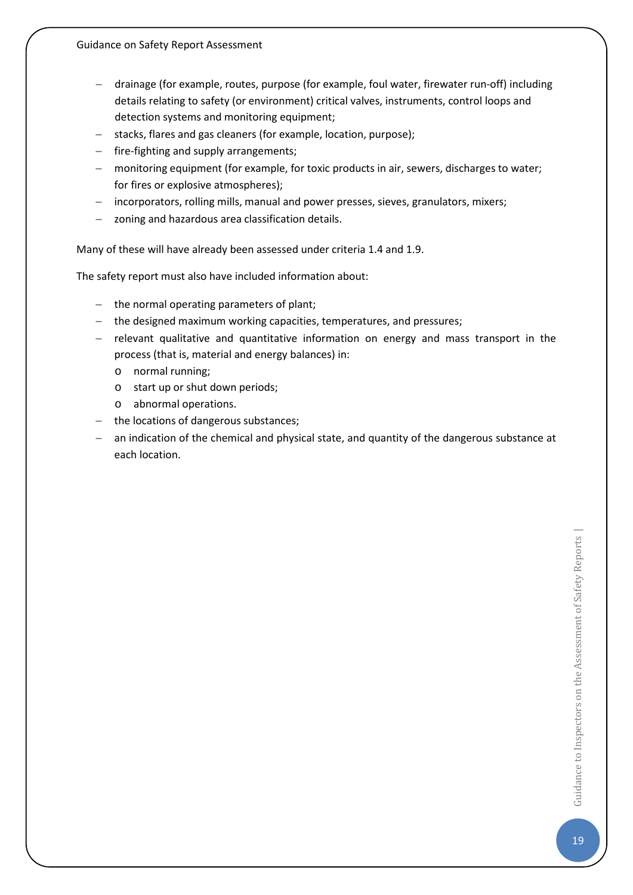- drainage (for example, routes, purpose (for example, foul water, firewater run-off) including details relating to safety (or environment) critical valves, instruments, control loops and detection systems and monitoring equipment;
- stacks, flares and gas cleaners (for example, location, purpose);
- fire-fighting and supply arrangements;
- monitoring equipment (for example, for toxic products in air, sewers, discharges to water; for fires or explosive atmospheres);
- incorporators, rolling mills, manual and power presses, sieves, granulators, mixers;
- zoning and hazardous area classification details.

Many of these will have already been assessed under criteria 1.4 and 1.9.

The safety report must also have included information about:

- the normal operating parameters of plant;
- the designed maximum working capacities, temperatures, and pressures;
- relevant qualitative and quantitative information on energy and mass transport in the process (that is, material and energy balances) in:
  - normal running;
  - start up or shut down periods;
  - abnormal operations.
- the locations of dangerous substances;
- an indication of the chemical and physical state, and quantity of the dangerous substance at each location.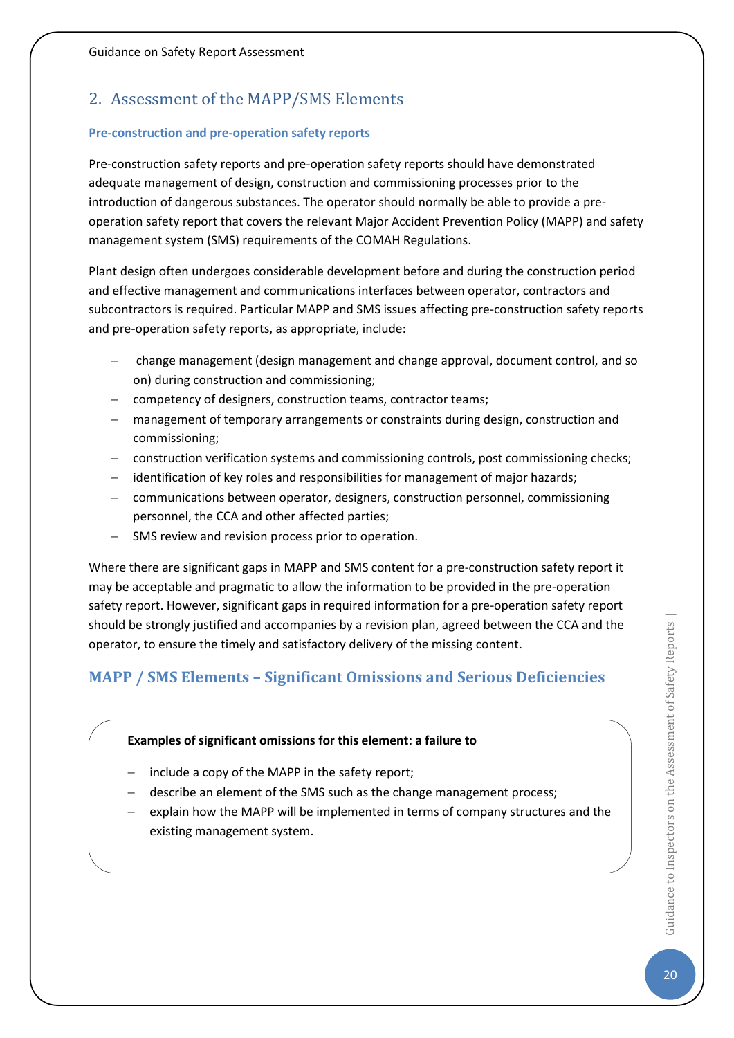## 2. Assessment of the MAPP/SMS Elements

**Pre-construction and pre-operation safety reports**

Pre-construction safety reports and pre-operation safety reports should have demonstrated adequate management of design, construction and commissioning processes prior to the introduction of dangerous substances. The operator should normally be able to provide a pre-operation safety report that covers the relevant Major Accident Prevention Policy (MAPP) and safety management system (SMS) requirements of the COMAH Regulations.

Plant design often undergoes considerable development before and during the construction period and effective management and communications interfaces between operator, contractors and subcontractors is required. Particular MAPP and SMS issues affecting pre-construction safety reports and pre-operation safety reports, as appropriate, include:

- change management (design management and change approval, document control, and so on) during construction and commissioning;
- competency of designers, construction teams, contractor teams;
- management of temporary arrangements or constraints during design, construction and commissioning;
- construction verification systems and commissioning controls, post commissioning checks;
- identification of key roles and responsibilities for management of major hazards;
- communications between operator, designers, construction personnel, commissioning personnel, the CCA and other affected parties;
- SMS review and revision process prior to operation.

Where there are significant gaps in MAPP and SMS content for a pre-construction safety report it may be acceptable and pragmatic to allow the information to be provided in the pre-operation safety report. However, significant gaps in required information for a pre-operation safety report should be strongly justified and accompanies by a revision plan, agreed between the CCA and the operator, to ensure the timely and satisfactory delivery of the missing content.

## MAPP / SMS Elements – Significant Omissions and Serious Deficiencies

**Examples of significant omissions for this element: a failure to**

- include a copy of the MAPP in the safety report;
- describe an element of the SMS such as the change management process;
- explain how the MAPP will be implemented in terms of company structures and the existing management system.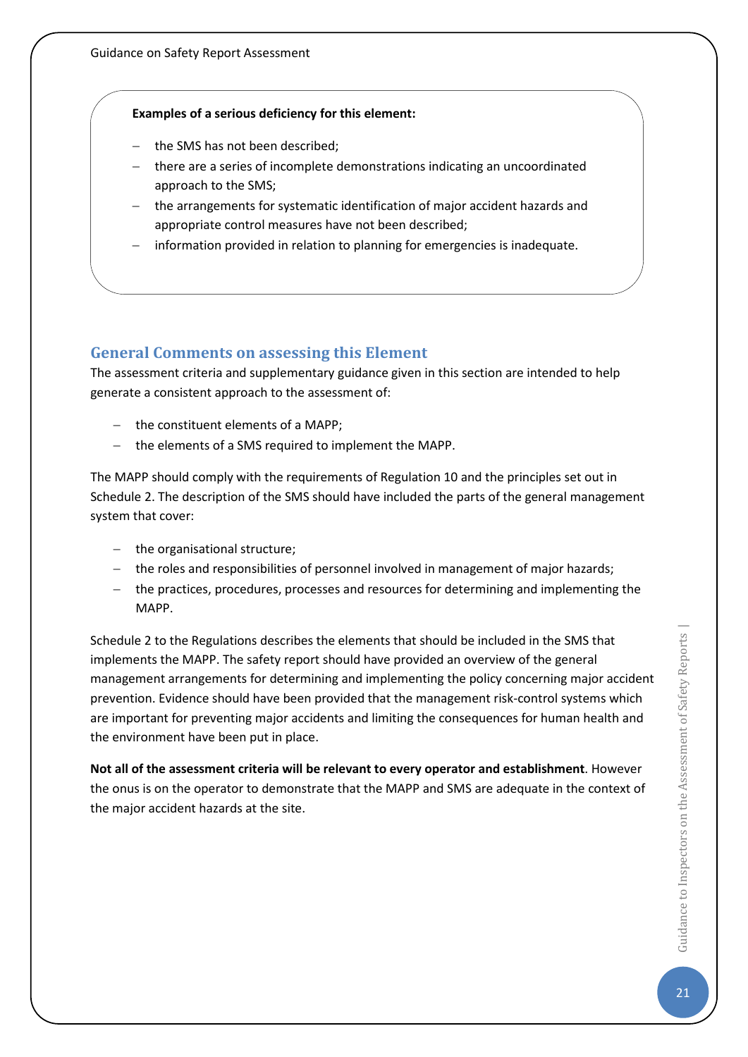**Examples of a serious deficiency for this element:**

- the SMS has not been described;
- there are a series of incomplete demonstrations indicating an uncoordinated approach to the SMS;
- the arrangements for systematic identification of major accident hazards and appropriate control measures have not been described;
- information provided in relation to planning for emergencies is inadequate.

## General Comments on assessing this Element

The assessment criteria and supplementary guidance given in this section are intended to help generate a consistent approach to the assessment of:

- the constituent elements of a MAPP;
- the elements of a SMS required to implement the MAPP.

The MAPP should comply with the requirements of Regulation 10 and the principles set out in Schedule 2. The description of the SMS should have included the parts of the general management system that cover:

- the organisational structure;
- the roles and responsibilities of personnel involved in management of major hazards;
- the practices, procedures, processes and resources for determining and implementing the MAPP.

Schedule 2 to the Regulations describes the elements that should be included in the SMS that implements the MAPP. The safety report should have provided an overview of the general management arrangements for determining and implementing the policy concerning major accident prevention. Evidence should have been provided that the management risk-control systems which are important for preventing major accidents and limiting the consequences for human health and the environment have been put in place.

**Not all of the assessment criteria will be relevant to every operator and establishment**. However the onus is on the operator to demonstrate that the MAPP and SMS are adequate in the context of the major accident hazards at the site.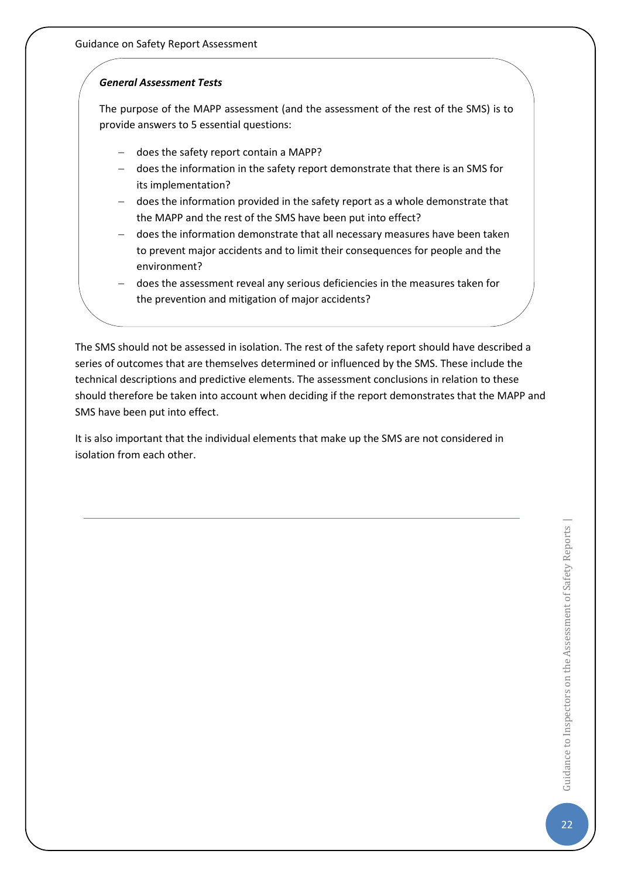***General Assessment Tests***

The purpose of the MAPP assessment (and the assessment of the rest of the SMS) is to provide answers to 5 essential questions:

- does the safety report contain a MAPP?
- does the information in the safety report demonstrate that there is an SMS for its implementation?
- does the information provided in the safety report as a whole demonstrate that the MAPP and the rest of the SMS have been put into effect?
- does the information demonstrate that all necessary measures have been taken to prevent major accidents and to limit their consequences for people and the environment?
- does the assessment reveal any serious deficiencies in the measures taken for the prevention and mitigation of major accidents?

The SMS should not be assessed in isolation. The rest of the safety report should have described a series of outcomes that are themselves determined or influenced by the SMS. These include the technical descriptions and predictive elements. The assessment conclusions in relation to these should therefore be taken into account when deciding if the report demonstrates that the MAPP and SMS have been put into effect.

It is also important that the individual elements that make up the SMS are not considered in isolation from each other.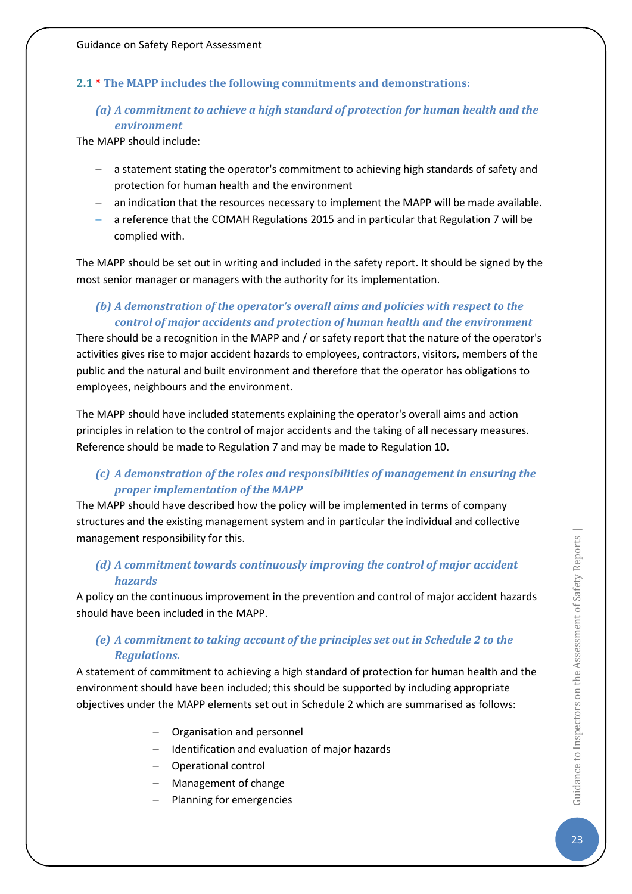## 2.1 * The MAPP includes the following commitments and demonstrations:

### *(a) A commitment to achieve a high standard of protection for human health and the environment*

The MAPP should include:

- a statement stating the operator's commitment to achieving high standards of safety and protection for human health and the environment
- an indication that the resources necessary to implement the MAPP will be made available.
- a reference that the COMAH Regulations 2015 and in particular that Regulation 7 will be complied with.

The MAPP should be set out in writing and included in the safety report. It should be signed by the most senior manager or managers with the authority for its implementation.

### *(b) A demonstration of the operator's overall aims and policies with respect to the control of major accidents and protection of human health and the environment*

There should be a recognition in the MAPP and / or safety report that the nature of the operator's activities gives rise to major accident hazards to employees, contractors, visitors, members of the public and the natural and built environment and therefore that the operator has obligations to employees, neighbours and the environment.

The MAPP should have included statements explaining the operator's overall aims and action principles in relation to the control of major accidents and the taking of all necessary measures. Reference should be made to Regulation 7 and may be made to Regulation 10.

### *(c) A demonstration of the roles and responsibilities of management in ensuring the proper implementation of the MAPP*

The MAPP should have described how the policy will be implemented in terms of company structures and the existing management system and in particular the individual and collective management responsibility for this.

### *(d) A commitment towards continuously improving the control of major accident hazards*

A policy on the continuous improvement in the prevention and control of major accident hazards should have been included in the MAPP.

### *(e) A commitment to taking account of the principles set out in Schedule 2 to the Regulations.*

A statement of commitment to achieving a high standard of protection for human health and the environment should have been included; this should be supported by including appropriate objectives under the MAPP elements set out in Schedule 2 which are summarised as follows:

- Organisation and personnel
- Identification and evaluation of major hazards
- Operational control
- Management of change
- Planning for emergencies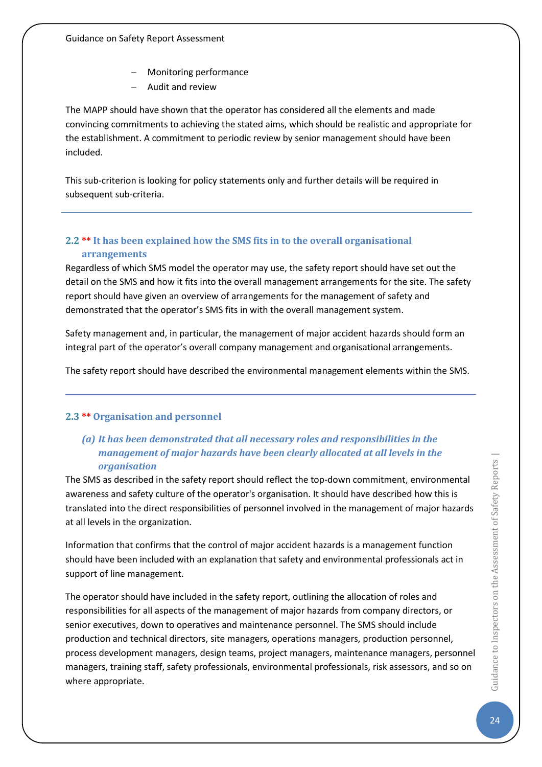- Monitoring performance
- Audit and review

The MAPP should have shown that the operator has considered all the elements and made convincing commitments to achieving the stated aims, which should be realistic and appropriate for the establishment. A commitment to periodic review by senior management should have been included.

This sub-criterion is looking for policy statements only and further details will be required in subsequent sub-criteria.

---

### 2.2 ** It has been explained how the SMS fits in to the overall organisational arrangements

Regardless of which SMS model the operator may use, the safety report should have set out the detail on the SMS and how it fits into the overall management arrangements for the site. The safety report should have given an overview of arrangements for the management of safety and demonstrated that the operator's SMS fits in with the overall management system.

Safety management and, in particular, the management of major accident hazards should form an integral part of the operator's overall company management and organisational arrangements.

The safety report should have described the environmental management elements within the SMS.

---

### 2.3 ** Organisation and personnel

#### *(a) It has been demonstrated that all necessary roles and responsibilities in the management of major hazards have been clearly allocated at all levels in the organisation*

The SMS as described in the safety report should reflect the top-down commitment, environmental awareness and safety culture of the operator's organisation. It should have described how this is translated into the direct responsibilities of personnel involved in the management of major hazards at all levels in the organization.

Information that confirms that the control of major accident hazards is a management function should have been included with an explanation that safety and environmental professionals act in support of line management.

The operator should have included in the safety report, outlining the allocation of roles and responsibilities for all aspects of the management of major hazards from company directors, or senior executives, down to operatives and maintenance personnel. The SMS should include production and technical directors, site managers, operations managers, production personnel, process development managers, design teams, project managers, maintenance managers, personnel managers, training staff, safety professionals, environmental professionals, risk assessors, and so on where appropriate.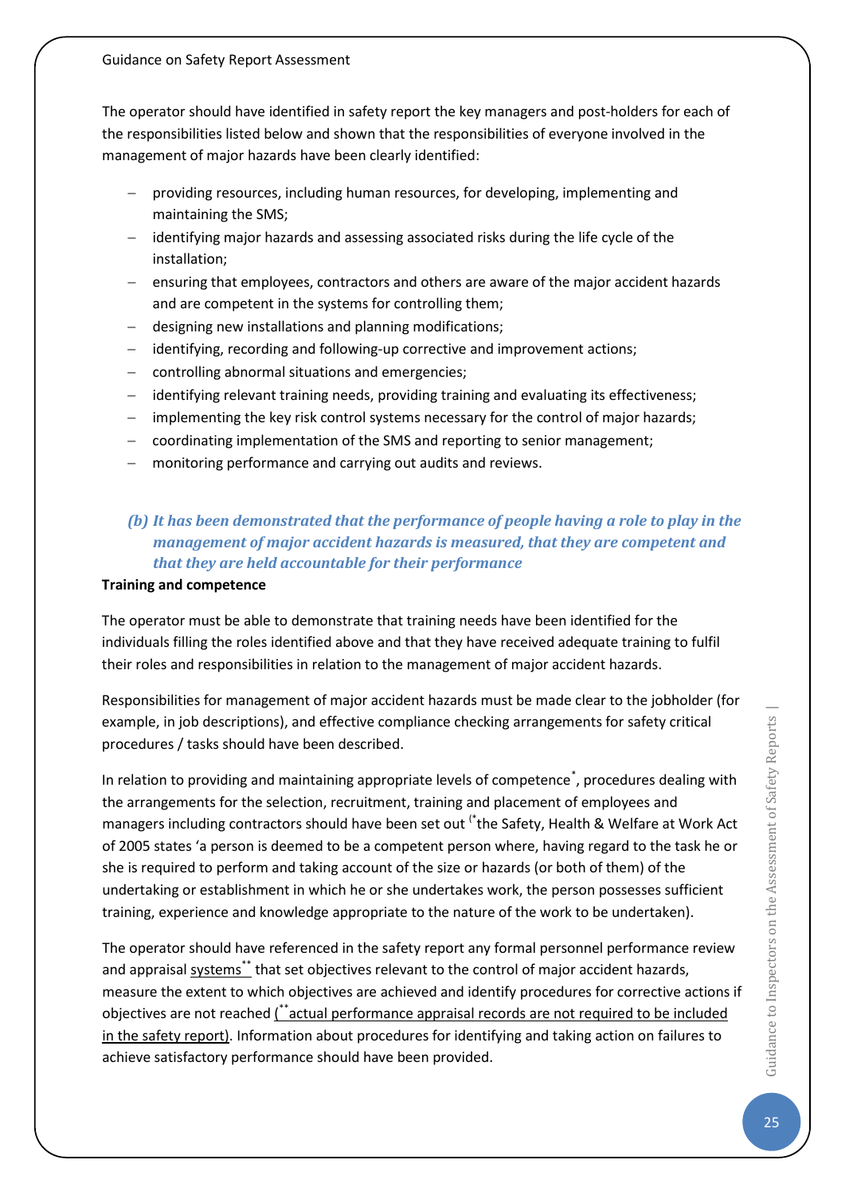The operator should have identified in safety report the key managers and post-holders for each of the responsibilities listed below and shown that the responsibilities of everyone involved in the management of major hazards have been clearly identified:

- providing resources, including human resources, for developing, implementing and maintaining the SMS;
- identifying major hazards and assessing associated risks during the life cycle of the installation;
- ensuring that employees, contractors and others are aware of the major accident hazards and are competent in the systems for controlling them;
- designing new installations and planning modifications;
- identifying, recording and following-up corrective and improvement actions;
- controlling abnormal situations and emergencies;
- identifying relevant training needs, providing training and evaluating its effectiveness;
- implementing the key risk control systems necessary for the control of major hazards;
- coordinating implementation of the SMS and reporting to senior management;
- monitoring performance and carrying out audits and reviews.

### *(b) It has been demonstrated that the performance of people having a role to play in the management of major accident hazards is measured, that they are competent and that they are held accountable for their performance*

**Training and competence**

The operator must be able to demonstrate that training needs have been identified for the individuals filling the roles identified above and that they have received adequate training to fulfil their roles and responsibilities in relation to the management of major accident hazards.

Responsibilities for management of major accident hazards must be made clear to the jobholder (for example, in job descriptions), and effective compliance checking arrangements for safety critical procedures / tasks should have been described.

In relation to providing and maintaining appropriate levels of competence*, procedures dealing with the arrangements for the selection, recruitment, training and placement of employees and managers including contractors should have been set out (*the Safety, Health & Welfare at Work Act of 2005 states 'a person is deemed to be a competent person where, having regard to the task he or she is required to perform and taking account of the size or hazards (or both of them) of the undertaking or establishment in which he or she undertakes work, the person possesses sufficient training, experience and knowledge appropriate to the nature of the work to be undertaken).

The operator should have referenced in the safety report any formal personnel performance review and appraisal systems** that set objectives relevant to the control of major accident hazards, measure the extent to which objectives are achieved and identify procedures for corrective actions if objectives are not reached (**actual performance appraisal records are not required to be included in the safety report). Information about procedures for identifying and taking action on failures to achieve satisfactory performance should have been provided.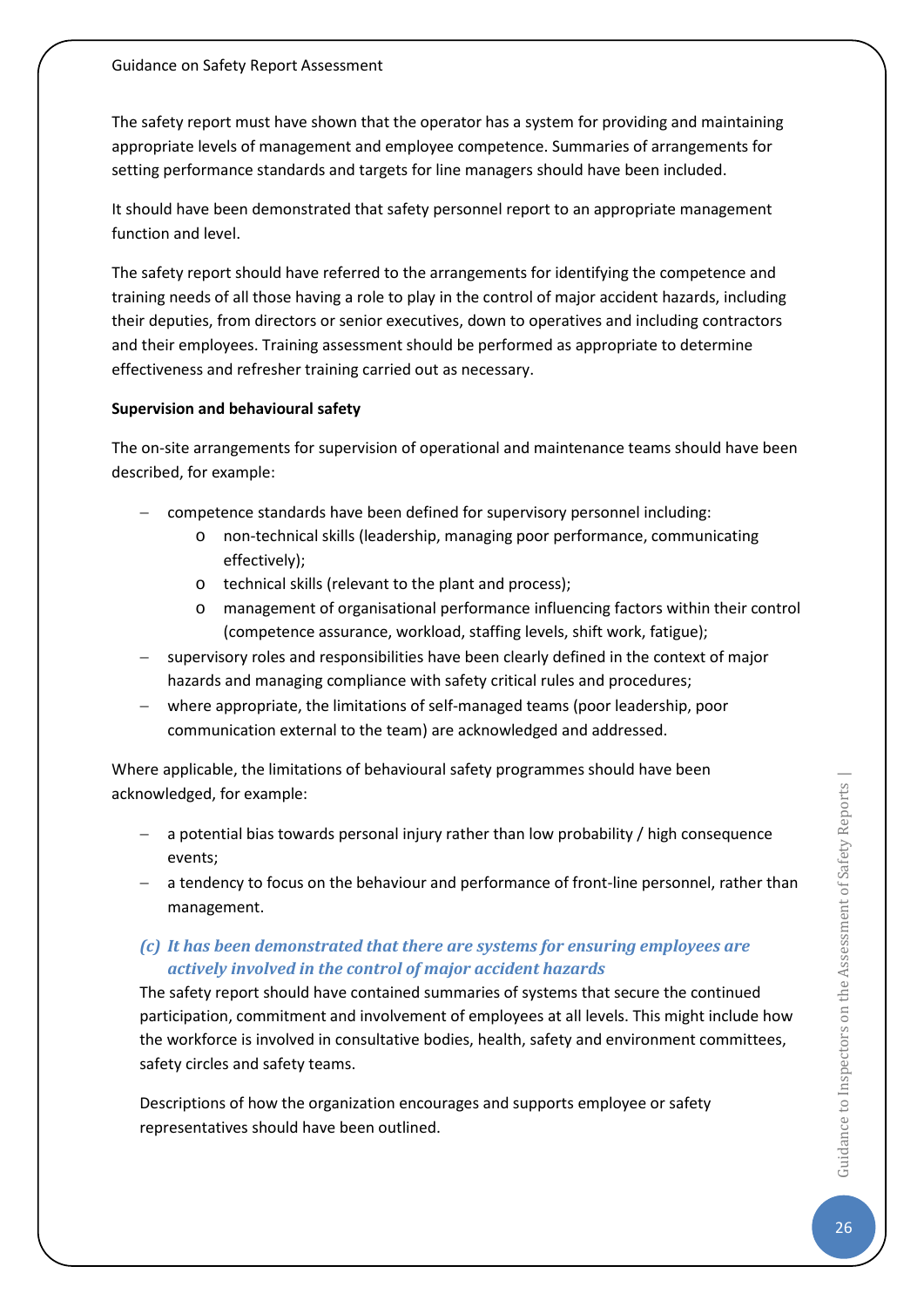The safety report must have shown that the operator has a system for providing and maintaining appropriate levels of management and employee competence. Summaries of arrangements for setting performance standards and targets for line managers should have been included.

It should have been demonstrated that safety personnel report to an appropriate management function and level.

The safety report should have referred to the arrangements for identifying the competence and training needs of all those having a role to play in the control of major accident hazards, including their deputies, from directors or senior executives, down to operatives and including contractors and their employees. Training assessment should be performed as appropriate to determine effectiveness and refresher training carried out as necessary.

**Supervision and behavioural safety**

The on-site arrangements for supervision of operational and maintenance teams should have been described, for example:

- competence standards have been defined for supervisory personnel including:
  - non-technical skills (leadership, managing poor performance, communicating effectively);
  - technical skills (relevant to the plant and process);
  - management of organisational performance influencing factors within their control (competence assurance, workload, staffing levels, shift work, fatigue);
- supervisory roles and responsibilities have been clearly defined in the context of major hazards and managing compliance with safety critical rules and procedures;
- where appropriate, the limitations of self-managed teams (poor leadership, poor communication external to the team) are acknowledged and addressed.

Where applicable, the limitations of behavioural safety programmes should have been acknowledged, for example:

- a potential bias towards personal injury rather than low probability / high consequence events;
- a tendency to focus on the behaviour and performance of front-line personnel, rather than management.

### *(c) It has been demonstrated that there are systems for ensuring employees are actively involved in the control of major accident hazards*

The safety report should have contained summaries of systems that secure the continued participation, commitment and involvement of employees at all levels. This might include how the workforce is involved in consultative bodies, health, safety and environment committees, safety circles and safety teams.

Descriptions of how the organization encourages and supports employee or safety representatives should have been outlined.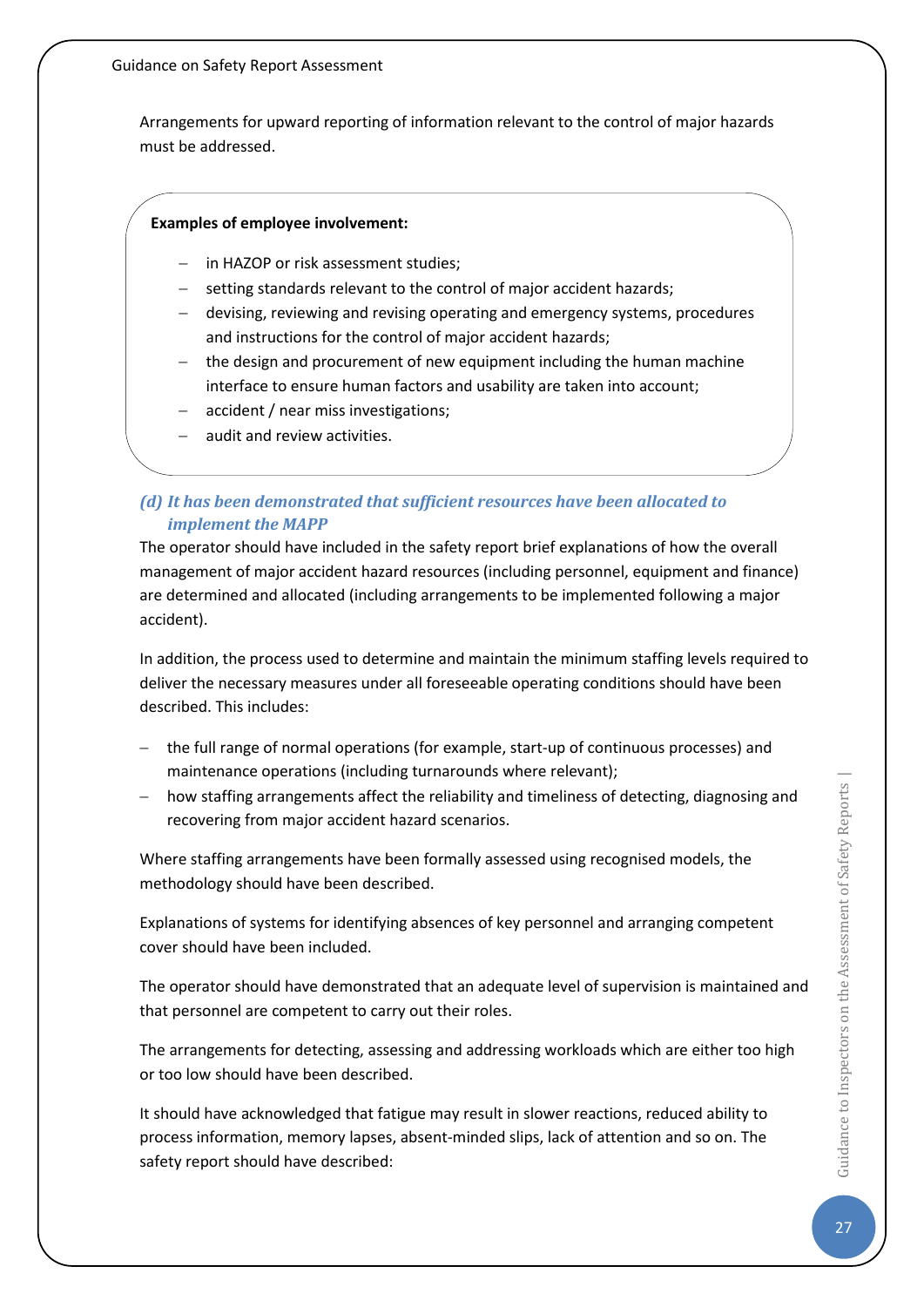Arrangements for upward reporting of information relevant to the control of major hazards must be addressed.

**Examples of employee involvement:**

- in HAZOP or risk assessment studies;
- setting standards relevant to the control of major accident hazards;
- devising, reviewing and revising operating and emergency systems, procedures and instructions for the control of major accident hazards;
- the design and procurement of new equipment including the human machine interface to ensure human factors and usability are taken into account;
- accident / near miss investigations;
- audit and review activities.

### *(d) It has been demonstrated that sufficient resources have been allocated to implement the MAPP*

The operator should have included in the safety report brief explanations of how the overall management of major accident hazard resources (including personnel, equipment and finance) are determined and allocated (including arrangements to be implemented following a major accident).

In addition, the process used to determine and maintain the minimum staffing levels required to deliver the necessary measures under all foreseeable operating conditions should have been described. This includes:

- the full range of normal operations (for example, start-up of continuous processes) and maintenance operations (including turnarounds where relevant);
- how staffing arrangements affect the reliability and timeliness of detecting, diagnosing and recovering from major accident hazard scenarios.

Where staffing arrangements have been formally assessed using recognised models, the methodology should have been described.

Explanations of systems for identifying absences of key personnel and arranging competent cover should have been included.

The operator should have demonstrated that an adequate level of supervision is maintained and that personnel are competent to carry out their roles.

The arrangements for detecting, assessing and addressing workloads which are either too high or too low should have been described.

It should have acknowledged that fatigue may result in slower reactions, reduced ability to process information, memory lapses, absent-minded slips, lack of attention and so on. The safety report should have described: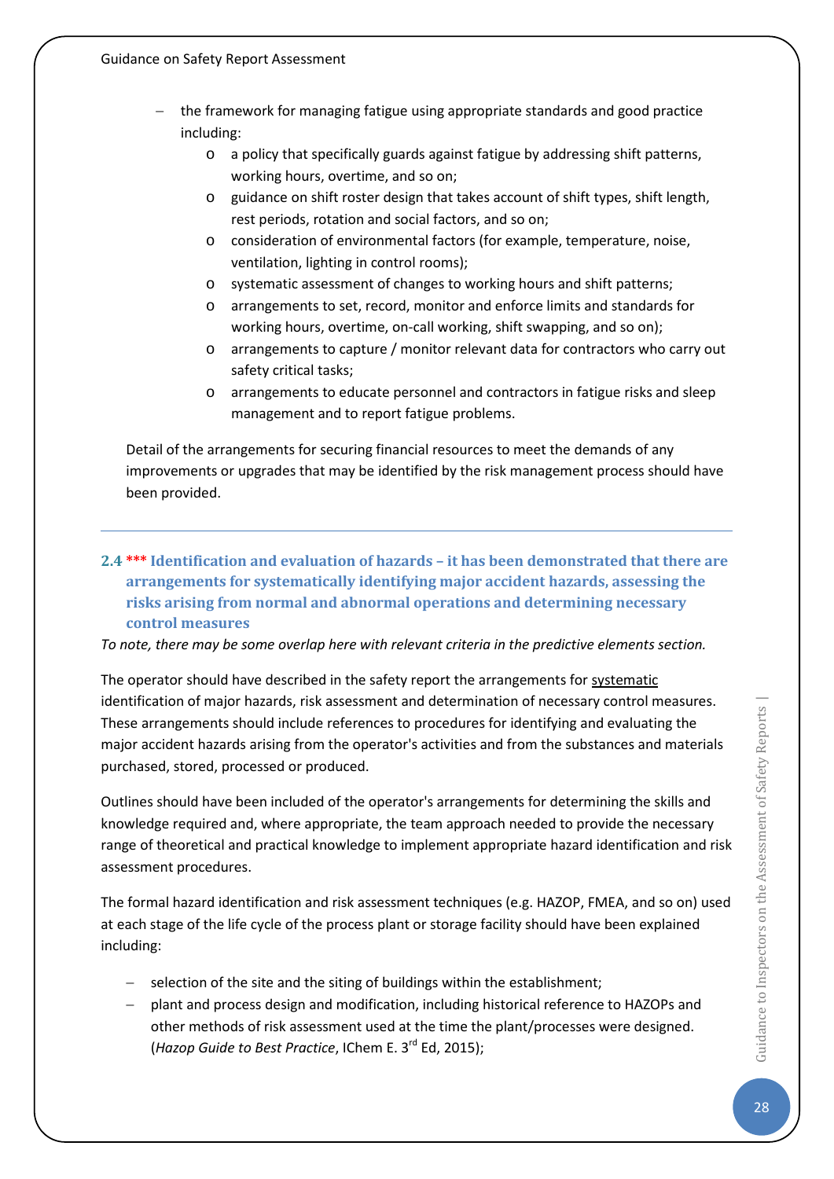- the framework for managing fatigue using appropriate standards and good practice including:
    - a policy that specifically guards against fatigue by addressing shift patterns, working hours, overtime, and so on;
    - guidance on shift roster design that takes account of shift types, shift length, rest periods, rotation and social factors, and so on;
    - consideration of environmental factors (for example, temperature, noise, ventilation, lighting in control rooms);
    - systematic assessment of changes to working hours and shift patterns;
    - arrangements to set, record, monitor and enforce limits and standards for working hours, overtime, on-call working, shift swapping, and so on);
    - arrangements to capture / monitor relevant data for contractors who carry out safety critical tasks;
    - arrangements to educate personnel and contractors in fatigue risks and sleep management and to report fatigue problems.

Detail of the arrangements for securing financial resources to meet the demands of any improvements or upgrades that may be identified by the risk management process should have been provided.

---

### 2.4 *** Identification and evaluation of hazards – it has been demonstrated that there are arrangements for systematically identifying major accident hazards, assessing the risks arising from normal and abnormal operations and determining necessary control measures

*To note, there may be some overlap here with relevant criteria in the predictive elements section.*

The operator should have described in the safety report the arrangements for systematic identification of major hazards, risk assessment and determination of necessary control measures. These arrangements should include references to procedures for identifying and evaluating the major accident hazards arising from the operator's activities and from the substances and materials purchased, stored, processed or produced.

Outlines should have been included of the operator's arrangements for determining the skills and knowledge required and, where appropriate, the team approach needed to provide the necessary range of theoretical and practical knowledge to implement appropriate hazard identification and risk assessment procedures.

The formal hazard identification and risk assessment techniques (e.g. HAZOP, FMEA, and so on) used at each stage of the life cycle of the process plant or storage facility should have been explained including:

- selection of the site and the siting of buildings within the establishment;
- plant and process design and modification, including historical reference to HAZOPs and other methods of risk assessment used at the time the plant/processes were designed. (*Hazop Guide to Best Practice*, IChem E. 3rd Ed, 2015);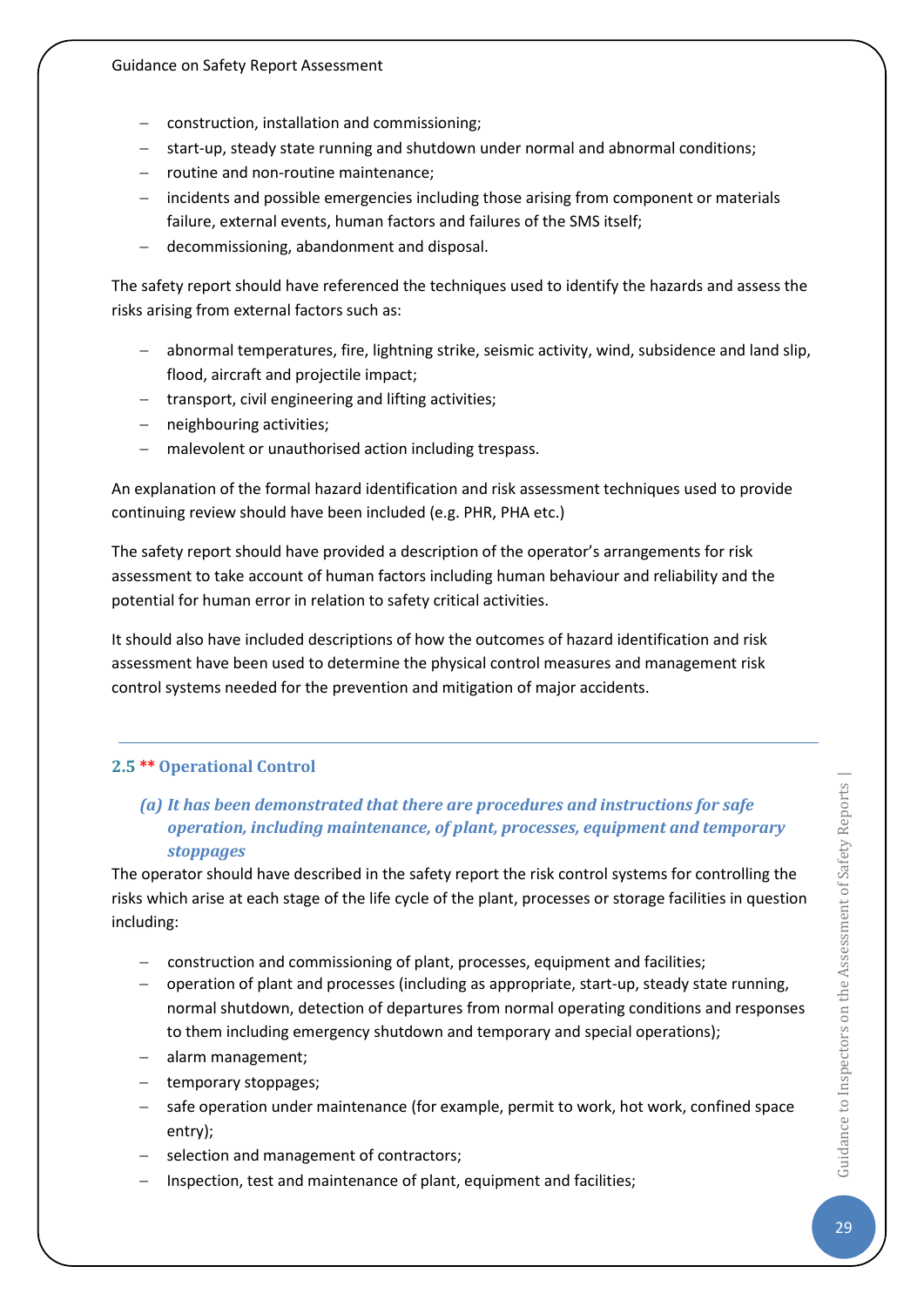- construction, installation and commissioning;
- start-up, steady state running and shutdown under normal and abnormal conditions;
- routine and non-routine maintenance;
- incidents and possible emergencies including those arising from component or materials failure, external events, human factors and failures of the SMS itself;
- decommissioning, abandonment and disposal.

The safety report should have referenced the techniques used to identify the hazards and assess the risks arising from external factors such as:

- abnormal temperatures, fire, lightning strike, seismic activity, wind, subsidence and land slip, flood, aircraft and projectile impact;
- transport, civil engineering and lifting activities;
- neighbouring activities;
- malevolent or unauthorised action including trespass.

An explanation of the formal hazard identification and risk assessment techniques used to provide continuing review should have been included (e.g. PHR, PHA etc.)

The safety report should have provided a description of the operator's arrangements for risk assessment to take account of human factors including human behaviour and reliability and the potential for human error in relation to safety critical activities.

It should also have included descriptions of how the outcomes of hazard identification and risk assessment have been used to determine the physical control measures and management risk control systems needed for the prevention and mitigation of major accidents.

---

## 2.5 ** Operational Control

### *(a) It has been demonstrated that there are procedures and instructions for safe operation, including maintenance, of plant, processes, equipment and temporary stoppages*

The operator should have described in the safety report the risk control systems for controlling the risks which arise at each stage of the life cycle of the plant, processes or storage facilities in question including:

- construction and commissioning of plant, processes, equipment and facilities;
- operation of plant and processes (including as appropriate, start-up, steady state running, normal shutdown, detection of departures from normal operating conditions and responses to them including emergency shutdown and temporary and special operations);
- alarm management;
- temporary stoppages;
- safe operation under maintenance (for example, permit to work, hot work, confined space entry);
- selection and management of contractors;
- Inspection, test and maintenance of plant, equipment and facilities;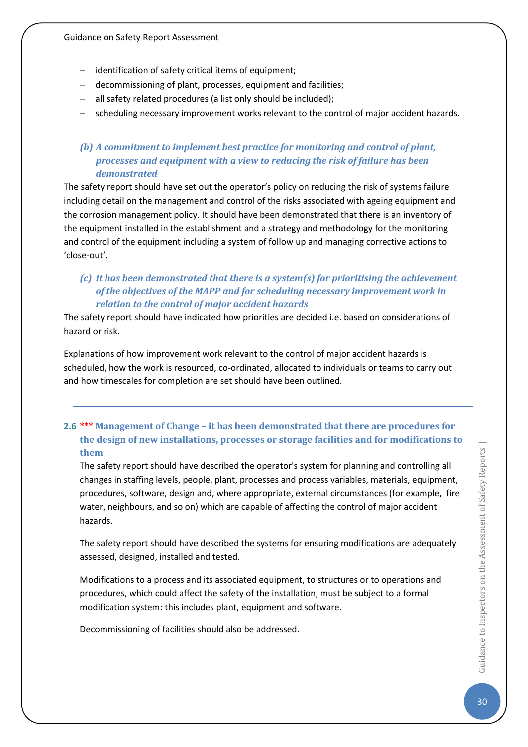- identification of safety critical items of equipment;
- decommissioning of plant, processes, equipment and facilities;
- all safety related procedures (a list only should be included);
- scheduling necessary improvement works relevant to the control of major accident hazards.

### *(b) A commitment to implement best practice for monitoring and control of plant, processes and equipment with a view to reducing the risk of failure has been demonstrated*

The safety report should have set out the operator's policy on reducing the risk of systems failure including detail on the management and control of the risks associated with ageing equipment and the corrosion management policy. It should have been demonstrated that there is an inventory of the equipment installed in the establishment and a strategy and methodology for the monitoring and control of the equipment including a system of follow up and managing corrective actions to 'close-out'.

### *(c) It has been demonstrated that there is a system(s) for prioritising the achievement of the objectives of the MAPP and for scheduling necessary improvement work in relation to the control of major accident hazards*

The safety report should have indicated how priorities are decided i.e. based on considerations of hazard or risk.

Explanations of how improvement work relevant to the control of major accident hazards is scheduled, how the work is resourced, co-ordinated, allocated to individuals or teams to carry out and how timescales for completion are set should have been outlined.

---

## 2.6 *** Management of Change – it has been demonstrated that there are procedures for the design of new installations, processes or storage facilities and for modifications to them

The safety report should have described the operator's system for planning and controlling all changes in staffing levels, people, plant, processes and process variables, materials, equipment, procedures, software, design and, where appropriate, external circumstances (for example, fire water, neighbours, and so on) which are capable of affecting the control of major accident hazards.

The safety report should have described the systems for ensuring modifications are adequately assessed, designed, installed and tested.

Modifications to a process and its associated equipment, to structures or to operations and procedures, which could affect the safety of the installation, must be subject to a formal modification system: this includes plant, equipment and software.

Decommissioning of facilities should also be addressed.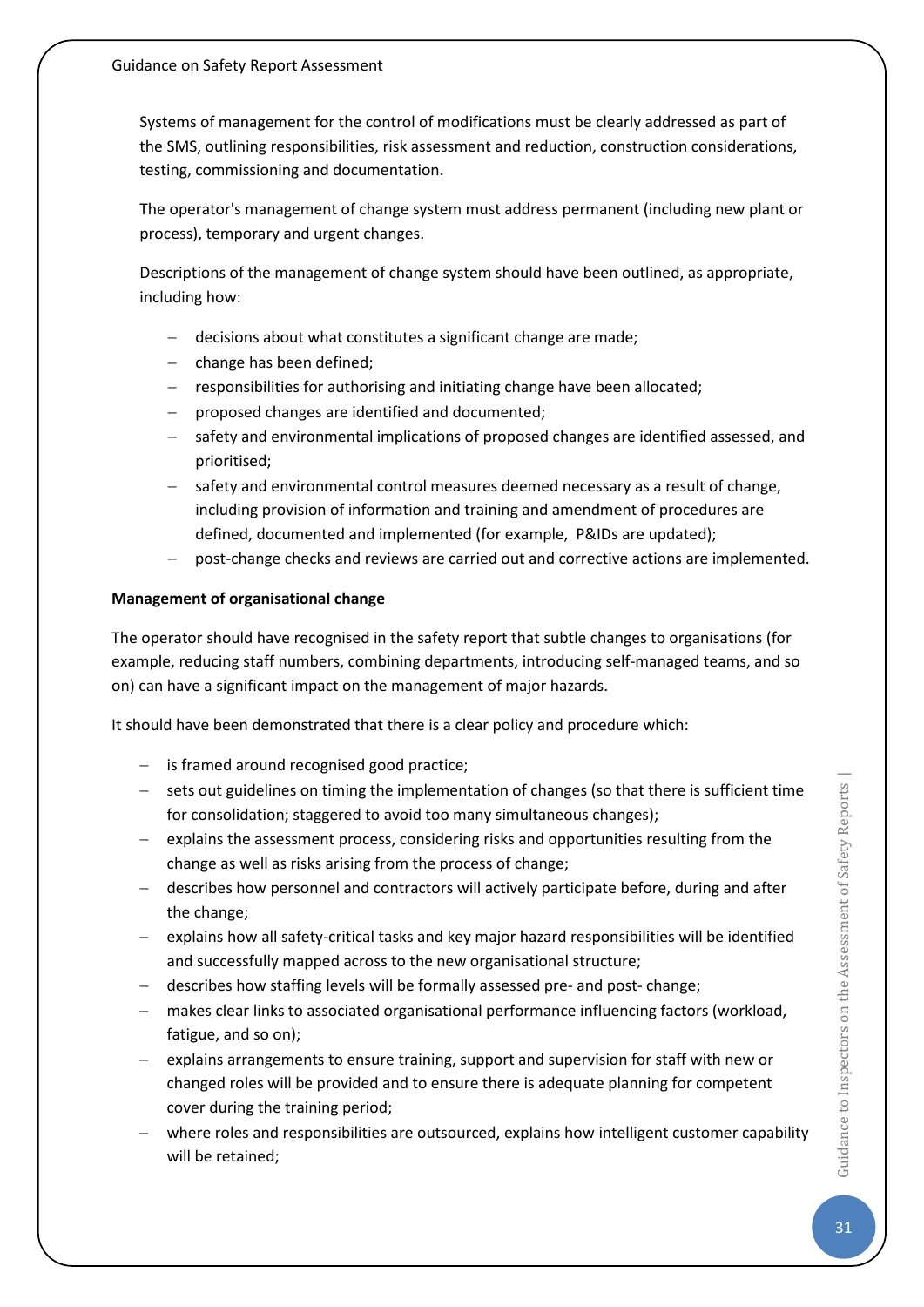Systems of management for the control of modifications must be clearly addressed as part of the SMS, outlining responsibilities, risk assessment and reduction, construction considerations, testing, commissioning and documentation.

The operator's management of change system must address permanent (including new plant or process), temporary and urgent changes.

Descriptions of the management of change system should have been outlined, as appropriate, including how:

- decisions about what constitutes a significant change are made;
- change has been defined;
- responsibilities for authorising and initiating change have been allocated;
- proposed changes are identified and documented;
- safety and environmental implications of proposed changes are identified assessed, and prioritised;
- safety and environmental control measures deemed necessary as a result of change, including provision of information and training and amendment of procedures are defined, documented and implemented (for example, P&IDs are updated);
- post-change checks and reviews are carried out and corrective actions are implemented.

**Management of organisational change**

The operator should have recognised in the safety report that subtle changes to organisations (for example, reducing staff numbers, combining departments, introducing self-managed teams, and so on) can have a significant impact on the management of major hazards.

It should have been demonstrated that there is a clear policy and procedure which:

- is framed around recognised good practice;
- sets out guidelines on timing the implementation of changes (so that there is sufficient time for consolidation; staggered to avoid too many simultaneous changes);
- explains the assessment process, considering risks and opportunities resulting from the change as well as risks arising from the process of change;
- describes how personnel and contractors will actively participate before, during and after the change;
- explains how all safety-critical tasks and key major hazard responsibilities will be identified and successfully mapped across to the new organisational structure;
- describes how staffing levels will be formally assessed pre- and post- change;
- makes clear links to associated organisational performance influencing factors (workload, fatigue, and so on);
- explains arrangements to ensure training, support and supervision for staff with new or changed roles will be provided and to ensure there is adequate planning for competent cover during the training period;
- where roles and responsibilities are outsourced, explains how intelligent customer capability will be retained;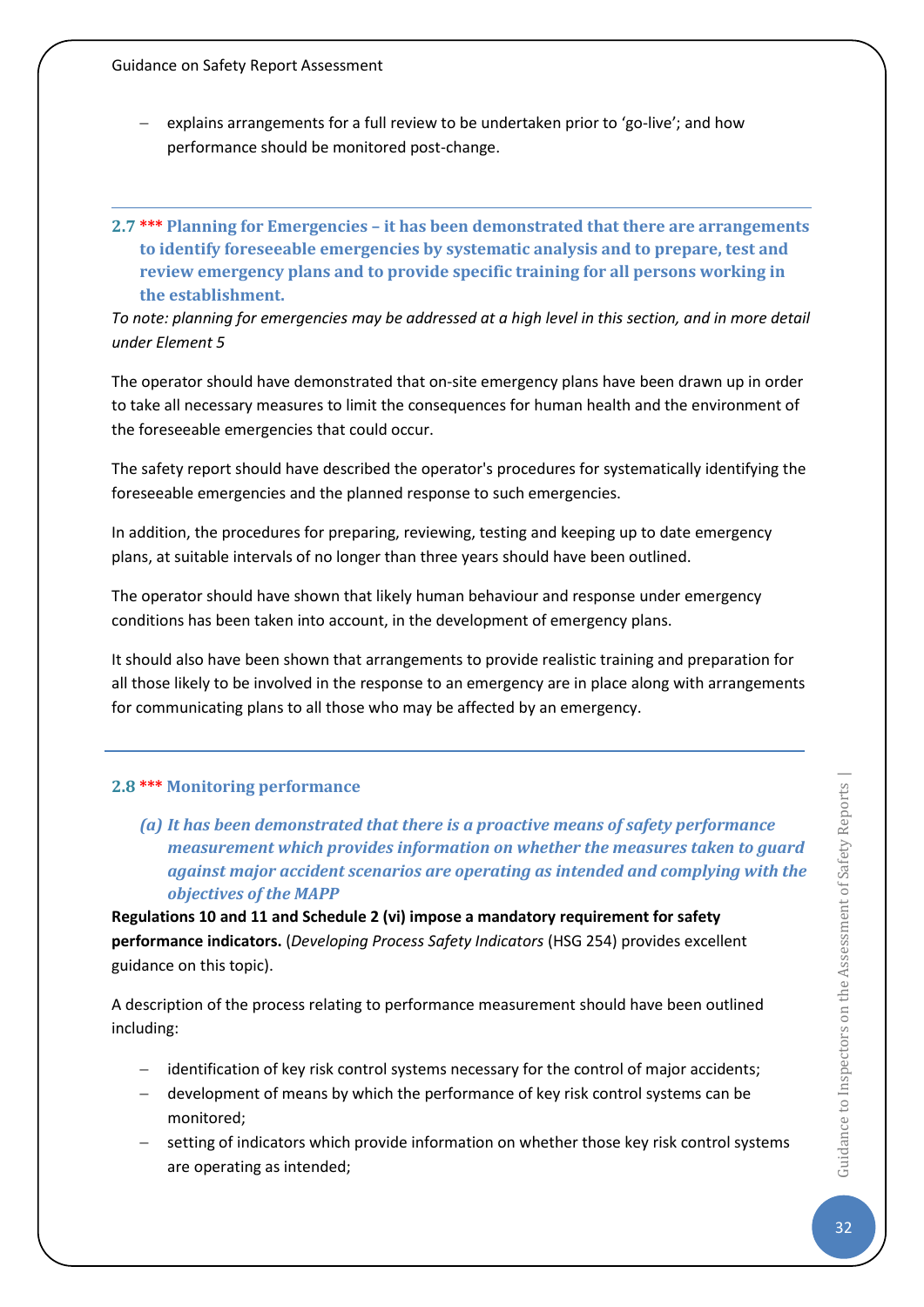- explains arrangements for a full review to be undertaken prior to 'go-live'; and how performance should be monitored post-change.

---

### 2.7 *** Planning for Emergencies – it has been demonstrated that there are arrangements to identify foreseeable emergencies by systematic analysis and to prepare, test and review emergency plans and to provide specific training for all persons working in the establishment.

*To note: planning for emergencies may be addressed at a high level in this section, and in more detail under Element 5*

The operator should have demonstrated that on-site emergency plans have been drawn up in order to take all necessary measures to limit the consequences for human health and the environment of the foreseeable emergencies that could occur.

The safety report should have described the operator's procedures for systematically identifying the foreseeable emergencies and the planned response to such emergencies.

In addition, the procedures for preparing, reviewing, testing and keeping up to date emergency plans, at suitable intervals of no longer than three years should have been outlined.

The operator should have shown that likely human behaviour and response under emergency conditions has been taken into account, in the development of emergency plans.

It should also have been shown that arrangements to provide realistic training and preparation for all those likely to be involved in the response to an emergency are in place along with arrangements for communicating plans to all those who may be affected by an emergency.

---

### 2.8 *** Monitoring performance

***(a) It has been demonstrated that there is a proactive means of safety performance measurement which provides information on whether the measures taken to guard against major accident scenarios are operating as intended and complying with the objectives of the MAPP***

**Regulations 10 and 11 and Schedule 2 (vi) impose a mandatory requirement for safety performance indicators.** (*Developing Process Safety Indicators* (HSG 254) provides excellent guidance on this topic).

A description of the process relating to performance measurement should have been outlined including:

- identification of key risk control systems necessary for the control of major accidents;
- development of means by which the performance of key risk control systems can be monitored;
- setting of indicators which provide information on whether those key risk control systems are operating as intended;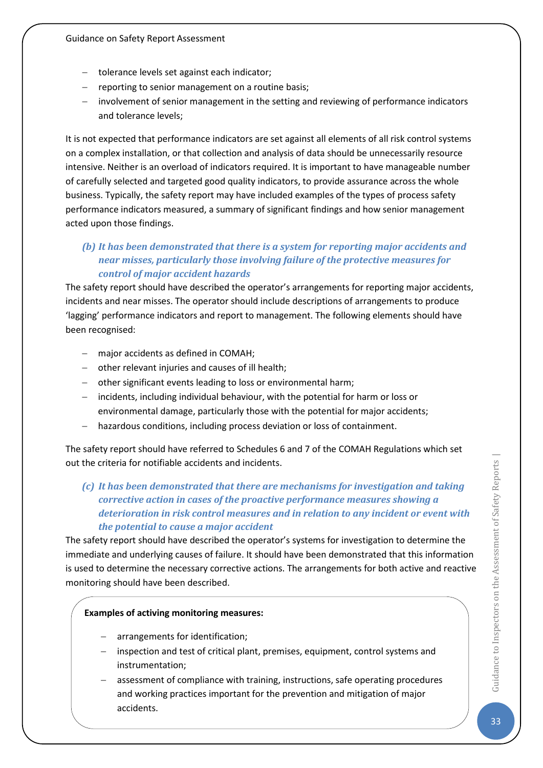- tolerance levels set against each indicator;
- reporting to senior management on a routine basis;
- involvement of senior management in the setting and reviewing of performance indicators and tolerance levels;

It is not expected that performance indicators are set against all elements of all risk control systems on a complex installation, or that collection and analysis of data should be unnecessarily resource intensive. Neither is an overload of indicators required. It is important to have manageable number of carefully selected and targeted good quality indicators, to provide assurance across the whole business. Typically, the safety report may have included examples of the types of process safety performance indicators measured, a summary of significant findings and how senior management acted upon those findings.

### *(b) It has been demonstrated that there is a system for reporting major accidents and near misses, particularly those involving failure of the protective measures for control of major accident hazards*

The safety report should have described the operator's arrangements for reporting major accidents, incidents and near misses. The operator should include descriptions of arrangements to produce 'lagging' performance indicators and report to management. The following elements should have been recognised:

- major accidents as defined in COMAH;
- other relevant injuries and causes of ill health;
- other significant events leading to loss or environmental harm;
- incidents, including individual behaviour, with the potential for harm or loss or environmental damage, particularly those with the potential for major accidents;
- hazardous conditions, including process deviation or loss of containment.

The safety report should have referred to Schedules 6 and 7 of the COMAH Regulations which set out the criteria for notifiable accidents and incidents.

### *(c) It has been demonstrated that there are mechanisms for investigation and taking corrective action in cases of the proactive performance measures showing a deterioration in risk control measures and in relation to any incident or event with the potential to cause a major accident*

The safety report should have described the operator's systems for investigation to determine the immediate and underlying causes of failure. It should have been demonstrated that this information is used to determine the necessary corrective actions. The arrangements for both active and reactive monitoring should have been described.

**Examples of activing monitoring measures:**

- arrangements for identification;
- inspection and test of critical plant, premises, equipment, control systems and instrumentation;
- assessment of compliance with training, instructions, safe operating procedures and working practices important for the prevention and mitigation of major accidents.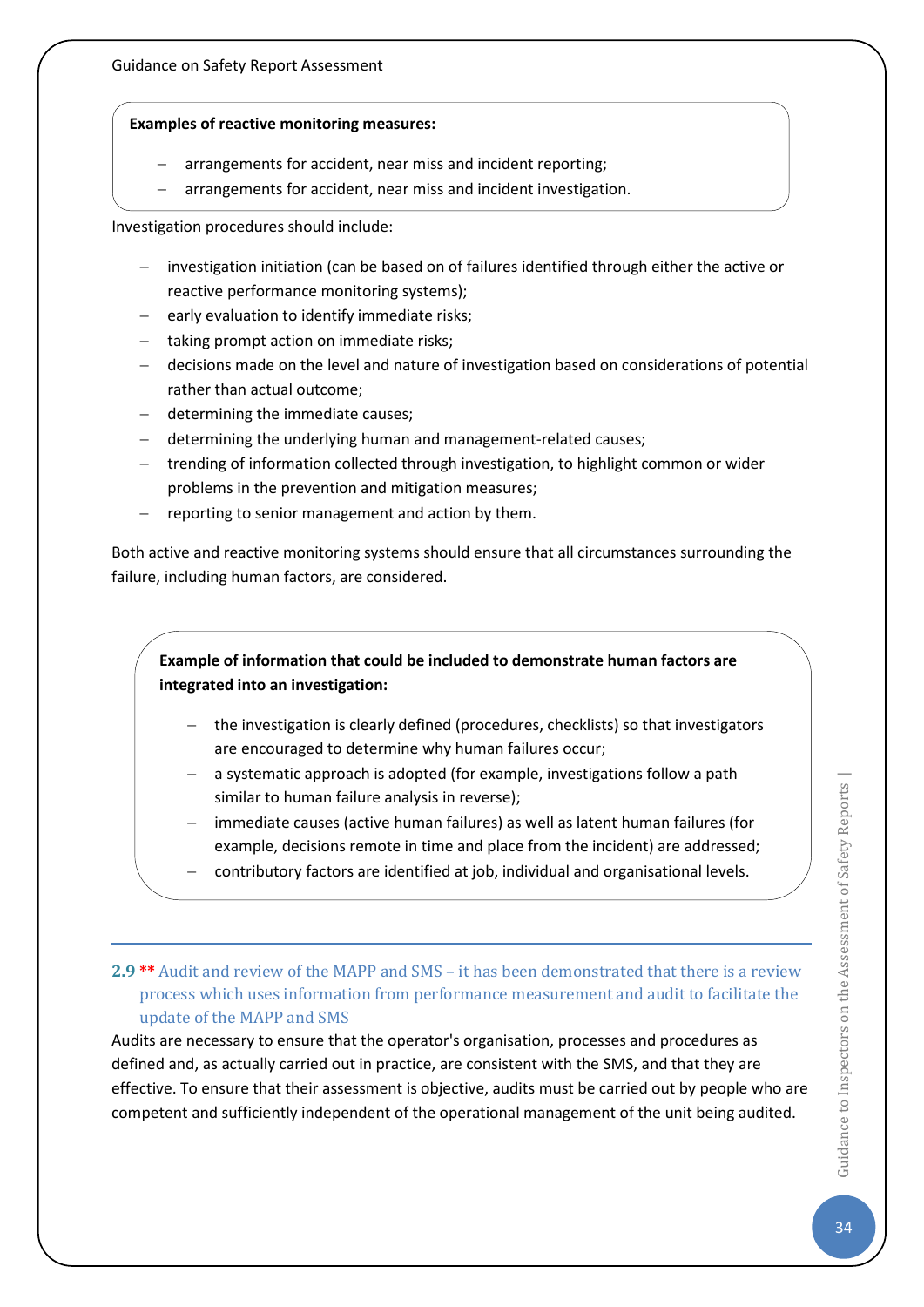**Examples of reactive monitoring measures:**

- arrangements for accident, near miss and incident reporting;
- arrangements for accident, near miss and incident investigation.

Investigation procedures should include:

- investigation initiation (can be based on of failures identified through either the active or reactive performance monitoring systems);
- early evaluation to identify immediate risks;
- taking prompt action on immediate risks;
- decisions made on the level and nature of investigation based on considerations of potential rather than actual outcome;
- determining the immediate causes;
- determining the underlying human and management-related causes;
- trending of information collected through investigation, to highlight common or wider problems in the prevention and mitigation measures;
- reporting to senior management and action by them.

Both active and reactive monitoring systems should ensure that all circumstances surrounding the failure, including human factors, are considered.

**Example of information that could be included to demonstrate human factors are integrated into an investigation:**

- the investigation is clearly defined (procedures, checklists) so that investigators are encouraged to determine why human failures occur;
- a systematic approach is adopted (for example, investigations follow a path similar to human failure analysis in reverse);
- immediate causes (active human failures) as well as latent human failures (for example, decisions remote in time and place from the incident) are addressed;
- contributory factors are identified at job, individual and organisational levels.

### 2.9 ** Audit and review of the MAPP and SMS – it has been demonstrated that there is a review process which uses information from performance measurement and audit to facilitate the update of the MAPP and SMS

Audits are necessary to ensure that the operator's organisation, processes and procedures as defined and, as actually carried out in practice, are consistent with the SMS, and that they are effective. To ensure that their assessment is objective, audits must be carried out by people who are competent and sufficiently independent of the operational management of the unit being audited.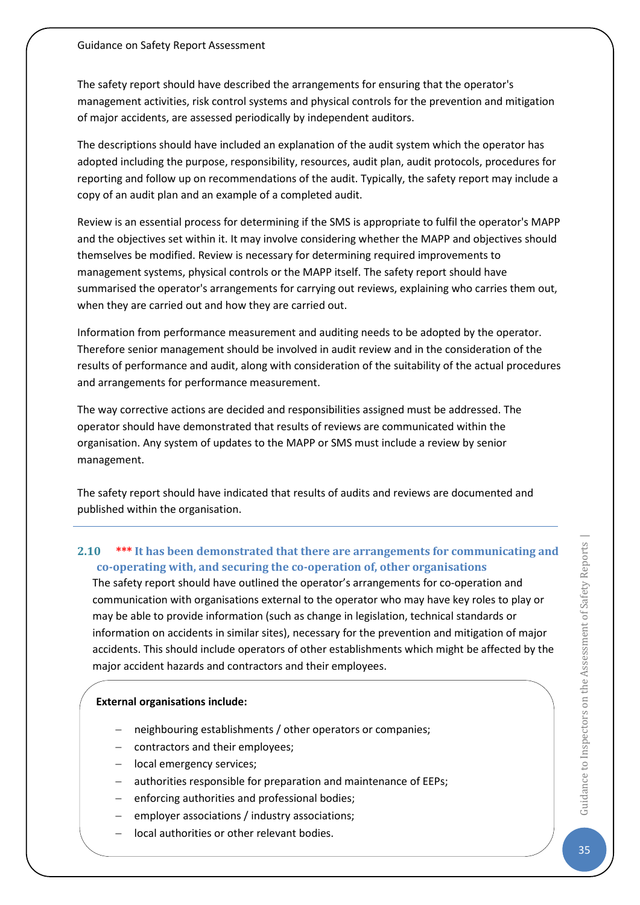The safety report should have described the arrangements for ensuring that the operator's management activities, risk control systems and physical controls for the prevention and mitigation of major accidents, are assessed periodically by independent auditors.

The descriptions should have included an explanation of the audit system which the operator has adopted including the purpose, responsibility, resources, audit plan, audit protocols, procedures for reporting and follow up on recommendations of the audit. Typically, the safety report may include a copy of an audit plan and an example of a completed audit.

Review is an essential process for determining if the SMS is appropriate to fulfil the operator's MAPP and the objectives set within it. It may involve considering whether the MAPP and objectives should themselves be modified. Review is necessary for determining required improvements to management systems, physical controls or the MAPP itself. The safety report should have summarised the operator's arrangements for carrying out reviews, explaining who carries them out, when they are carried out and how they are carried out.

Information from performance measurement and auditing needs to be adopted by the operator. Therefore senior management should be involved in audit review and in the consideration of the results of performance and audit, along with consideration of the suitability of the actual procedures and arrangements for performance measurement.

The way corrective actions are decided and responsibilities assigned must be addressed. The operator should have demonstrated that results of reviews are communicated within the organisation. Any system of updates to the MAPP or SMS must include a review by senior management.

The safety report should have indicated that results of audits and reviews are documented and published within the organisation.

### 2.10 *** It has been demonstrated that there are arrangements for communicating and co-operating with, and securing the co-operation of, other organisations

The safety report should have outlined the operator's arrangements for co-operation and communication with organisations external to the operator who may have key roles to play or may be able to provide information (such as change in legislation, technical standards or information on accidents in similar sites), necessary for the prevention and mitigation of major accidents. This should include operators of other establishments which might be affected by the major accident hazards and contractors and their employees.

**External organisations include:**

- neighbouring establishments / other operators or companies;
- contractors and their employees;
- local emergency services;
- authorities responsible for preparation and maintenance of EEPs;
- enforcing authorities and professional bodies;
- employer associations / industry associations;
- local authorities or other relevant bodies.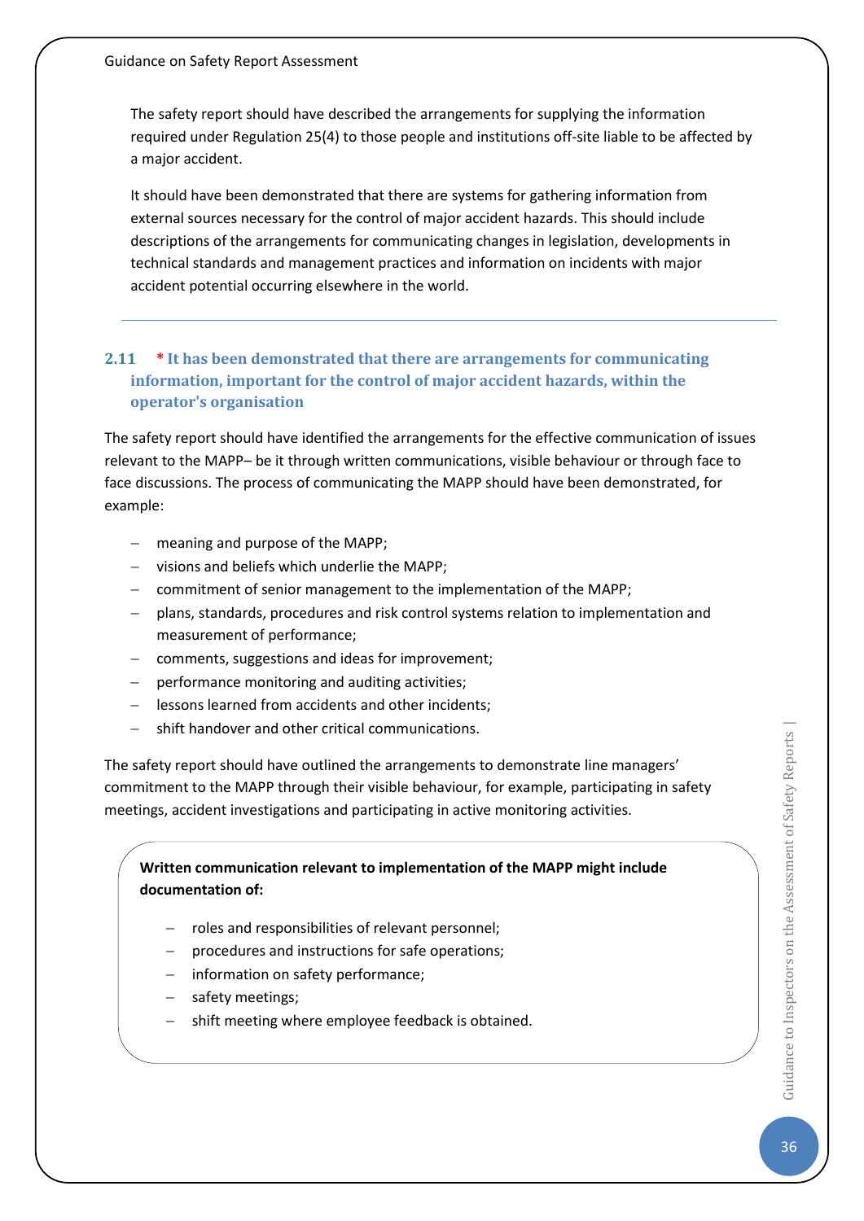The safety report should have described the arrangements for supplying the information required under Regulation 25(4) to those people and institutions off-site liable to be affected by a major accident.

It should have been demonstrated that there are systems for gathering information from external sources necessary for the control of major accident hazards. This should include descriptions of the arrangements for communicating changes in legislation, developments in technical standards and management practices and information on incidents with major accident potential occurring elsewhere in the world.

---

### 2.11 * It has been demonstrated that there are arrangements for communicating information, important for the control of major accident hazards, within the operator's organisation

The safety report should have identified the arrangements for the effective communication of issues relevant to the MAPP– be it through written communications, visible behaviour or through face to face discussions. The process of communicating the MAPP should have been demonstrated, for example:

- meaning and purpose of the MAPP;
- visions and beliefs which underlie the MAPP;
- commitment of senior management to the implementation of the MAPP;
- plans, standards, procedures and risk control systems relation to implementation and measurement of performance;
- comments, suggestions and ideas for improvement;
- performance monitoring and auditing activities;
- lessons learned from accidents and other incidents;
- shift handover and other critical communications.

The safety report should have outlined the arrangements to demonstrate line managers' commitment to the MAPP through their visible behaviour, for example, participating in safety meetings, accident investigations and participating in active monitoring activities.

**Written communication relevant to implementation of the MAPP might include documentation of:**

- roles and responsibilities of relevant personnel;
- procedures and instructions for safe operations;
- information on safety performance;
- safety meetings;
- shift meeting where employee feedback is obtained.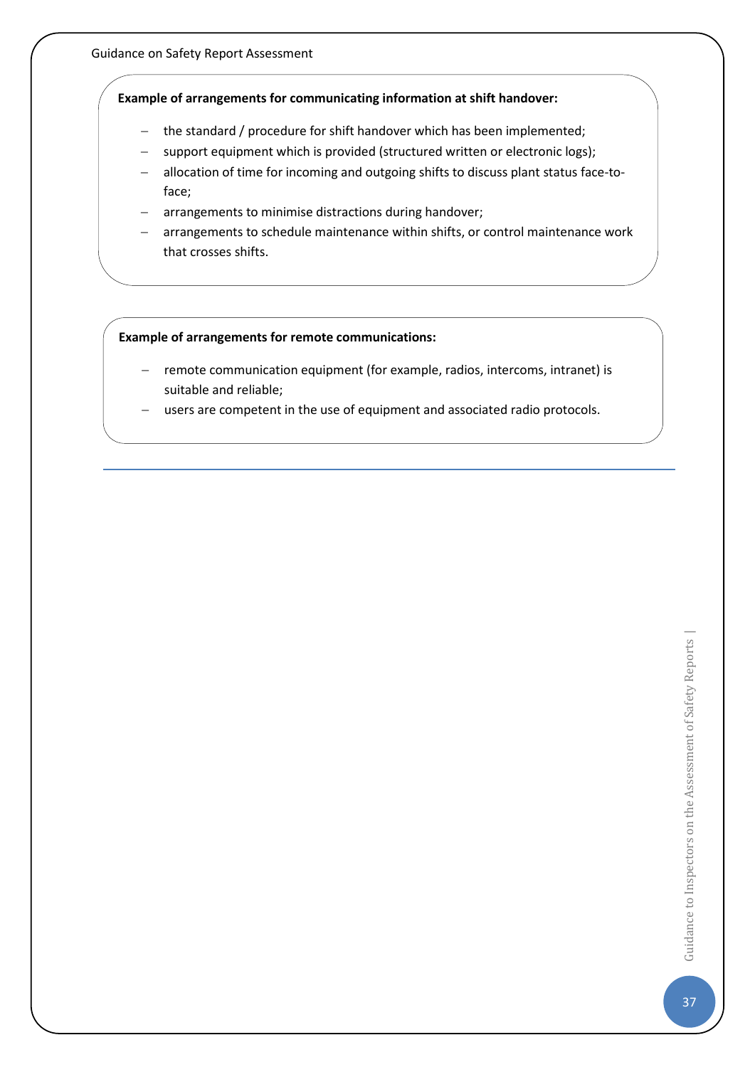**Example of arrangements for communicating information at shift handover:**

- the standard / procedure for shift handover which has been implemented;
- support equipment which is provided (structured written or electronic logs);
- allocation of time for incoming and outgoing shifts to discuss plant status face-to-face;
- arrangements to minimise distractions during handover;
- arrangements to schedule maintenance within shifts, or control maintenance work that crosses shifts.

**Example of arrangements for remote communications:**

- remote communication equipment (for example, radios, intercoms, intranet) is suitable and reliable;
- users are competent in the use of equipment and associated radio protocols.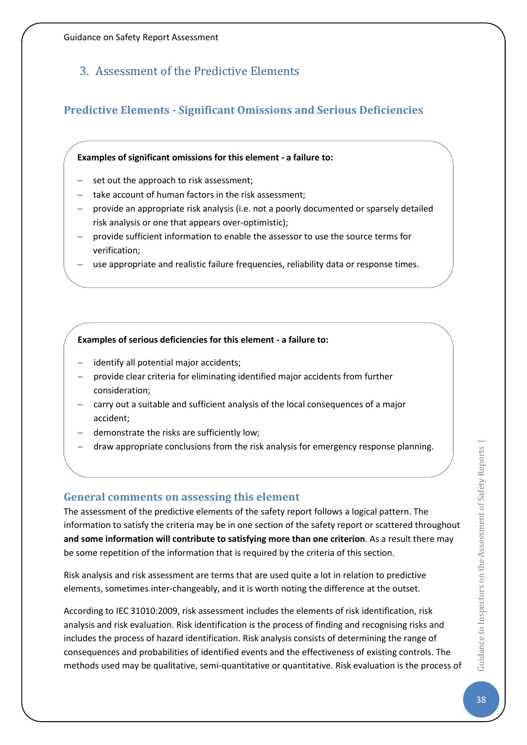## 3. Assessment of the Predictive Elements

### Predictive Elements - Significant Omissions and Serious Deficiencies

**Examples of significant omissions for this element - a failure to:**

- set out the approach to risk assessment;
- take account of human factors in the risk assessment;
- provide an appropriate risk analysis (i.e. not a poorly documented or sparsely detailed risk analysis or one that appears over-optimistic);
- provide sufficient information to enable the assessor to use the source terms for verification;
- use appropriate and realistic failure frequencies, reliability data or response times.

**Examples of serious deficiencies for this element - a failure to:**

- identify all potential major accidents;
- provide clear criteria for eliminating identified major accidents from further consideration;
- carry out a suitable and sufficient analysis of the local consequences of a major accident;
- demonstrate the risks are sufficiently low;
- draw appropriate conclusions from the risk analysis for emergency response planning.

### General comments on assessing this element

The assessment of the predictive elements of the safety report follows a logical pattern. The information to satisfy the criteria may be in one section of the safety report or scattered throughout **and some information will contribute to satisfying more than one criterion**. As a result there may be some repetition of the information that is required by the criteria of this section.

Risk analysis and risk assessment are terms that are used quite a lot in relation to predictive elements, sometimes inter-changeably, and it is worth noting the difference at the outset.

According to IEC 31010:2009, risk assessment includes the elements of risk identification, risk analysis and risk evaluation. Risk identification is the process of finding and recognising risks and includes the process of hazard identification. Risk analysis consists of determining the range of consequences and probabilities of identified events and the effectiveness of existing controls. The methods used may be qualitative, semi-quantitative or quantitative. Risk evaluation is the process of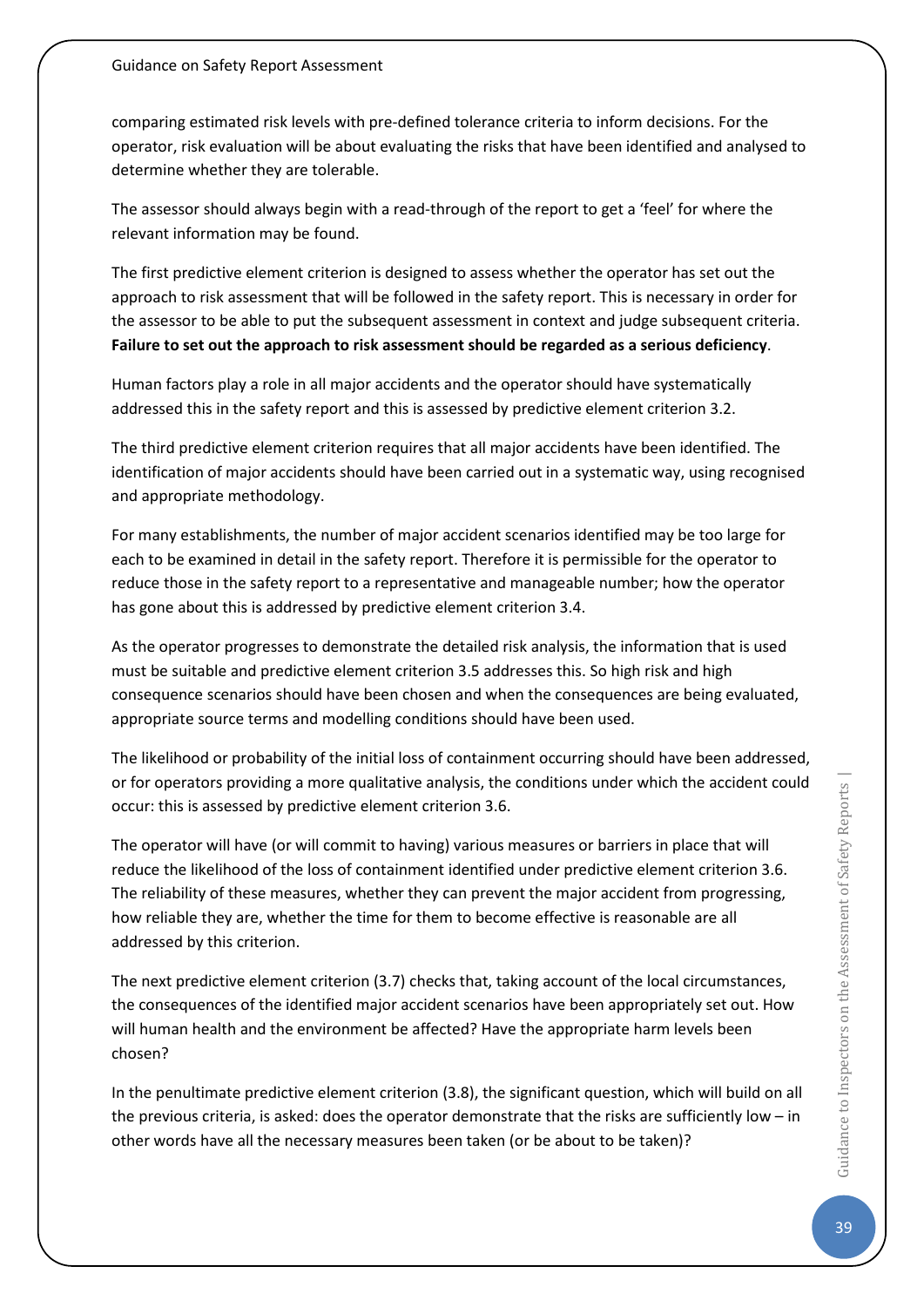comparing estimated risk levels with pre-defined tolerance criteria to inform decisions. For the operator, risk evaluation will be about evaluating the risks that have been identified and analysed to determine whether they are tolerable.

The assessor should always begin with a read-through of the report to get a 'feel' for where the relevant information may be found.

The first predictive element criterion is designed to assess whether the operator has set out the approach to risk assessment that will be followed in the safety report. This is necessary in order for the assessor to be able to put the subsequent assessment in context and judge subsequent criteria. **Failure to set out the approach to risk assessment should be regarded as a serious deficiency**.

Human factors play a role in all major accidents and the operator should have systematically addressed this in the safety report and this is assessed by predictive element criterion 3.2.

The third predictive element criterion requires that all major accidents have been identified. The identification of major accidents should have been carried out in a systematic way, using recognised and appropriate methodology.

For many establishments, the number of major accident scenarios identified may be too large for each to be examined in detail in the safety report. Therefore it is permissible for the operator to reduce those in the safety report to a representative and manageable number; how the operator has gone about this is addressed by predictive element criterion 3.4.

As the operator progresses to demonstrate the detailed risk analysis, the information that is used must be suitable and predictive element criterion 3.5 addresses this. So high risk and high consequence scenarios should have been chosen and when the consequences are being evaluated, appropriate source terms and modelling conditions should have been used.

The likelihood or probability of the initial loss of containment occurring should have been addressed, or for operators providing a more qualitative analysis, the conditions under which the accident could occur: this is assessed by predictive element criterion 3.6.

The operator will have (or will commit to having) various measures or barriers in place that will reduce the likelihood of the loss of containment identified under predictive element criterion 3.6. The reliability of these measures, whether they can prevent the major accident from progressing, how reliable they are, whether the time for them to become effective is reasonable are all addressed by this criterion.

The next predictive element criterion (3.7) checks that, taking account of the local circumstances, the consequences of the identified major accident scenarios have been appropriately set out. How will human health and the environment be affected? Have the appropriate harm levels been chosen?

In the penultimate predictive element criterion (3.8), the significant question, which will build on all the previous criteria, is asked: does the operator demonstrate that the risks are sufficiently low – in other words have all the necessary measures been taken (or be about to be taken)?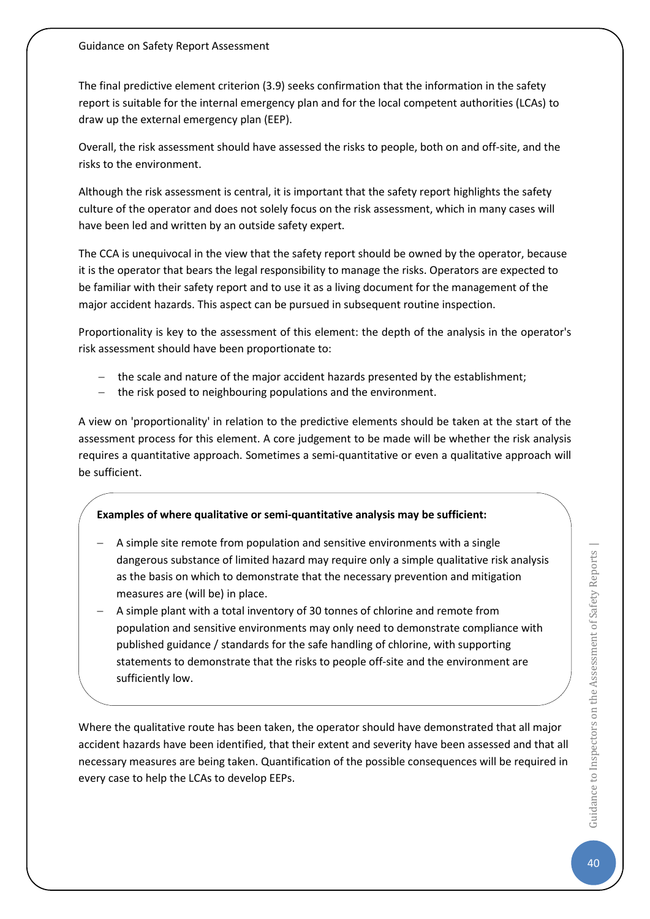The final predictive element criterion (3.9) seeks confirmation that the information in the safety report is suitable for the internal emergency plan and for the local competent authorities (LCAs) to draw up the external emergency plan (EEP).

Overall, the risk assessment should have assessed the risks to people, both on and off-site, and the risks to the environment.

Although the risk assessment is central, it is important that the safety report highlights the safety culture of the operator and does not solely focus on the risk assessment, which in many cases will have been led and written by an outside safety expert.

The CCA is unequivocal in the view that the safety report should be owned by the operator, because it is the operator that bears the legal responsibility to manage the risks. Operators are expected to be familiar with their safety report and to use it as a living document for the management of the major accident hazards. This aspect can be pursued in subsequent routine inspection.

Proportionality is key to the assessment of this element: the depth of the analysis in the operator's risk assessment should have been proportionate to:

- the scale and nature of the major accident hazards presented by the establishment;
- the risk posed to neighbouring populations and the environment.

A view on 'proportionality' in relation to the predictive elements should be taken at the start of the assessment process for this element. A core judgement to be made will be whether the risk analysis requires a quantitative approach. Sometimes a semi-quantitative or even a qualitative approach will be sufficient.

**Examples of where qualitative or semi-quantitative analysis may be sufficient:**

- A simple site remote from population and sensitive environments with a single dangerous substance of limited hazard may require only a simple qualitative risk analysis as the basis on which to demonstrate that the necessary prevention and mitigation measures are (will be) in place.
- A simple plant with a total inventory of 30 tonnes of chlorine and remote from population and sensitive environments may only need to demonstrate compliance with published guidance / standards for the safe handling of chlorine, with supporting statements to demonstrate that the risks to people off-site and the environment are sufficiently low.

Where the qualitative route has been taken, the operator should have demonstrated that all major accident hazards have been identified, that their extent and severity have been assessed and that all necessary measures are being taken. Quantification of the possible consequences will be required in every case to help the LCAs to develop EEPs.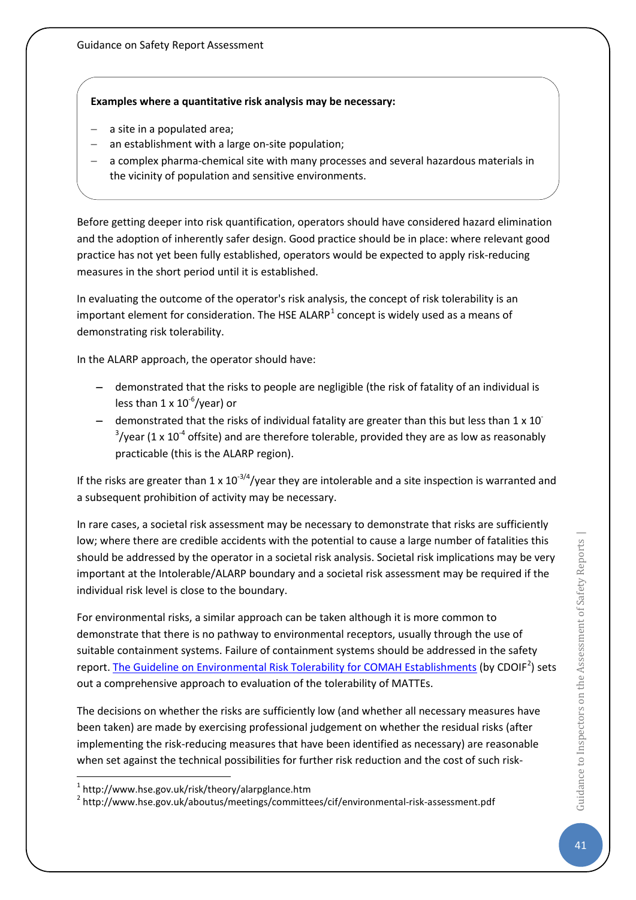**Examples where a quantitative risk analysis may be necessary:**

- a site in a populated area;
- an establishment with a large on-site population;
- a complex pharma-chemical site with many processes and several hazardous materials in the vicinity of population and sensitive environments.

Before getting deeper into risk quantification, operators should have considered hazard elimination and the adoption of inherently safer design. Good practice should be in place: where relevant good practice has not yet been fully established, operators would be expected to apply risk-reducing measures in the short period until it is established.

In evaluating the outcome of the operator's risk analysis, the concept of risk tolerability is an important element for consideration. The HSE ALARP[1] concept is widely used as a means of demonstrating risk tolerability.

In the ALARP approach, the operator should have:

- demonstrated that the risks to people are negligible (the risk of fatality of an individual is less than $1 \times 10^{-6}$/year) or
- demonstrated that the risks of individual fatality are greater than this but less than $1 \times 10^{-3}$/year ($1 \times 10^{-4}$ offsite) and are therefore tolerable, provided they are as low as reasonably practicable (this is the ALARP region).

If the risks are greater than $1 \times 10^{-3/4}$/year they are intolerable and a site inspection is warranted and a subsequent prohibition of activity may be necessary.

In rare cases, a societal risk assessment may be necessary to demonstrate that risks are sufficiently low; where there are credible accidents with the potential to cause a large number of fatalities this should be addressed by the operator in a societal risk analysis. Societal risk implications may be very important at the Intolerable/ALARP boundary and a societal risk assessment may be required if the individual risk level is close to the boundary.

For environmental risks, a similar approach can be taken although it is more common to demonstrate that there is no pathway to environmental receptors, usually through the use of suitable containment systems. Failure of containment systems should be addressed in the safety report. The Guideline on Environmental Risk Tolerability for COMAH Establishments (by CDOIF[2]) sets out a comprehensive approach to evaluation of the tolerability of MATTEs.

The decisions on whether the risks are sufficiently low (and whether all necessary measures have been taken) are made by exercising professional judgement on whether the residual risks (after implementing the risk-reducing measures that have been identified as necessary) are reasonable when set against the technical possibilities for further risk reduction and the cost of such risk-

[1] http://www.hse.gov.uk/risk/theory/alarpglance.htm

[2] http://www.hse.gov.uk/aboutus/meetings/committees/cif/environmental-risk-assessment.pdf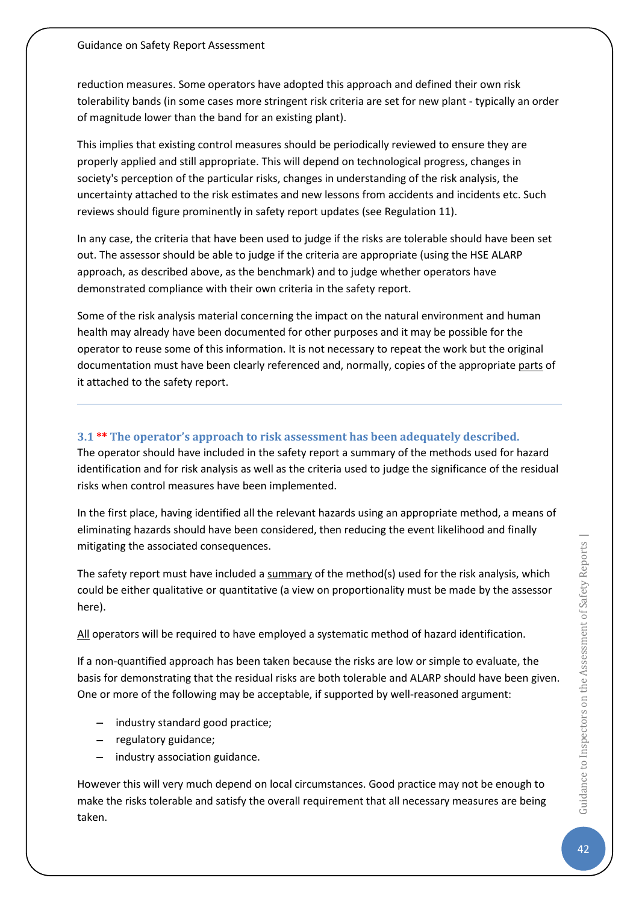reduction measures. Some operators have adopted this approach and defined their own risk tolerability bands (in some cases more stringent risk criteria are set for new plant - typically an order of magnitude lower than the band for an existing plant).

This implies that existing control measures should be periodically reviewed to ensure they are properly applied and still appropriate. This will depend on technological progress, changes in society's perception of the particular risks, changes in understanding of the risk analysis, the uncertainty attached to the risk estimates and new lessons from accidents and incidents etc. Such reviews should figure prominently in safety report updates (see Regulation 11).

In any case, the criteria that have been used to judge if the risks are tolerable should have been set out. The assessor should be able to judge if the criteria are appropriate (using the HSE ALARP approach, as described above, as the benchmark) and to judge whether operators have demonstrated compliance with their own criteria in the safety report.

Some of the risk analysis material concerning the impact on the natural environment and human health may already have been documented for other purposes and it may be possible for the operator to reuse some of this information. It is not necessary to repeat the work but the original documentation must have been clearly referenced and, normally, copies of the appropriate <u>parts</u> of it attached to the safety report.

---

### 3.1 ** The operator's approach to risk assessment has been adequately described.

The operator should have included in the safety report a summary of the methods used for hazard identification and for risk analysis as well as the criteria used to judge the significance of the residual risks when control measures have been implemented.

In the first place, having identified all the relevant hazards using an appropriate method, a means of eliminating hazards should have been considered, then reducing the event likelihood and finally mitigating the associated consequences.

The safety report must have included a <u>summary</u> of the method(s) used for the risk analysis, which could be either qualitative or quantitative (a view on proportionality must be made by the assessor here).

<u>All</u> operators will be required to have employed a systematic method of hazard identification.

If a non-quantified approach has been taken because the risks are low or simple to evaluate, the basis for demonstrating that the residual risks are both tolerable and ALARP should have been given. One or more of the following may be acceptable, if supported by well-reasoned argument:

- industry standard good practice;
- regulatory guidance;
- industry association guidance.

However this will very much depend on local circumstances. Good practice may not be enough to make the risks tolerable and satisfy the overall requirement that all necessary measures are being taken.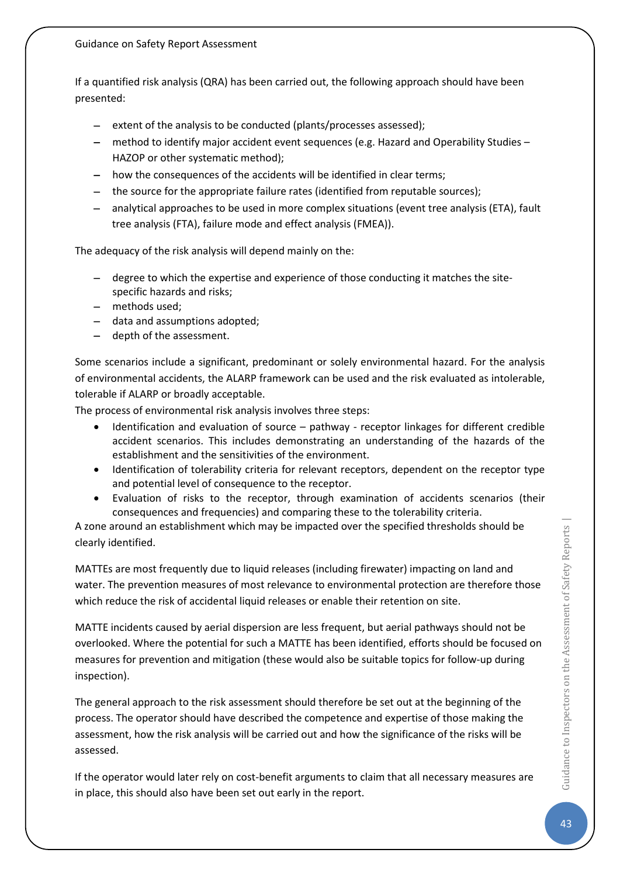If a quantified risk analysis (QRA) has been carried out, the following approach should have been presented:

- extent of the analysis to be conducted (plants/processes assessed);
- method to identify major accident event sequences (e.g. Hazard and Operability Studies – HAZOP or other systematic method);
- how the consequences of the accidents will be identified in clear terms;
- the source for the appropriate failure rates (identified from reputable sources);
- analytical approaches to be used in more complex situations (event tree analysis (ETA), fault tree analysis (FTA), failure mode and effect analysis (FMEA)).

The adequacy of the risk analysis will depend mainly on the:

- degree to which the expertise and experience of those conducting it matches the site-specific hazards and risks;
- methods used;
- data and assumptions adopted;
- depth of the assessment.

Some scenarios include a significant, predominant or solely environmental hazard. For the analysis of environmental accidents, the ALARP framework can be used and the risk evaluated as intolerable, tolerable if ALARP or broadly acceptable.

The process of environmental risk analysis involves three steps:

- Identification and evaluation of source – pathway - receptor linkages for different credible accident scenarios. This includes demonstrating an understanding of the hazards of the establishment and the sensitivities of the environment.
- Identification of tolerability criteria for relevant receptors, dependent on the receptor type and potential level of consequence to the receptor.
- Evaluation of risks to the receptor, through examination of accidents scenarios (their consequences and frequencies) and comparing these to the tolerability criteria.

A zone around an establishment which may be impacted over the specified thresholds should be clearly identified.

MATTEs are most frequently due to liquid releases (including firewater) impacting on land and water. The prevention measures of most relevance to environmental protection are therefore those which reduce the risk of accidental liquid releases or enable their retention on site.

MATTE incidents caused by aerial dispersion are less frequent, but aerial pathways should not be overlooked. Where the potential for such a MATTE has been identified, efforts should be focused on measures for prevention and mitigation (these would also be suitable topics for follow-up during inspection).

The general approach to the risk assessment should therefore be set out at the beginning of the process. The operator should have described the competence and expertise of those making the assessment, how the risk analysis will be carried out and how the significance of the risks will be assessed.

If the operator would later rely on cost-benefit arguments to claim that all necessary measures are in place, this should also have been set out early in the report.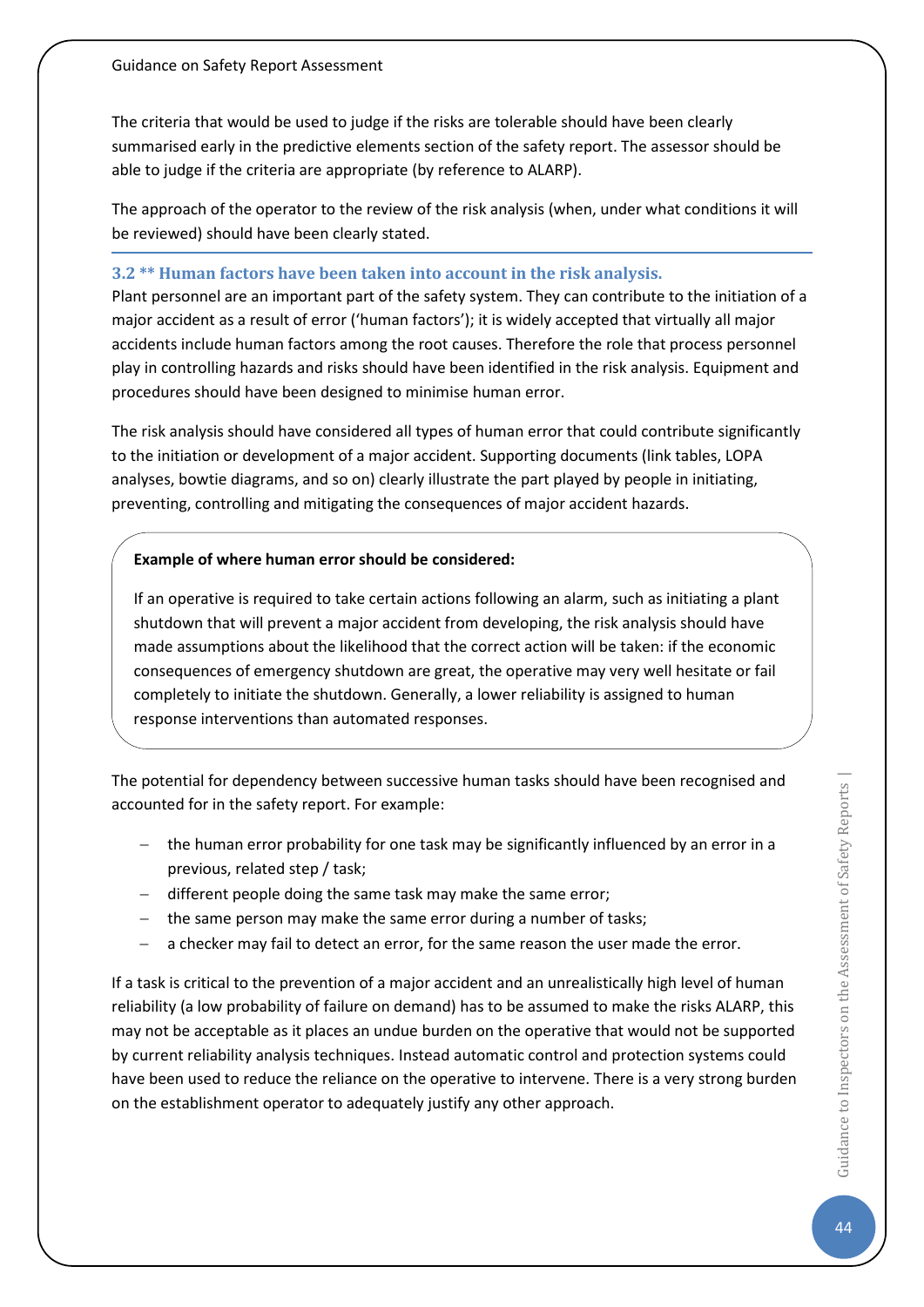The criteria that would be used to judge if the risks are tolerable should have been clearly summarised early in the predictive elements section of the safety report. The assessor should be able to judge if the criteria are appropriate (by reference to ALARP).

The approach of the operator to the review of the risk analysis (when, under what conditions it will be reviewed) should have been clearly stated.

### 3.2 ** Human factors have been taken into account in the risk analysis.

Plant personnel are an important part of the safety system. They can contribute to the initiation of a major accident as a result of error ('human factors'); it is widely accepted that virtually all major accidents include human factors among the root causes. Therefore the role that process personnel play in controlling hazards and risks should have been identified in the risk analysis. Equipment and procedures should have been designed to minimise human error.

The risk analysis should have considered all types of human error that could contribute significantly to the initiation or development of a major accident. Supporting documents (link tables, LOPA analyses, bowtie diagrams, and so on) clearly illustrate the part played by people in initiating, preventing, controlling and mitigating the consequences of major accident hazards.

> **Example of where human error should be considered:**
>
> If an operative is required to take certain actions following an alarm, such as initiating a plant shutdown that will prevent a major accident from developing, the risk analysis should have made assumptions about the likelihood that the correct action will be taken: if the economic consequences of emergency shutdown are great, the operative may very well hesitate or fail completely to initiate the shutdown. Generally, a lower reliability is assigned to human response interventions than automated responses.

The potential for dependency between successive human tasks should have been recognised and accounted for in the safety report. For example:

- the human error probability for one task may be significantly influenced by an error in a previous, related step / task;
- different people doing the same task may make the same error;
- the same person may make the same error during a number of tasks;
- a checker may fail to detect an error, for the same reason the user made the error.

If a task is critical to the prevention of a major accident and an unrealistically high level of human reliability (a low probability of failure on demand) has to be assumed to make the risks ALARP, this may not be acceptable as it places an undue burden on the operative that would not be supported by current reliability analysis techniques. Instead automatic control and protection systems could have been used to reduce the reliance on the operative to intervene. There is a very strong burden on the establishment operator to adequately justify any other approach.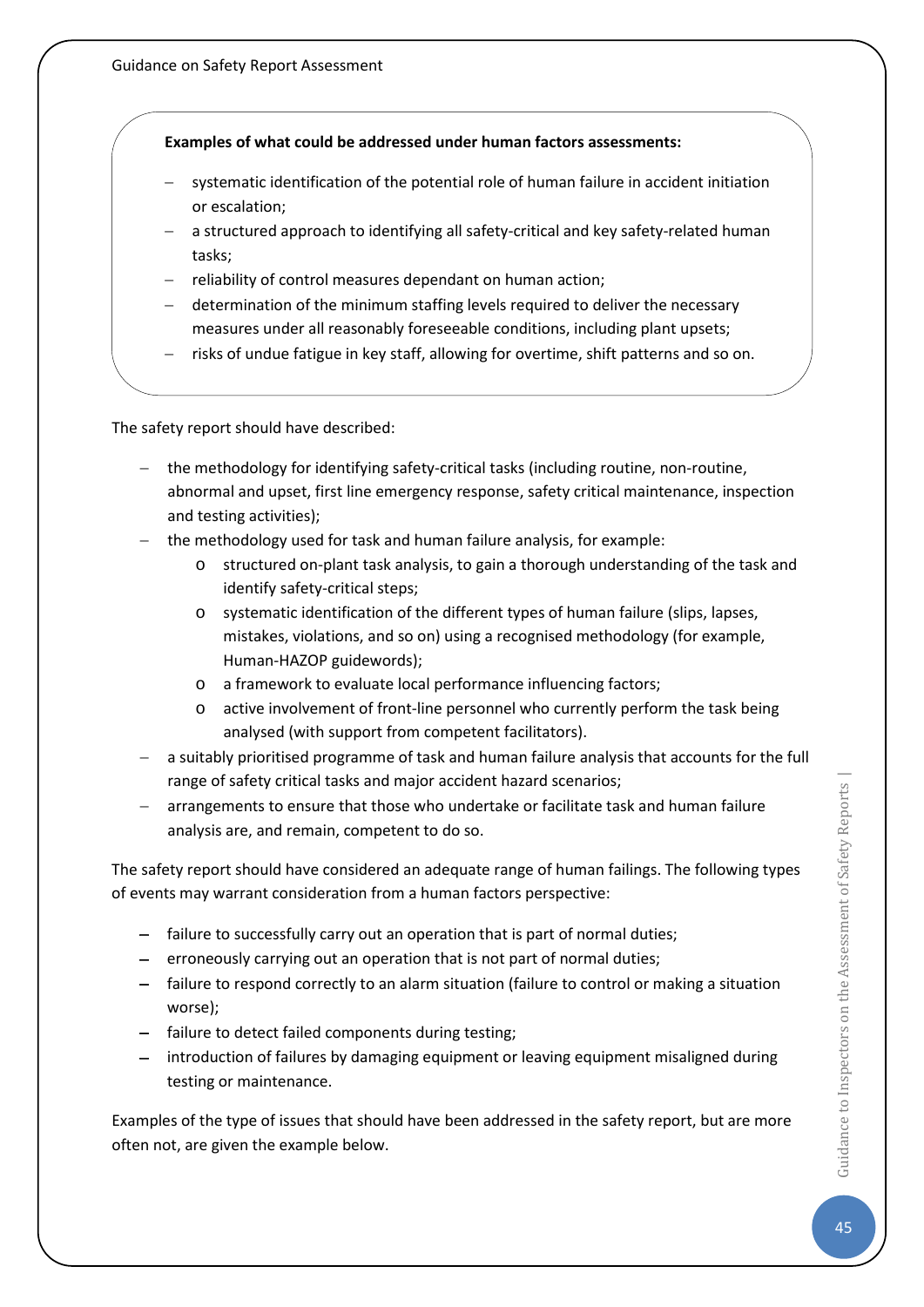**Examples of what could be addressed under human factors assessments:**

- systematic identification of the potential role of human failure in accident initiation or escalation;
- a structured approach to identifying all safety-critical and key safety-related human tasks;
- reliability of control measures dependant on human action;
- determination of the minimum staffing levels required to deliver the necessary measures under all reasonably foreseeable conditions, including plant upsets;
- risks of undue fatigue in key staff, allowing for overtime, shift patterns and so on.

The safety report should have described:

- the methodology for identifying safety-critical tasks (including routine, non-routine, abnormal and upset, first line emergency response, safety critical maintenance, inspection and testing activities);
- the methodology used for task and human failure analysis, for example:
  - structured on-plant task analysis, to gain a thorough understanding of the task and identify safety-critical steps;
  - systematic identification of the different types of human failure (slips, lapses, mistakes, violations, and so on) using a recognised methodology (for example, Human-HAZOP guidewords);
  - a framework to evaluate local performance influencing factors;
  - active involvement of front-line personnel who currently perform the task being analysed (with support from competent facilitators).
- a suitably prioritised programme of task and human failure analysis that accounts for the full range of safety critical tasks and major accident hazard scenarios;
- arrangements to ensure that those who undertake or facilitate task and human failure analysis are, and remain, competent to do so.

The safety report should have considered an adequate range of human failings. The following types of events may warrant consideration from a human factors perspective:

- failure to successfully carry out an operation that is part of normal duties;
- erroneously carrying out an operation that is not part of normal duties;
- failure to respond correctly to an alarm situation (failure to control or making a situation worse);
- failure to detect failed components during testing;
- introduction of failures by damaging equipment or leaving equipment misaligned during testing or maintenance.

Examples of the type of issues that should have been addressed in the safety report, but are more often not, are given the example below.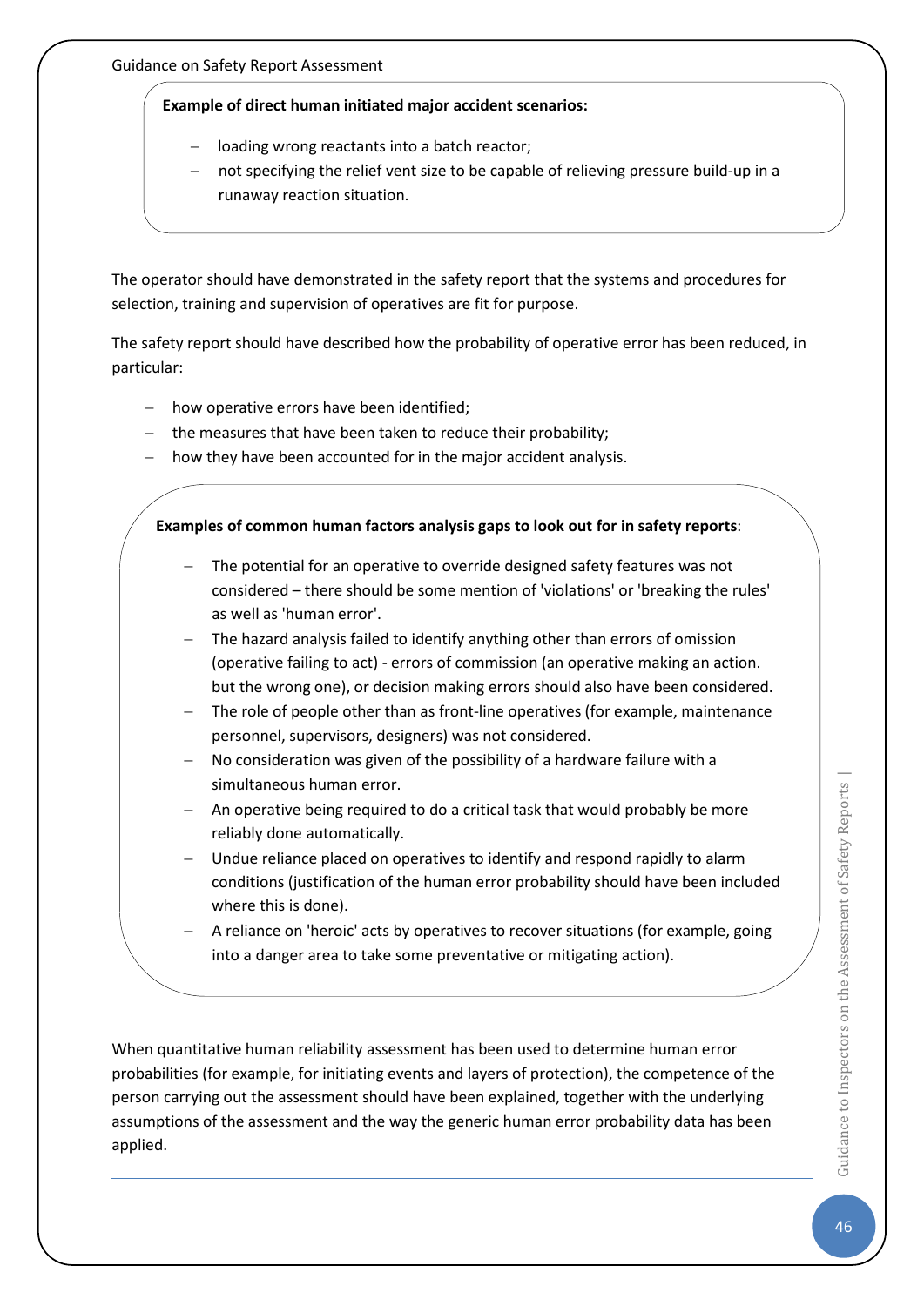**Example of direct human initiated major accident scenarios:**

- loading wrong reactants into a batch reactor;
- not specifying the relief vent size to be capable of relieving pressure build-up in a runaway reaction situation.

The operator should have demonstrated in the safety report that the systems and procedures for selection, training and supervision of operatives are fit for purpose.

The safety report should have described how the probability of operative error has been reduced, in particular:

- how operative errors have been identified;
- the measures that have been taken to reduce their probability;
- how they have been accounted for in the major accident analysis.

**Examples of common human factors analysis gaps to look out for in safety reports**:

- The potential for an operative to override designed safety features was not considered – there should be some mention of 'violations' or 'breaking the rules' as well as 'human error'.
- The hazard analysis failed to identify anything other than errors of omission (operative failing to act) - errors of commission (an operative making an action. but the wrong one), or decision making errors should also have been considered.
- The role of people other than as front-line operatives (for example, maintenance personnel, supervisors, designers) was not considered.
- No consideration was given of the possibility of a hardware failure with a simultaneous human error.
- An operative being required to do a critical task that would probably be more reliably done automatically.
- Undue reliance placed on operatives to identify and respond rapidly to alarm conditions (justification of the human error probability should have been included where this is done).
- A reliance on 'heroic' acts by operatives to recover situations (for example, going into a danger area to take some preventative or mitigating action).

When quantitative human reliability assessment has been used to determine human error probabilities (for example, for initiating events and layers of protection), the competence of the person carrying out the assessment should have been explained, together with the underlying assumptions of the assessment and the way the generic human error probability data has been applied.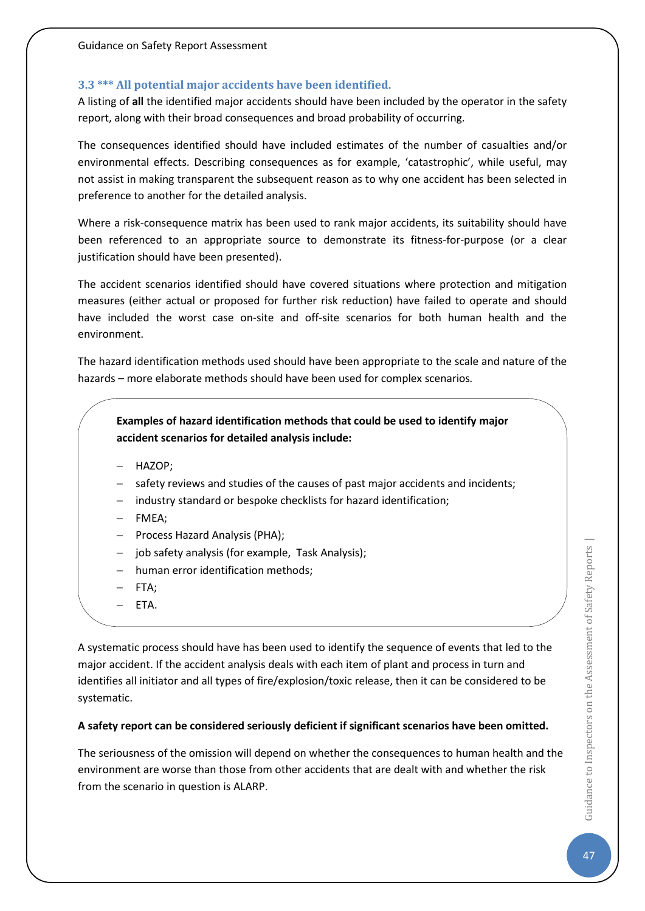### 3.3 *** All potential major accidents have been identified.

A listing of **all** the identified major accidents should have been included by the operator in the safety report, along with their broad consequences and broad probability of occurring.

The consequences identified should have included estimates of the number of casualties and/or environmental effects. Describing consequences as for example, 'catastrophic', while useful, may not assist in making transparent the subsequent reason as to why one accident has been selected in preference to another for the detailed analysis.

Where a risk-consequence matrix has been used to rank major accidents, its suitability should have been referenced to an appropriate source to demonstrate its fitness-for-purpose (or a clear justification should have been presented).

The accident scenarios identified should have covered situations where protection and mitigation measures (either actual or proposed for further risk reduction) have failed to operate and should have included the worst case on-site and off-site scenarios for both human health and the environment.

The hazard identification methods used should have been appropriate to the scale and nature of the hazards – more elaborate methods should have been used for complex scenarios.

**Examples of hazard identification methods that could be used to identify major accident scenarios for detailed analysis include:**

- HAZOP;
- safety reviews and studies of the causes of past major accidents and incidents;
- industry standard or bespoke checklists for hazard identification;
- FMEA;
- Process Hazard Analysis (PHA);
- job safety analysis (for example, Task Analysis);
- human error identification methods;
- FTA;
- ETA.

A systematic process should have has been used to identify the sequence of events that led to the major accident. If the accident analysis deals with each item of plant and process in turn and identifies all initiator and all types of fire/explosion/toxic release, then it can be considered to be systematic.

**A safety report can be considered seriously deficient if significant scenarios have been omitted.**

The seriousness of the omission will depend on whether the consequences to human health and the environment are worse than those from other accidents that are dealt with and whether the risk from the scenario in question is ALARP.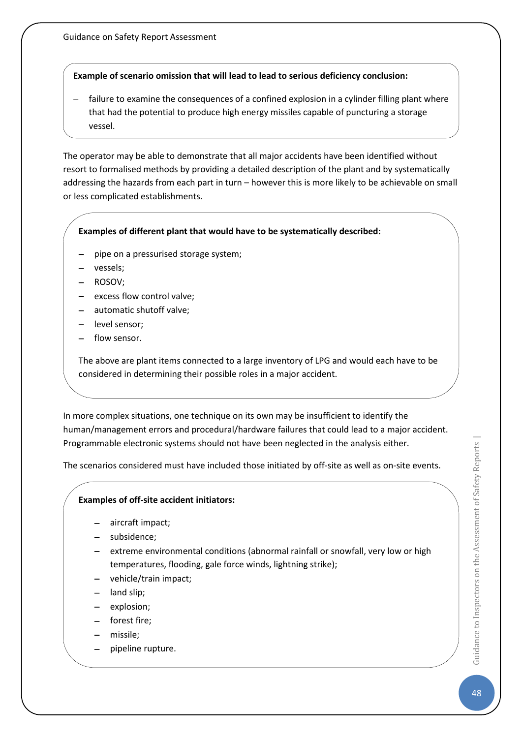**Example of scenario omission that will lead to lead to serious deficiency conclusion:**

- failure to examine the consequences of a confined explosion in a cylinder filling plant where that had the potential to produce high energy missiles capable of puncturing a storage vessel.

The operator may be able to demonstrate that all major accidents have been identified without resort to formalised methods by providing a detailed description of the plant and by systematically addressing the hazards from each part in turn – however this is more likely to be achievable on small or less complicated establishments.

**Examples of different plant that would have to be systematically described:**

- pipe on a pressurised storage system;
- vessels;
- ROSOV;
- excess flow control valve;
- automatic shutoff valve;
- level sensor;
- flow sensor.

The above are plant items connected to a large inventory of LPG and would each have to be considered in determining their possible roles in a major accident.

In more complex situations, one technique on its own may be insufficient to identify the human/management errors and procedural/hardware failures that could lead to a major accident. Programmable electronic systems should not have been neglected in the analysis either.

The scenarios considered must have included those initiated by off-site as well as on-site events.

**Examples of off-site accident initiators:**

- aircraft impact;
- subsidence;
- extreme environmental conditions (abnormal rainfall or snowfall, very low or high temperatures, flooding, gale force winds, lightning strike);
- vehicle/train impact;
- land slip;
- explosion;
- forest fire;
- missile;
- pipeline rupture.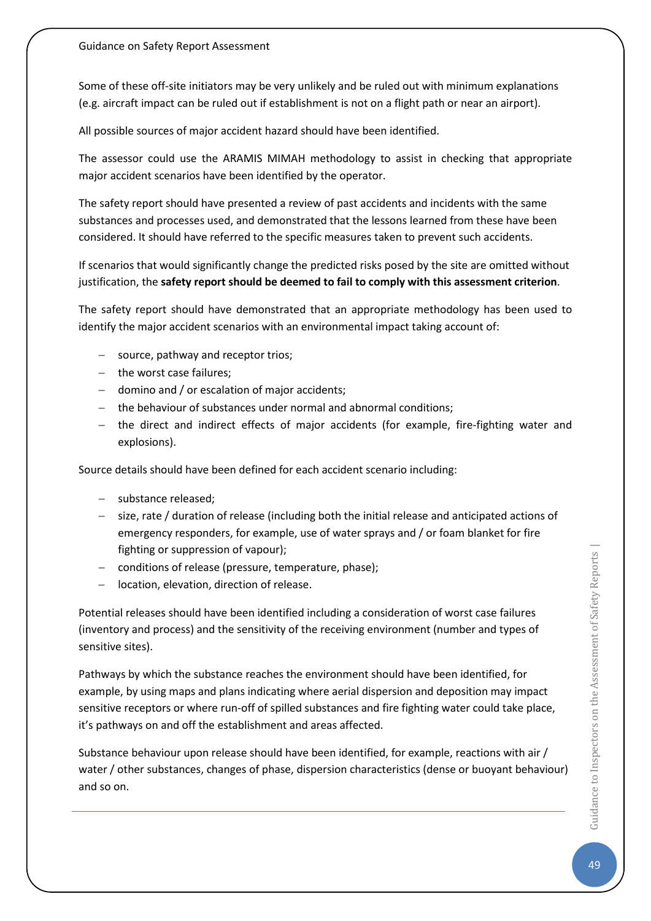Some of these off-site initiators may be very unlikely and be ruled out with minimum explanations (e.g. aircraft impact can be ruled out if establishment is not on a flight path or near an airport).

All possible sources of major accident hazard should have been identified.

The assessor could use the ARAMIS MIMAH methodology to assist in checking that appropriate major accident scenarios have been identified by the operator.

The safety report should have presented a review of past accidents and incidents with the same substances and processes used, and demonstrated that the lessons learned from these have been considered. It should have referred to the specific measures taken to prevent such accidents.

If scenarios that would significantly change the predicted risks posed by the site are omitted without justification, the **safety report should be deemed to fail to comply with this assessment criterion**.

The safety report should have demonstrated that an appropriate methodology has been used to identify the major accident scenarios with an environmental impact taking account of:

- source, pathway and receptor trios;
- the worst case failures;
- domino and / or escalation of major accidents;
- the behaviour of substances under normal and abnormal conditions;
- the direct and indirect effects of major accidents (for example, fire-fighting water and explosions).

Source details should have been defined for each accident scenario including:

- substance released;
- size, rate / duration of release (including both the initial release and anticipated actions of emergency responders, for example, use of water sprays and / or foam blanket for fire fighting or suppression of vapour);
- conditions of release (pressure, temperature, phase);
- location, elevation, direction of release.

Potential releases should have been identified including a consideration of worst case failures (inventory and process) and the sensitivity of the receiving environment (number and types of sensitive sites).

Pathways by which the substance reaches the environment should have been identified, for example, by using maps and plans indicating where aerial dispersion and deposition may impact sensitive receptors or where run-off of spilled substances and fire fighting water could take place, it's pathways on and off the establishment and areas affected.

Substance behaviour upon release should have been identified, for example, reactions with air / water / other substances, changes of phase, dispersion characteristics (dense or buoyant behaviour) and so on.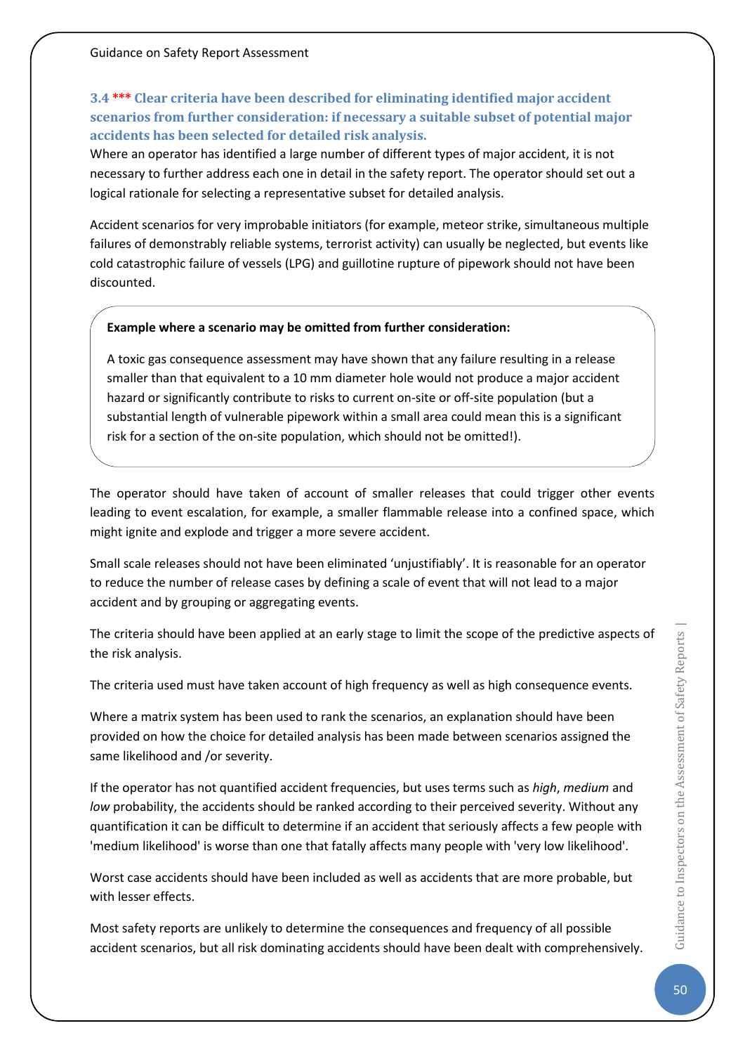### 3.4 *** Clear criteria have been described for eliminating identified major accident scenarios from further consideration: if necessary a suitable subset of potential major accidents has been selected for detailed risk analysis.

Where an operator has identified a large number of different types of major accident, it is not necessary to further address each one in detail in the safety report. The operator should set out a logical rationale for selecting a representative subset for detailed analysis.

Accident scenarios for very improbable initiators (for example, meteor strike, simultaneous multiple failures of demonstrably reliable systems, terrorist activity) can usually be neglected, but events like cold catastrophic failure of vessels (LPG) and guillotine rupture of pipework should not have been discounted.

> **Example where a scenario may be omitted from further consideration:**
>
> A toxic gas consequence assessment may have shown that any failure resulting in a release smaller than that equivalent to a 10 mm diameter hole would not produce a major accident hazard or significantly contribute to risks to current on-site or off-site population (but a substantial length of vulnerable pipework within a small area could mean this is a significant risk for a section of the on-site population, which should not be omitted!).

The operator should have taken of account of smaller releases that could trigger other events leading to event escalation, for example, a smaller flammable release into a confined space, which might ignite and explode and trigger a more severe accident.

Small scale releases should not have been eliminated 'unjustifiably'. It is reasonable for an operator to reduce the number of release cases by defining a scale of event that will not lead to a major accident and by grouping or aggregating events.

The criteria should have been applied at an early stage to limit the scope of the predictive aspects of the risk analysis.

The criteria used must have taken account of high frequency as well as high consequence events.

Where a matrix system has been used to rank the scenarios, an explanation should have been provided on how the choice for detailed analysis has been made between scenarios assigned the same likelihood and /or severity.

If the operator has not quantified accident frequencies, but uses terms such as *high*, *medium* and *low* probability, the accidents should be ranked according to their perceived severity. Without any quantification it can be difficult to determine if an accident that seriously affects a few people with 'medium likelihood' is worse than one that fatally affects many people with 'very low likelihood'.

Worst case accidents should have been included as well as accidents that are more probable, but with lesser effects.

Most safety reports are unlikely to determine the consequences and frequency of all possible accident scenarios, but all risk dominating accidents should have been dealt with comprehensively.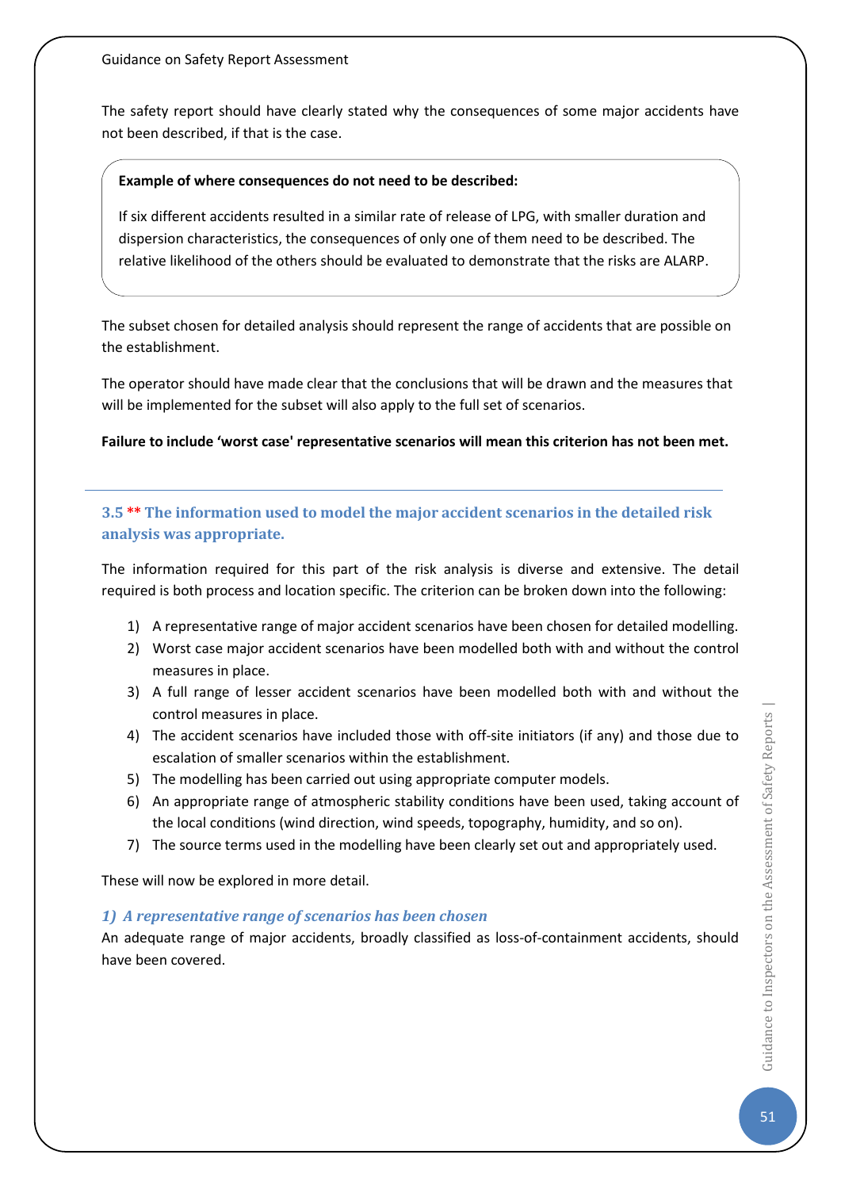The safety report should have clearly stated why the consequences of some major accidents have not been described, if that is the case.

> **Example of where consequences do not need to be described:**
>
> If six different accidents resulted in a similar rate of release of LPG, with smaller duration and dispersion characteristics, the consequences of only one of them need to be described. The relative likelihood of the others should be evaluated to demonstrate that the risks are ALARP.

The subset chosen for detailed analysis should represent the range of accidents that are possible on the establishment.

The operator should have made clear that the conclusions that will be drawn and the measures that will be implemented for the subset will also apply to the full set of scenarios.

**Failure to include 'worst case' representative scenarios will mean this criterion has not been met.**

---

### 3.5 ** The information used to model the major accident scenarios in the detailed risk analysis was appropriate.

The information required for this part of the risk analysis is diverse and extensive. The detail required is both process and location specific. The criterion can be broken down into the following:

1) A representative range of major accident scenarios have been chosen for detailed modelling.
2) Worst case major accident scenarios have been modelled both with and without the control measures in place.
3) A full range of lesser accident scenarios have been modelled both with and without the control measures in place.
4) The accident scenarios have included those with off-site initiators (if any) and those due to escalation of smaller scenarios within the establishment.
5) The modelling has been carried out using appropriate computer models.
6) An appropriate range of atmospheric stability conditions have been used, taking account of the local conditions (wind direction, wind speeds, topography, humidity, and so on).
7) The source terms used in the modelling have been clearly set out and appropriately used.

These will now be explored in more detail.

#### *1) A representative range of scenarios has been chosen*

An adequate range of major accidents, broadly classified as loss-of-containment accidents, should have been covered.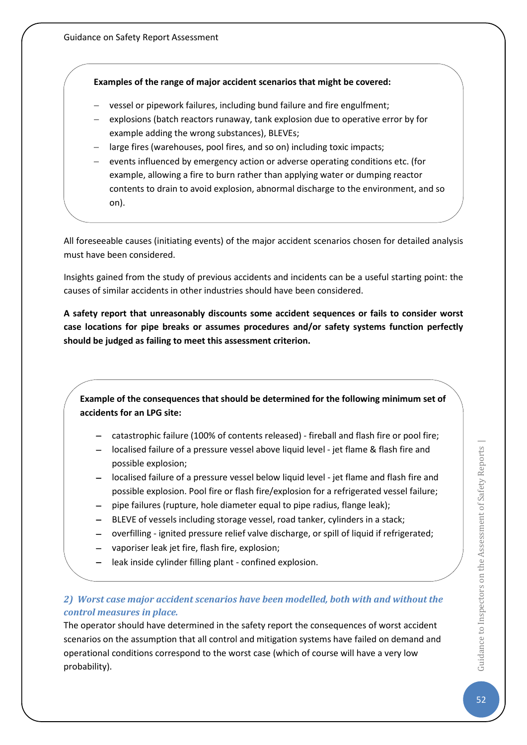**Examples of the range of major accident scenarios that might be covered:**

- vessel or pipework failures, including bund failure and fire engulfment;
- explosions (batch reactors runaway, tank explosion due to operative error by for example adding the wrong substances), BLEVEs;
- large fires (warehouses, pool fires, and so on) including toxic impacts;
- events influenced by emergency action or adverse operating conditions etc. (for example, allowing a fire to burn rather than applying water or dumping reactor contents to drain to avoid explosion, abnormal discharge to the environment, and so on).

All foreseeable causes (initiating events) of the major accident scenarios chosen for detailed analysis must have been considered.

Insights gained from the study of previous accidents and incidents can be a useful starting point: the causes of similar accidents in other industries should have been considered.

**A safety report that unreasonably discounts some accident sequences or fails to consider worst case locations for pipe breaks or assumes procedures and/or safety systems function perfectly should be judged as failing to meet this assessment criterion.**

**Example of the consequences that should be determined for the following minimum set of accidents for an LPG site:**

- catastrophic failure (100% of contents released) - fireball and flash fire or pool fire;
- localised failure of a pressure vessel above liquid level - jet flame & flash fire and possible explosion;
- localised failure of a pressure vessel below liquid level - jet flame and flash fire and possible explosion. Pool fire or flash fire/explosion for a refrigerated vessel failure;
- pipe failures (rupture, hole diameter equal to pipe radius, flange leak);
- BLEVE of vessels including storage vessel, road tanker, cylinders in a stack;
- overfilling - ignited pressure relief valve discharge, or spill of liquid if refrigerated;
- vaporiser leak jet fire, flash fire, explosion;
- leak inside cylinder filling plant - confined explosion.

### *2) Worst case major accident scenarios have been modelled, both with and without the control measures in place.*

The operator should have determined in the safety report the consequences of worst accident scenarios on the assumption that all control and mitigation systems have failed on demand and operational conditions correspond to the worst case (which of course will have a very low probability).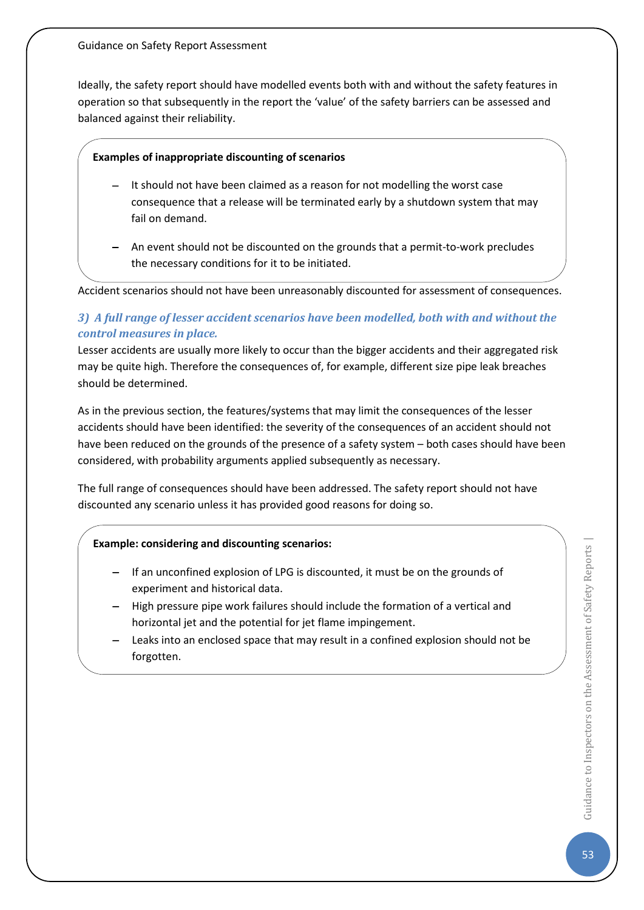Ideally, the safety report should have modelled events both with and without the safety features in operation so that subsequently in the report the 'value' of the safety barriers can be assessed and balanced against their reliability.

**Examples of inappropriate discounting of scenarios**

- It should not have been claimed as a reason for not modelling the worst case consequence that a release will be terminated early by a shutdown system that may fail on demand.
- An event should not be discounted on the grounds that a permit-to-work precludes the necessary conditions for it to be initiated.

Accident scenarios should not have been unreasonably discounted for assessment of consequences.

### *3) A full range of lesser accident scenarios have been modelled, both with and without the control measures in place.*

Lesser accidents are usually more likely to occur than the bigger accidents and their aggregated risk may be quite high. Therefore the consequences of, for example, different size pipe leak breaches should be determined.

As in the previous section, the features/systems that may limit the consequences of the lesser accidents should have been identified: the severity of the consequences of an accident should not have been reduced on the grounds of the presence of a safety system – both cases should have been considered, with probability arguments applied subsequently as necessary.

The full range of consequences should have been addressed. The safety report should not have discounted any scenario unless it has provided good reasons for doing so.

**Example: considering and discounting scenarios:**

- If an unconfined explosion of LPG is discounted, it must be on the grounds of experiment and historical data.
- High pressure pipe work failures should include the formation of a vertical and horizontal jet and the potential for jet flame impingement.
- Leaks into an enclosed space that may result in a confined explosion should not be forgotten.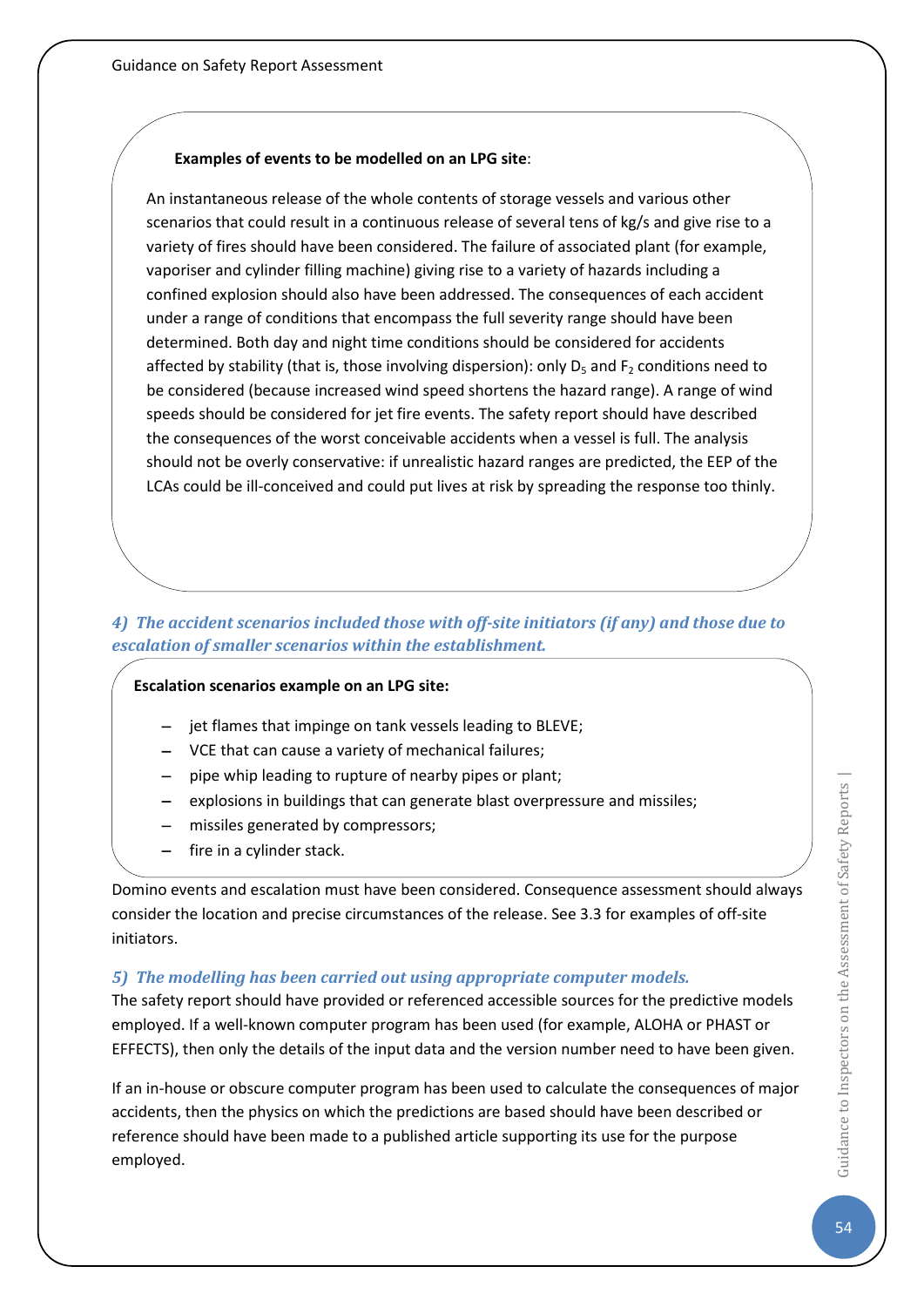**Examples of events to be modelled on an LPG site**:

An instantaneous release of the whole contents of storage vessels and various other scenarios that could result in a continuous release of several tens of kg/s and give rise to a variety of fires should have been considered. The failure of associated plant (for example, vaporiser and cylinder filling machine) giving rise to a variety of hazards including a confined explosion should also have been addressed. The consequences of each accident under a range of conditions that encompass the full severity range should have been determined. Both day and night time conditions should be considered for accidents affected by stability (that is, those involving dispersion): only $D_5$ and $F_2$ conditions need to be considered (because increased wind speed shortens the hazard range). A range of wind speeds should be considered for jet fire events. The safety report should have described the consequences of the worst conceivable accidents when a vessel is full. The analysis should not be overly conservative: if unrealistic hazard ranges are predicted, the EEP of the LCAs could be ill-conceived and could put lives at risk by spreading the response too thinly.

#### *4) The accident scenarios included those with off-site initiators (if any) and those due to escalation of smaller scenarios within the establishment.*

**Escalation scenarios example on an LPG site:**

- jet flames that impinge on tank vessels leading to BLEVE;
- VCE that can cause a variety of mechanical failures;
- pipe whip leading to rupture of nearby pipes or plant;
- explosions in buildings that can generate blast overpressure and missiles;
- missiles generated by compressors;
- fire in a cylinder stack.

Domino events and escalation must have been considered. Consequence assessment should always consider the location and precise circumstances of the release. See 3.3 for examples of off-site initiators.

#### *5) The modelling has been carried out using appropriate computer models.*

The safety report should have provided or referenced accessible sources for the predictive models employed. If a well-known computer program has been used (for example, ALOHA or PHAST or EFFECTS), then only the details of the input data and the version number need to have been given.

If an in-house or obscure computer program has been used to calculate the consequences of major accidents, then the physics on which the predictions are based should have been described or reference should have been made to a published article supporting its use for the purpose employed.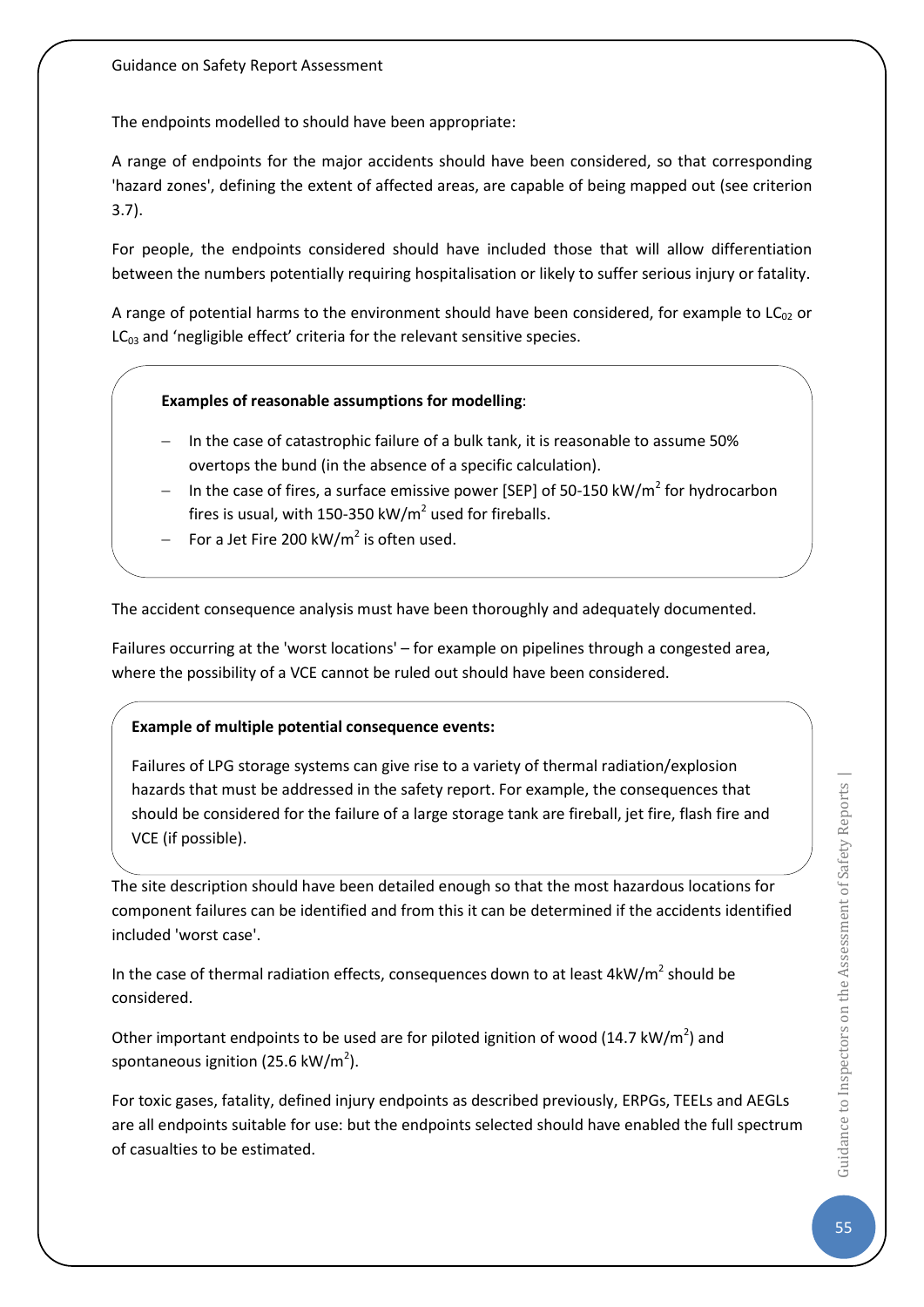The endpoints modelled to should have been appropriate:

A range of endpoints for the major accidents should have been considered, so that corresponding 'hazard zones', defining the extent of affected areas, are capable of being mapped out (see criterion 3.7).

For people, the endpoints considered should have included those that will allow differentiation between the numbers potentially requiring hospitalisation or likely to suffer serious injury or fatality.

A range of potential harms to the environment should have been considered, for example to $LC_{02}$ or $LC_{03}$ and 'negligible effect' criteria for the relevant sensitive species.

**Examples of reasonable assumptions for modelling**:

- In the case of catastrophic failure of a bulk tank, it is reasonable to assume 50% overtops the bund (in the absence of a specific calculation).
- In the case of fires, a surface emissive power [SEP] of 50-150 $kW/m^2$ for hydrocarbon fires is usual, with 150-350 $kW/m^2$ used for fireballs.
- For a Jet Fire 200 $kW/m^2$ is often used.

The accident consequence analysis must have been thoroughly and adequately documented.

Failures occurring at the 'worst locations' – for example on pipelines through a congested area, where the possibility of a VCE cannot be ruled out should have been considered.

**Example of multiple potential consequence events:**

Failures of LPG storage systems can give rise to a variety of thermal radiation/explosion hazards that must be addressed in the safety report. For example, the consequences that should be considered for the failure of a large storage tank are fireball, jet fire, flash fire and VCE (if possible).

The site description should have been detailed enough so that the most hazardous locations for component failures can be identified and from this it can be determined if the accidents identified included 'worst case'.

In the case of thermal radiation effects, consequences down to at least $4kW/m^2$ should be considered.

Other important endpoints to be used are for piloted ignition of wood (14.7 $kW/m^2$) and spontaneous ignition (25.6 $kW/m^2$).

For toxic gases, fatality, defined injury endpoints as described previously, ERPGs, TEELs and AEGLs are all endpoints suitable for use: but the endpoints selected should have enabled the full spectrum of casualties to be estimated.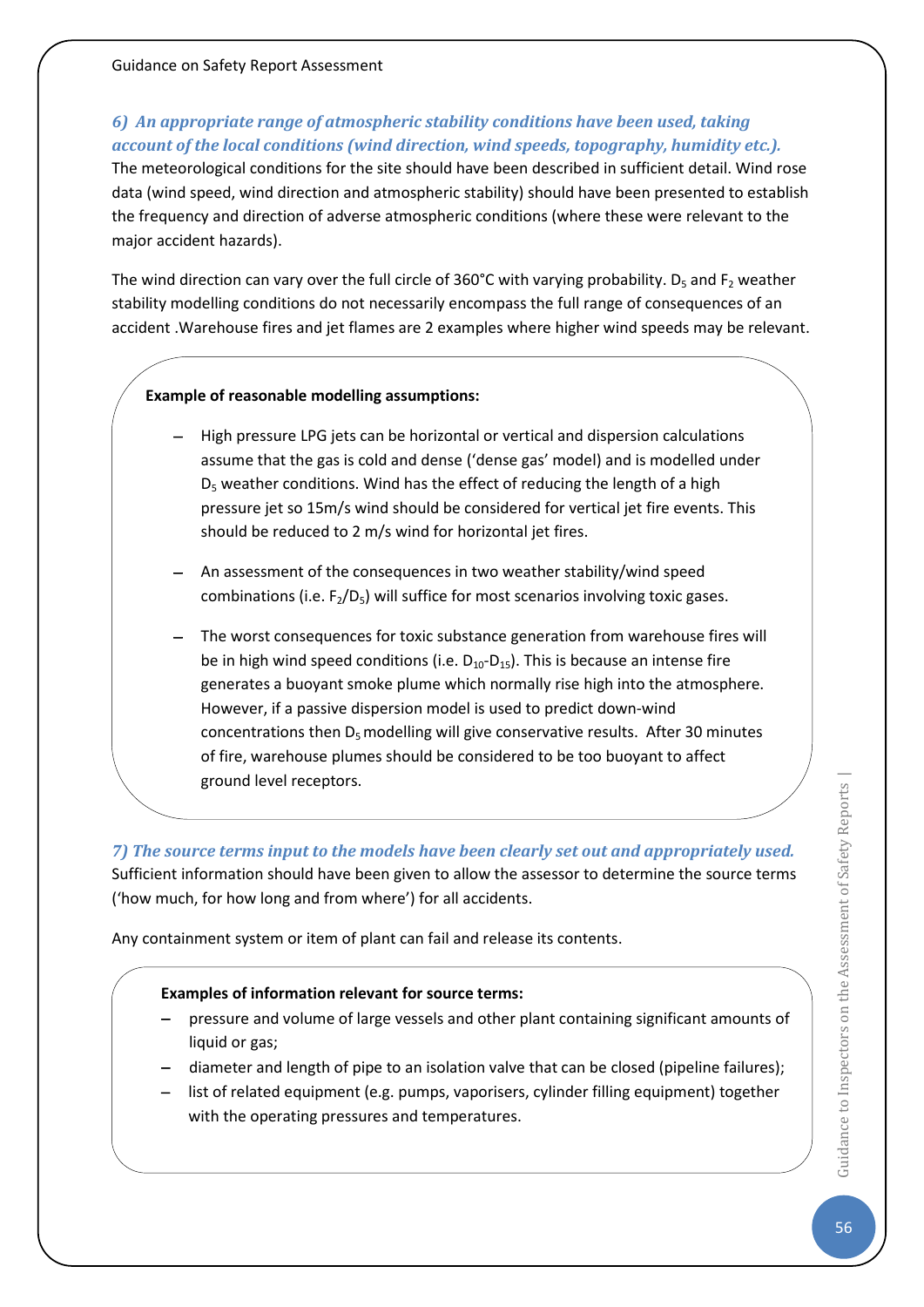### *6) An appropriate range of atmospheric stability conditions have been used, taking account of the local conditions (wind direction, wind speeds, topography, humidity etc.).*

The meteorological conditions for the site should have been described in sufficient detail. Wind rose data (wind speed, wind direction and atmospheric stability) should have been presented to establish the frequency and direction of adverse atmospheric conditions (where these were relevant to the major accident hazards).

The wind direction can vary over the full circle of 360°C with varying probability. $D_5$ and $F_2$ weather stability modelling conditions do not necessarily encompass the full range of consequences of an accident .Warehouse fires and jet flames are 2 examples where higher wind speeds may be relevant.

**Example of reasonable modelling assumptions:**

- High pressure LPG jets can be horizontal or vertical and dispersion calculations assume that the gas is cold and dense ('dense gas' model) and is modelled under $D_5$ weather conditions. Wind has the effect of reducing the length of a high pressure jet so 15m/s wind should be considered for vertical jet fire events. This should be reduced to 2 m/s wind for horizontal jet fires.
- An assessment of the consequences in two weather stability/wind speed combinations (i.e. $F_2$/$D_5$) will suffice for most scenarios involving toxic gases.
- The worst consequences for toxic substance generation from warehouse fires will be in high wind speed conditions (i.e. $D_{10}$-$D_{15}$). This is because an intense fire generates a buoyant smoke plume which normally rise high into the atmosphere. However, if a passive dispersion model is used to predict down-wind concentrations then $D_5$ modelling will give conservative results. After 30 minutes of fire, warehouse plumes should be considered to be too buoyant to affect ground level receptors.

### *7) The source terms input to the models have been clearly set out and appropriately used.*

Sufficient information should have been given to allow the assessor to determine the source terms ('how much, for how long and from where') for all accidents.

Any containment system or item of plant can fail and release its contents.

**Examples of information relevant for source terms:**

- pressure and volume of large vessels and other plant containing significant amounts of liquid or gas;
- diameter and length of pipe to an isolation valve that can be closed (pipeline failures);
- list of related equipment (e.g. pumps, vaporisers, cylinder filling equipment) together with the operating pressures and temperatures.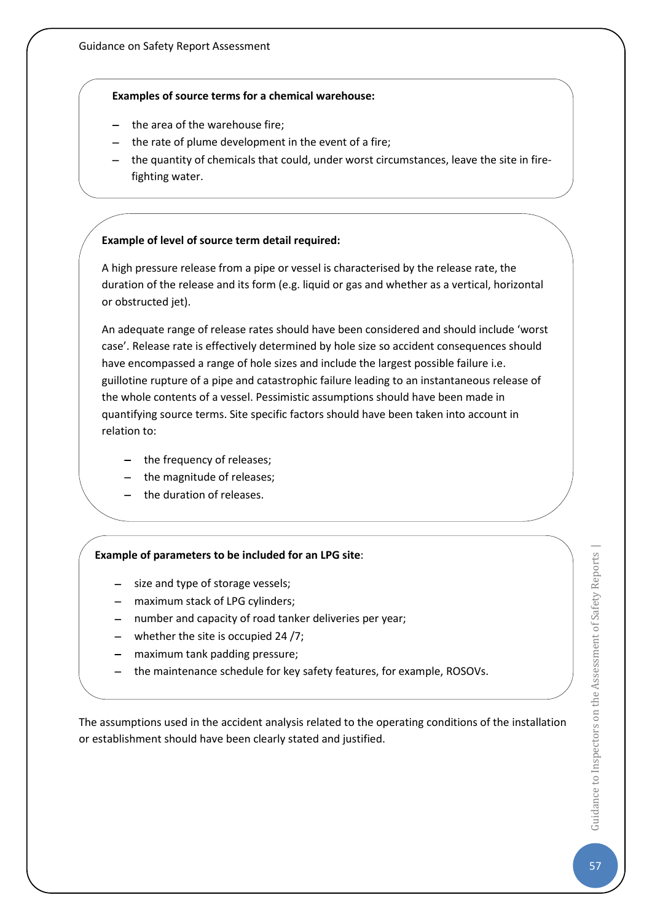**Examples of source terms for a chemical warehouse:**

- the area of the warehouse fire;
- the rate of plume development in the event of a fire;
- the quantity of chemicals that could, under worst circumstances, leave the site in fire-fighting water.

**Example of level of source term detail required:**

A high pressure release from a pipe or vessel is characterised by the release rate, the duration of the release and its form (e.g. liquid or gas and whether as a vertical, horizontal or obstructed jet).

An adequate range of release rates should have been considered and should include 'worst case'. Release rate is effectively determined by hole size so accident consequences should have encompassed a range of hole sizes and include the largest possible failure i.e. guillotine rupture of a pipe and catastrophic failure leading to an instantaneous release of the whole contents of a vessel. Pessimistic assumptions should have been made in quantifying source terms. Site specific factors should have been taken into account in relation to:

- the frequency of releases;
- the magnitude of releases;
- the duration of releases.

**Example of parameters to be included for an LPG site**:

- size and type of storage vessels;
- maximum stack of LPG cylinders;
- number and capacity of road tanker deliveries per year;
- whether the site is occupied 24 /7;
- maximum tank padding pressure;
- the maintenance schedule for key safety features, for example, ROSOVs.

The assumptions used in the accident analysis related to the operating conditions of the installation or establishment should have been clearly stated and justified.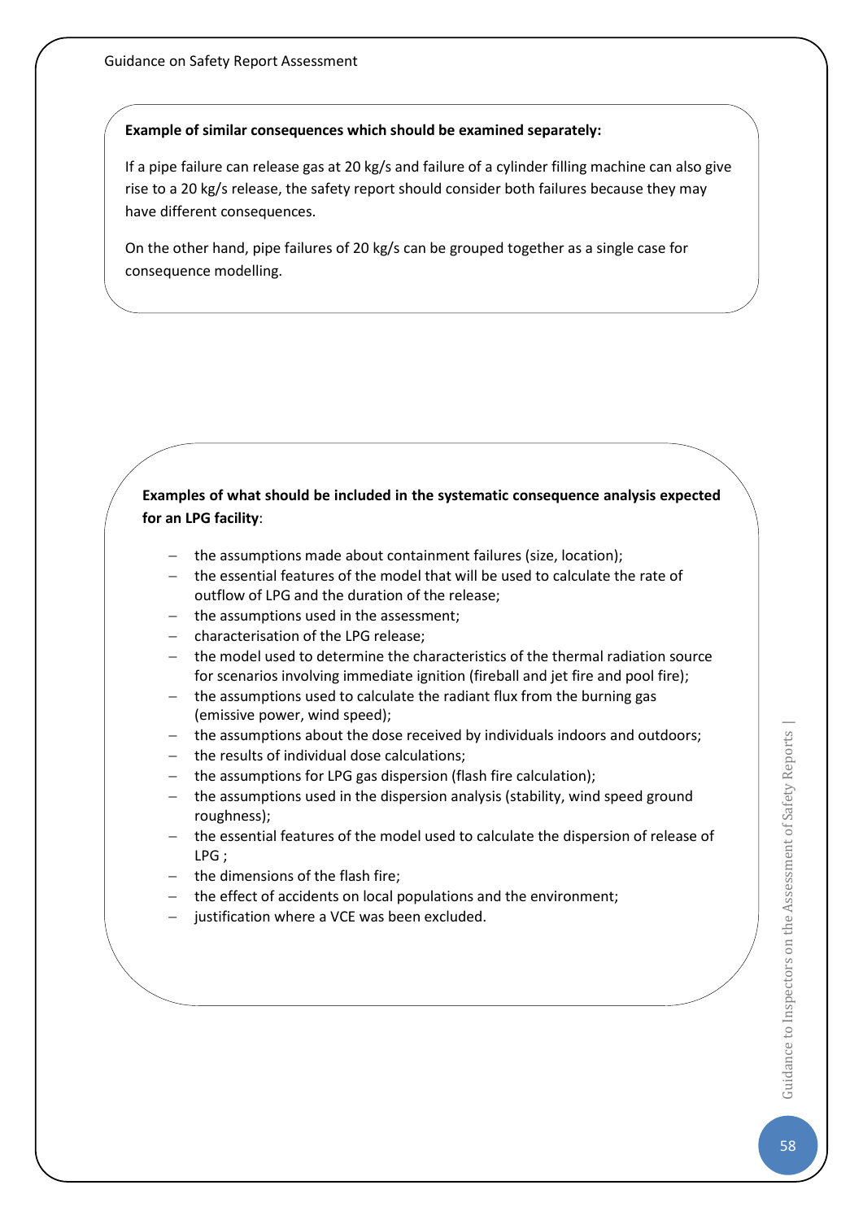**Example of similar consequences which should be examined separately:**

If a pipe failure can release gas at 20 kg/s and failure of a cylinder filling machine can also give rise to a 20 kg/s release, the safety report should consider both failures because they may have different consequences.

On the other hand, pipe failures of 20 kg/s can be grouped together as a single case for consequence modelling.

**Examples of what should be included in the systematic consequence analysis expected for an LPG facility**:

- the assumptions made about containment failures (size, location);
- the essential features of the model that will be used to calculate the rate of outflow of LPG and the duration of the release;
- the assumptions used in the assessment;
- characterisation of the LPG release;
- the model used to determine the characteristics of the thermal radiation source for scenarios involving immediate ignition (fireball and jet fire and pool fire);
- the assumptions used to calculate the radiant flux from the burning gas (emissive power, wind speed);
- the assumptions about the dose received by individuals indoors and outdoors;
- the results of individual dose calculations;
- the assumptions for LPG gas dispersion (flash fire calculation);
- the assumptions used in the dispersion analysis (stability, wind speed ground roughness);
- the essential features of the model used to calculate the dispersion of release of LPG ;
- the dimensions of the flash fire;
- the effect of accidents on local populations and the environment;
- justification where a VCE was been excluded.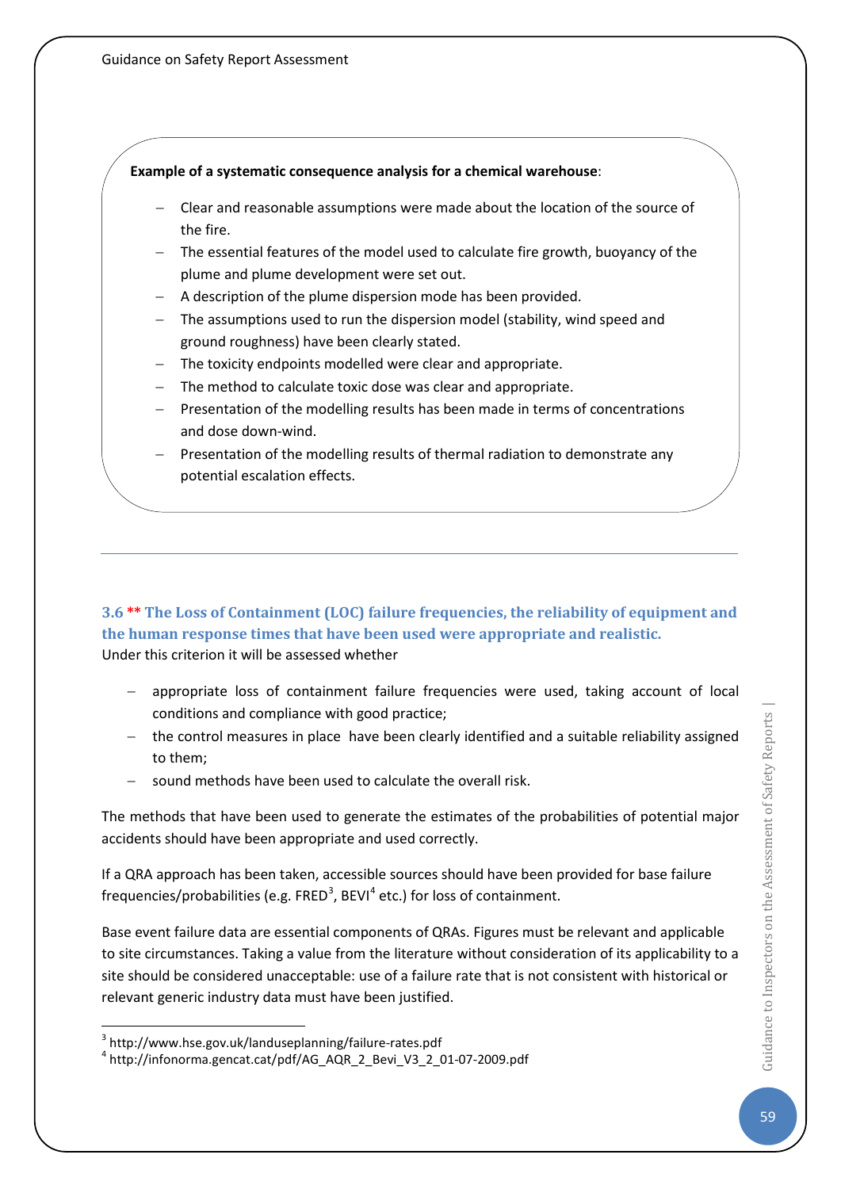**Example of a systematic consequence analysis for a chemical warehouse**:

- Clear and reasonable assumptions were made about the location of the source of the fire.
- The essential features of the model used to calculate fire growth, buoyancy of the plume and plume development were set out.
- A description of the plume dispersion mode has been provided.
- The assumptions used to run the dispersion model (stability, wind speed and ground roughness) have been clearly stated.
- The toxicity endpoints modelled were clear and appropriate.
- The method to calculate toxic dose was clear and appropriate.
- Presentation of the modelling results has been made in terms of concentrations and dose down-wind.
- Presentation of the modelling results of thermal radiation to demonstrate any potential escalation effects.

---

### 3.6 ** The Loss of Containment (LOC) failure frequencies, the reliability of equipment and the human response times that have been used were appropriate and realistic.

Under this criterion it will be assessed whether

- appropriate loss of containment failure frequencies were used, taking account of local conditions and compliance with good practice;
- the control measures in place have been clearly identified and a suitable reliability assigned to them;
- sound methods have been used to calculate the overall risk.

The methods that have been used to generate the estimates of the probabilities of potential major accidents should have been appropriate and used correctly.

If a QRA approach has been taken, accessible sources should have been provided for base failure frequencies/probabilities (e.g. FRED[3], BEVI[4] etc.) for loss of containment.

Base event failure data are essential components of QRAs. Figures must be relevant and applicable to site circumstances. Taking a value from the literature without consideration of its applicability to a site should be considered unacceptable: use of a failure rate that is not consistent with historical or relevant generic industry data must have been justified.

---

[3] http://www.hse.gov.uk/landuseplanning/failure-rates.pdf

[4] http://infonorma.gencat.cat/pdf/AG_AQR_2_Bevi_V3_2_01-07-2009.pdf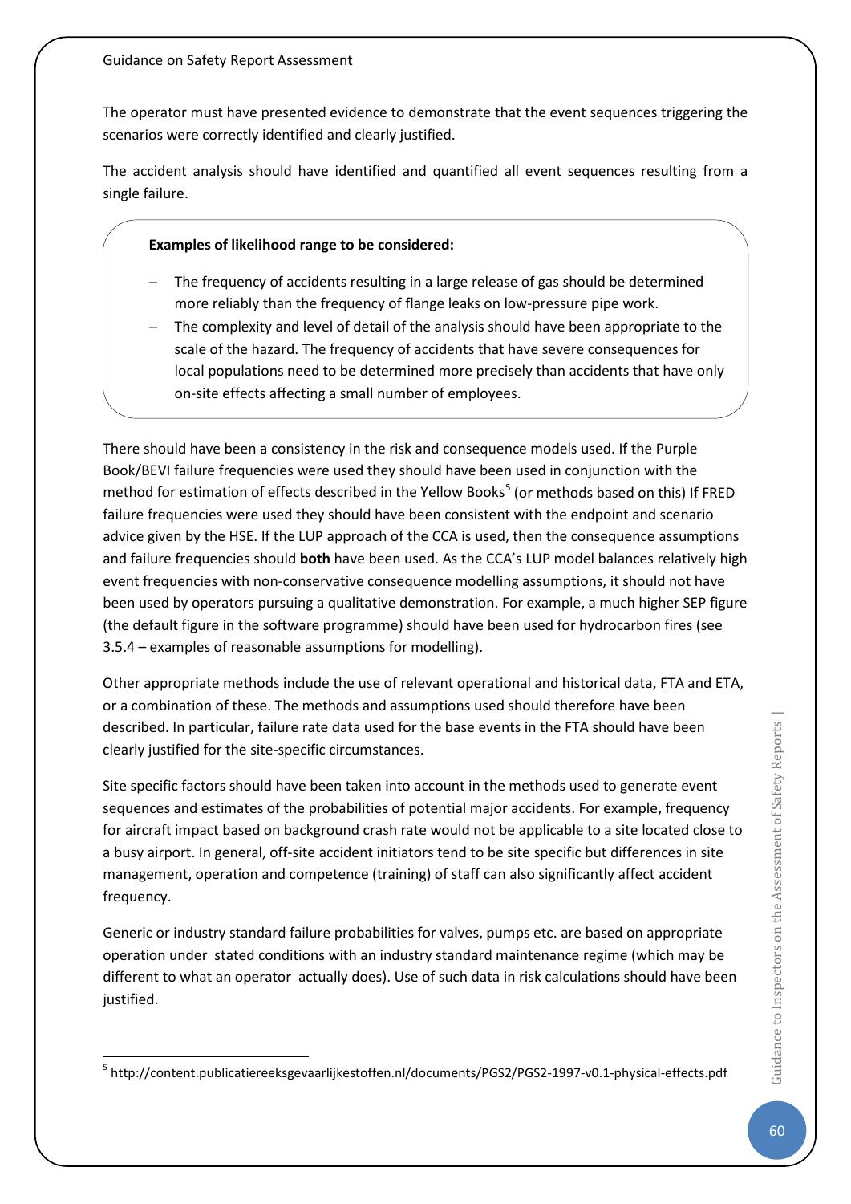The operator must have presented evidence to demonstrate that the event sequences triggering the scenarios were correctly identified and clearly justified.

The accident analysis should have identified and quantified all event sequences resulting from a single failure.

**Examples of likelihood range to be considered:**

- The frequency of accidents resulting in a large release of gas should be determined more reliably than the frequency of flange leaks on low-pressure pipe work.
- The complexity and level of detail of the analysis should have been appropriate to the scale of the hazard. The frequency of accidents that have severe consequences for local populations need to be determined more precisely than accidents that have only on-site effects affecting a small number of employees.

There should have been a consistency in the risk and consequence models used. If the Purple Book/BEVI failure frequencies were used they should have been used in conjunction with the method for estimation of effects described in the Yellow Books[5] (or methods based on this) If FRED failure frequencies were used they should have been consistent with the endpoint and scenario advice given by the HSE. If the LUP approach of the CCA is used, then the consequence assumptions and failure frequencies should **both** have been used. As the CCA's LUP model balances relatively high event frequencies with non-conservative consequence modelling assumptions, it should not have been used by operators pursuing a qualitative demonstration. For example, a much higher SEP figure (the default figure in the software programme) should have been used for hydrocarbon fires (see 3.5.4 – examples of reasonable assumptions for modelling).

Other appropriate methods include the use of relevant operational and historical data, FTA and ETA, or a combination of these. The methods and assumptions used should therefore have been described. In particular, failure rate data used for the base events in the FTA should have been clearly justified for the site-specific circumstances.

Site specific factors should have been taken into account in the methods used to generate event sequences and estimates of the probabilities of potential major accidents. For example, frequency for aircraft impact based on background crash rate would not be applicable to a site located close to a busy airport. In general, off-site accident initiators tend to be site specific but differences in site management, operation and competence (training) of staff can also significantly affect accident frequency.

Generic or industry standard failure probabilities for valves, pumps etc. are based on appropriate operation under stated conditions with an industry standard maintenance regime (which may be different to what an operator actually does). Use of such data in risk calculations should have been justified.

[5] http://content.publicatiereeksgevaarlijkestoffen.nl/documents/PGS2/PGS2-1997-v0.1-physical-effects.pdf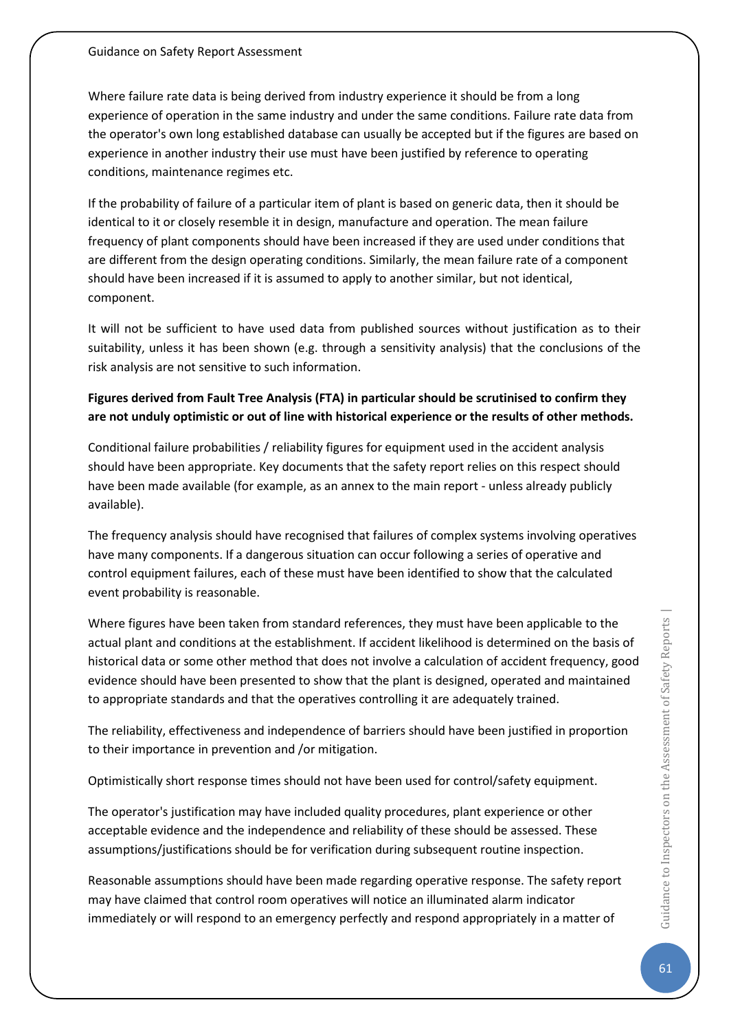Where failure rate data is being derived from industry experience it should be from a long experience of operation in the same industry and under the same conditions. Failure rate data from the operator's own long established database can usually be accepted but if the figures are based on experience in another industry their use must have been justified by reference to operating conditions, maintenance regimes etc.

If the probability of failure of a particular item of plant is based on generic data, then it should be identical to it or closely resemble it in design, manufacture and operation. The mean failure frequency of plant components should have been increased if they are used under conditions that are different from the design operating conditions. Similarly, the mean failure rate of a component should have been increased if it is assumed to apply to another similar, but not identical, component.

It will not be sufficient to have used data from published sources without justification as to their suitability, unless it has been shown (e.g. through a sensitivity analysis) that the conclusions of the risk analysis are not sensitive to such information.

**Figures derived from Fault Tree Analysis (FTA) in particular should be scrutinised to confirm they are not unduly optimistic or out of line with historical experience or the results of other methods.**

Conditional failure probabilities / reliability figures for equipment used in the accident analysis should have been appropriate. Key documents that the safety report relies on this respect should have been made available (for example, as an annex to the main report - unless already publicly available).

The frequency analysis should have recognised that failures of complex systems involving operatives have many components. If a dangerous situation can occur following a series of operative and control equipment failures, each of these must have been identified to show that the calculated event probability is reasonable.

Where figures have been taken from standard references, they must have been applicable to the actual plant and conditions at the establishment. If accident likelihood is determined on the basis of historical data or some other method that does not involve a calculation of accident frequency, good evidence should have been presented to show that the plant is designed, operated and maintained to appropriate standards and that the operatives controlling it are adequately trained.

The reliability, effectiveness and independence of barriers should have been justified in proportion to their importance in prevention and /or mitigation.

Optimistically short response times should not have been used for control/safety equipment.

The operator's justification may have included quality procedures, plant experience or other acceptable evidence and the independence and reliability of these should be assessed. These assumptions/justifications should be for verification during subsequent routine inspection.

Reasonable assumptions should have been made regarding operative response. The safety report may have claimed that control room operatives will notice an illuminated alarm indicator immediately or will respond to an emergency perfectly and respond appropriately in a matter of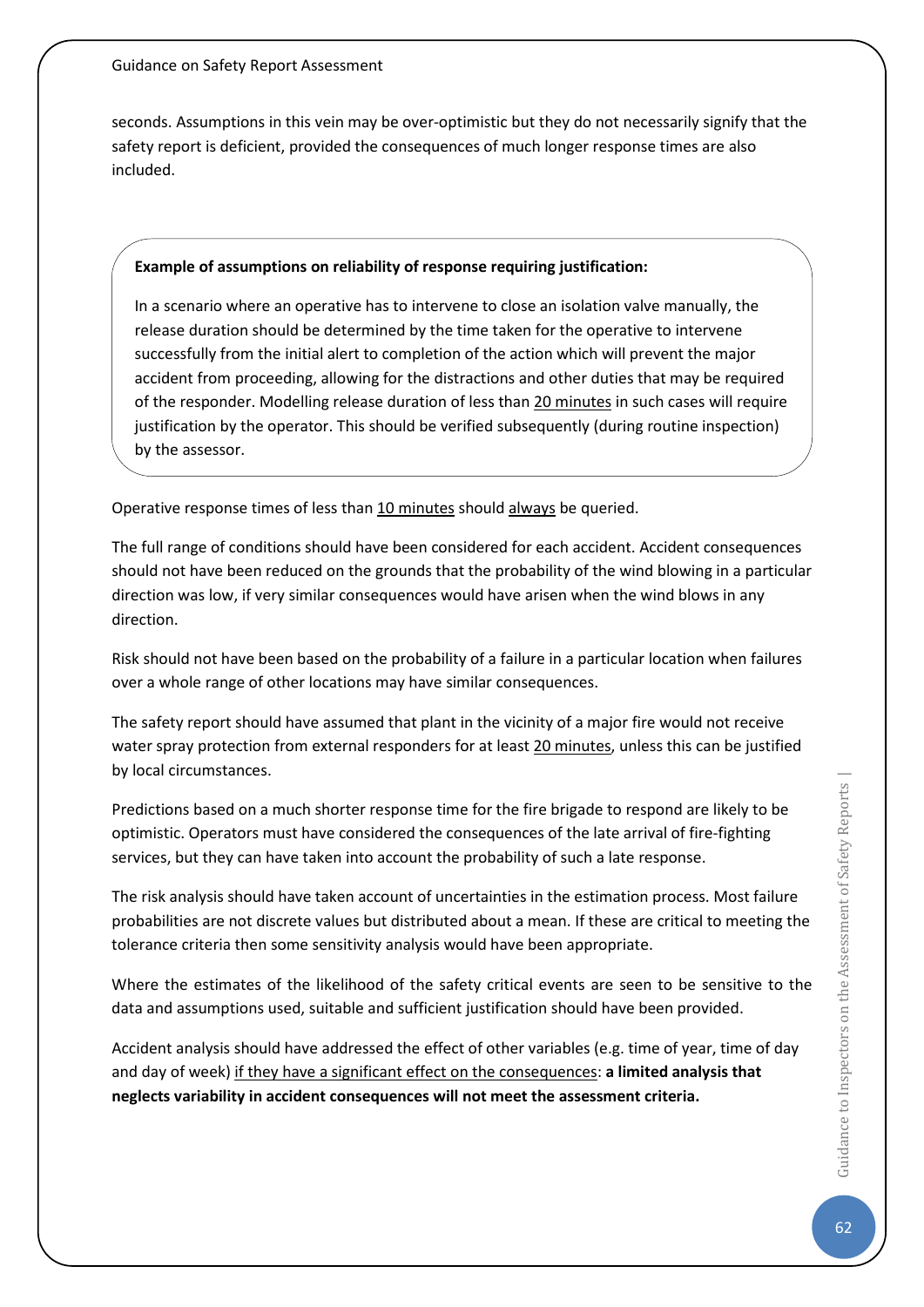seconds. Assumptions in this vein may be over-optimistic but they do not necessarily signify that the safety report is deficient, provided the consequences of much longer response times are also included.

> **Example of assumptions on reliability of response requiring justification:**
>
> In a scenario where an operative has to intervene to close an isolation valve manually, the release duration should be determined by the time taken for the operative to intervene successfully from the initial alert to completion of the action which will prevent the major accident from proceeding, allowing for the distractions and other duties that may be required of the responder. Modelling release duration of less than <u>20 minutes</u> in such cases will require justification by the operator. This should be verified subsequently (during routine inspection) by the assessor.

Operative response times of less than <u>10 minutes</u> should <u>always</u> be queried.

The full range of conditions should have been considered for each accident. Accident consequences should not have been reduced on the grounds that the probability of the wind blowing in a particular direction was low, if very similar consequences would have arisen when the wind blows in any direction.

Risk should not have been based on the probability of a failure in a particular location when failures over a whole range of other locations may have similar consequences.

The safety report should have assumed that plant in the vicinity of a major fire would not receive water spray protection from external responders for at least <u>20 minutes</u>, unless this can be justified by local circumstances.

Predictions based on a much shorter response time for the fire brigade to respond are likely to be optimistic. Operators must have considered the consequences of the late arrival of fire-fighting services, but they can have taken into account the probability of such a late response.

The risk analysis should have taken account of uncertainties in the estimation process. Most failure probabilities are not discrete values but distributed about a mean. If these are critical to meeting the tolerance criteria then some sensitivity analysis would have been appropriate.

Where the estimates of the likelihood of the safety critical events are seen to be sensitive to the data and assumptions used, suitable and sufficient justification should have been provided.

Accident analysis should have addressed the effect of other variables (e.g. time of year, time of day and day of week) <u>if they have a significant effect on the consequences</u>: **a limited analysis that neglects variability in accident consequences will not meet the assessment criteria.**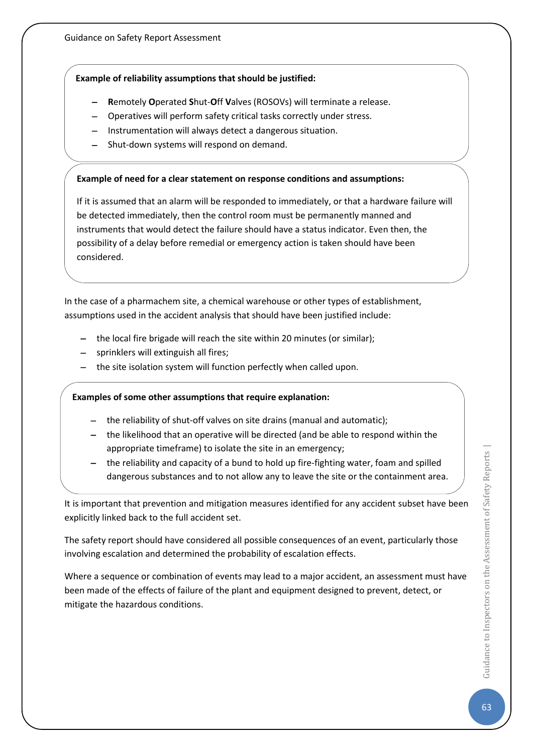**Example of reliability assumptions that should be justified:**

- **R**emotely **O**perated **S**hut-**O**ff **V**alves (ROSOVs) will terminate a release.
- Operatives will perform safety critical tasks correctly under stress.
- Instrumentation will always detect a dangerous situation.
- Shut-down systems will respond on demand.

**Example of need for a clear statement on response conditions and assumptions:**

If it is assumed that an alarm will be responded to immediately, or that a hardware failure will be detected immediately, then the control room must be permanently manned and instruments that would detect the failure should have a status indicator. Even then, the possibility of a delay before remedial or emergency action is taken should have been considered.

In the case of a pharmachem site, a chemical warehouse or other types of establishment, assumptions used in the accident analysis that should have been justified include:

- the local fire brigade will reach the site within 20 minutes (or similar);
- sprinklers will extinguish all fires;
- the site isolation system will function perfectly when called upon.

**Examples of some other assumptions that require explanation:**

- the reliability of shut-off valves on site drains (manual and automatic);
- the likelihood that an operative will be directed (and be able to respond within the appropriate timeframe) to isolate the site in an emergency;
- the reliability and capacity of a bund to hold up fire-fighting water, foam and spilled dangerous substances and to not allow any to leave the site or the containment area.

It is important that prevention and mitigation measures identified for any accident subset have been explicitly linked back to the full accident set.

The safety report should have considered all possible consequences of an event, particularly those involving escalation and determined the probability of escalation effects.

Where a sequence or combination of events may lead to a major accident, an assessment must have been made of the effects of failure of the plant and equipment designed to prevent, detect, or mitigate the hazardous conditions.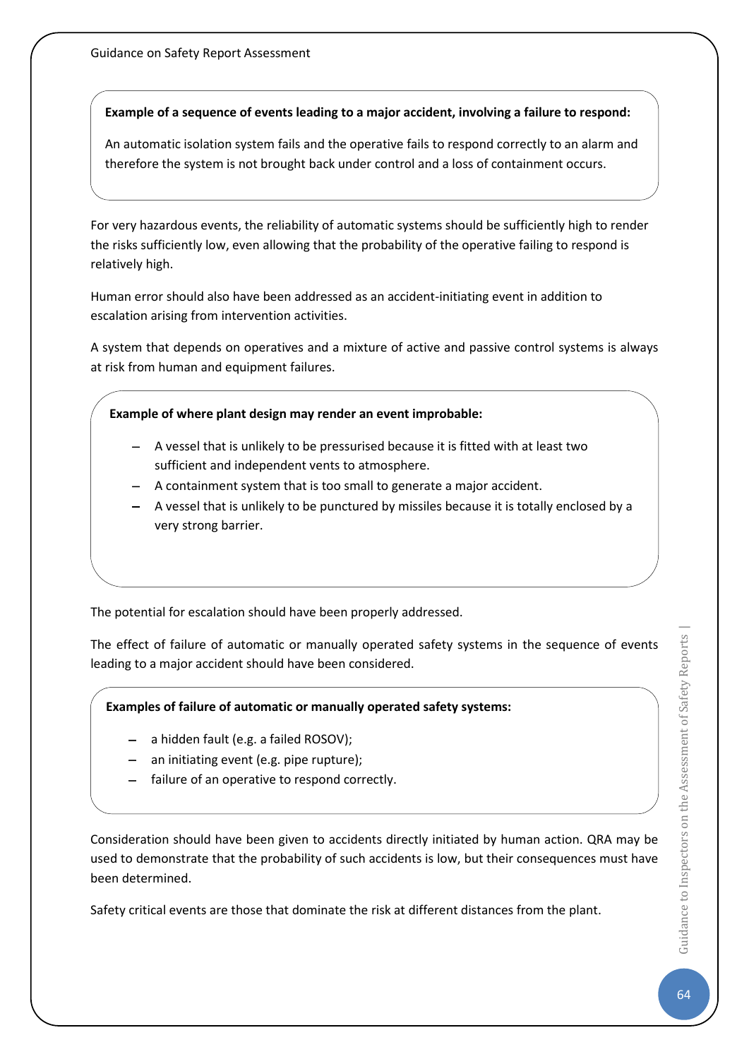**Example of a sequence of events leading to a major accident, involving a failure to respond:**

An automatic isolation system fails and the operative fails to respond correctly to an alarm and therefore the system is not brought back under control and a loss of containment occurs.

For very hazardous events, the reliability of automatic systems should be sufficiently high to render the risks sufficiently low, even allowing that the probability of the operative failing to respond is relatively high.

Human error should also have been addressed as an accident-initiating event in addition to escalation arising from intervention activities.

A system that depends on operatives and a mixture of active and passive control systems is always at risk from human and equipment failures.

**Example of where plant design may render an event improbable:**

- A vessel that is unlikely to be pressurised because it is fitted with at least two sufficient and independent vents to atmosphere.
- A containment system that is too small to generate a major accident.
- A vessel that is unlikely to be punctured by missiles because it is totally enclosed by a very strong barrier.

The potential for escalation should have been properly addressed.

The effect of failure of automatic or manually operated safety systems in the sequence of events leading to a major accident should have been considered.

**Examples of failure of automatic or manually operated safety systems:**

- a hidden fault (e.g. a failed ROSOV);
- an initiating event (e.g. pipe rupture);
- failure of an operative to respond correctly.

Consideration should have been given to accidents directly initiated by human action. QRA may be used to demonstrate that the probability of such accidents is low, but their consequences must have been determined.

Safety critical events are those that dominate the risk at different distances from the plant.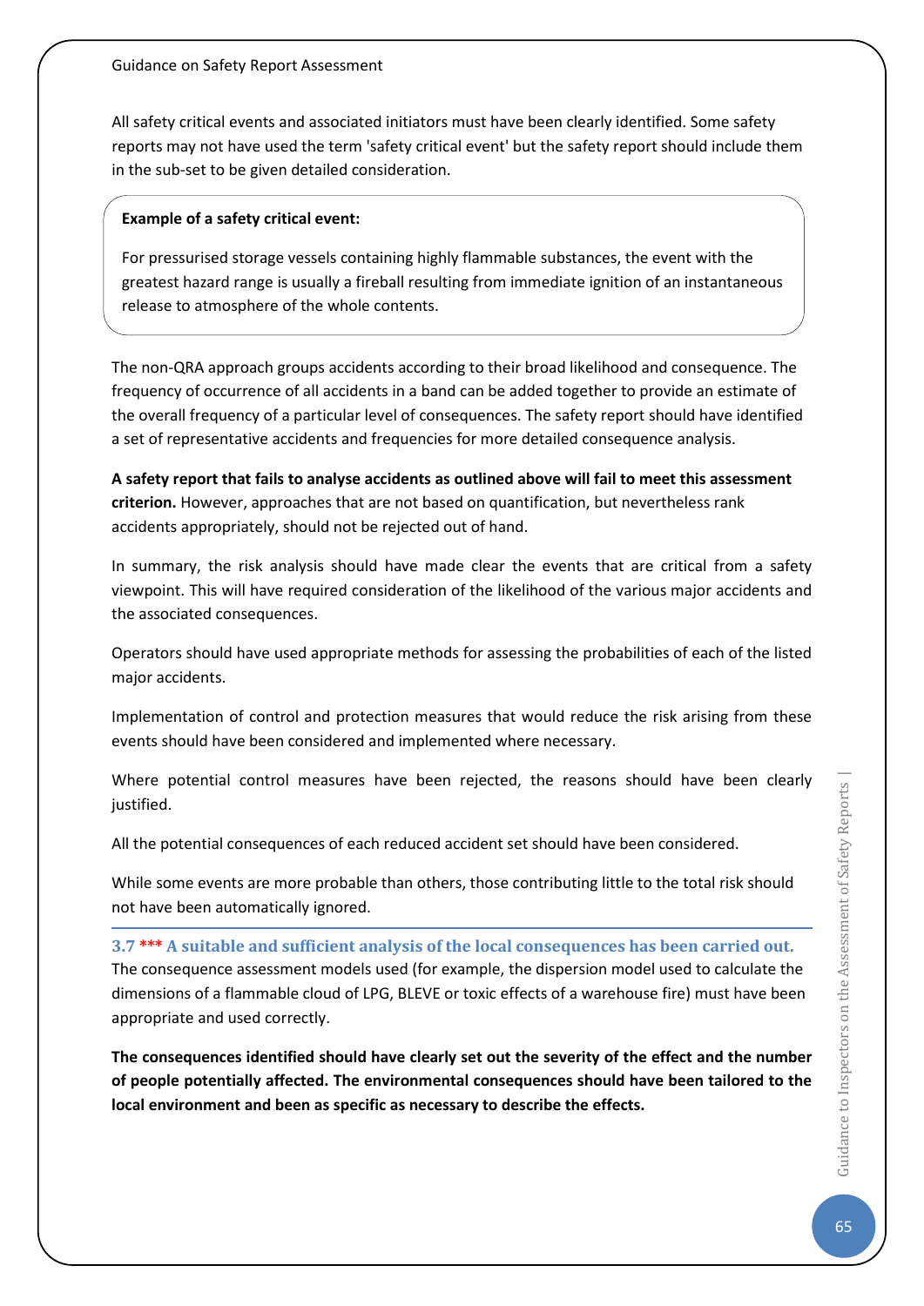All safety critical events and associated initiators must have been clearly identified. Some safety reports may not have used the term 'safety critical event' but the safety report should include them in the sub-set to be given detailed consideration.

> **Example of a safety critical event:**
>
> For pressurised storage vessels containing highly flammable substances, the event with the greatest hazard range is usually a fireball resulting from immediate ignition of an instantaneous release to atmosphere of the whole contents.

The non-QRA approach groups accidents according to their broad likelihood and consequence. The frequency of occurrence of all accidents in a band can be added together to provide an estimate of the overall frequency of a particular level of consequences. The safety report should have identified a set of representative accidents and frequencies for more detailed consequence analysis.

**A safety report that fails to analyse accidents as outlined above will fail to meet this assessment criterion.** However, approaches that are not based on quantification, but nevertheless rank accidents appropriately, should not be rejected out of hand.

In summary, the risk analysis should have made clear the events that are critical from a safety viewpoint. This will have required consideration of the likelihood of the various major accidents and the associated consequences.

Operators should have used appropriate methods for assessing the probabilities of each of the listed major accidents.

Implementation of control and protection measures that would reduce the risk arising from these events should have been considered and implemented where necessary.

Where potential control measures have been rejected, the reasons should have been clearly justified.

All the potential consequences of each reduced accident set should have been considered.

While some events are more probable than others, those contributing little to the total risk should not have been automatically ignored.

### 3.7 *** A suitable and sufficient analysis of the local consequences has been carried out.

The consequence assessment models used (for example, the dispersion model used to calculate the dimensions of a flammable cloud of LPG, BLEVE or toxic effects of a warehouse fire) must have been appropriate and used correctly.

**The consequences identified should have clearly set out the severity of the effect and the number of people potentially affected. The environmental consequences should have been tailored to the local environment and been as specific as necessary to describe the effects.**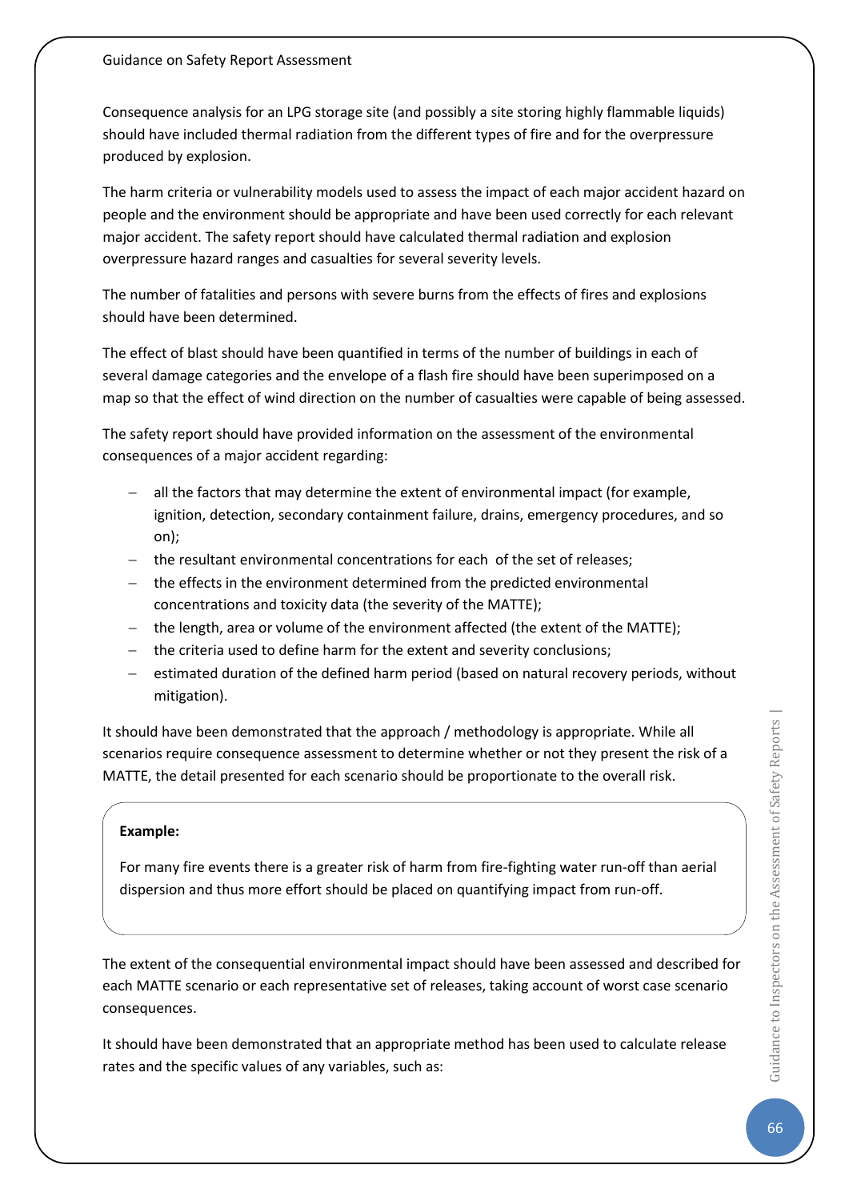Consequence analysis for an LPG storage site (and possibly a site storing highly flammable liquids) should have included thermal radiation from the different types of fire and for the overpressure produced by explosion.

The harm criteria or vulnerability models used to assess the impact of each major accident hazard on people and the environment should be appropriate and have been used correctly for each relevant major accident. The safety report should have calculated thermal radiation and explosion overpressure hazard ranges and casualties for several severity levels.

The number of fatalities and persons with severe burns from the effects of fires and explosions should have been determined.

The effect of blast should have been quantified in terms of the number of buildings in each of several damage categories and the envelope of a flash fire should have been superimposed on a map so that the effect of wind direction on the number of casualties were capable of being assessed.

The safety report should have provided information on the assessment of the environmental consequences of a major accident regarding:

- all the factors that may determine the extent of environmental impact (for example, ignition, detection, secondary containment failure, drains, emergency procedures, and so on);
- the resultant environmental concentrations for each of the set of releases;
- the effects in the environment determined from the predicted environmental concentrations and toxicity data (the severity of the MATTE);
- the length, area or volume of the environment affected (the extent of the MATTE);
- the criteria used to define harm for the extent and severity conclusions;
- estimated duration of the defined harm period (based on natural recovery periods, without mitigation).

It should have been demonstrated that the approach / methodology is appropriate. While all scenarios require consequence assessment to determine whether or not they present the risk of a MATTE, the detail presented for each scenario should be proportionate to the overall risk.

**Example:**

For many fire events there is a greater risk of harm from fire-fighting water run-off than aerial dispersion and thus more effort should be placed on quantifying impact from run-off.

The extent of the consequential environmental impact should have been assessed and described for each MATTE scenario or each representative set of releases, taking account of worst case scenario consequences.

It should have been demonstrated that an appropriate method has been used to calculate release rates and the specific values of any variables, such as: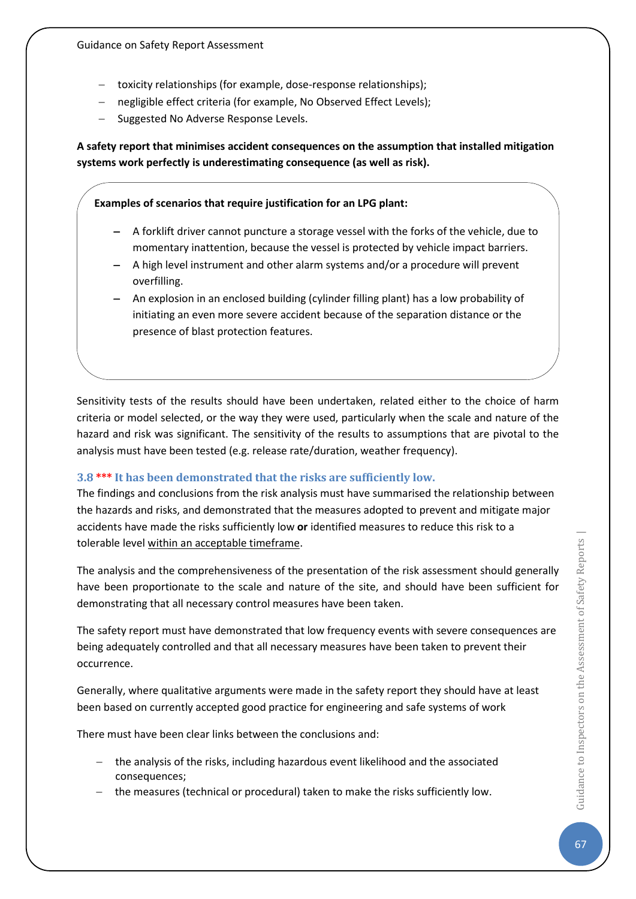- toxicity relationships (for example, dose-response relationships);
- negligible effect criteria (for example, No Observed Effect Levels);
- Suggested No Adverse Response Levels.

**A safety report that minimises accident consequences on the assumption that installed mitigation systems work perfectly is underestimating consequence (as well as risk).**

> **Examples of scenarios that require justification for an LPG plant:**
>
> - A forklift driver cannot puncture a storage vessel with the forks of the vehicle, due to momentary inattention, because the vessel is protected by vehicle impact barriers.
> - A high level instrument and other alarm systems and/or a procedure will prevent overfilling.
> - An explosion in an enclosed building (cylinder filling plant) has a low probability of initiating an even more severe accident because of the separation distance or the presence of blast protection features.

Sensitivity tests of the results should have been undertaken, related either to the choice of harm criteria or model selected, or the way they were used, particularly when the scale and nature of the hazard and risk was significant. The sensitivity of the results to assumptions that are pivotal to the analysis must have been tested (e.g. release rate/duration, weather frequency).

### 3.8 *** It has been demonstrated that the risks are sufficiently low.

The findings and conclusions from the risk analysis must have summarised the relationship between the hazards and risks, and demonstrated that the measures adopted to prevent and mitigate major accidents have made the risks sufficiently low **or** identified measures to reduce this risk to a tolerable level <u>within an acceptable timeframe</u>.

The analysis and the comprehensiveness of the presentation of the risk assessment should generally have been proportionate to the scale and nature of the site, and should have been sufficient for demonstrating that all necessary control measures have been taken.

The safety report must have demonstrated that low frequency events with severe consequences are being adequately controlled and that all necessary measures have been taken to prevent their occurrence.

Generally, where qualitative arguments were made in the safety report they should have at least been based on currently accepted good practice for engineering and safe systems of work

There must have been clear links between the conclusions and:

- the analysis of the risks, including hazardous event likelihood and the associated consequences;
- the measures (technical or procedural) taken to make the risks sufficiently low.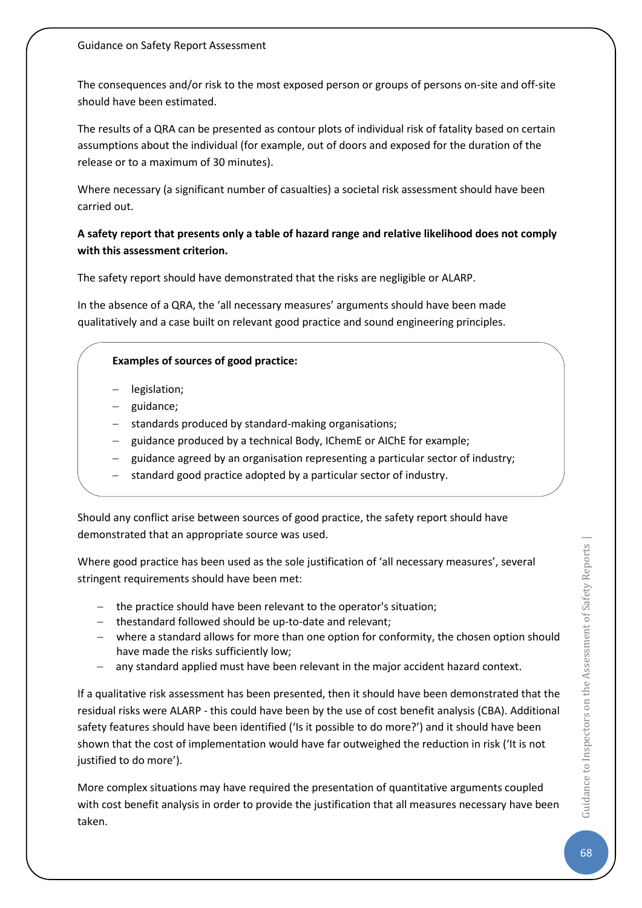The consequences and/or risk to the most exposed person or groups of persons on-site and off-site should have been estimated.

The results of a QRA can be presented as contour plots of individual risk of fatality based on certain assumptions about the individual (for example, out of doors and exposed for the duration of the release or to a maximum of 30 minutes).

Where necessary (a significant number of casualties) a societal risk assessment should have been carried out.

**A safety report that presents only a table of hazard range and relative likelihood does not comply with this assessment criterion.**

The safety report should have demonstrated that the risks are negligible or ALARP.

In the absence of a QRA, the 'all necessary measures' arguments should have been made qualitatively and a case built on relevant good practice and sound engineering principles.

**Examples of sources of good practice:**

- legislation;
- guidance;
- standards produced by standard-making organisations;
- guidance produced by a technical Body, IChemE or AIChE for example;
- guidance agreed by an organisation representing a particular sector of industry;
- standard good practice adopted by a particular sector of industry.

Should any conflict arise between sources of good practice, the safety report should have demonstrated that an appropriate source was used.

Where good practice has been used as the sole justification of 'all necessary measures', several stringent requirements should have been met:

- the practice should have been relevant to the operator's situation;
- thestandard followed should be up-to-date and relevant;
- where a standard allows for more than one option for conformity, the chosen option should have made the risks sufficiently low;
- any standard applied must have been relevant in the major accident hazard context.

If a qualitative risk assessment has been presented, then it should have been demonstrated that the residual risks were ALARP - this could have been by the use of cost benefit analysis (CBA). Additional safety features should have been identified ('Is it possible to do more?') and it should have been shown that the cost of implementation would have far outweighed the reduction in risk ('It is not justified to do more').

More complex situations may have required the presentation of quantitative arguments coupled with cost benefit analysis in order to provide the justification that all measures necessary have been taken.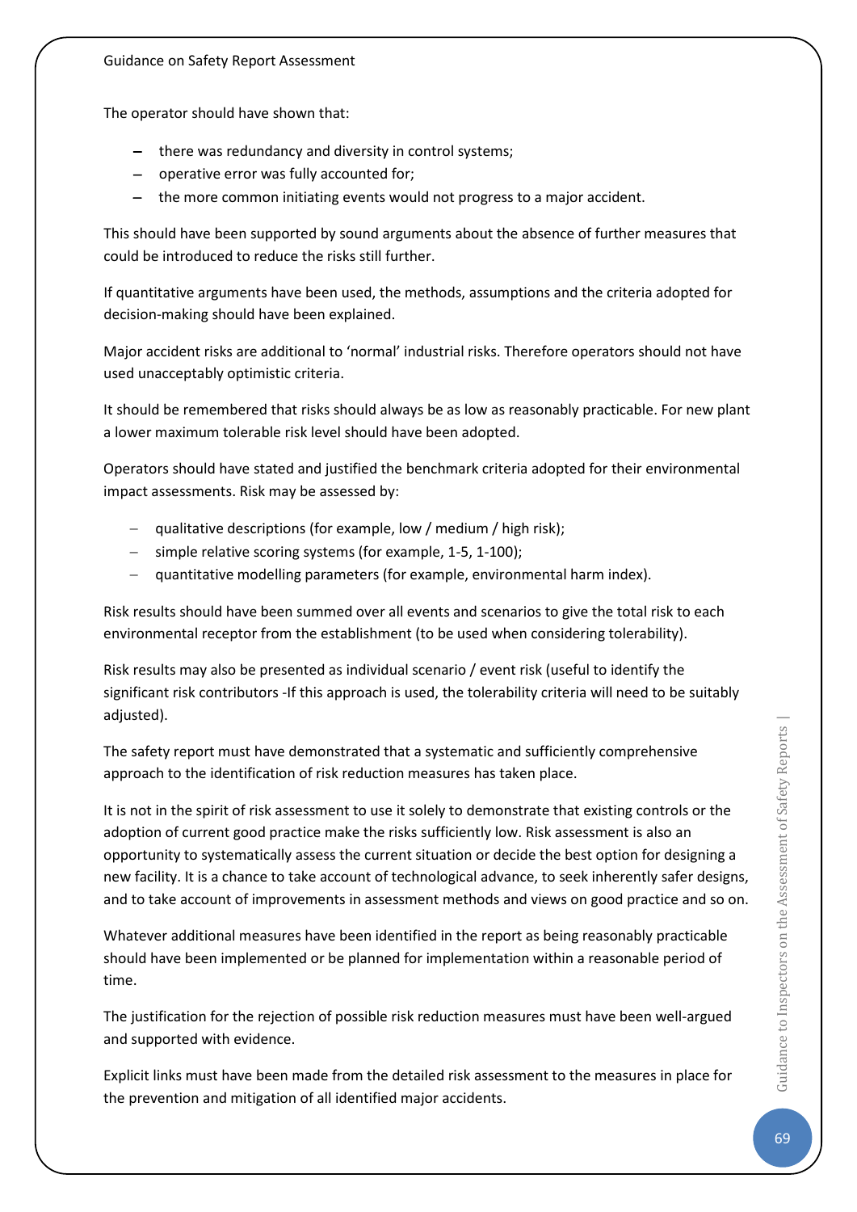The operator should have shown that:

- there was redundancy and diversity in control systems;
- operative error was fully accounted for;
- the more common initiating events would not progress to a major accident.

This should have been supported by sound arguments about the absence of further measures that could be introduced to reduce the risks still further.

If quantitative arguments have been used, the methods, assumptions and the criteria adopted for decision-making should have been explained.

Major accident risks are additional to 'normal' industrial risks. Therefore operators should not have used unacceptably optimistic criteria.

It should be remembered that risks should always be as low as reasonably practicable. For new plant a lower maximum tolerable risk level should have been adopted.

Operators should have stated and justified the benchmark criteria adopted for their environmental impact assessments. Risk may be assessed by:

- qualitative descriptions (for example, low / medium / high risk);
- simple relative scoring systems (for example, 1-5, 1-100);
- quantitative modelling parameters (for example, environmental harm index).

Risk results should have been summed over all events and scenarios to give the total risk to each environmental receptor from the establishment (to be used when considering tolerability).

Risk results may also be presented as individual scenario / event risk (useful to identify the significant risk contributors -If this approach is used, the tolerability criteria will need to be suitably adjusted).

The safety report must have demonstrated that a systematic and sufficiently comprehensive approach to the identification of risk reduction measures has taken place.

It is not in the spirit of risk assessment to use it solely to demonstrate that existing controls or the adoption of current good practice make the risks sufficiently low. Risk assessment is also an opportunity to systematically assess the current situation or decide the best option for designing a new facility. It is a chance to take account of technological advance, to seek inherently safer designs, and to take account of improvements in assessment methods and views on good practice and so on.

Whatever additional measures have been identified in the report as being reasonably practicable should have been implemented or be planned for implementation within a reasonable period of time.

The justification for the rejection of possible risk reduction measures must have been well-argued and supported with evidence.

Explicit links must have been made from the detailed risk assessment to the measures in place for the prevention and mitigation of all identified major accidents.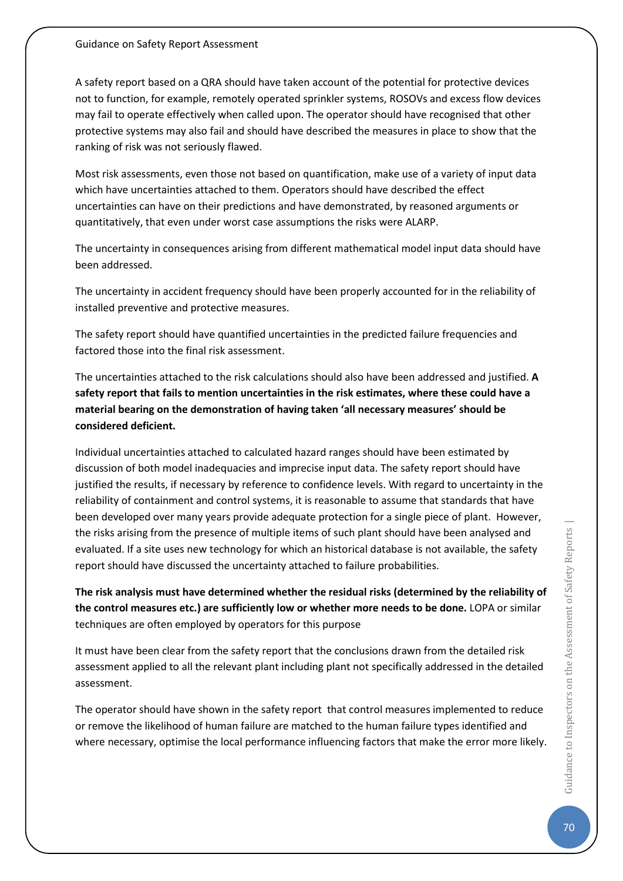A safety report based on a QRA should have taken account of the potential for protective devices not to function, for example, remotely operated sprinkler systems, ROSOVs and excess flow devices may fail to operate effectively when called upon. The operator should have recognised that other protective systems may also fail and should have described the measures in place to show that the ranking of risk was not seriously flawed.

Most risk assessments, even those not based on quantification, make use of a variety of input data which have uncertainties attached to them. Operators should have described the effect uncertainties can have on their predictions and have demonstrated, by reasoned arguments or quantitatively, that even under worst case assumptions the risks were ALARP.

The uncertainty in consequences arising from different mathematical model input data should have been addressed.

The uncertainty in accident frequency should have been properly accounted for in the reliability of installed preventive and protective measures.

The safety report should have quantified uncertainties in the predicted failure frequencies and factored those into the final risk assessment.

The uncertainties attached to the risk calculations should also have been addressed and justified. **A safety report that fails to mention uncertainties in the risk estimates, where these could have a material bearing on the demonstration of having taken 'all necessary measures' should be considered deficient.**

Individual uncertainties attached to calculated hazard ranges should have been estimated by discussion of both model inadequacies and imprecise input data. The safety report should have justified the results, if necessary by reference to confidence levels. With regard to uncertainty in the reliability of containment and control systems, it is reasonable to assume that standards that have been developed over many years provide adequate protection for a single piece of plant. However, the risks arising from the presence of multiple items of such plant should have been analysed and evaluated. If a site uses new technology for which an historical database is not available, the safety report should have discussed the uncertainty attached to failure probabilities.

**The risk analysis must have determined whether the residual risks (determined by the reliability of the control measures etc.) are sufficiently low or whether more needs to be done.** LOPA or similar techniques are often employed by operators for this purpose

It must have been clear from the safety report that the conclusions drawn from the detailed risk assessment applied to all the relevant plant including plant not specifically addressed in the detailed assessment.

The operator should have shown in the safety report that control measures implemented to reduce or remove the likelihood of human failure are matched to the human failure types identified and where necessary, optimise the local performance influencing factors that make the error more likely.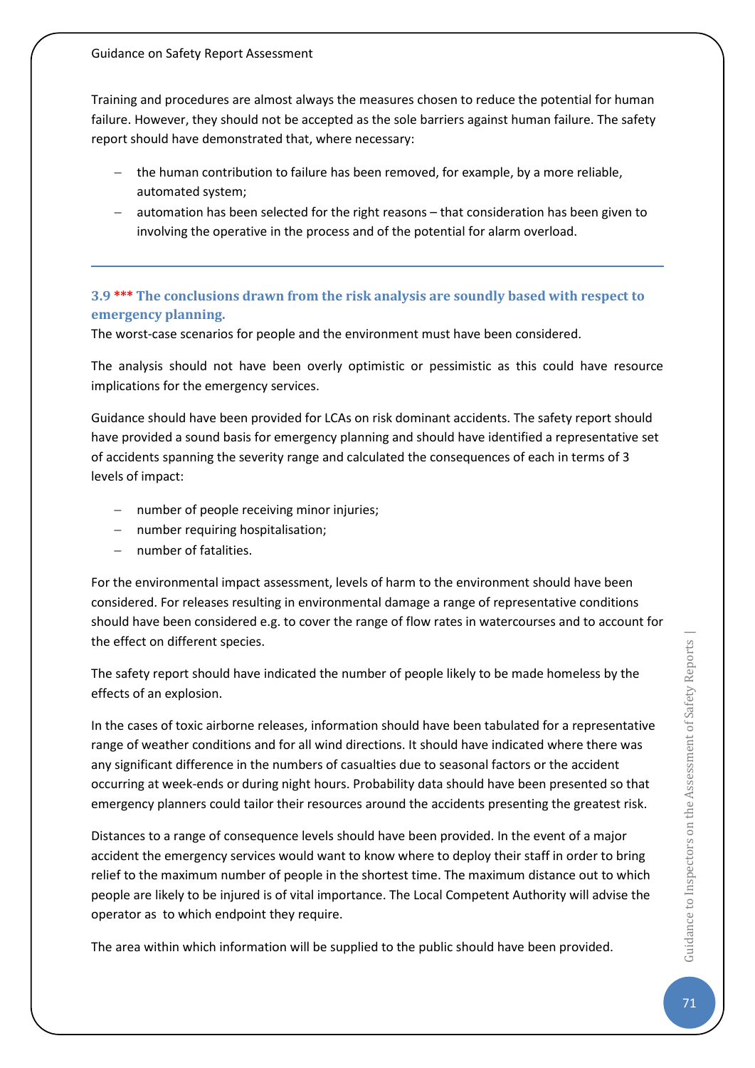Training and procedures are almost always the measures chosen to reduce the potential for human failure. However, they should not be accepted as the sole barriers against human failure. The safety report should have demonstrated that, where necessary:

- the human contribution to failure has been removed, for example, by a more reliable, automated system;
- automation has been selected for the right reasons – that consideration has been given to involving the operative in the process and of the potential for alarm overload.

---

### 3.9 *** The conclusions drawn from the risk analysis are soundly based with respect to emergency planning.

The worst-case scenarios for people and the environment must have been considered.

The analysis should not have been overly optimistic or pessimistic as this could have resource implications for the emergency services.

Guidance should have been provided for LCAs on risk dominant accidents. The safety report should have provided a sound basis for emergency planning and should have identified a representative set of accidents spanning the severity range and calculated the consequences of each in terms of 3 levels of impact:

- number of people receiving minor injuries;
- number requiring hospitalisation;
- number of fatalities.

For the environmental impact assessment, levels of harm to the environment should have been considered. For releases resulting in environmental damage a range of representative conditions should have been considered e.g. to cover the range of flow rates in watercourses and to account for the effect on different species.

The safety report should have indicated the number of people likely to be made homeless by the effects of an explosion.

In the cases of toxic airborne releases, information should have been tabulated for a representative range of weather conditions and for all wind directions. It should have indicated where there was any significant difference in the numbers of casualties due to seasonal factors or the accident occurring at week-ends or during night hours. Probability data should have been presented so that emergency planners could tailor their resources around the accidents presenting the greatest risk.

Distances to a range of consequence levels should have been provided. In the event of a major accident the emergency services would want to know where to deploy their staff in order to bring relief to the maximum number of people in the shortest time. The maximum distance out to which people are likely to be injured is of vital importance. The Local Competent Authority will advise the operator as to which endpoint they require.

The area within which information will be supplied to the public should have been provided.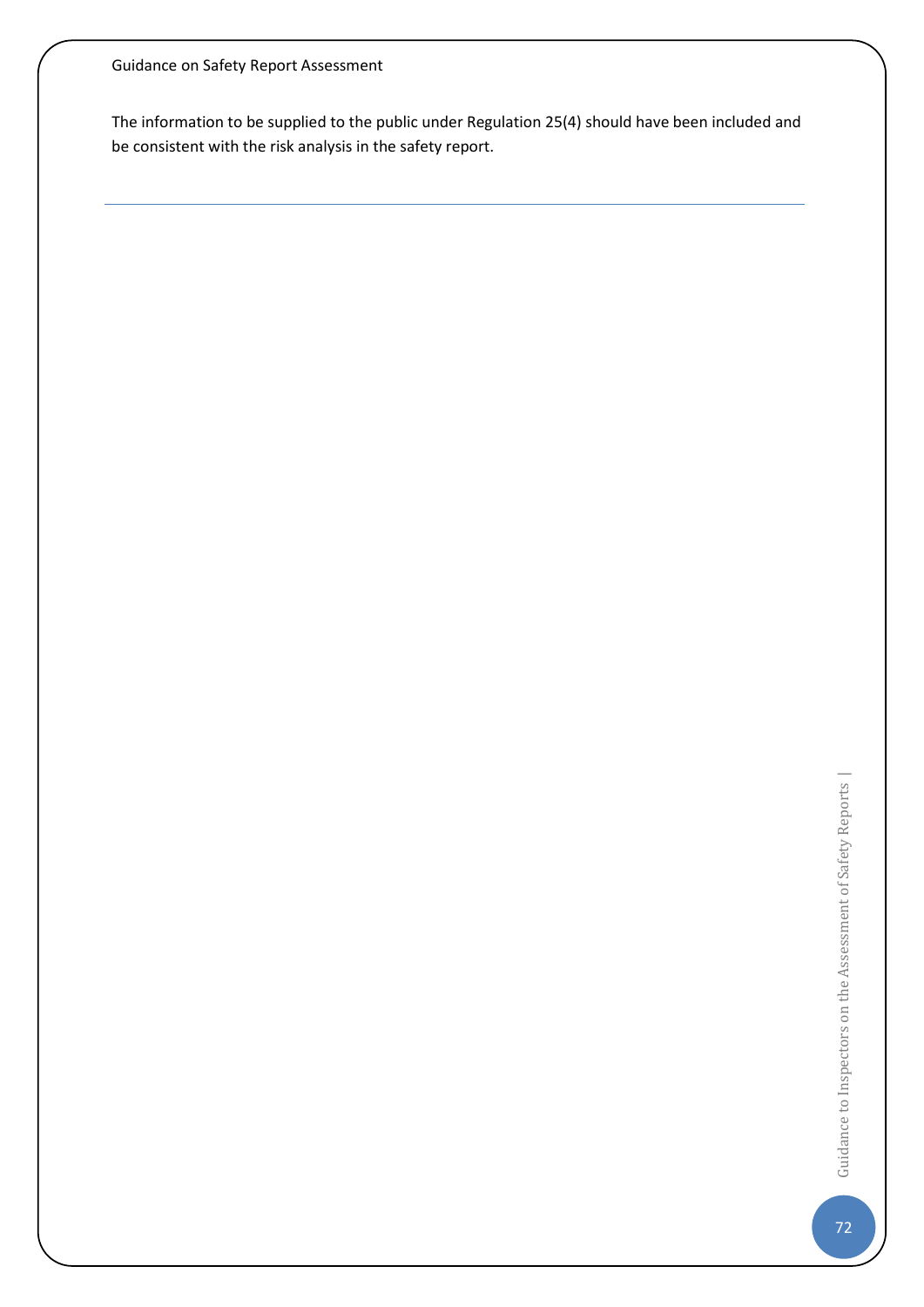The information to be supplied to the public under Regulation 25(4) should have been included and be consistent with the risk analysis in the safety report.

---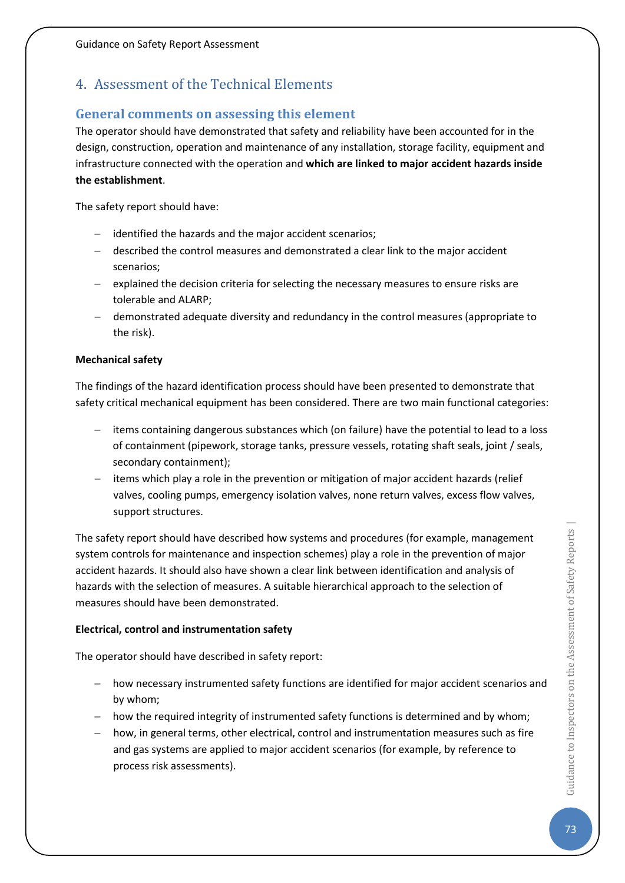# 4. Assessment of the Technical Elements

## General comments on assessing this element

The operator should have demonstrated that safety and reliability have been accounted for in the design, construction, operation and maintenance of any installation, storage facility, equipment and infrastructure connected with the operation and **which are linked to major accident hazards inside the establishment**.

The safety report should have:

- identified the hazards and the major accident scenarios;
- described the control measures and demonstrated a clear link to the major accident scenarios;
- explained the decision criteria for selecting the necessary measures to ensure risks are tolerable and ALARP;
- demonstrated adequate diversity and redundancy in the control measures (appropriate to the risk).

**Mechanical safety**

The findings of the hazard identification process should have been presented to demonstrate that safety critical mechanical equipment has been considered. There are two main functional categories:

- items containing dangerous substances which (on failure) have the potential to lead to a loss of containment (pipework, storage tanks, pressure vessels, rotating shaft seals, joint / seals, secondary containment);
- items which play a role in the prevention or mitigation of major accident hazards (relief valves, cooling pumps, emergency isolation valves, none return valves, excess flow valves, support structures.

The safety report should have described how systems and procedures (for example, management system controls for maintenance and inspection schemes) play a role in the prevention of major accident hazards. It should also have shown a clear link between identification and analysis of hazards with the selection of measures. A suitable hierarchical approach to the selection of measures should have been demonstrated.

**Electrical, control and instrumentation safety**

The operator should have described in safety report:

- how necessary instrumented safety functions are identified for major accident scenarios and by whom;
- how the required integrity of instrumented safety functions is determined and by whom;
- how, in general terms, other electrical, control and instrumentation measures such as fire and gas systems are applied to major accident scenarios (for example, by reference to process risk assessments).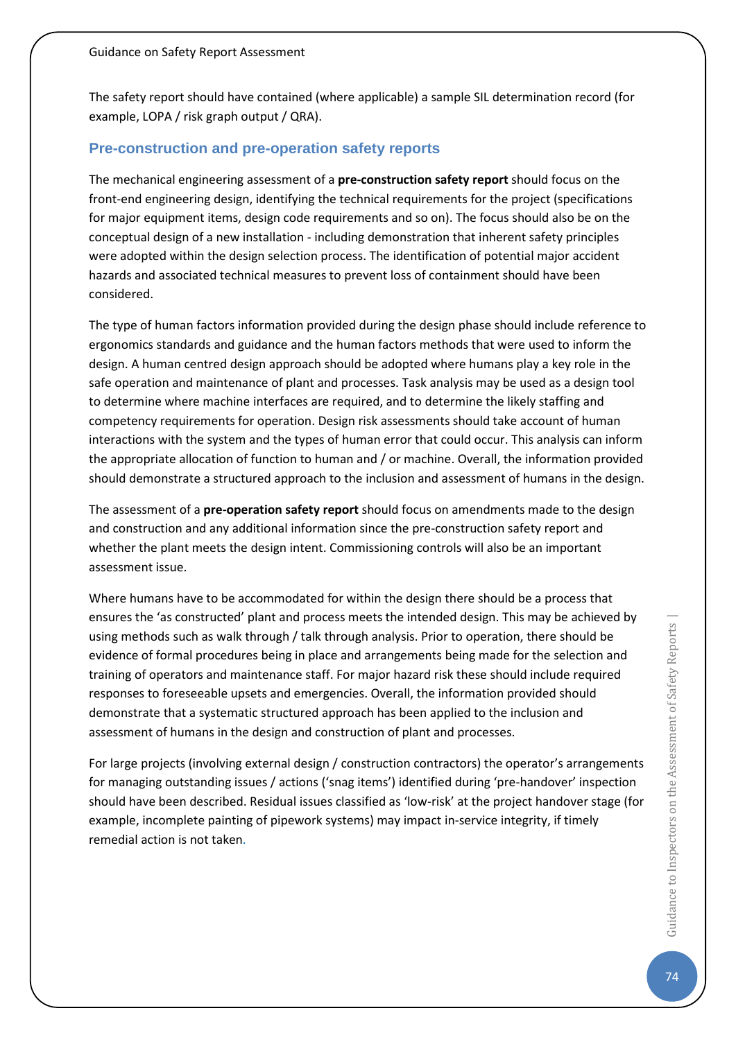The safety report should have contained (where applicable) a sample SIL determination record (for example, LOPA / risk graph output / QRA).

## Pre-construction and pre-operation safety reports

The mechanical engineering assessment of a **pre-construction safety report** should focus on the front-end engineering design, identifying the technical requirements for the project (specifications for major equipment items, design code requirements and so on). The focus should also be on the conceptual design of a new installation - including demonstration that inherent safety principles were adopted within the design selection process. The identification of potential major accident hazards and associated technical measures to prevent loss of containment should have been considered.

The type of human factors information provided during the design phase should include reference to ergonomics standards and guidance and the human factors methods that were used to inform the design. A human centred design approach should be adopted where humans play a key role in the safe operation and maintenance of plant and processes. Task analysis may be used as a design tool to determine where machine interfaces are required, and to determine the likely staffing and competency requirements for operation. Design risk assessments should take account of human interactions with the system and the types of human error that could occur. This analysis can inform the appropriate allocation of function to human and / or machine. Overall, the information provided should demonstrate a structured approach to the inclusion and assessment of humans in the design.

The assessment of a **pre-operation safety report** should focus on amendments made to the design and construction and any additional information since the pre-construction safety report and whether the plant meets the design intent. Commissioning controls will also be an important assessment issue.

Where humans have to be accommodated for within the design there should be a process that ensures the 'as constructed' plant and process meets the intended design. This may be achieved by using methods such as walk through / talk through analysis. Prior to operation, there should be evidence of formal procedures being in place and arrangements being made for the selection and training of operators and maintenance staff. For major hazard risk these should include required responses to foreseeable upsets and emergencies. Overall, the information provided should demonstrate that a systematic structured approach has been applied to the inclusion and assessment of humans in the design and construction of plant and processes.

For large projects (involving external design / construction contractors) the operator's arrangements for managing outstanding issues / actions ('snag items') identified during 'pre-handover' inspection should have been described. Residual issues classified as 'low-risk' at the project handover stage (for example, incomplete painting of pipework systems) may impact in-service integrity, if timely remedial action is not taken.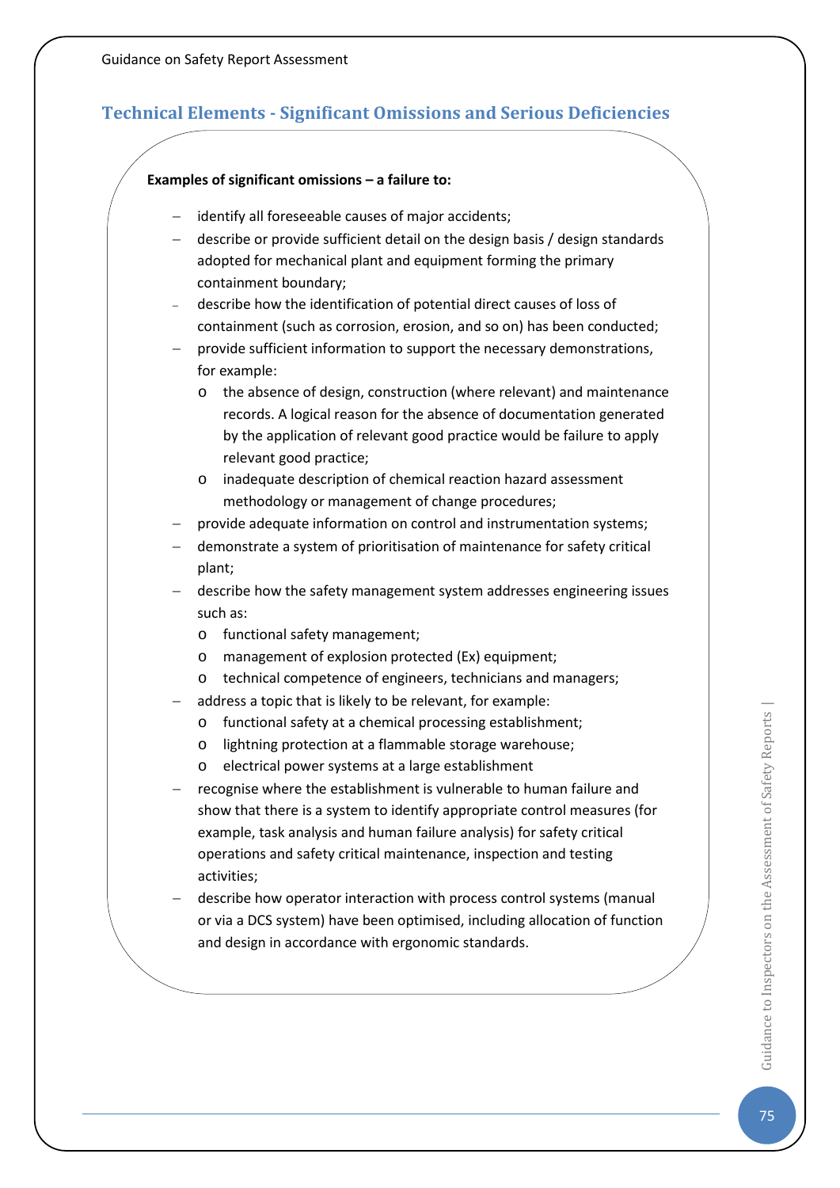## Technical Elements - Significant Omissions and Serious Deficiencies

**Examples of significant omissions – a failure to:**

- identify all foreseeable causes of major accidents;
- describe or provide sufficient detail on the design basis / design standards adopted for mechanical plant and equipment forming the primary containment boundary;
- describe how the identification of potential direct causes of loss of containment (such as corrosion, erosion, and so on) has been conducted;
- provide sufficient information to support the necessary demonstrations, for example:
  - the absence of design, construction (where relevant) and maintenance records. A logical reason for the absence of documentation generated by the application of relevant good practice would be failure to apply relevant good practice;
  - inadequate description of chemical reaction hazard assessment methodology or management of change procedures;
- provide adequate information on control and instrumentation systems;
- demonstrate a system of prioritisation of maintenance for safety critical plant;
- describe how the safety management system addresses engineering issues such as:
  - functional safety management;
  - management of explosion protected (Ex) equipment;
  - technical competence of engineers, technicians and managers;
- address a topic that is likely to be relevant, for example:
  - functional safety at a chemical processing establishment;
  - lightning protection at a flammable storage warehouse;
  - electrical power systems at a large establishment
- recognise where the establishment is vulnerable to human failure and show that there is a system to identify appropriate control measures (for example, task analysis and human failure analysis) for safety critical operations and safety critical maintenance, inspection and testing activities;
- describe how operator interaction with process control systems (manual or via a DCS system) have been optimised, including allocation of function and design in accordance with ergonomic standards.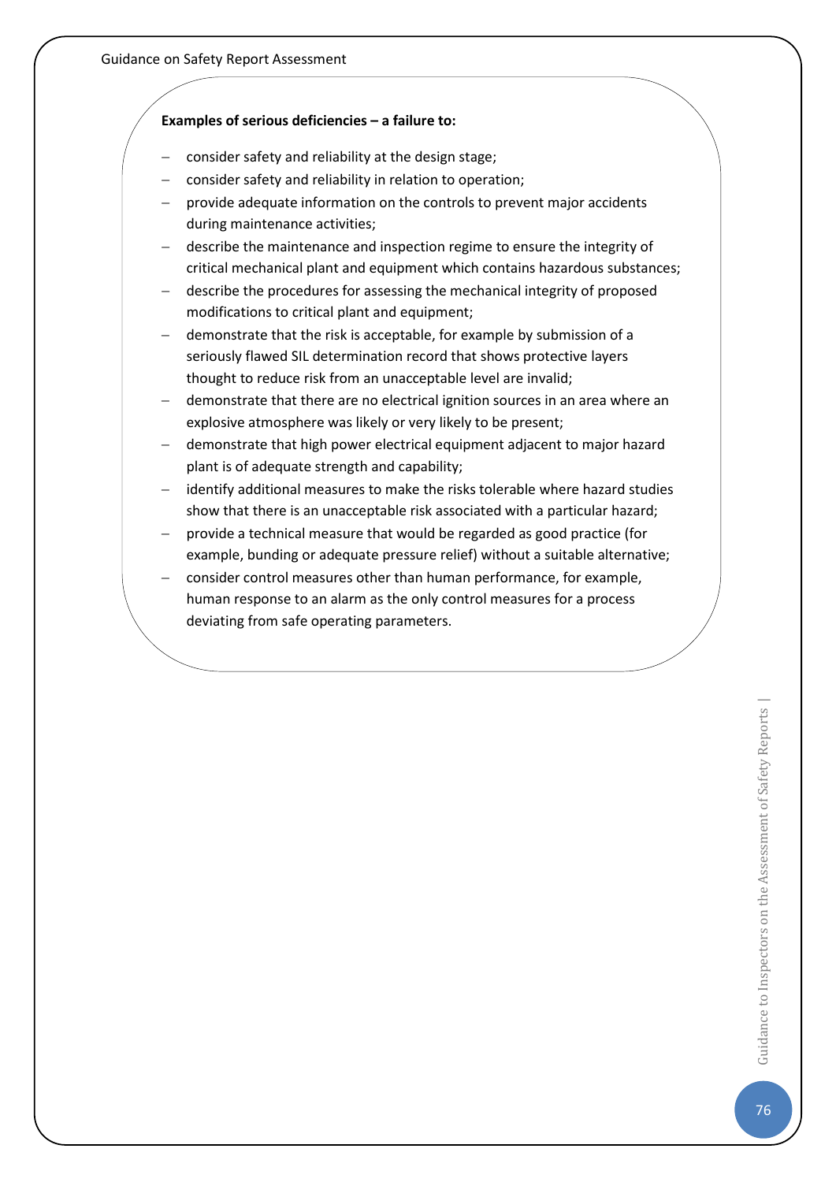**Examples of serious deficiencies – a failure to:**

- consider safety and reliability at the design stage;
- consider safety and reliability in relation to operation;
- provide adequate information on the controls to prevent major accidents during maintenance activities;
- describe the maintenance and inspection regime to ensure the integrity of critical mechanical plant and equipment which contains hazardous substances;
- describe the procedures for assessing the mechanical integrity of proposed modifications to critical plant and equipment;
- demonstrate that the risk is acceptable, for example by submission of a seriously flawed SIL determination record that shows protective layers thought to reduce risk from an unacceptable level are invalid;
- demonstrate that there are no electrical ignition sources in an area where an explosive atmosphere was likely or very likely to be present;
- demonstrate that high power electrical equipment adjacent to major hazard plant is of adequate strength and capability;
- identify additional measures to make the risks tolerable where hazard studies show that there is an unacceptable risk associated with a particular hazard;
- provide a technical measure that would be regarded as good practice (for example, bunding or adequate pressure relief) without a suitable alternative;
- consider control measures other than human performance, for example, human response to an alarm as the only control measures for a process deviating from safe operating parameters.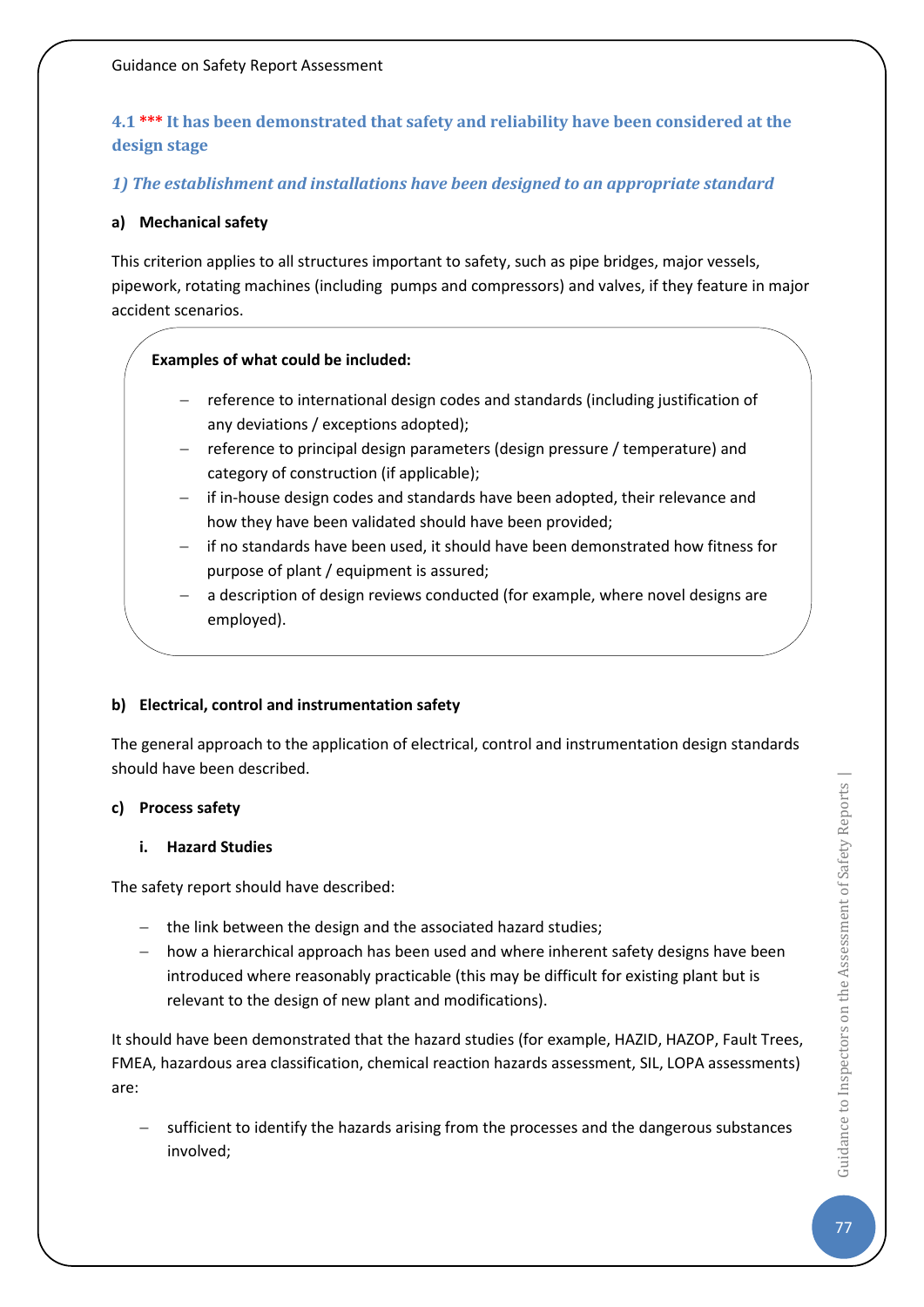## 4.1 *** It has been demonstrated that safety and reliability have been considered at the design stage

### *1) The establishment and installations have been designed to an appropriate standard*

**a) Mechanical safety**

This criterion applies to all structures important to safety, such as pipe bridges, major vessels, pipework, rotating machines (including pumps and compressors) and valves, if they feature in major accident scenarios.

**Examples of what could be included:**

- reference to international design codes and standards (including justification of any deviations / exceptions adopted);
- reference to principal design parameters (design pressure / temperature) and category of construction (if applicable);
- if in-house design codes and standards have been adopted, their relevance and how they have been validated should have been provided;
- if no standards have been used, it should have been demonstrated how fitness for purpose of plant / equipment is assured;
- a description of design reviews conducted (for example, where novel designs are employed).

**b) Electrical, control and instrumentation safety**

The general approach to the application of electrical, control and instrumentation design standards should have been described.

**c) Process safety**

**i. Hazard Studies**

The safety report should have described:

- the link between the design and the associated hazard studies;
- how a hierarchical approach has been used and where inherent safety designs have been introduced where reasonably practicable (this may be difficult for existing plant but is relevant to the design of new plant and modifications).

It should have been demonstrated that the hazard studies (for example, HAZID, HAZOP, Fault Trees, FMEA, hazardous area classification, chemical reaction hazards assessment, SIL, LOPA assessments) are:

- sufficient to identify the hazards arising from the processes and the dangerous substances involved;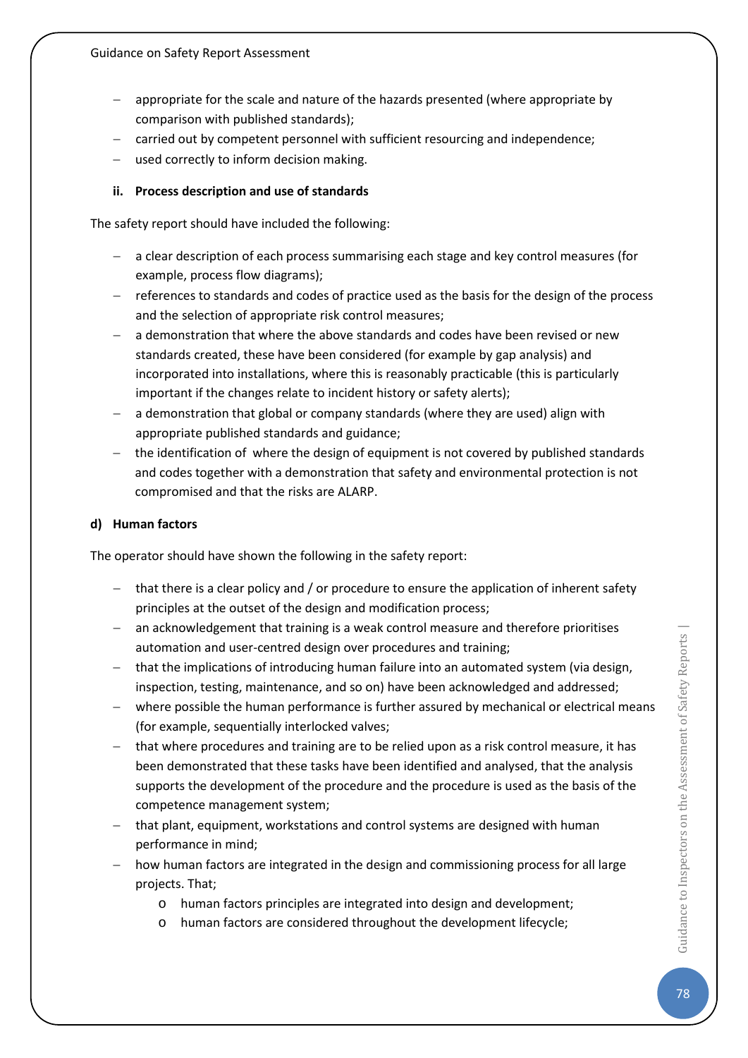- appropriate for the scale and nature of the hazards presented (where appropriate by comparison with published standards);
- carried out by competent personnel with sufficient resourcing and independence;
- used correctly to inform decision making.

**ii. Process description and use of standards**

The safety report should have included the following:

- a clear description of each process summarising each stage and key control measures (for example, process flow diagrams);
- references to standards and codes of practice used as the basis for the design of the process and the selection of appropriate risk control measures;
- a demonstration that where the above standards and codes have been revised or new standards created, these have been considered (for example by gap analysis) and incorporated into installations, where this is reasonably practicable (this is particularly important if the changes relate to incident history or safety alerts);
- a demonstration that global or company standards (where they are used) align with appropriate published standards and guidance;
- the identification of where the design of equipment is not covered by published standards and codes together with a demonstration that safety and environmental protection is not compromised and that the risks are ALARP.

**d) Human factors**

The operator should have shown the following in the safety report:

- that there is a clear policy and / or procedure to ensure the application of inherent safety principles at the outset of the design and modification process;
- an acknowledgement that training is a weak control measure and therefore prioritises automation and user-centred design over procedures and training;
- that the implications of introducing human failure into an automated system (via design, inspection, testing, maintenance, and so on) have been acknowledged and addressed;
- where possible the human performance is further assured by mechanical or electrical means (for example, sequentially interlocked valves;
- that where procedures and training are to be relied upon as a risk control measure, it has been demonstrated that these tasks have been identified and analysed, that the analysis supports the development of the procedure and the procedure is used as the basis of the competence management system;
- that plant, equipment, workstations and control systems are designed with human performance in mind;
- how human factors are integrated in the design and commissioning process for all large projects. That;
    - human factors principles are integrated into design and development;
    - human factors are considered throughout the development lifecycle;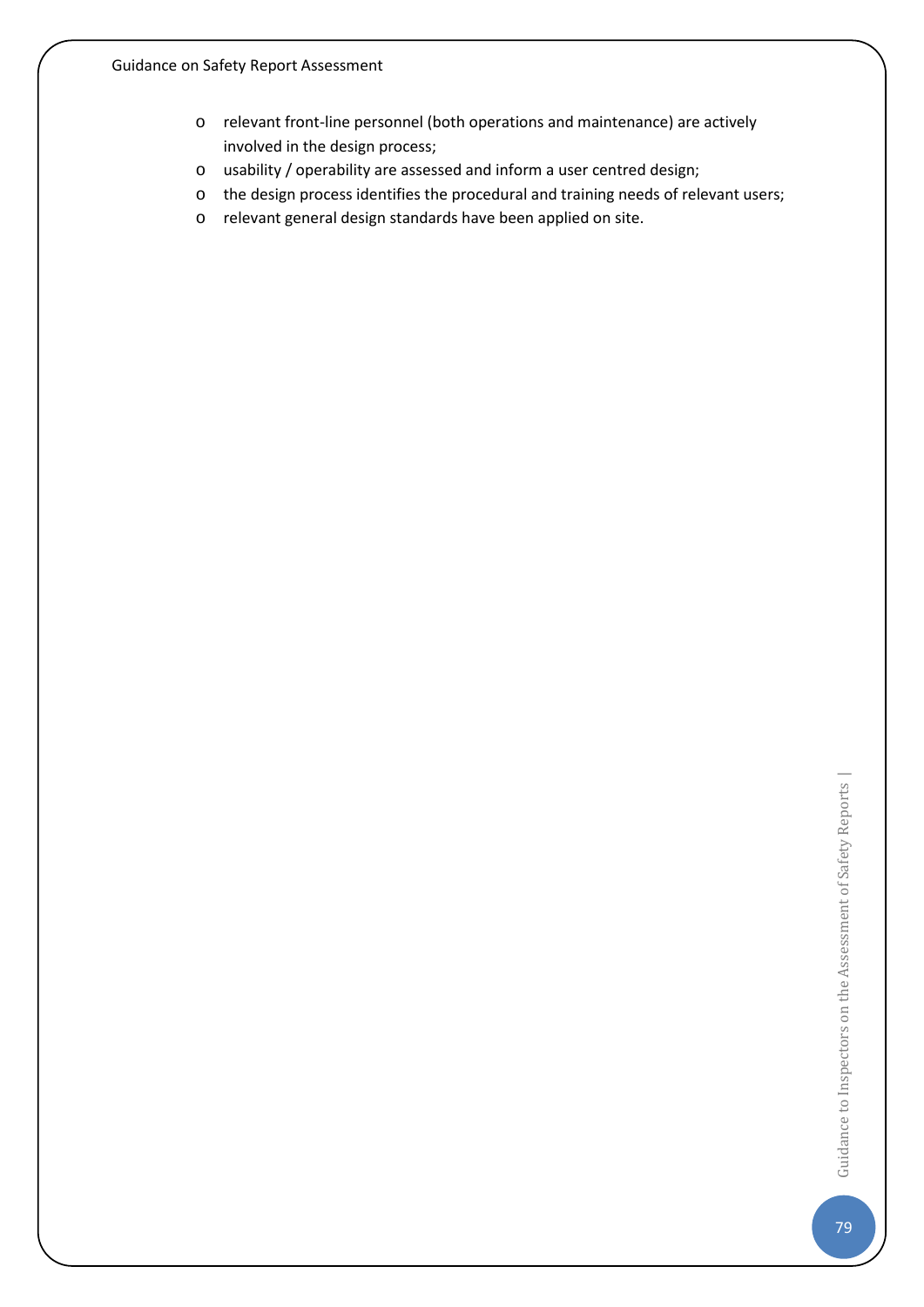- relevant front-line personnel (both operations and maintenance) are actively involved in the design process;
- usability / operability are assessed and inform a user centred design;
- the design process identifies the procedural and training needs of relevant users;
- relevant general design standards have been applied on site.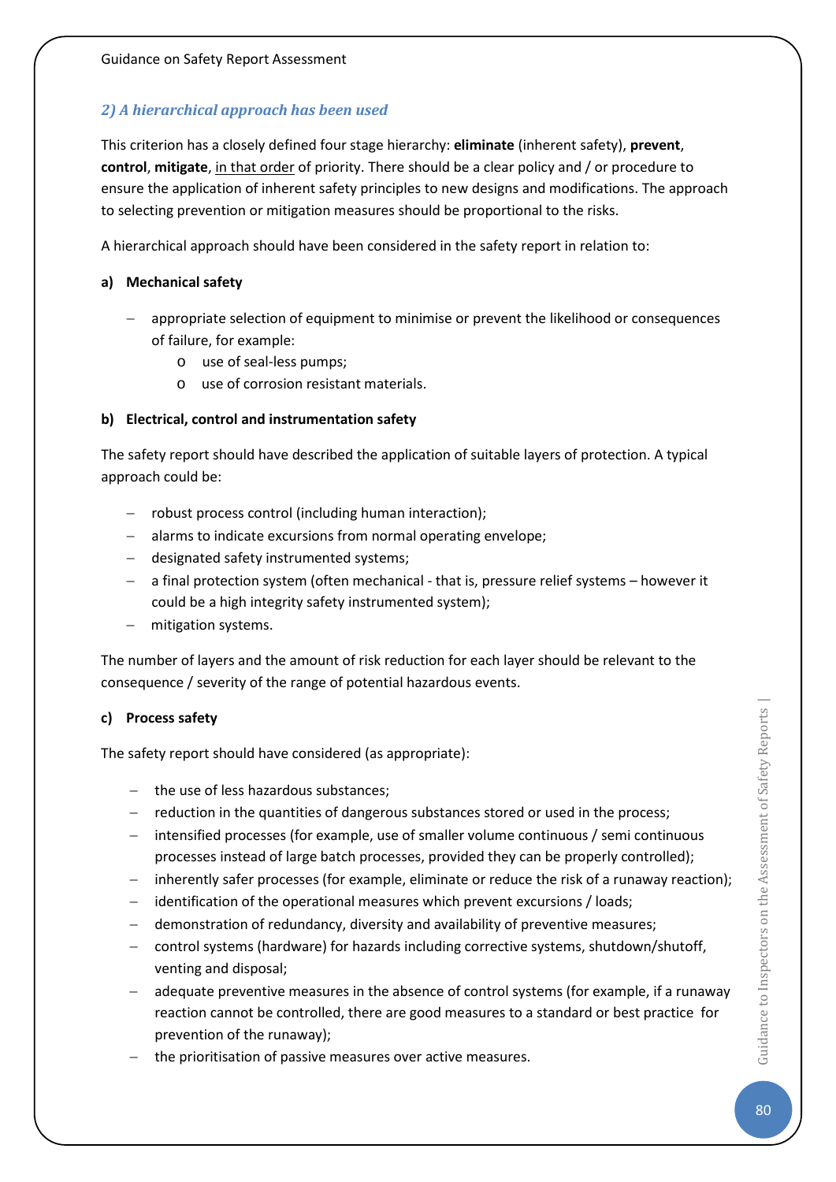### *2) A hierarchical approach has been used*

This criterion has a closely defined four stage hierarchy: **eliminate** (inherent safety), **prevent**, **control**, **mitigate**, <u>in that order</u> of priority. There should be a clear policy and / or procedure to ensure the application of inherent safety principles to new designs and modifications. The approach to selecting prevention or mitigation measures should be proportional to the risks.

A hierarchical approach should have been considered in the safety report in relation to:

**a) Mechanical safety**

- appropriate selection of equipment to minimise or prevent the likelihood or consequences of failure, for example:
  - use of seal-less pumps;
  - use of corrosion resistant materials.

**b) Electrical, control and instrumentation safety**

The safety report should have described the application of suitable layers of protection. A typical approach could be:

- robust process control (including human interaction);
- alarms to indicate excursions from normal operating envelope;
- designated safety instrumented systems;
- a final protection system (often mechanical - that is, pressure relief systems – however it could be a high integrity safety instrumented system);
- mitigation systems.

The number of layers and the amount of risk reduction for each layer should be relevant to the consequence / severity of the range of potential hazardous events.

**c) Process safety**

The safety report should have considered (as appropriate):

- the use of less hazardous substances;
- reduction in the quantities of dangerous substances stored or used in the process;
- intensified processes (for example, use of smaller volume continuous / semi continuous processes instead of large batch processes, provided they can be properly controlled);
- inherently safer processes (for example, eliminate or reduce the risk of a runaway reaction);
- identification of the operational measures which prevent excursions / loads;
- demonstration of redundancy, diversity and availability of preventive measures;
- control systems (hardware) for hazards including corrective systems, shutdown/shutoff, venting and disposal;
- adequate preventive measures in the absence of control systems (for example, if a runaway reaction cannot be controlled, there are good measures to a standard or best practice for prevention of the runaway);
- the prioritisation of passive measures over active measures.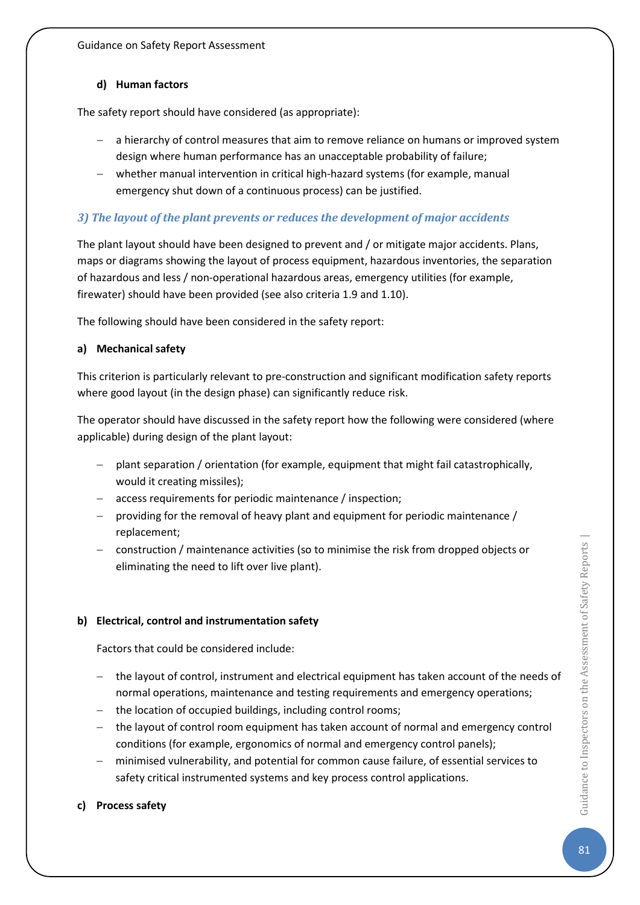#### d) Human factors

The safety report should have considered (as appropriate):

- a hierarchy of control measures that aim to remove reliance on humans or improved system design where human performance has an unacceptable probability of failure;
- whether manual intervention in critical high-hazard systems (for example, manual emergency shut down of a continuous process) can be justified.

### *3) The layout of the plant prevents or reduces the development of major accidents*

The plant layout should have been designed to prevent and / or mitigate major accidents. Plans, maps or diagrams showing the layout of process equipment, hazardous inventories, the separation of hazardous and less / non-operational hazardous areas, emergency utilities (for example, firewater) should have been provided (see also criteria 1.9 and 1.10).

The following should have been considered in the safety report:

#### a) Mechanical safety

This criterion is particularly relevant to pre-construction and significant modification safety reports where good layout (in the design phase) can significantly reduce risk.

The operator should have discussed in the safety report how the following were considered (where applicable) during design of the plant layout:

- plant separation / orientation (for example, equipment that might fail catastrophically, would it creating missiles);
- access requirements for periodic maintenance / inspection;
- providing for the removal of heavy plant and equipment for periodic maintenance / replacement;
- construction / maintenance activities (so to minimise the risk from dropped objects or eliminating the need to lift over live plant).

#### b) Electrical, control and instrumentation safety

Factors that could be considered include:

- the layout of control, instrument and electrical equipment has taken account of the needs of normal operations, maintenance and testing requirements and emergency operations;
- the location of occupied buildings, including control rooms;
- the layout of control room equipment has taken account of normal and emergency control conditions (for example, ergonomics of normal and emergency control panels);
- minimised vulnerability, and potential for common cause failure, of essential services to safety critical instrumented systems and key process control applications.

#### c) Process safety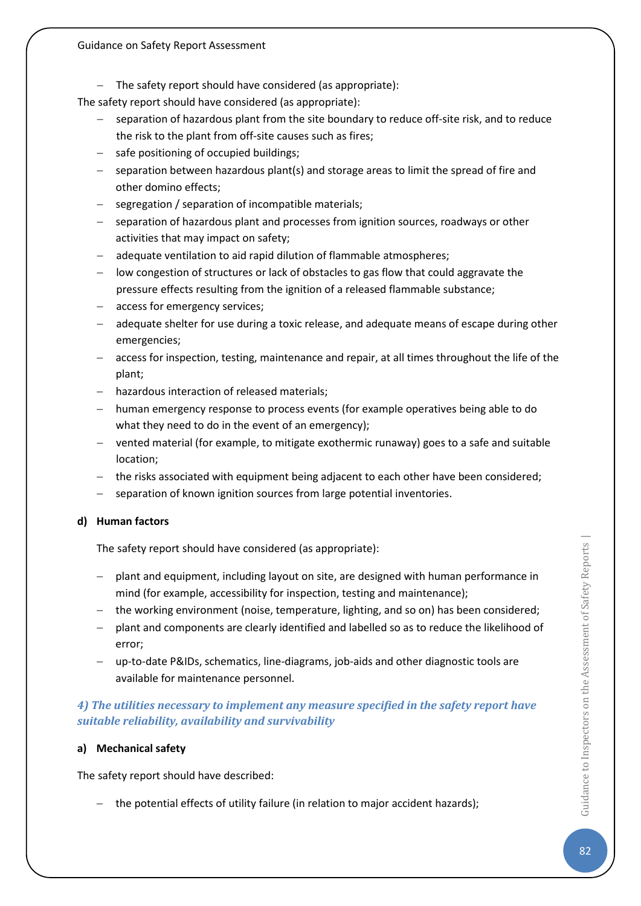- The safety report should have considered (as appropriate):

The safety report should have considered (as appropriate):

- separation of hazardous plant from the site boundary to reduce off-site risk, and to reduce the risk to the plant from off-site causes such as fires;
- safe positioning of occupied buildings;
- separation between hazardous plant(s) and storage areas to limit the spread of fire and other domino effects;
- segregation / separation of incompatible materials;
- separation of hazardous plant and processes from ignition sources, roadways or other activities that may impact on safety;
- adequate ventilation to aid rapid dilution of flammable atmospheres;
- low congestion of structures or lack of obstacles to gas flow that could aggravate the pressure effects resulting from the ignition of a released flammable substance;
- access for emergency services;
- adequate shelter for use during a toxic release, and adequate means of escape during other emergencies;
- access for inspection, testing, maintenance and repair, at all times throughout the life of the plant;
- hazardous interaction of released materials;
- human emergency response to process events (for example operatives being able to do what they need to do in the event of an emergency);
- vented material (for example, to mitigate exothermic runaway) goes to a safe and suitable location;
- the risks associated with equipment being adjacent to each other have been considered;
- separation of known ignition sources from large potential inventories.

**d) Human factors**

The safety report should have considered (as appropriate):

- plant and equipment, including layout on site, are designed with human performance in mind (for example, accessibility for inspection, testing and maintenance);
- the working environment (noise, temperature, lighting, and so on) has been considered;
- plant and components are clearly identified and labelled so as to reduce the likelihood of error;
- up-to-date P&IDs, schematics, line-diagrams, job-aids and other diagnostic tools are available for maintenance personnel.

### *4) The utilities necessary to implement any measure specified in the safety report have suitable reliability, availability and survivability*

**a) Mechanical safety**

The safety report should have described:

- the potential effects of utility failure (in relation to major accident hazards);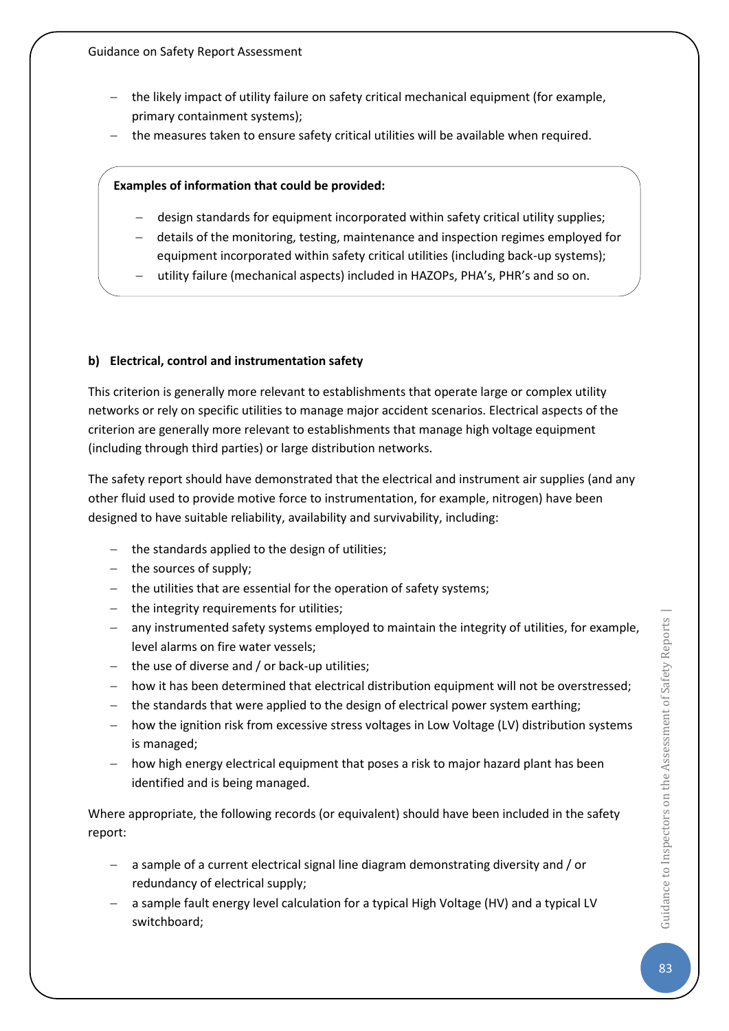- the likely impact of utility failure on safety critical mechanical equipment (for example, primary containment systems);
- the measures taken to ensure safety critical utilities will be available when required.

> **Examples of information that could be provided:**
>
> - design standards for equipment incorporated within safety critical utility supplies;
> - details of the monitoring, testing, maintenance and inspection regimes employed for equipment incorporated within safety critical utilities (including back-up systems);
> - utility failure (mechanical aspects) included in HAZOPs, PHA's, PHR's and so on.

#### b) Electrical, control and instrumentation safety

This criterion is generally more relevant to establishments that operate large or complex utility networks or rely on specific utilities to manage major accident scenarios. Electrical aspects of the criterion are generally more relevant to establishments that manage high voltage equipment (including through third parties) or large distribution networks.

The safety report should have demonstrated that the electrical and instrument air supplies (and any other fluid used to provide motive force to instrumentation, for example, nitrogen) have been designed to have suitable reliability, availability and survivability, including:

- the standards applied to the design of utilities;
- the sources of supply;
- the utilities that are essential for the operation of safety systems;
- the integrity requirements for utilities;
- any instrumented safety systems employed to maintain the integrity of utilities, for example, level alarms on fire water vessels;
- the use of diverse and / or back-up utilities;
- how it has been determined that electrical distribution equipment will not be overstressed;
- the standards that were applied to the design of electrical power system earthing;
- how the ignition risk from excessive stress voltages in Low Voltage (LV) distribution systems is managed;
- how high energy electrical equipment that poses a risk to major hazard plant has been identified and is being managed.

Where appropriate, the following records (or equivalent) should have been included in the safety report:

- a sample of a current electrical signal line diagram demonstrating diversity and / or redundancy of electrical supply;
- a sample fault energy level calculation for a typical High Voltage (HV) and a typical LV switchboard;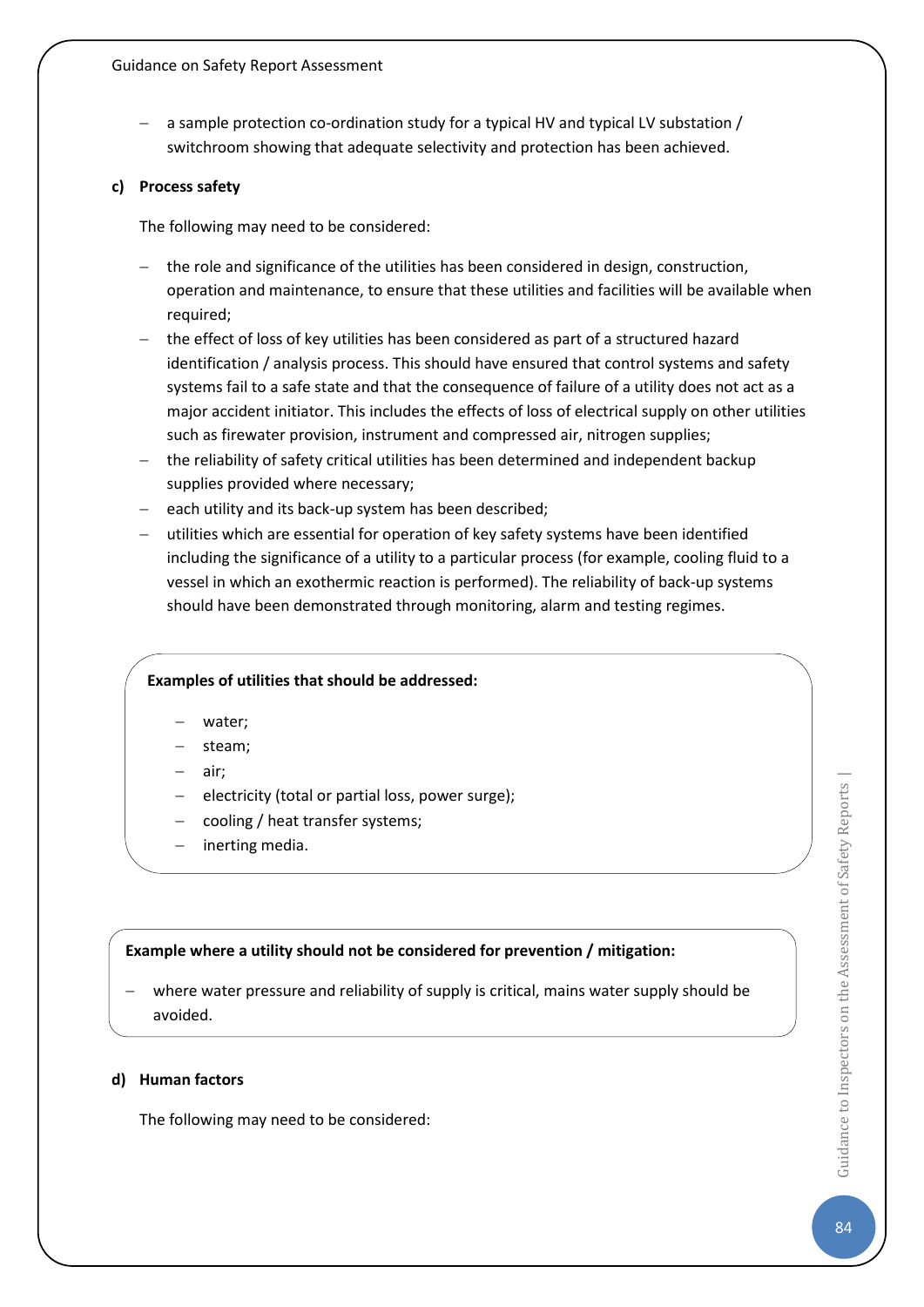- a sample protection co-ordination study for a typical HV and typical LV substation / switchroom showing that adequate selectivity and protection has been achieved.

**c) Process safety**

The following may need to be considered:

- the role and significance of the utilities has been considered in design, construction, operation and maintenance, to ensure that these utilities and facilities will be available when required;
- the effect of loss of key utilities has been considered as part of a structured hazard identification / analysis process. This should have ensured that control systems and safety systems fail to a safe state and that the consequence of failure of a utility does not act as a major accident initiator. This includes the effects of loss of electrical supply on other utilities such as firewater provision, instrument and compressed air, nitrogen supplies;
- the reliability of safety critical utilities has been determined and independent backup supplies provided where necessary;
- each utility and its back-up system has been described;
- utilities which are essential for operation of key safety systems have been identified including the significance of a utility to a particular process (for example, cooling fluid to a vessel in which an exothermic reaction is performed). The reliability of back-up systems should have been demonstrated through monitoring, alarm and testing regimes.

**Examples of utilities that should be addressed:**

- water;
- steam;
- air;
- electricity (total or partial loss, power surge);
- cooling / heat transfer systems;
- inerting media.

**Example where a utility should not be considered for prevention / mitigation:**

- where water pressure and reliability of supply is critical, mains water supply should be avoided.

**d) Human factors**

The following may need to be considered: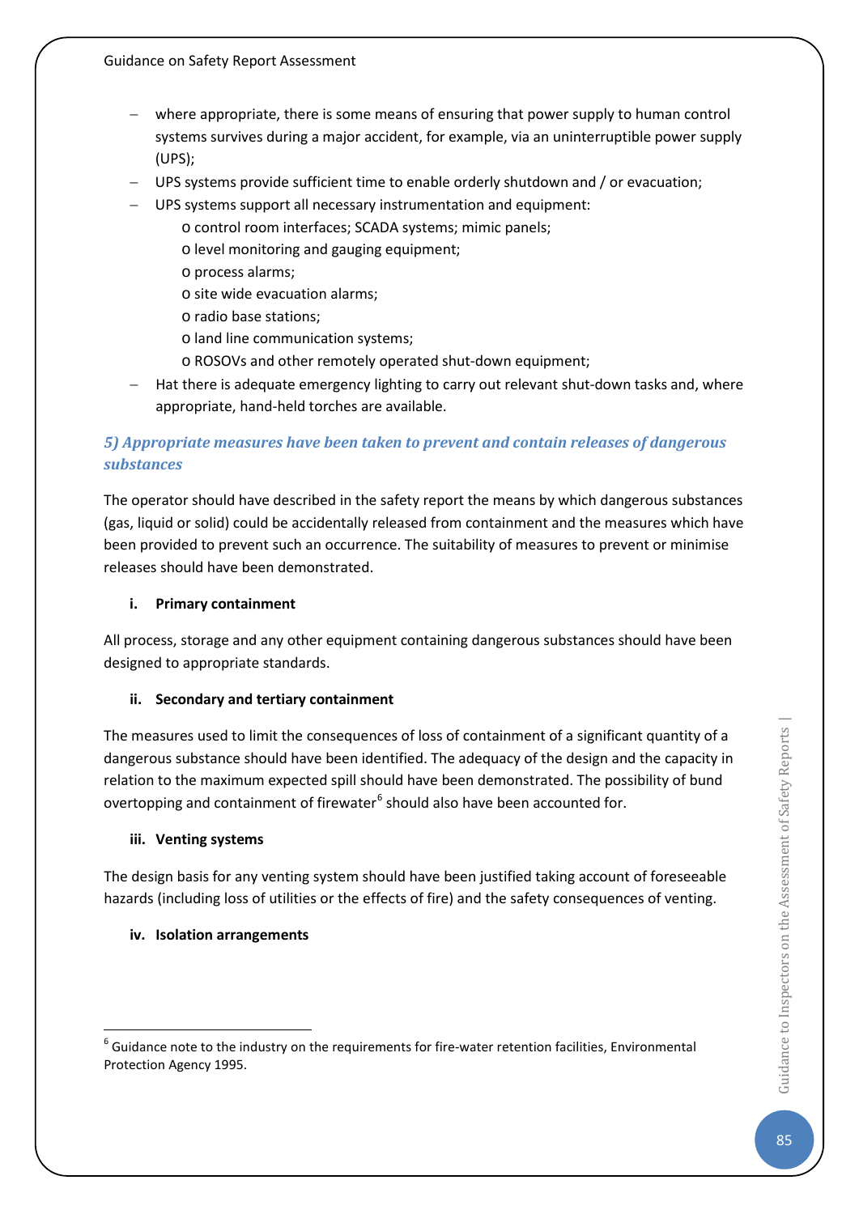- where appropriate, there is some means of ensuring that power supply to human control systems survives during a major accident, for example, via an uninterruptible power supply (UPS);
- UPS systems provide sufficient time to enable orderly shutdown and / or evacuation;
- UPS systems support all necessary instrumentation and equipment:
  - control room interfaces; SCADA systems; mimic panels;
  - level monitoring and gauging equipment;
  - process alarms;
  - site wide evacuation alarms;
  - radio base stations;
  - land line communication systems;
  - ROSOVs and other remotely operated shut-down equipment;
- Hat there is adequate emergency lighting to carry out relevant shut-down tasks and, where appropriate, hand-held torches are available.

### *5) Appropriate measures have been taken to prevent and contain releases of dangerous substances*

The operator should have described in the safety report the means by which dangerous substances (gas, liquid or solid) could be accidentally released from containment and the measures which have been provided to prevent such an occurrence. The suitability of measures to prevent or minimise releases should have been demonstrated.

#### i. Primary containment

All process, storage and any other equipment containing dangerous substances should have been designed to appropriate standards.

#### ii. Secondary and tertiary containment

The measures used to limit the consequences of loss of containment of a significant quantity of a dangerous substance should have been identified. The adequacy of the design and the capacity in relation to the maximum expected spill should have been demonstrated. The possibility of bund overtopping and containment of firewater[6] should also have been accounted for.

#### iii. Venting systems

The design basis for any venting system should have been justified taking account of foreseeable hazards (including loss of utilities or the effects of fire) and the safety consequences of venting.

#### iv. Isolation arrangements

---

[6] Guidance note to the industry on the requirements for fire-water retention facilities, Environmental Protection Agency 1995.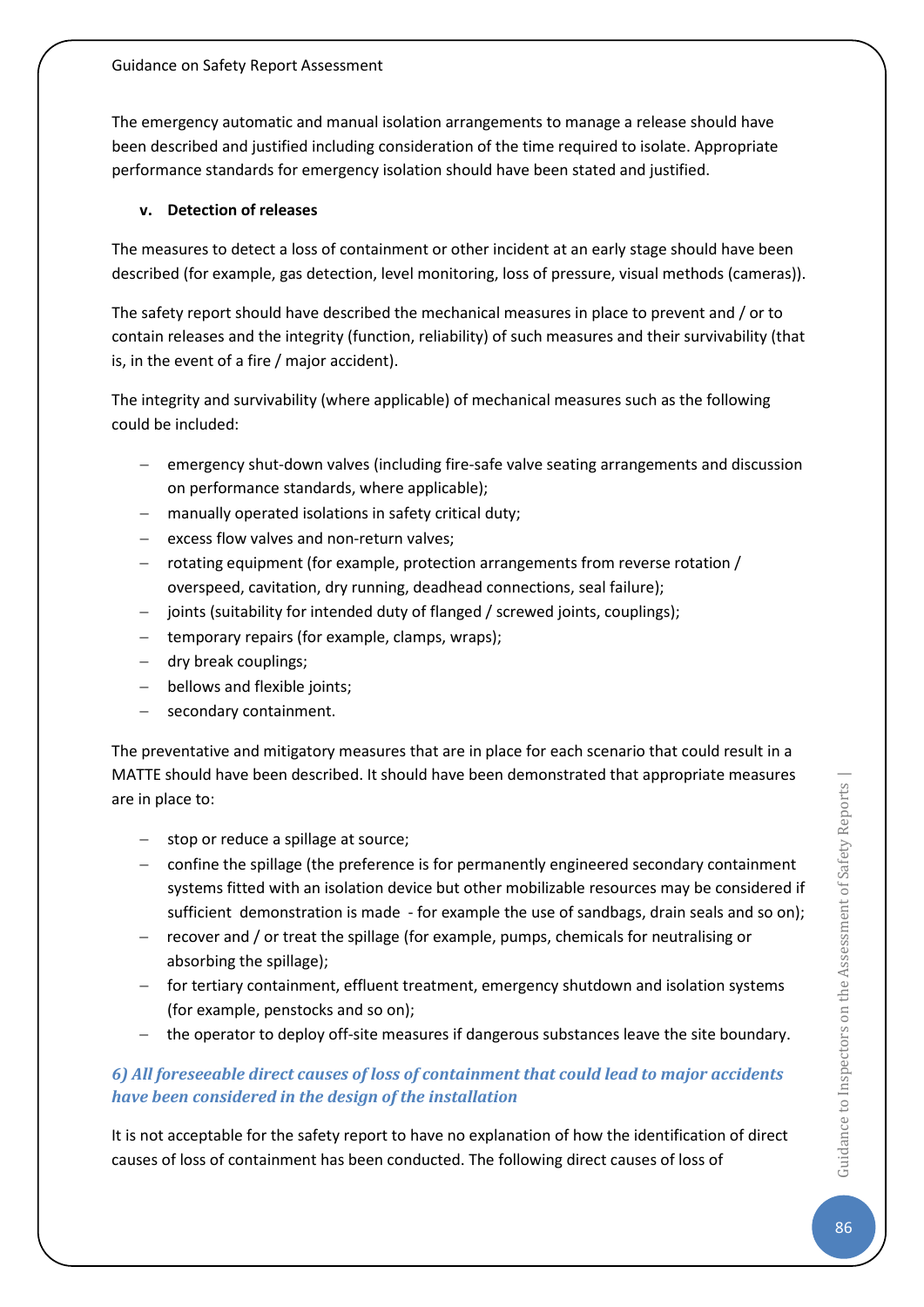The emergency automatic and manual isolation arrangements to manage a release should have been described and justified including consideration of the time required to isolate. Appropriate performance standards for emergency isolation should have been stated and justified.

**v. Detection of releases**

The measures to detect a loss of containment or other incident at an early stage should have been described (for example, gas detection, level monitoring, loss of pressure, visual methods (cameras)).

The safety report should have described the mechanical measures in place to prevent and / or to contain releases and the integrity (function, reliability) of such measures and their survivability (that is, in the event of a fire / major accident).

The integrity and survivability (where applicable) of mechanical measures such as the following could be included:

- emergency shut-down valves (including fire-safe valve seating arrangements and discussion on performance standards, where applicable);
- manually operated isolations in safety critical duty;
- excess flow valves and non-return valves;
- rotating equipment (for example, protection arrangements from reverse rotation / overspeed, cavitation, dry running, deadhead connections, seal failure);
- joints (suitability for intended duty of flanged / screwed joints, couplings);
- temporary repairs (for example, clamps, wraps);
- dry break couplings;
- bellows and flexible joints;
- secondary containment.

The preventative and mitigatory measures that are in place for each scenario that could result in a MATTE should have been described. It should have been demonstrated that appropriate measures are in place to:

- stop or reduce a spillage at source;
- confine the spillage (the preference is for permanently engineered secondary containment systems fitted with an isolation device but other mobilizable resources may be considered if sufficient demonstration is made - for example the use of sandbags, drain seals and so on);
- recover and / or treat the spillage (for example, pumps, chemicals for neutralising or absorbing the spillage);
- for tertiary containment, effluent treatment, emergency shutdown and isolation systems (for example, penstocks and so on);
- the operator to deploy off-site measures if dangerous substances leave the site boundary.

### *6) All foreseeable direct causes of loss of containment that could lead to major accidents have been considered in the design of the installation*

It is not acceptable for the safety report to have no explanation of how the identification of direct causes of loss of containment has been conducted. The following direct causes of loss of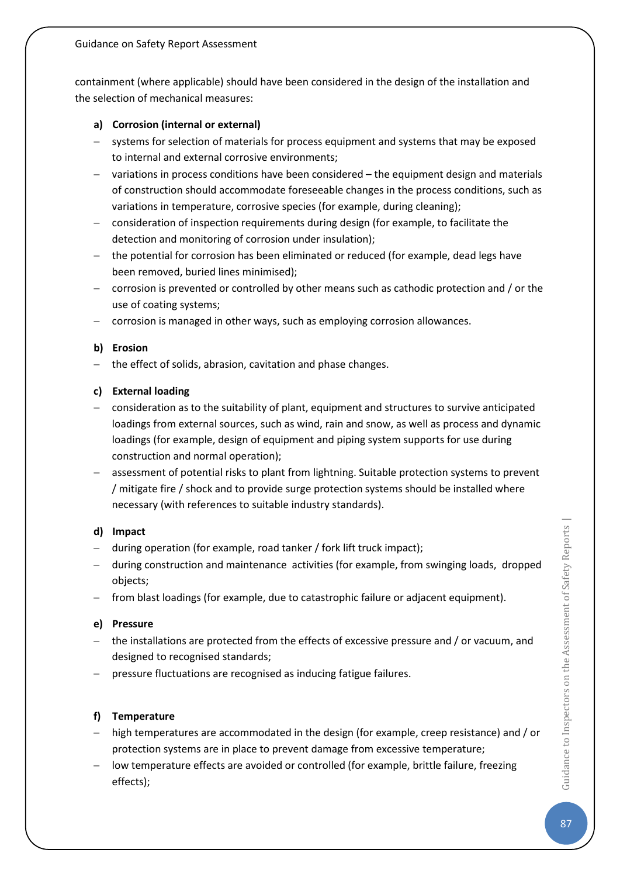containment (where applicable) should have been considered in the design of the installation and the selection of mechanical measures:

**a) Corrosion (internal or external)**

- systems for selection of materials for process equipment and systems that may be exposed to internal and external corrosive environments;
- variations in process conditions have been considered – the equipment design and materials of construction should accommodate foreseeable changes in the process conditions, such as variations in temperature, corrosive species (for example, during cleaning);
- consideration of inspection requirements during design (for example, to facilitate the detection and monitoring of corrosion under insulation);
- the potential for corrosion has been eliminated or reduced (for example, dead legs have been removed, buried lines minimised);
- corrosion is prevented or controlled by other means such as cathodic protection and / or the use of coating systems;
- corrosion is managed in other ways, such as employing corrosion allowances.

**b) Erosion**

- the effect of solids, abrasion, cavitation and phase changes.

**c) External loading**

- consideration as to the suitability of plant, equipment and structures to survive anticipated loadings from external sources, such as wind, rain and snow, as well as process and dynamic loadings (for example, design of equipment and piping system supports for use during construction and normal operation);
- assessment of potential risks to plant from lightning. Suitable protection systems to prevent / mitigate fire / shock and to provide surge protection systems should be installed where necessary (with references to suitable industry standards).

**d) Impact**

- during operation (for example, road tanker / fork lift truck impact);
- during construction and maintenance activities (for example, from swinging loads, dropped objects;
- from blast loadings (for example, due to catastrophic failure or adjacent equipment).

**e) Pressure**

- the installations are protected from the effects of excessive pressure and / or vacuum, and designed to recognised standards;
- pressure fluctuations are recognised as inducing fatigue failures.

**f) Temperature**

- high temperatures are accommodated in the design (for example, creep resistance) and / or protection systems are in place to prevent damage from excessive temperature;
- low temperature effects are avoided or controlled (for example, brittle failure, freezing effects);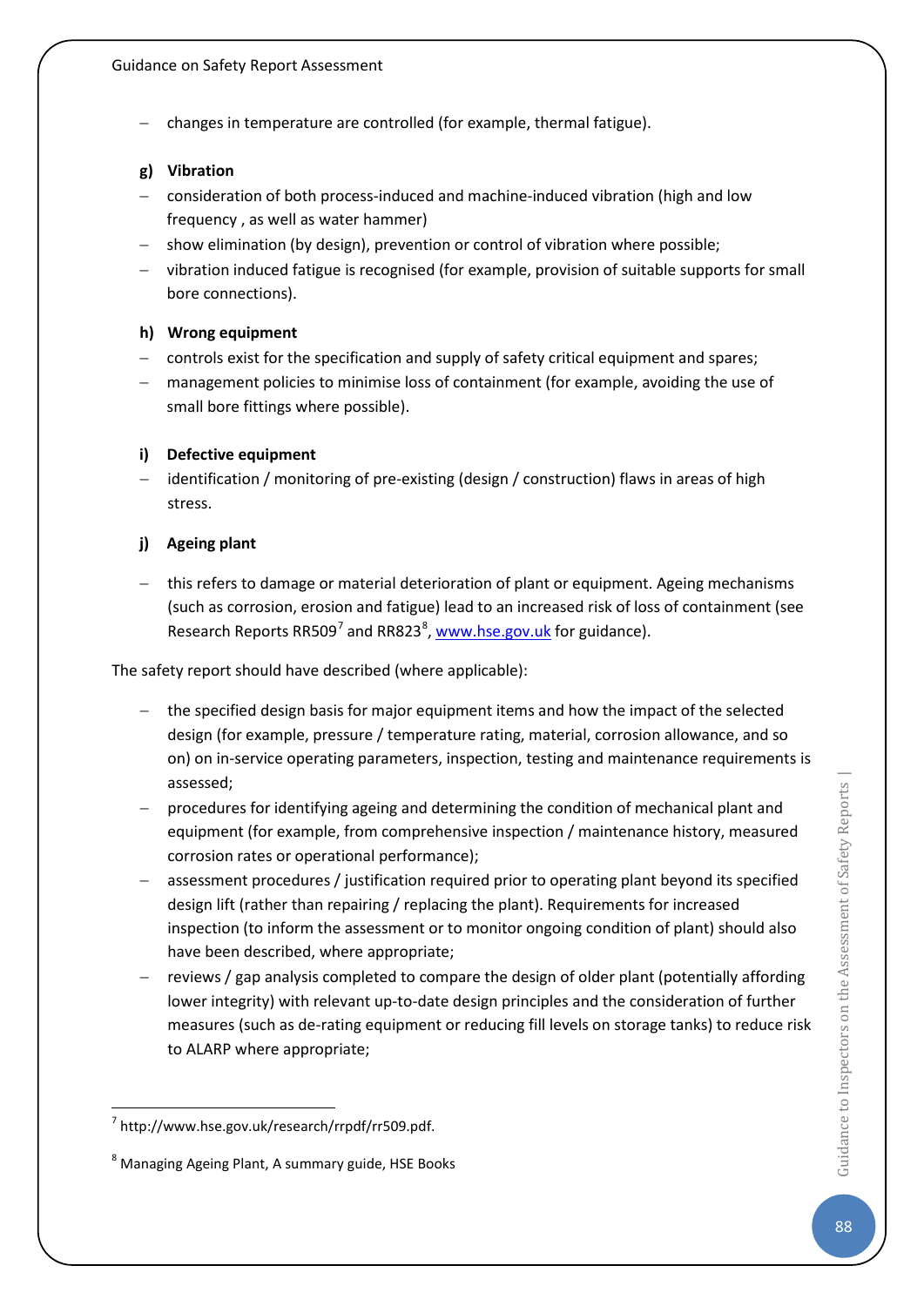- changes in temperature are controlled (for example, thermal fatigue).

**g) Vibration**

- consideration of both process-induced and machine-induced vibration (high and low frequency , as well as water hammer)
- show elimination (by design), prevention or control of vibration where possible;
- vibration induced fatigue is recognised (for example, provision of suitable supports for small bore connections).

**h) Wrong equipment**

- controls exist for the specification and supply of safety critical equipment and spares;
- management policies to minimise loss of containment (for example, avoiding the use of small bore fittings where possible).

**i) Defective equipment**

- identification / monitoring of pre-existing (design / construction) flaws in areas of high stress.

**j) Ageing plant**

- this refers to damage or material deterioration of plant or equipment. Ageing mechanisms (such as corrosion, erosion and fatigue) lead to an increased risk of loss of containment (see Research Reports RR509[7] and RR823[8], www.hse.gov.uk for guidance).

The safety report should have described (where applicable):

- the specified design basis for major equipment items and how the impact of the selected design (for example, pressure / temperature rating, material, corrosion allowance, and so on) on in-service operating parameters, inspection, testing and maintenance requirements is assessed;
- procedures for identifying ageing and determining the condition of mechanical plant and equipment (for example, from comprehensive inspection / maintenance history, measured corrosion rates or operational performance);
- assessment procedures / justification required prior to operating plant beyond its specified design lift (rather than repairing / replacing the plant). Requirements for increased inspection (to inform the assessment or to monitor ongoing condition of plant) should also have been described, where appropriate;
- reviews / gap analysis completed to compare the design of older plant (potentially affording lower integrity) with relevant up-to-date design principles and the consideration of further measures (such as de-rating equipment or reducing fill levels on storage tanks) to reduce risk to ALARP where appropriate;

---

[7] http://www.hse.gov.uk/research/rrpdf/rr509.pdf.

[8] Managing Ageing Plant, A summary guide, HSE Books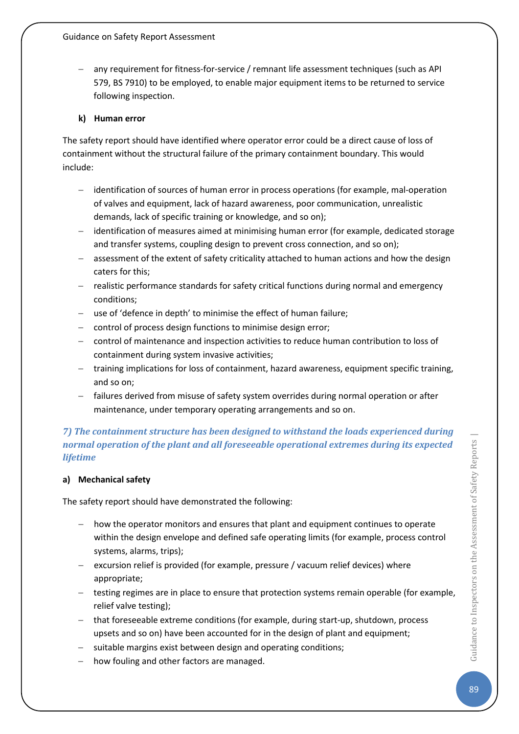- any requirement for fitness-for-service / remnant life assessment techniques (such as API 579, BS 7910) to be employed, to enable major equipment items to be returned to service following inspection.

**k) Human error**

The safety report should have identified where operator error could be a direct cause of loss of containment without the structural failure of the primary containment boundary. This would include:

- identification of sources of human error in process operations (for example, mal-operation of valves and equipment, lack of hazard awareness, poor communication, unrealistic demands, lack of specific training or knowledge, and so on);
- identification of measures aimed at minimising human error (for example, dedicated storage and transfer systems, coupling design to prevent cross connection, and so on);
- assessment of the extent of safety criticality attached to human actions and how the design caters for this;
- realistic performance standards for safety critical functions during normal and emergency conditions;
- use of 'defence in depth' to minimise the effect of human failure;
- control of process design functions to minimise design error;
- control of maintenance and inspection activities to reduce human contribution to loss of containment during system invasive activities;
- training implications for loss of containment, hazard awareness, equipment specific training, and so on;
- failures derived from misuse of safety system overrides during normal operation or after maintenance, under temporary operating arrangements and so on.

### *7) The containment structure has been designed to withstand the loads experienced during normal operation of the plant and all foreseeable operational extremes during its expected lifetime*

**a) Mechanical safety**

The safety report should have demonstrated the following:

- how the operator monitors and ensures that plant and equipment continues to operate within the design envelope and defined safe operating limits (for example, process control systems, alarms, trips);
- excursion relief is provided (for example, pressure / vacuum relief devices) where appropriate;
- testing regimes are in place to ensure that protection systems remain operable (for example, relief valve testing);
- that foreseeable extreme conditions (for example, during start-up, shutdown, process upsets and so on) have been accounted for in the design of plant and equipment;
- suitable margins exist between design and operating conditions;
- how fouling and other factors are managed.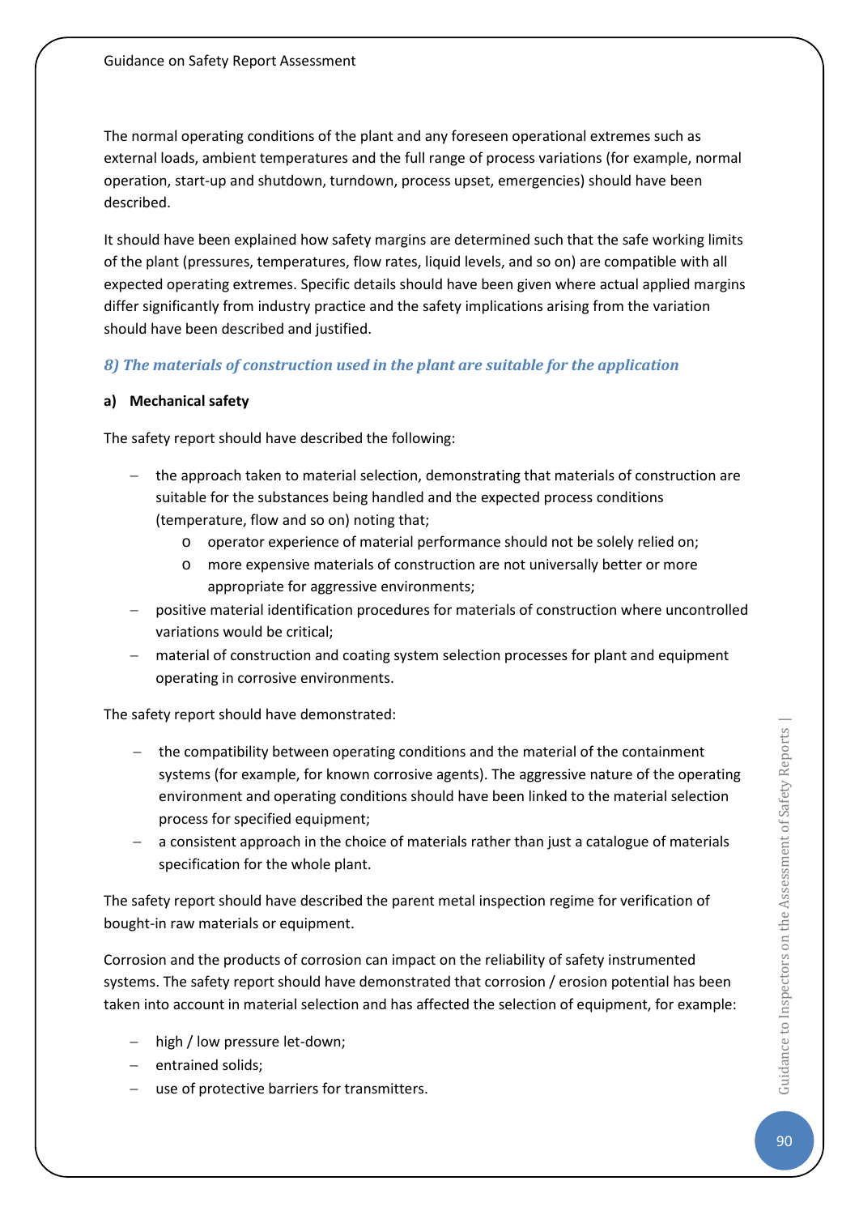The normal operating conditions of the plant and any foreseen operational extremes such as external loads, ambient temperatures and the full range of process variations (for example, normal operation, start-up and shutdown, turndown, process upset, emergencies) should have been described.

It should have been explained how safety margins are determined such that the safe working limits of the plant (pressures, temperatures, flow rates, liquid levels, and so on) are compatible with all expected operating extremes. Specific details should have been given where actual applied margins differ significantly from industry practice and the safety implications arising from the variation should have been described and justified.

### *8) The materials of construction used in the plant are suitable for the application*

**a) Mechanical safety**

The safety report should have described the following:

- the approach taken to material selection, demonstrating that materials of construction are suitable for the substances being handled and the expected process conditions (temperature, flow and so on) noting that;
    - operator experience of material performance should not be solely relied on;
    - more expensive materials of construction are not universally better or more appropriate for aggressive environments;
- positive material identification procedures for materials of construction where uncontrolled variations would be critical;
- material of construction and coating system selection processes for plant and equipment operating in corrosive environments.

The safety report should have demonstrated:

- the compatibility between operating conditions and the material of the containment systems (for example, for known corrosive agents). The aggressive nature of the operating environment and operating conditions should have been linked to the material selection process for specified equipment;
- a consistent approach in the choice of materials rather than just a catalogue of materials specification for the whole plant.

The safety report should have described the parent metal inspection regime for verification of bought-in raw materials or equipment.

Corrosion and the products of corrosion can impact on the reliability of safety instrumented systems. The safety report should have demonstrated that corrosion / erosion potential has been taken into account in material selection and has affected the selection of equipment, for example:

- high / low pressure let-down;
- entrained solids;
- use of protective barriers for transmitters.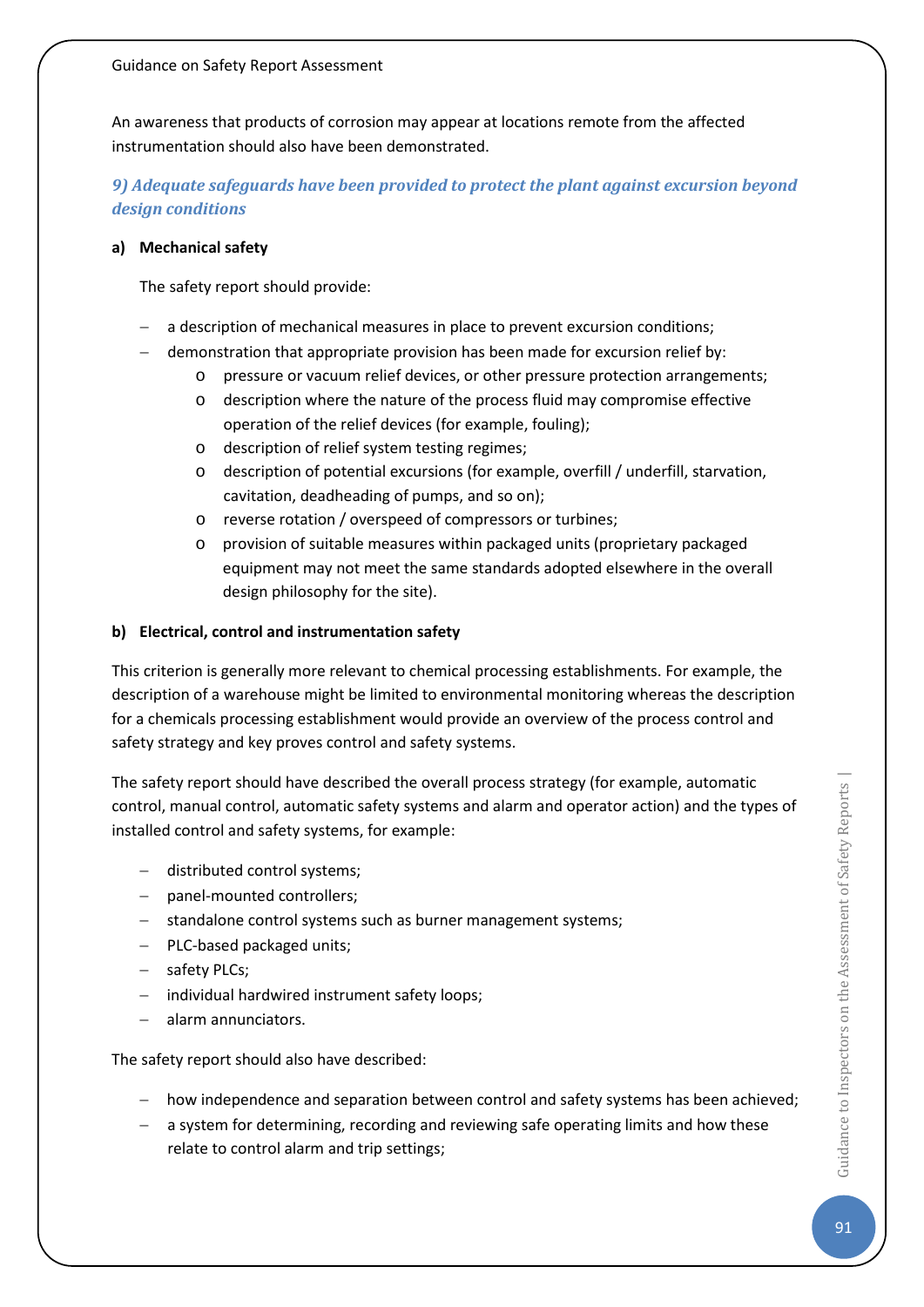An awareness that products of corrosion may appear at locations remote from the affected instrumentation should also have been demonstrated.

### *9) Adequate safeguards have been provided to protect the plant against excursion beyond design conditions*

**a) Mechanical safety**

The safety report should provide:

- a description of mechanical measures in place to prevent excursion conditions;
- demonstration that appropriate provision has been made for excursion relief by:
  - pressure or vacuum relief devices, or other pressure protection arrangements;
  - description where the nature of the process fluid may compromise effective operation of the relief devices (for example, fouling);
  - description of relief system testing regimes;
  - description of potential excursions (for example, overfill / underfill, starvation, cavitation, deadheading of pumps, and so on);
  - reverse rotation / overspeed of compressors or turbines;
  - provision of suitable measures within packaged units (proprietary packaged equipment may not meet the same standards adopted elsewhere in the overall design philosophy for the site).

**b) Electrical, control and instrumentation safety**

This criterion is generally more relevant to chemical processing establishments. For example, the description of a warehouse might be limited to environmental monitoring whereas the description for a chemicals processing establishment would provide an overview of the process control and safety strategy and key proves control and safety systems.

The safety report should have described the overall process strategy (for example, automatic control, manual control, automatic safety systems and alarm and operator action) and the types of installed control and safety systems, for example:

- distributed control systems;
- panel-mounted controllers;
- standalone control systems such as burner management systems;
- PLC-based packaged units;
- safety PLCs;
- individual hardwired instrument safety loops;
- alarm annunciators.

The safety report should also have described:

- how independence and separation between control and safety systems has been achieved;
- a system for determining, recording and reviewing safe operating limits and how these relate to control alarm and trip settings;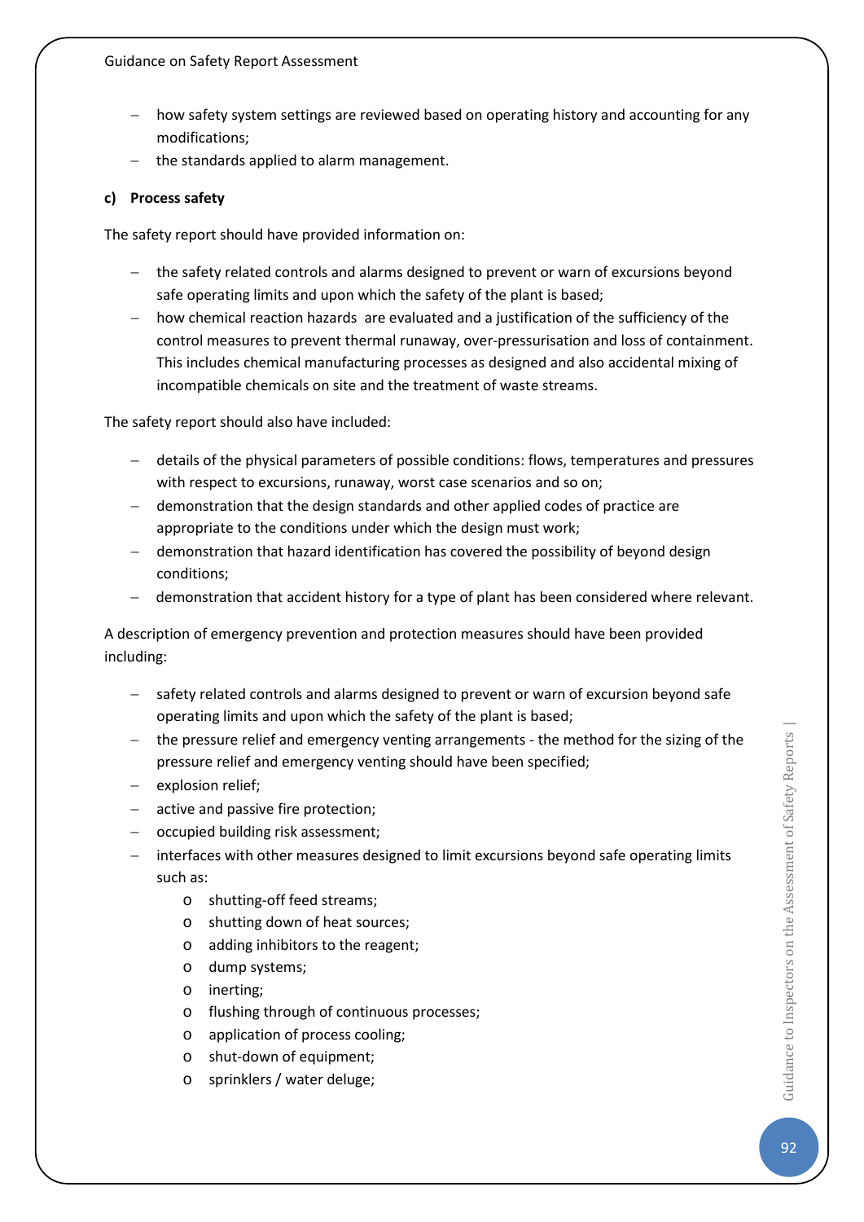- how safety system settings are reviewed based on operating history and accounting for any modifications;
- the standards applied to alarm management.

**c) Process safety**

The safety report should have provided information on:

- the safety related controls and alarms designed to prevent or warn of excursions beyond safe operating limits and upon which the safety of the plant is based;
- how chemical reaction hazards are evaluated and a justification of the sufficiency of the control measures to prevent thermal runaway, over-pressurisation and loss of containment. This includes chemical manufacturing processes as designed and also accidental mixing of incompatible chemicals on site and the treatment of waste streams.

The safety report should also have included:

- details of the physical parameters of possible conditions: flows, temperatures and pressures with respect to excursions, runaway, worst case scenarios and so on;
- demonstration that the design standards and other applied codes of practice are appropriate to the conditions under which the design must work;
- demonstration that hazard identification has covered the possibility of beyond design conditions;
- demonstration that accident history for a type of plant has been considered where relevant.

A description of emergency prevention and protection measures should have been provided including:

- safety related controls and alarms designed to prevent or warn of excursion beyond safe operating limits and upon which the safety of the plant is based;
- the pressure relief and emergency venting arrangements - the method for the sizing of the pressure relief and emergency venting should have been specified;
- explosion relief;
- active and passive fire protection;
- occupied building risk assessment;
- interfaces with other measures designed to limit excursions beyond safe operating limits such as:
  - shutting-off feed streams;
  - shutting down of heat sources;
  - adding inhibitors to the reagent;
  - dump systems;
  - inerting;
  - flushing through of continuous processes;
  - application of process cooling;
  - shut-down of equipment;
  - sprinklers / water deluge;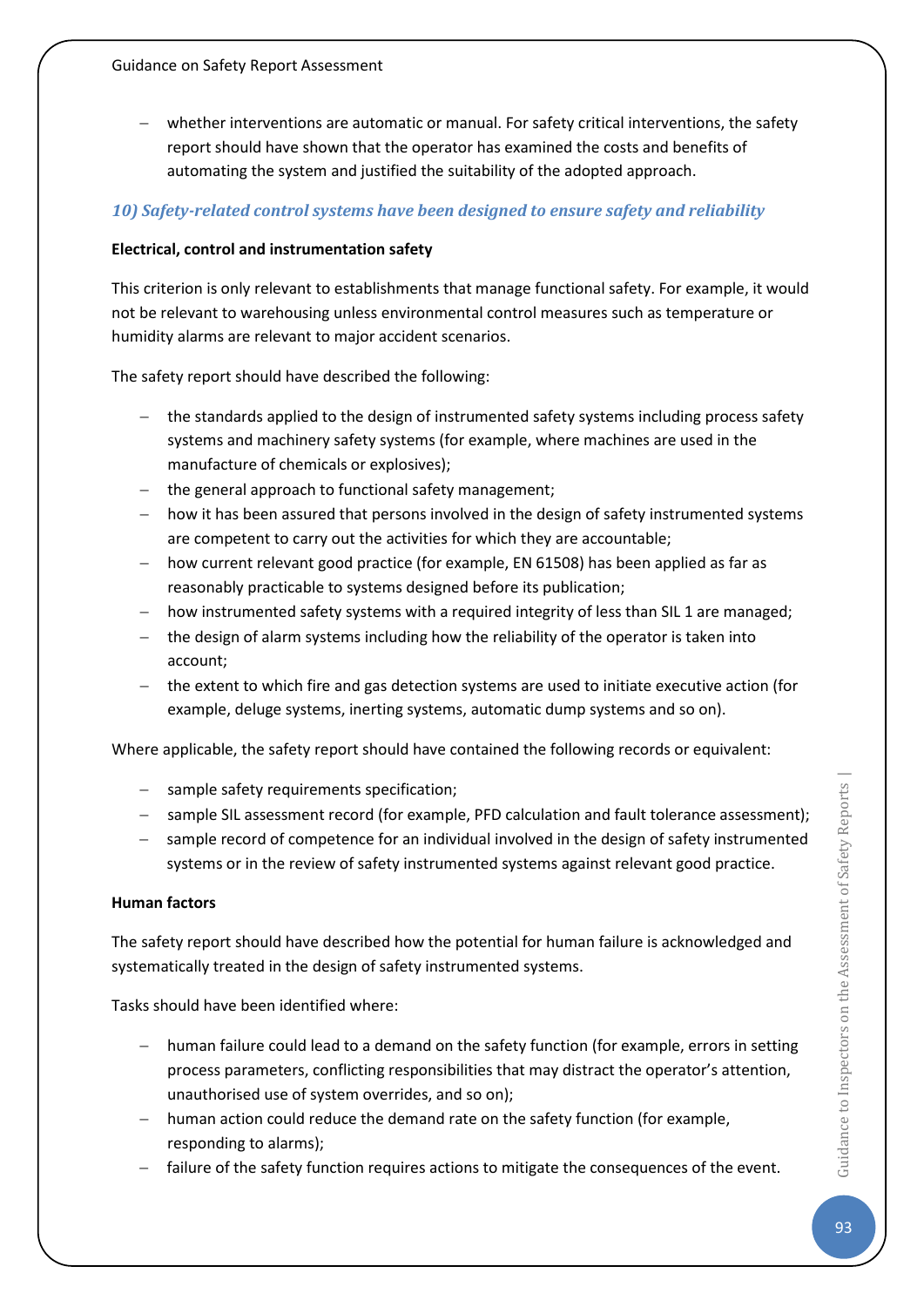- whether interventions are automatic or manual. For safety critical interventions, the safety report should have shown that the operator has examined the costs and benefits of automating the system and justified the suitability of the adopted approach.

### *10) Safety-related control systems have been designed to ensure safety and reliability*

**Electrical, control and instrumentation safety**

This criterion is only relevant to establishments that manage functional safety. For example, it would not be relevant to warehousing unless environmental control measures such as temperature or humidity alarms are relevant to major accident scenarios.

The safety report should have described the following:

- the standards applied to the design of instrumented safety systems including process safety systems and machinery safety systems (for example, where machines are used in the manufacture of chemicals or explosives);
- the general approach to functional safety management;
- how it has been assured that persons involved in the design of safety instrumented systems are competent to carry out the activities for which they are accountable;
- how current relevant good practice (for example, EN 61508) has been applied as far as reasonably practicable to systems designed before its publication;
- how instrumented safety systems with a required integrity of less than SIL 1 are managed;
- the design of alarm systems including how the reliability of the operator is taken into account;
- the extent to which fire and gas detection systems are used to initiate executive action (for example, deluge systems, inerting systems, automatic dump systems and so on).

Where applicable, the safety report should have contained the following records or equivalent:

- sample safety requirements specification;
- sample SIL assessment record (for example, PFD calculation and fault tolerance assessment);
- sample record of competence for an individual involved in the design of safety instrumented systems or in the review of safety instrumented systems against relevant good practice.

**Human factors**

The safety report should have described how the potential for human failure is acknowledged and systematically treated in the design of safety instrumented systems.

Tasks should have been identified where:

- human failure could lead to a demand on the safety function (for example, errors in setting process parameters, conflicting responsibilities that may distract the operator's attention, unauthorised use of system overrides, and so on);
- human action could reduce the demand rate on the safety function (for example, responding to alarms);
- failure of the safety function requires actions to mitigate the consequences of the event.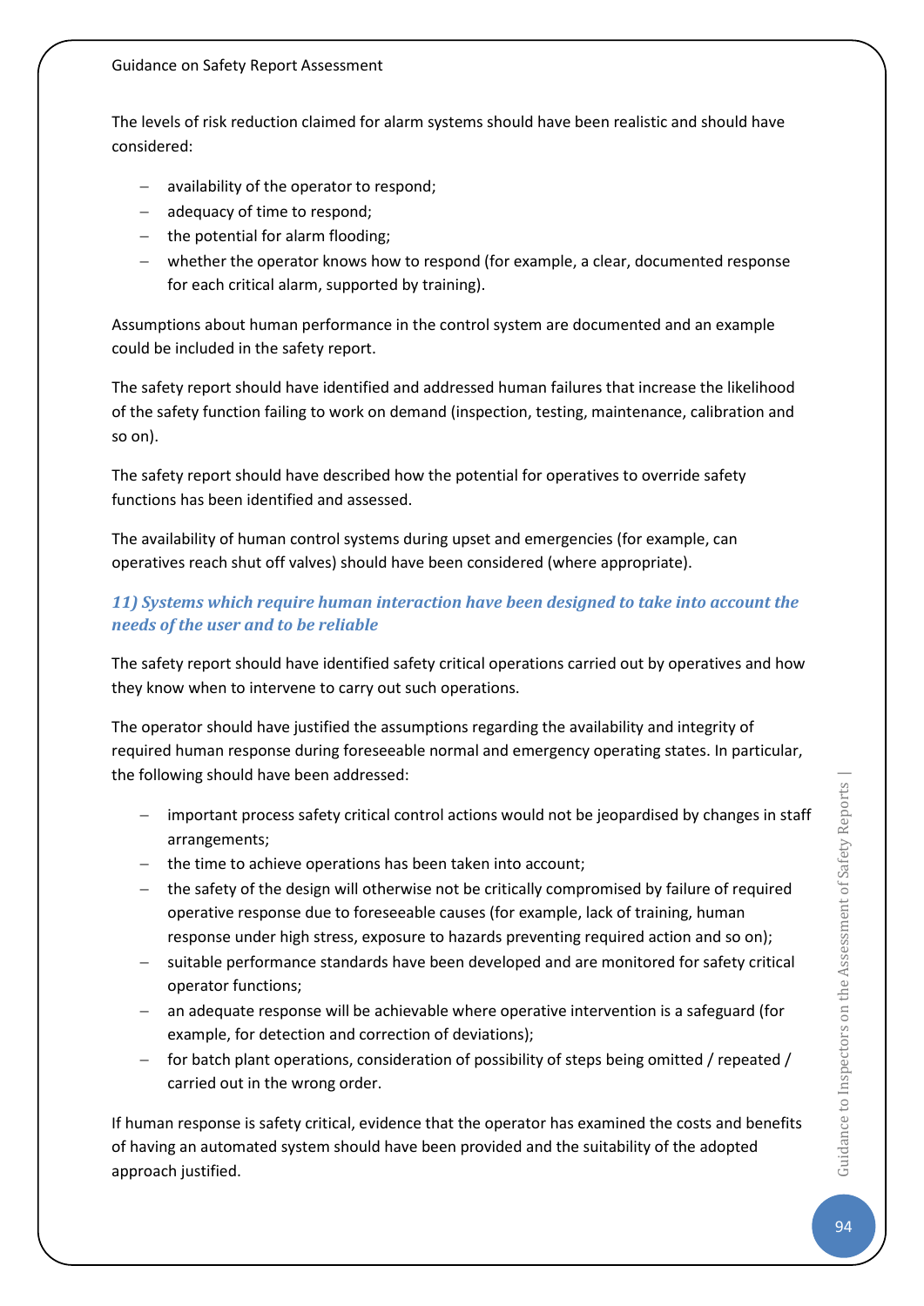The levels of risk reduction claimed for alarm systems should have been realistic and should have considered:

- availability of the operator to respond;
- adequacy of time to respond;
- the potential for alarm flooding;
- whether the operator knows how to respond (for example, a clear, documented response for each critical alarm, supported by training).

Assumptions about human performance in the control system are documented and an example could be included in the safety report.

The safety report should have identified and addressed human failures that increase the likelihood of the safety function failing to work on demand (inspection, testing, maintenance, calibration and so on).

The safety report should have described how the potential for operatives to override safety functions has been identified and assessed.

The availability of human control systems during upset and emergencies (for example, can operatives reach shut off valves) should have been considered (where appropriate).

### *11) Systems which require human interaction have been designed to take into account the needs of the user and to be reliable*

The safety report should have identified safety critical operations carried out by operatives and how they know when to intervene to carry out such operations.

The operator should have justified the assumptions regarding the availability and integrity of required human response during foreseeable normal and emergency operating states. In particular, the following should have been addressed:

- important process safety critical control actions would not be jeopardised by changes in staff arrangements;
- the time to achieve operations has been taken into account;
- the safety of the design will otherwise not be critically compromised by failure of required operative response due to foreseeable causes (for example, lack of training, human response under high stress, exposure to hazards preventing required action and so on);
- suitable performance standards have been developed and are monitored for safety critical operator functions;
- an adequate response will be achievable where operative intervention is a safeguard (for example, for detection and correction of deviations);
- for batch plant operations, consideration of possibility of steps being omitted / repeated / carried out in the wrong order.

If human response is safety critical, evidence that the operator has examined the costs and benefits of having an automated system should have been provided and the suitability of the adopted approach justified.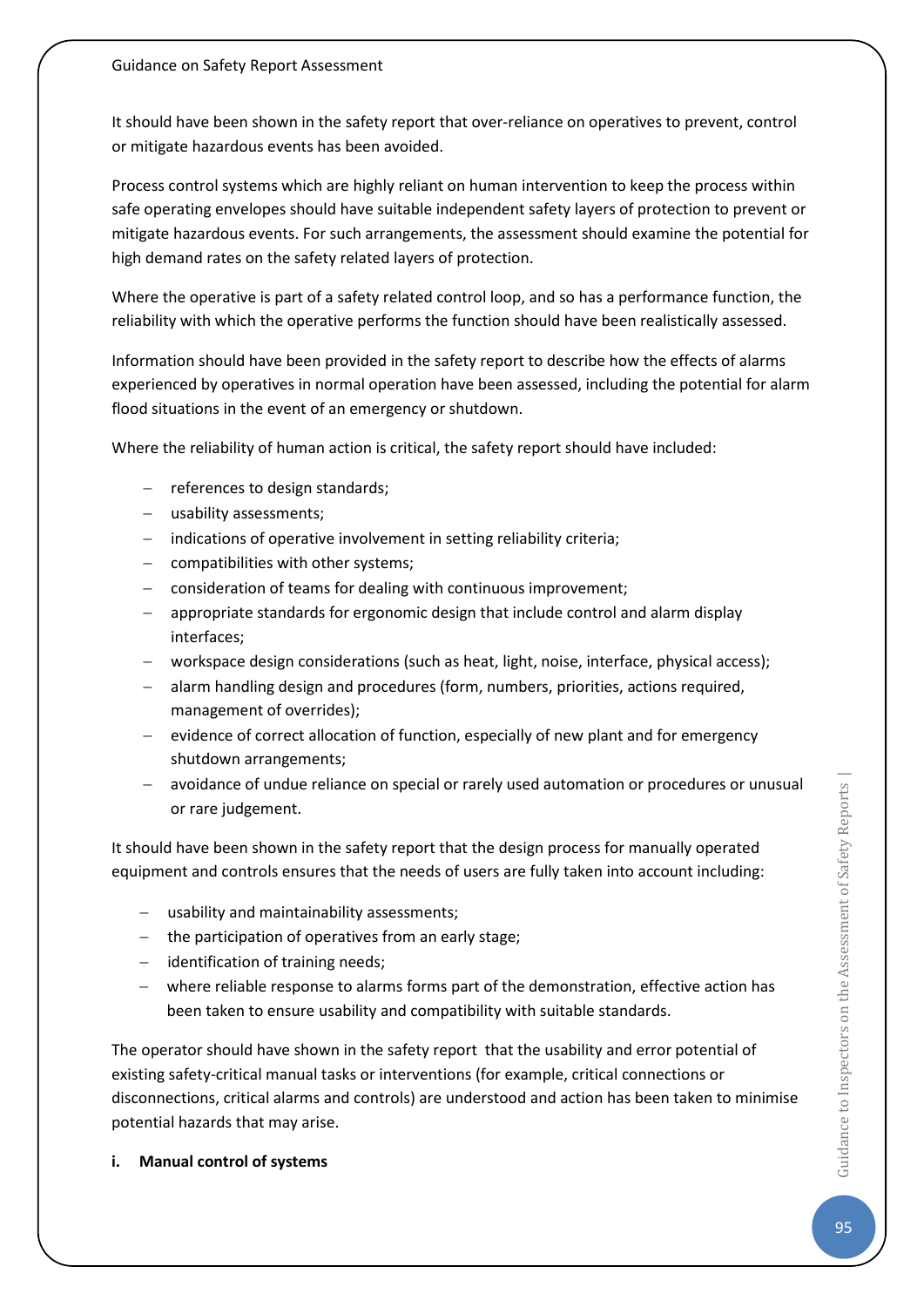It should have been shown in the safety report that over-reliance on operatives to prevent, control or mitigate hazardous events has been avoided.

Process control systems which are highly reliant on human intervention to keep the process within safe operating envelopes should have suitable independent safety layers of protection to prevent or mitigate hazardous events. For such arrangements, the assessment should examine the potential for high demand rates on the safety related layers of protection.

Where the operative is part of a safety related control loop, and so has a performance function, the reliability with which the operative performs the function should have been realistically assessed.

Information should have been provided in the safety report to describe how the effects of alarms experienced by operatives in normal operation have been assessed, including the potential for alarm flood situations in the event of an emergency or shutdown.

Where the reliability of human action is critical, the safety report should have included:

- references to design standards;
- usability assessments;
- indications of operative involvement in setting reliability criteria;
- compatibilities with other systems;
- consideration of teams for dealing with continuous improvement;
- appropriate standards for ergonomic design that include control and alarm display interfaces;
- workspace design considerations (such as heat, light, noise, interface, physical access);
- alarm handling design and procedures (form, numbers, priorities, actions required, management of overrides);
- evidence of correct allocation of function, especially of new plant and for emergency shutdown arrangements;
- avoidance of undue reliance on special or rarely used automation or procedures or unusual or rare judgement.

It should have been shown in the safety report that the design process for manually operated equipment and controls ensures that the needs of users are fully taken into account including:

- usability and maintainability assessments;
- the participation of operatives from an early stage;
- identification of training needs;
- where reliable response to alarms forms part of the demonstration, effective action has been taken to ensure usability and compatibility with suitable standards.

The operator should have shown in the safety report that the usability and error potential of existing safety-critical manual tasks or interventions (for example, critical connections or disconnections, critical alarms and controls) are understood and action has been taken to minimise potential hazards that may arise.

**i. Manual control of systems**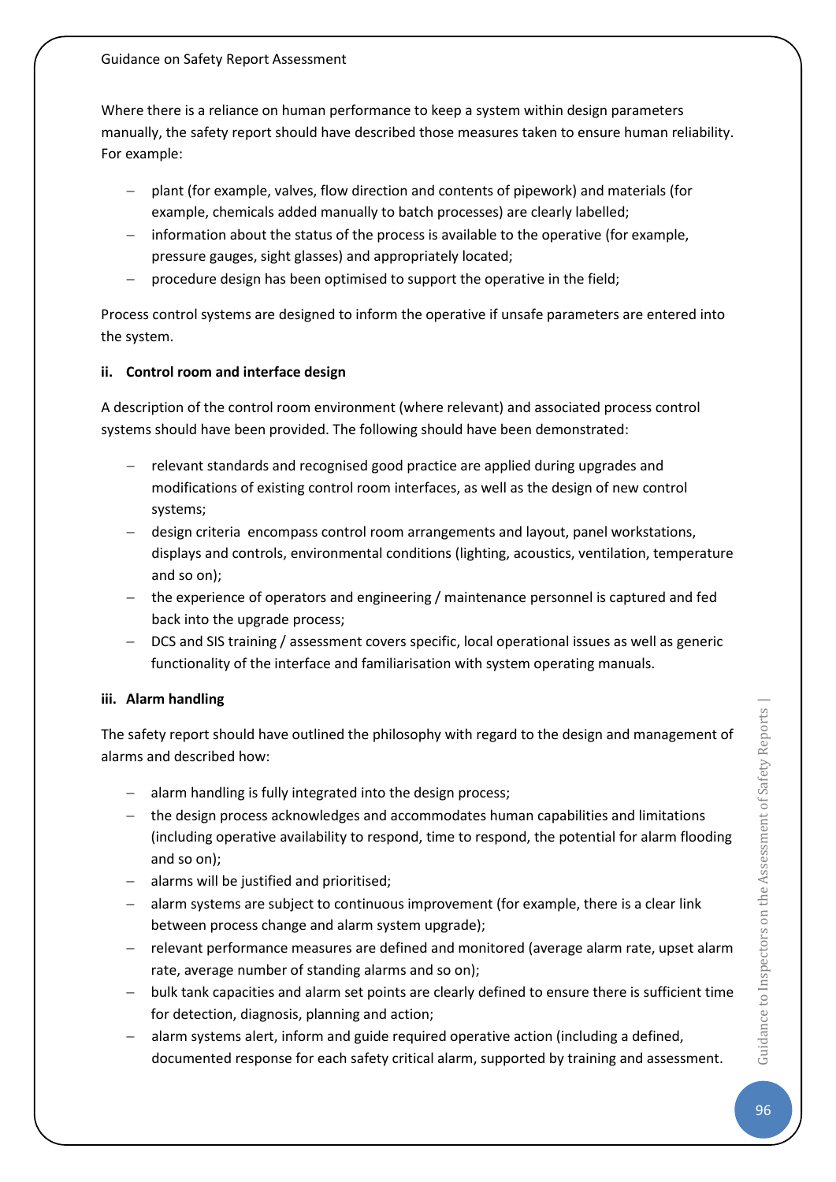Where there is a reliance on human performance to keep a system within design parameters manually, the safety report should have described those measures taken to ensure human reliability. For example:

- plant (for example, valves, flow direction and contents of pipework) and materials (for example, chemicals added manually to batch processes) are clearly labelled;
- information about the status of the process is available to the operative (for example, pressure gauges, sight glasses) and appropriately located;
- procedure design has been optimised to support the operative in the field;

Process control systems are designed to inform the operative if unsafe parameters are entered into the system.

**ii. Control room and interface design**

A description of the control room environment (where relevant) and associated process control systems should have been provided. The following should have been demonstrated:

- relevant standards and recognised good practice are applied during upgrades and modifications of existing control room interfaces, as well as the design of new control systems;
- design criteria encompass control room arrangements and layout, panel workstations, displays and controls, environmental conditions (lighting, acoustics, ventilation, temperature and so on);
- the experience of operators and engineering / maintenance personnel is captured and fed back into the upgrade process;
- DCS and SIS training / assessment covers specific, local operational issues as well as generic functionality of the interface and familiarisation with system operating manuals.

**iii. Alarm handling**

The safety report should have outlined the philosophy with regard to the design and management of alarms and described how:

- alarm handling is fully integrated into the design process;
- the design process acknowledges and accommodates human capabilities and limitations (including operative availability to respond, time to respond, the potential for alarm flooding and so on);
- alarms will be justified and prioritised;
- alarm systems are subject to continuous improvement (for example, there is a clear link between process change and alarm system upgrade);
- relevant performance measures are defined and monitored (average alarm rate, upset alarm rate, average number of standing alarms and so on);
- bulk tank capacities and alarm set points are clearly defined to ensure there is sufficient time for detection, diagnosis, planning and action;
- alarm systems alert, inform and guide required operative action (including a defined, documented response for each safety critical alarm, supported by training and assessment.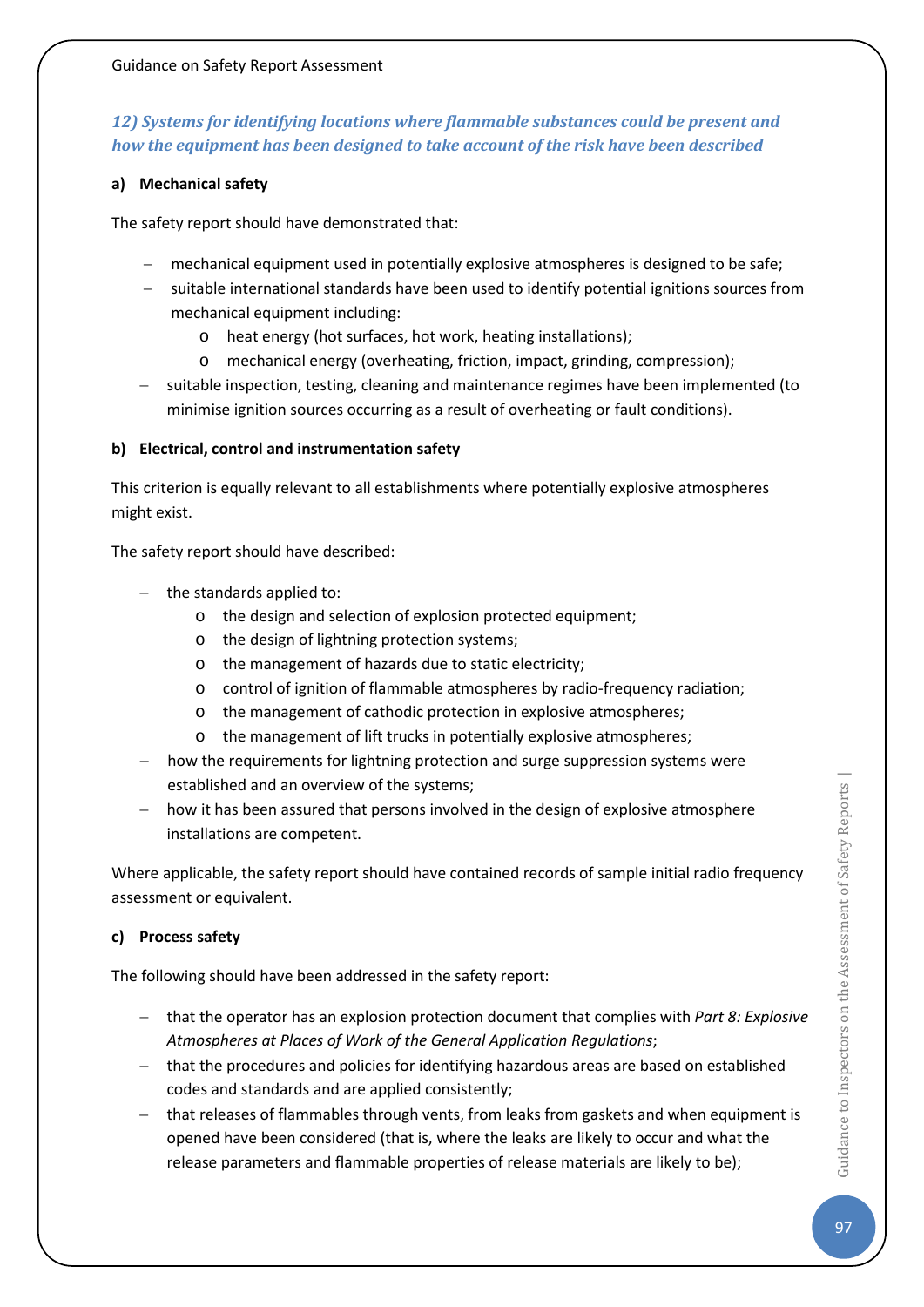### *12) Systems for identifying locations where flammable substances could be present and how the equipment has been designed to take account of the risk have been described*

#### a) Mechanical safety

The safety report should have demonstrated that:

- mechanical equipment used in potentially explosive atmospheres is designed to be safe;
- suitable international standards have been used to identify potential ignitions sources from mechanical equipment including:
  - heat energy (hot surfaces, hot work, heating installations);
  - mechanical energy (overheating, friction, impact, grinding, compression);
- suitable inspection, testing, cleaning and maintenance regimes have been implemented (to minimise ignition sources occurring as a result of overheating or fault conditions).

#### b) Electrical, control and instrumentation safety

This criterion is equally relevant to all establishments where potentially explosive atmospheres might exist.

The safety report should have described:

- the standards applied to:
  - the design and selection of explosion protected equipment;
  - the design of lightning protection systems;
  - the management of hazards due to static electricity;
  - control of ignition of flammable atmospheres by radio-frequency radiation;
  - the management of cathodic protection in explosive atmospheres;
  - the management of lift trucks in potentially explosive atmospheres;
- how the requirements for lightning protection and surge suppression systems were established and an overview of the systems;
- how it has been assured that persons involved in the design of explosive atmosphere installations are competent.

Where applicable, the safety report should have contained records of sample initial radio frequency assessment or equivalent.

#### c) Process safety

The following should have been addressed in the safety report:

- that the operator has an explosion protection document that complies with *Part 8: Explosive Atmospheres at Places of Work of the General Application Regulations*;
- that the procedures and policies for identifying hazardous areas are based on established codes and standards and are applied consistently;
- that releases of flammables through vents, from leaks from gaskets and when equipment is opened have been considered (that is, where the leaks are likely to occur and what the release parameters and flammable properties of release materials are likely to be);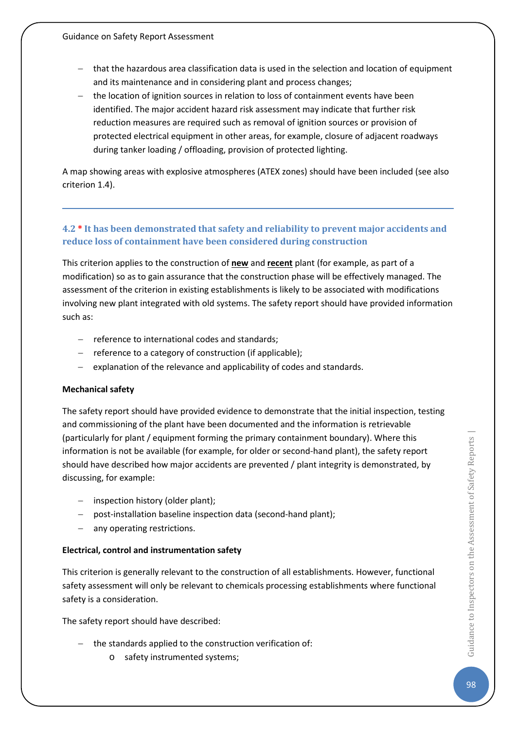- that the hazardous area classification data is used in the selection and location of equipment and its maintenance and in considering plant and process changes;
- the location of ignition sources in relation to loss of containment events have been identified. The major accident hazard risk assessment may indicate that further risk reduction measures are required such as removal of ignition sources or provision of protected electrical equipment in other areas, for example, closure of adjacent roadways during tanker loading / offloading, provision of protected lighting.

A map showing areas with explosive atmospheres (ATEX zones) should have been included (see also criterion 1.4).

---

### 4.2 * It has been demonstrated that safety and reliability to prevent major accidents and reduce loss of containment have been considered during construction

This criterion applies to the construction of **new** and **recent** plant (for example, as part of a modification) so as to gain assurance that the construction phase will be effectively managed. The assessment of the criterion in existing establishments is likely to be associated with modifications involving new plant integrated with old systems. The safety report should have provided information such as:

- reference to international codes and standards;
- reference to a category of construction (if applicable);
- explanation of the relevance and applicability of codes and standards.

**Mechanical safety**

The safety report should have provided evidence to demonstrate that the initial inspection, testing and commissioning of the plant have been documented and the information is retrievable (particularly for plant / equipment forming the primary containment boundary). Where this information is not be available (for example, for older or second-hand plant), the safety report should have described how major accidents are prevented / plant integrity is demonstrated, by discussing, for example:

- inspection history (older plant);
- post-installation baseline inspection data (second-hand plant);
- any operating restrictions.

**Electrical, control and instrumentation safety**

This criterion is generally relevant to the construction of all establishments. However, functional safety assessment will only be relevant to chemicals processing establishments where functional safety is a consideration.

The safety report should have described:

- the standards applied to the construction verification of:
  - safety instrumented systems;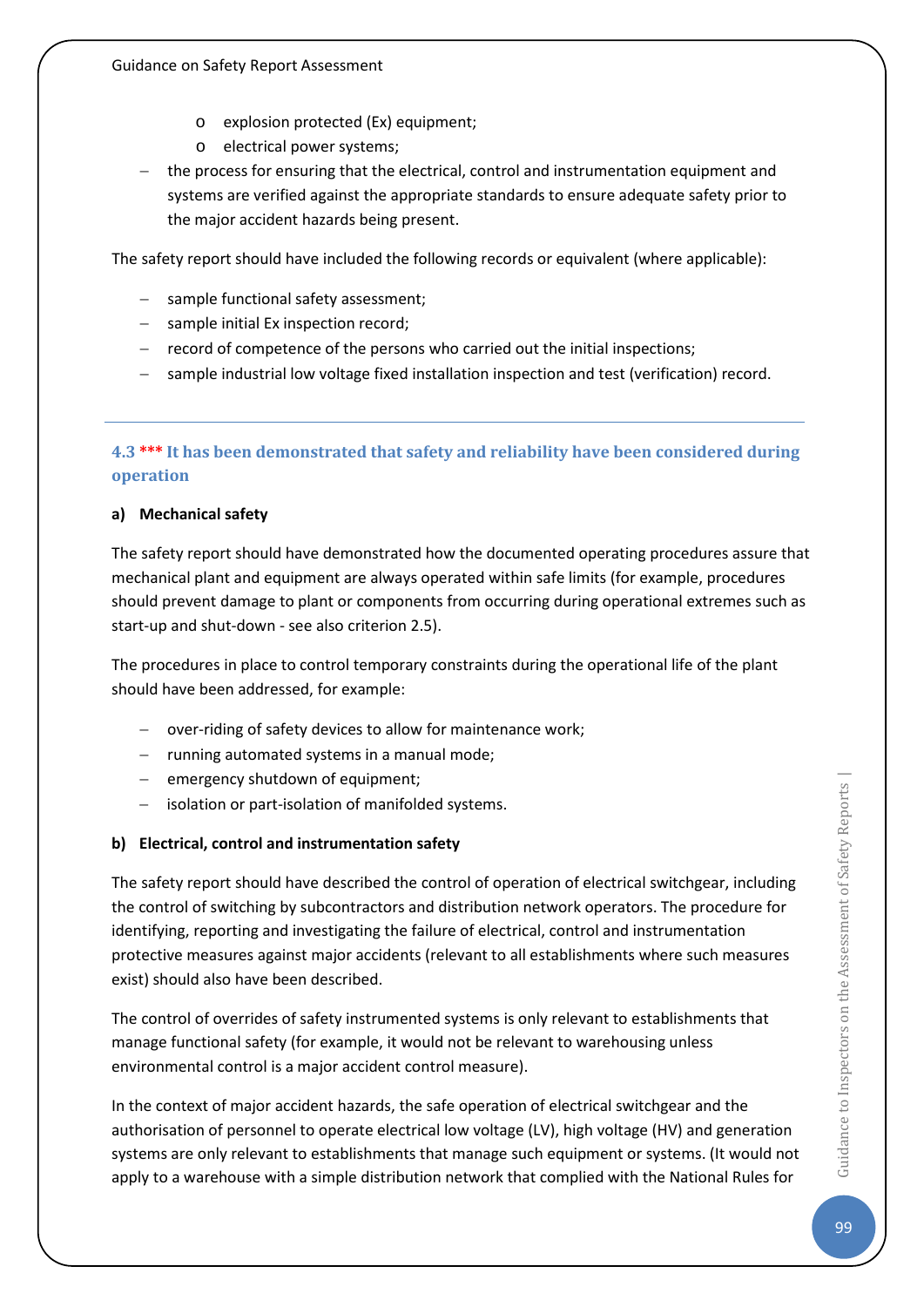- explosion protected (Ex) equipment;
  - electrical power systems;
- the process for ensuring that the electrical, control and instrumentation equipment and systems are verified against the appropriate standards to ensure adequate safety prior to the major accident hazards being present.

The safety report should have included the following records or equivalent (where applicable):

- sample functional safety assessment;
- sample initial Ex inspection record;
- record of competence of the persons who carried out the initial inspections;
- sample industrial low voltage fixed installation inspection and test (verification) record.

---

### 4.3 *** It has been demonstrated that safety and reliability have been considered during operation

**a) Mechanical safety**

The safety report should have demonstrated how the documented operating procedures assure that mechanical plant and equipment are always operated within safe limits (for example, procedures should prevent damage to plant or components from occurring during operational extremes such as start-up and shut-down - see also criterion 2.5).

The procedures in place to control temporary constraints during the operational life of the plant should have been addressed, for example:

- over-riding of safety devices to allow for maintenance work;
- running automated systems in a manual mode;
- emergency shutdown of equipment;
- isolation or part-isolation of manifolded systems.

**b) Electrical, control and instrumentation safety**

The safety report should have described the control of operation of electrical switchgear, including the control of switching by subcontractors and distribution network operators. The procedure for identifying, reporting and investigating the failure of electrical, control and instrumentation protective measures against major accidents (relevant to all establishments where such measures exist) should also have been described.

The control of overrides of safety instrumented systems is only relevant to establishments that manage functional safety (for example, it would not be relevant to warehousing unless environmental control is a major accident control measure).

In the context of major accident hazards, the safe operation of electrical switchgear and the authorisation of personnel to operate electrical low voltage (LV), high voltage (HV) and generation systems are only relevant to establishments that manage such equipment or systems. (It would not apply to a warehouse with a simple distribution network that complied with the National Rules for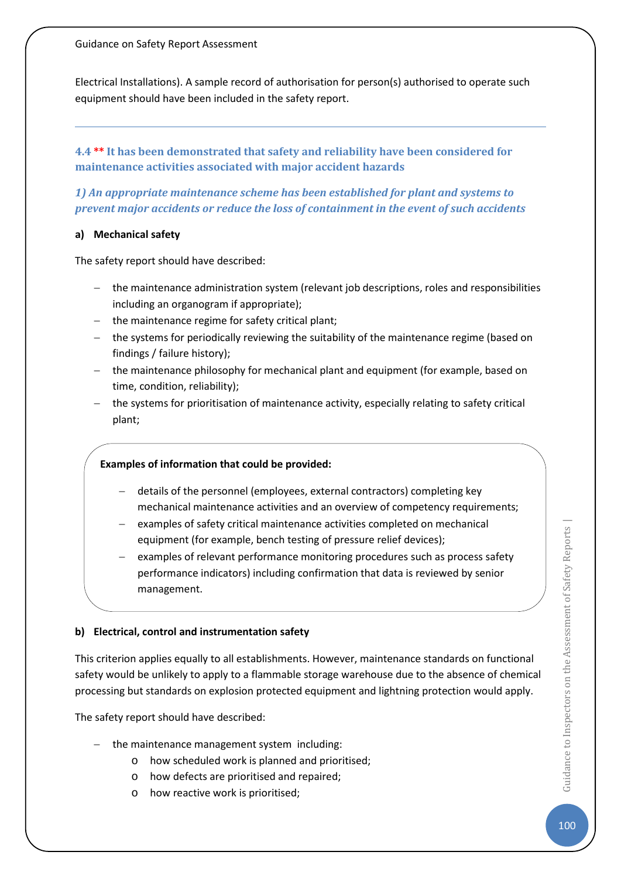Electrical Installations). A sample record of authorisation for person(s) authorised to operate such equipment should have been included in the safety report.

---

### 4.4 ** It has been demonstrated that safety and reliability have been considered for maintenance activities associated with major accident hazards

#### *1) An appropriate maintenance scheme has been established for plant and systems to prevent major accidents or reduce the loss of containment in the event of such accidents*

**a) Mechanical safety**

The safety report should have described:

- the maintenance administration system (relevant job descriptions, roles and responsibilities including an organogram if appropriate);
- the maintenance regime for safety critical plant;
- the systems for periodically reviewing the suitability of the maintenance regime (based on findings / failure history);
- the maintenance philosophy for mechanical plant and equipment (for example, based on time, condition, reliability);
- the systems for prioritisation of maintenance activity, especially relating to safety critical plant;

> **Examples of information that could be provided:**
>
> - details of the personnel (employees, external contractors) completing key mechanical maintenance activities and an overview of competency requirements;
> - examples of safety critical maintenance activities completed on mechanical equipment (for example, bench testing of pressure relief devices);
> - examples of relevant performance monitoring procedures such as process safety performance indicators) including confirmation that data is reviewed by senior management.

**b) Electrical, control and instrumentation safety**

This criterion applies equally to all establishments. However, maintenance standards on functional safety would be unlikely to apply to a flammable storage warehouse due to the absence of chemical processing but standards on explosion protected equipment and lightning protection would apply.

The safety report should have described:

- the maintenance management system including:
  - how scheduled work is planned and prioritised;
  - how defects are prioritised and repaired;
  - how reactive work is prioritised;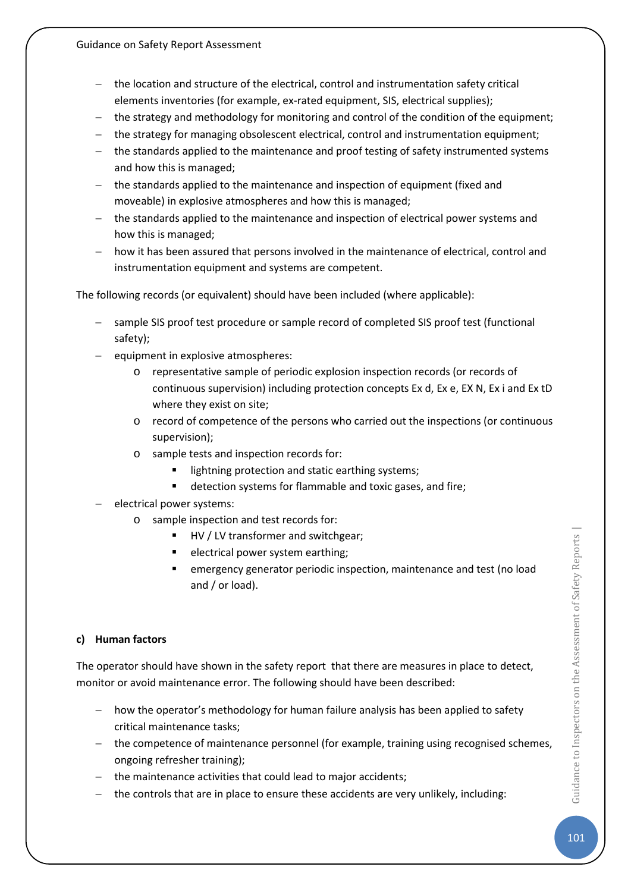- the location and structure of the electrical, control and instrumentation safety critical elements inventories (for example, ex-rated equipment, SIS, electrical supplies);
- the strategy and methodology for monitoring and control of the condition of the equipment;
- the strategy for managing obsolescent electrical, control and instrumentation equipment;
- the standards applied to the maintenance and proof testing of safety instrumented systems and how this is managed;
- the standards applied to the maintenance and inspection of equipment (fixed and moveable) in explosive atmospheres and how this is managed;
- the standards applied to the maintenance and inspection of electrical power systems and how this is managed;
- how it has been assured that persons involved in the maintenance of electrical, control and instrumentation equipment and systems are competent.

The following records (or equivalent) should have been included (where applicable):

- sample SIS proof test procedure or sample record of completed SIS proof test (functional safety);
- equipment in explosive atmospheres:
    - representative sample of periodic explosion inspection records (or records of continuous supervision) including protection concepts Ex d, Ex e, EX N, Ex i and Ex tD where they exist on site;
    - record of competence of the persons who carried out the inspections (or continuous supervision);
    - sample tests and inspection records for:
        - lightning protection and static earthing systems;
        - detection systems for flammable and toxic gases, and fire;
- electrical power systems:
    - sample inspection and test records for:
        - HV / LV transformer and switchgear;
        - electrical power system earthing;
        - emergency generator periodic inspection, maintenance and test (no load and / or load).

**c) Human factors**

The operator should have shown in the safety report that there are measures in place to detect, monitor or avoid maintenance error. The following should have been described:

- how the operator's methodology for human failure analysis has been applied to safety critical maintenance tasks;
- the competence of maintenance personnel (for example, training using recognised schemes, ongoing refresher training);
- the maintenance activities that could lead to major accidents;
- the controls that are in place to ensure these accidents are very unlikely, including: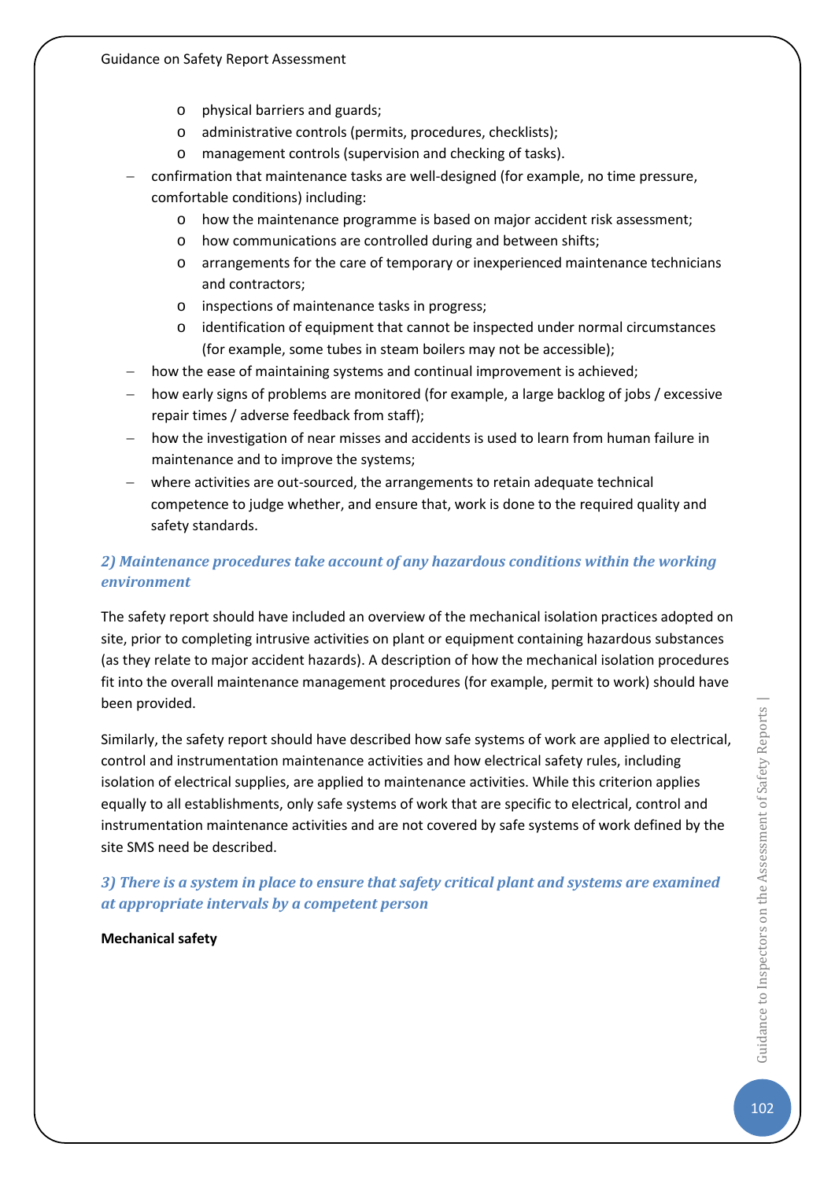- physical barriers and guards;
  - administrative controls (permits, procedures, checklists);
  - management controls (supervision and checking of tasks).
- confirmation that maintenance tasks are well-designed (for example, no time pressure, comfortable conditions) including:
  - how the maintenance programme is based on major accident risk assessment;
  - how communications are controlled during and between shifts;
  - arrangements for the care of temporary or inexperienced maintenance technicians and contractors;
  - inspections of maintenance tasks in progress;
  - identification of equipment that cannot be inspected under normal circumstances (for example, some tubes in steam boilers may not be accessible);
- how the ease of maintaining systems and continual improvement is achieved;
- how early signs of problems are monitored (for example, a large backlog of jobs / excessive repair times / adverse feedback from staff);
- how the investigation of near misses and accidents is used to learn from human failure in maintenance and to improve the systems;
- where activities are out-sourced, the arrangements to retain adequate technical competence to judge whether, and ensure that, work is done to the required quality and safety standards.

### *2) Maintenance procedures take account of any hazardous conditions within the working environment*

The safety report should have included an overview of the mechanical isolation practices adopted on site, prior to completing intrusive activities on plant or equipment containing hazardous substances (as they relate to major accident hazards). A description of how the mechanical isolation procedures fit into the overall maintenance management procedures (for example, permit to work) should have been provided.

Similarly, the safety report should have described how safe systems of work are applied to electrical, control and instrumentation maintenance activities and how electrical safety rules, including isolation of electrical supplies, are applied to maintenance activities. While this criterion applies equally to all establishments, only safe systems of work that are specific to electrical, control and instrumentation maintenance activities and are not covered by safe systems of work defined by the site SMS need be described.

### *3) There is a system in place to ensure that safety critical plant and systems are examined at appropriate intervals by a competent person*

**Mechanical safety**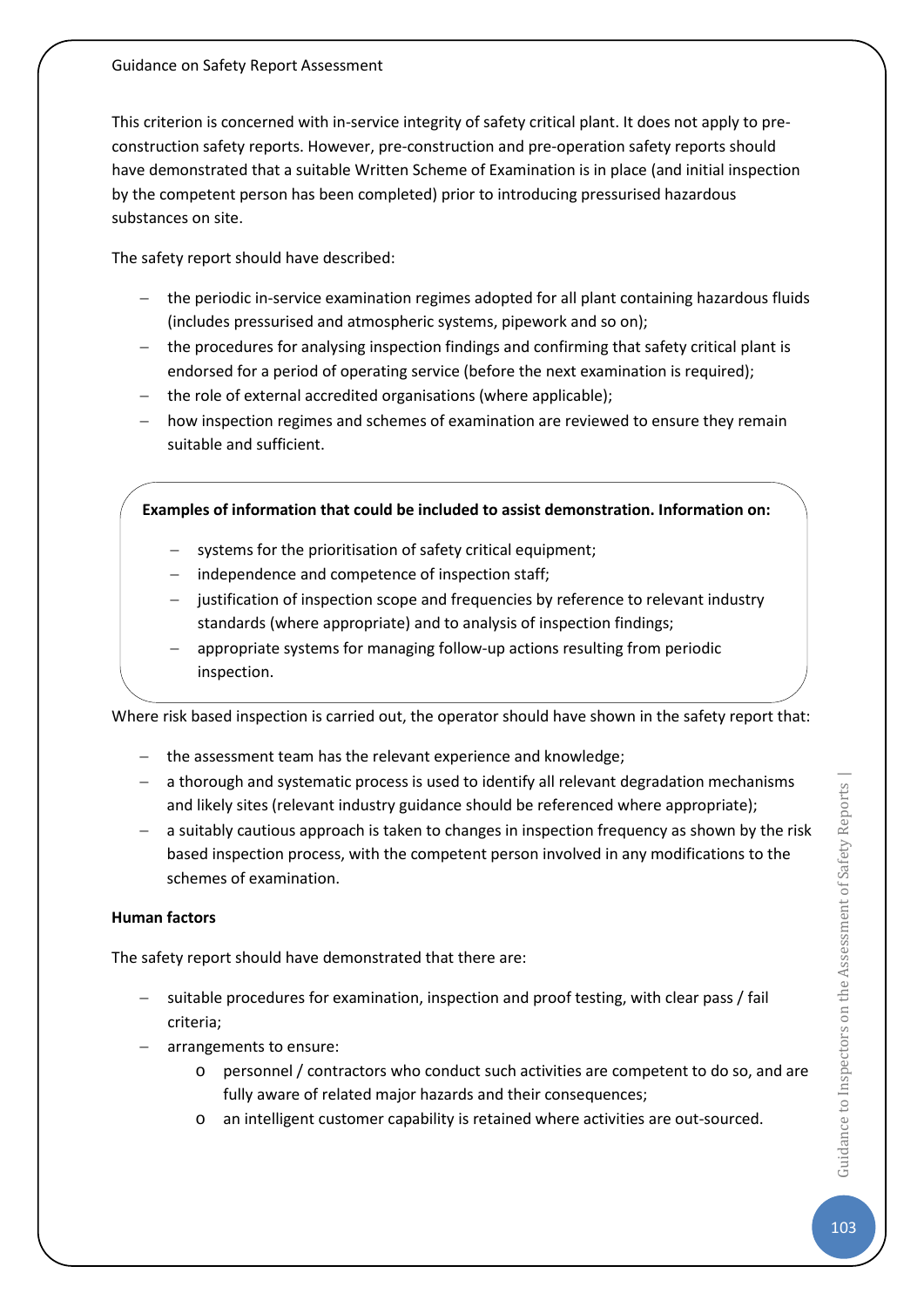This criterion is concerned with in-service integrity of safety critical plant. It does not apply to pre-construction safety reports. However, pre-construction and pre-operation safety reports should have demonstrated that a suitable Written Scheme of Examination is in place (and initial inspection by the competent person has been completed) prior to introducing pressurised hazardous substances on site.

The safety report should have described:

- the periodic in-service examination regimes adopted for all plant containing hazardous fluids (includes pressurised and atmospheric systems, pipework and so on);
- the procedures for analysing inspection findings and confirming that safety critical plant is endorsed for a period of operating service (before the next examination is required);
- the role of external accredited organisations (where applicable);
- how inspection regimes and schemes of examination are reviewed to ensure they remain suitable and sufficient.

**Examples of information that could be included to assist demonstration. Information on:**

- systems for the prioritisation of safety critical equipment;
- independence and competence of inspection staff;
- justification of inspection scope and frequencies by reference to relevant industry standards (where appropriate) and to analysis of inspection findings;
- appropriate systems for managing follow-up actions resulting from periodic inspection.

Where risk based inspection is carried out, the operator should have shown in the safety report that:

- the assessment team has the relevant experience and knowledge;
- a thorough and systematic process is used to identify all relevant degradation mechanisms and likely sites (relevant industry guidance should be referenced where appropriate);
- a suitably cautious approach is taken to changes in inspection frequency as shown by the risk based inspection process, with the competent person involved in any modifications to the schemes of examination.

**Human factors**

The safety report should have demonstrated that there are:

- suitable procedures for examination, inspection and proof testing, with clear pass / fail criteria;
- arrangements to ensure:
  - personnel / contractors who conduct such activities are competent to do so, and are fully aware of related major hazards and their consequences;
  - an intelligent customer capability is retained where activities are out-sourced.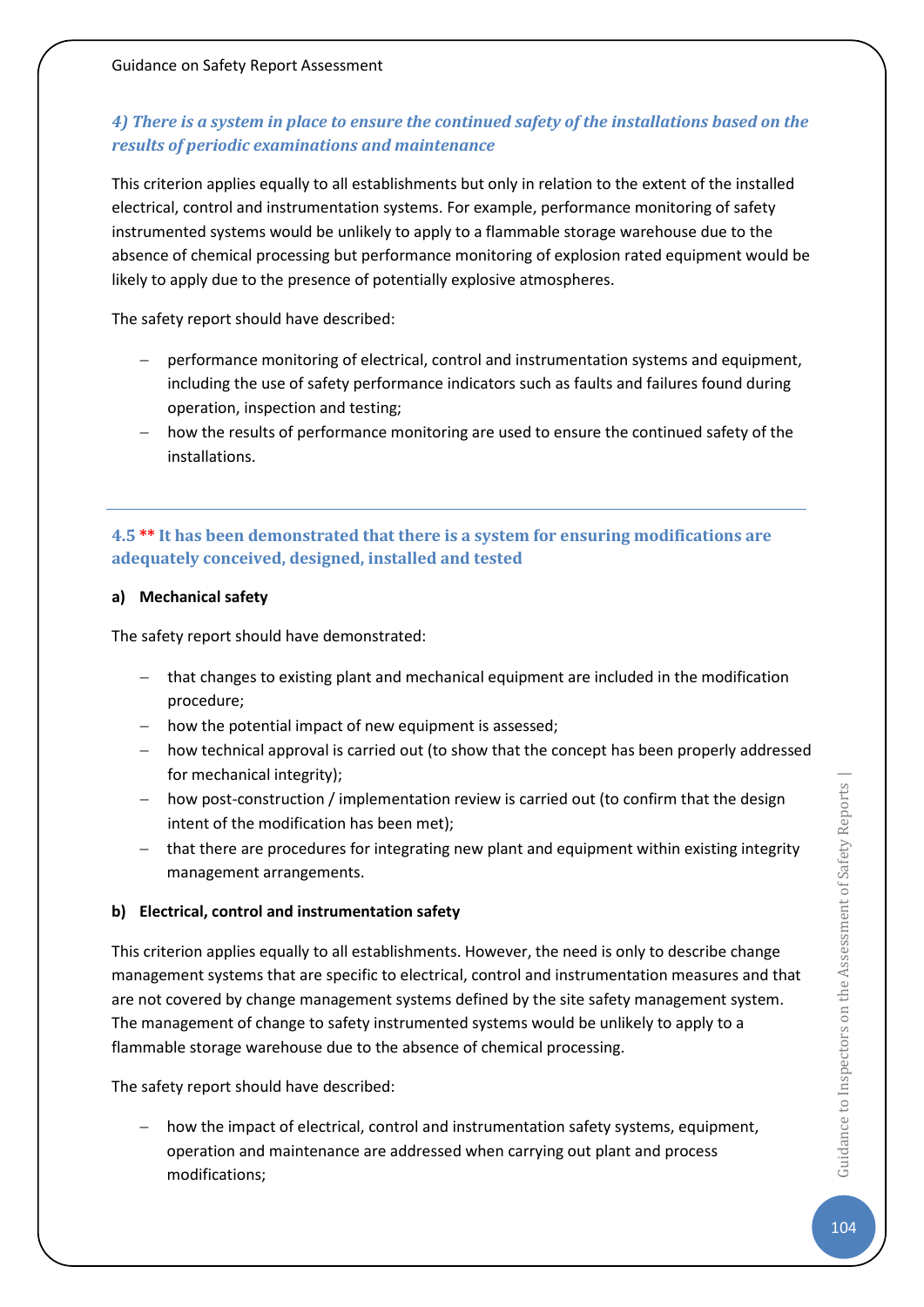*4) There is a system in place to ensure the continued safety of the installations based on the results of periodic examinations and maintenance*

This criterion applies equally to all establishments but only in relation to the extent of the installed electrical, control and instrumentation systems. For example, performance monitoring of safety instrumented systems would be unlikely to apply to a flammable storage warehouse due to the absence of chemical processing but performance monitoring of explosion rated equipment would be likely to apply due to the presence of potentially explosive atmospheres.

The safety report should have described:

- performance monitoring of electrical, control and instrumentation systems and equipment, including the use of safety performance indicators such as faults and failures found during operation, inspection and testing;
- how the results of performance monitoring are used to ensure the continued safety of the installations.

---

### 4.5 ** It has been demonstrated that there is a system for ensuring modifications are adequately conceived, designed, installed and tested

**a) Mechanical safety**

The safety report should have demonstrated:

- that changes to existing plant and mechanical equipment are included in the modification procedure;
- how the potential impact of new equipment is assessed;
- how technical approval is carried out (to show that the concept has been properly addressed for mechanical integrity);
- how post-construction / implementation review is carried out (to confirm that the design intent of the modification has been met);
- that there are procedures for integrating new plant and equipment within existing integrity management arrangements.

**b) Electrical, control and instrumentation safety**

This criterion applies equally to all establishments. However, the need is only to describe change management systems that are specific to electrical, control and instrumentation measures and that are not covered by change management systems defined by the site safety management system. The management of change to safety instrumented systems would be unlikely to apply to a flammable storage warehouse due to the absence of chemical processing.

The safety report should have described:

- how the impact of electrical, control and instrumentation safety systems, equipment, operation and maintenance are addressed when carrying out plant and process modifications;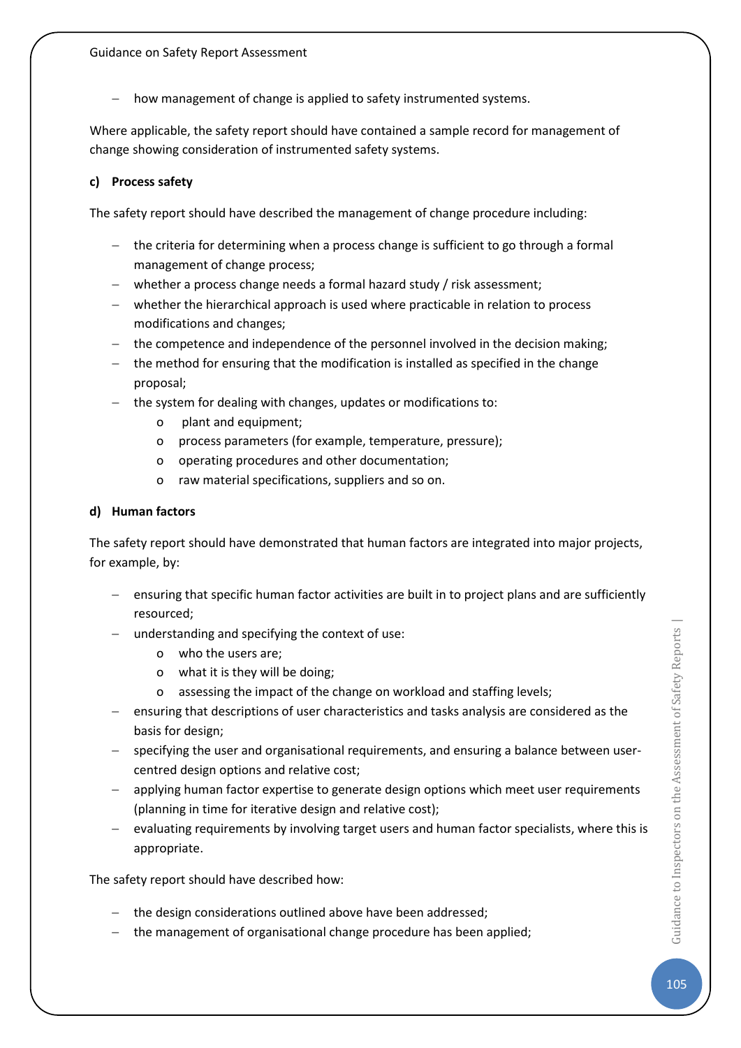- how management of change is applied to safety instrumented systems.

Where applicable, the safety report should have contained a sample record for management of change showing consideration of instrumented safety systems.

**c) Process safety**

The safety report should have described the management of change procedure including:

- the criteria for determining when a process change is sufficient to go through a formal management of change process;
- whether a process change needs a formal hazard study / risk assessment;
- whether the hierarchical approach is used where practicable in relation to process modifications and changes;
- the competence and independence of the personnel involved in the decision making;
- the method for ensuring that the modification is installed as specified in the change proposal;
- the system for dealing with changes, updates or modifications to:
  - plant and equipment;
  - process parameters (for example, temperature, pressure);
  - operating procedures and other documentation;
  - raw material specifications, suppliers and so on.

**d) Human factors**

The safety report should have demonstrated that human factors are integrated into major projects, for example, by:

- ensuring that specific human factor activities are built in to project plans and are sufficiently resourced;
- understanding and specifying the context of use:
  - who the users are;
  - what it is they will be doing;
  - assessing the impact of the change on workload and staffing levels;
- ensuring that descriptions of user characteristics and tasks analysis are considered as the basis for design;
- specifying the user and organisational requirements, and ensuring a balance between user-centred design options and relative cost;
- applying human factor expertise to generate design options which meet user requirements (planning in time for iterative design and relative cost);
- evaluating requirements by involving target users and human factor specialists, where this is appropriate.

The safety report should have described how:

- the design considerations outlined above have been addressed;
- the management of organisational change procedure has been applied;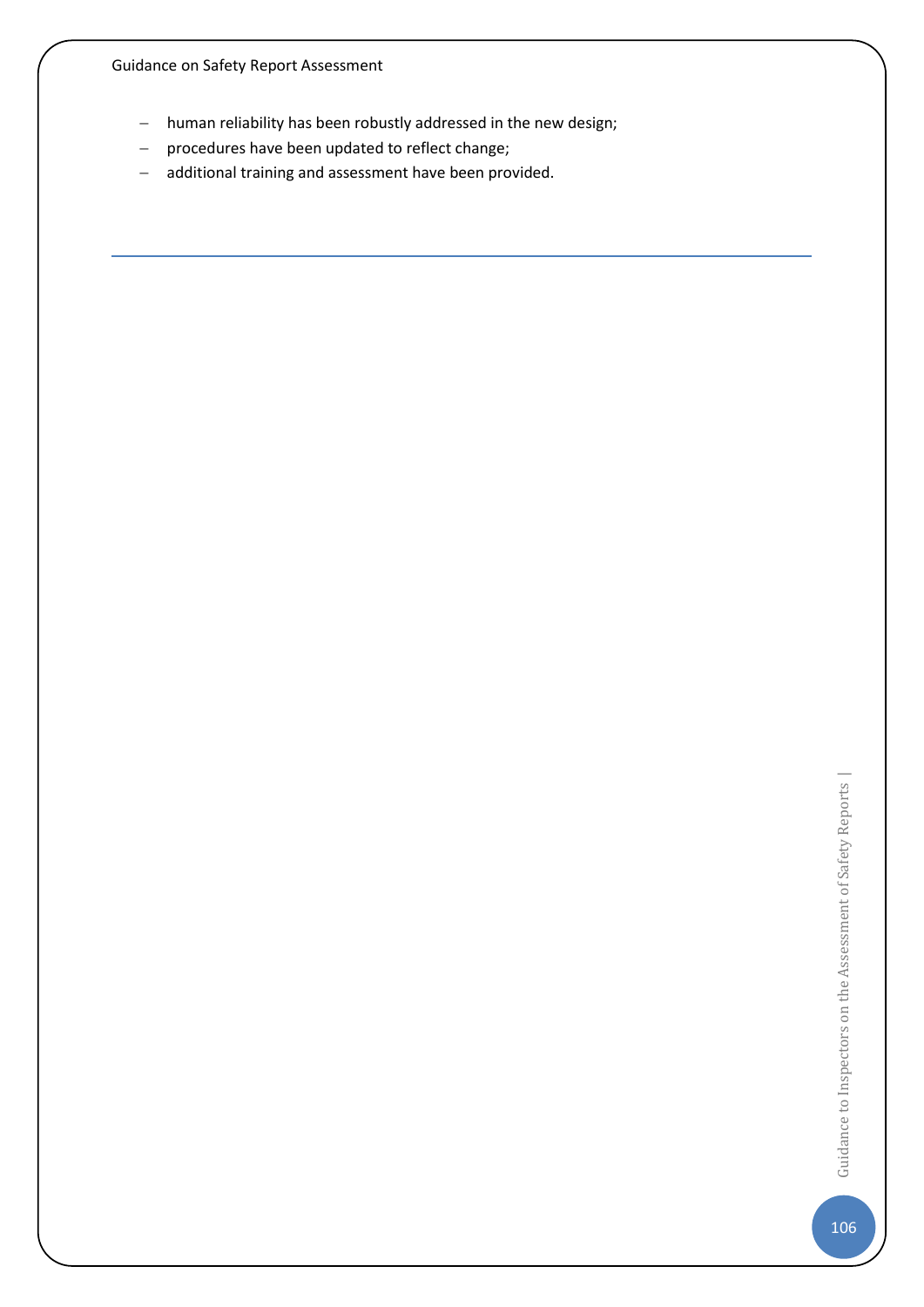- human reliability has been robustly addressed in the new design;
- procedures have been updated to reflect change;
- additional training and assessment have been provided.

---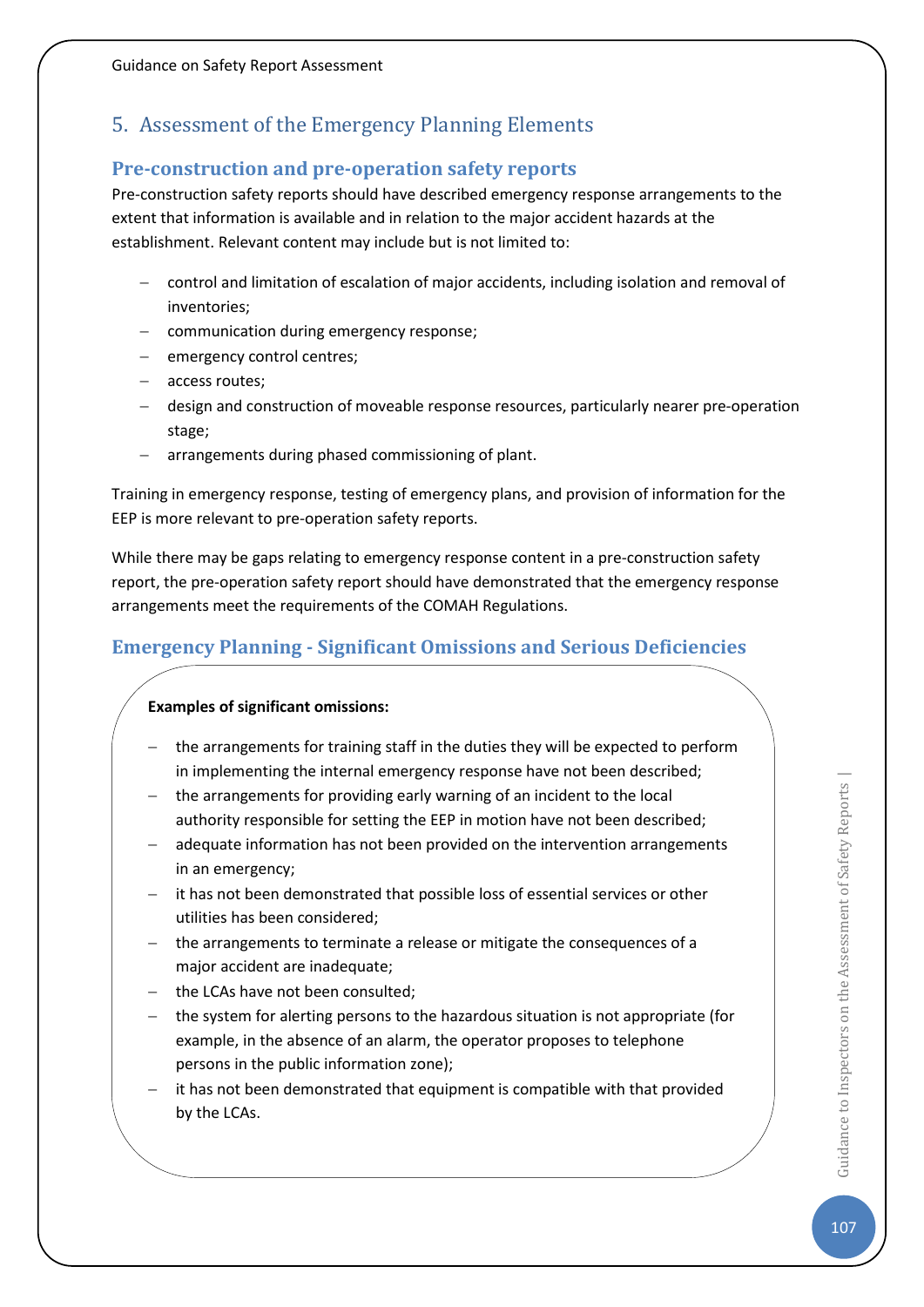## 5. Assessment of the Emergency Planning Elements

### Pre-construction and pre-operation safety reports

Pre-construction safety reports should have described emergency response arrangements to the extent that information is available and in relation to the major accident hazards at the establishment. Relevant content may include but is not limited to:

- control and limitation of escalation of major accidents, including isolation and removal of inventories;
- communication during emergency response;
- emergency control centres;
- access routes;
- design and construction of moveable response resources, particularly nearer pre-operation stage;
- arrangements during phased commissioning of plant.

Training in emergency response, testing of emergency plans, and provision of information for the EEP is more relevant to pre-operation safety reports.

While there may be gaps relating to emergency response content in a pre-construction safety report, the pre-operation safety report should have demonstrated that the emergency response arrangements meet the requirements of the COMAH Regulations.

### Emergency Planning - Significant Omissions and Serious Deficiencies

**Examples of significant omissions:**

- the arrangements for training staff in the duties they will be expected to perform in implementing the internal emergency response have not been described;
- the arrangements for providing early warning of an incident to the local authority responsible for setting the EEP in motion have not been described;
- adequate information has not been provided on the intervention arrangements in an emergency;
- it has not been demonstrated that possible loss of essential services or other utilities has been considered;
- the arrangements to terminate a release or mitigate the consequences of a major accident are inadequate;
- the LCAs have not been consulted;
- the system for alerting persons to the hazardous situation is not appropriate (for example, in the absence of an alarm, the operator proposes to telephone persons in the public information zone);
- it has not been demonstrated that equipment is compatible with that provided by the LCAs.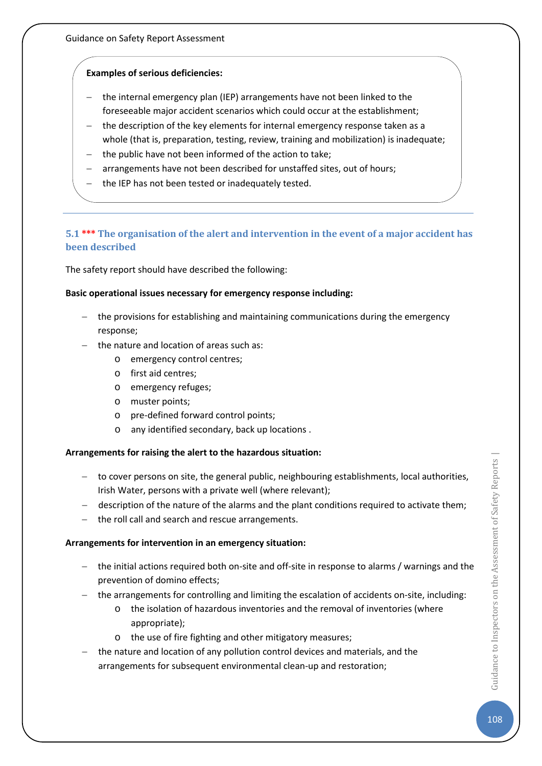**Examples of serious deficiencies:**

- the internal emergency plan (IEP) arrangements have not been linked to the foreseeable major accident scenarios which could occur at the establishment;
- the description of the key elements for internal emergency response taken as a whole (that is, preparation, testing, review, training and mobilization) is inadequate;
- the public have not been informed of the action to take;
- arrangements have not been described for unstaffed sites, out of hours;
- the IEP has not been tested or inadequately tested.

---

### 5.1 *** The organisation of the alert and intervention in the event of a major accident has been described

The safety report should have described the following:

**Basic operational issues necessary for emergency response including:**

- the provisions for establishing and maintaining communications during the emergency response;
- the nature and location of areas such as:
  - emergency control centres;
  - first aid centres;
  - emergency refuges;
  - muster points;
  - pre-defined forward control points;
  - any identified secondary, back up locations .

**Arrangements for raising the alert to the hazardous situation:**

- to cover persons on site, the general public, neighbouring establishments, local authorities, Irish Water, persons with a private well (where relevant);
- description of the nature of the alarms and the plant conditions required to activate them;
- the roll call and search and rescue arrangements.

**Arrangements for intervention in an emergency situation:**

- the initial actions required both on-site and off-site in response to alarms / warnings and the prevention of domino effects;
- the arrangements for controlling and limiting the escalation of accidents on-site, including:
  - the isolation of hazardous inventories and the removal of inventories (where appropriate);
  - the use of fire fighting and other mitigatory measures;
- the nature and location of any pollution control devices and materials, and the arrangements for subsequent environmental clean-up and restoration;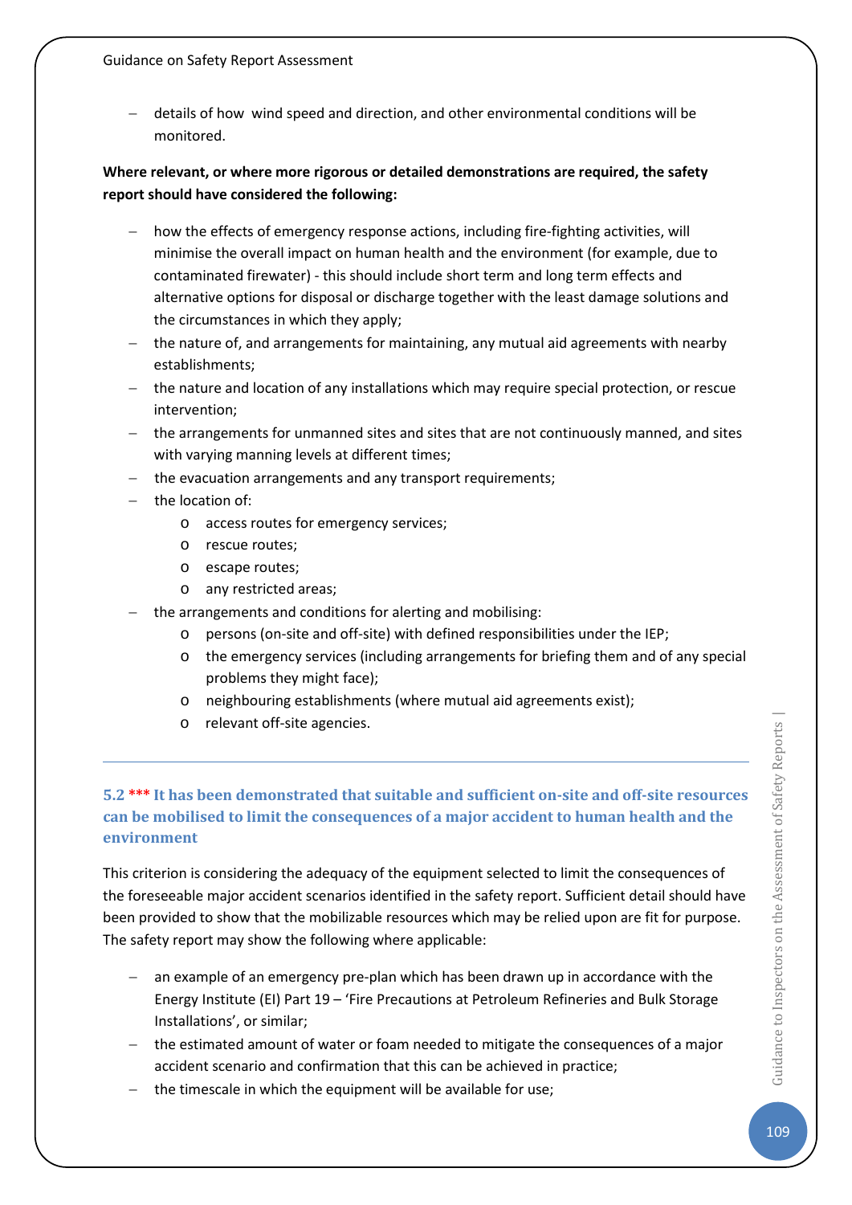- details of how wind speed and direction, and other environmental conditions will be monitored.

**Where relevant, or where more rigorous or detailed demonstrations are required, the safety report should have considered the following:**

- how the effects of emergency response actions, including fire-fighting activities, will minimise the overall impact on human health and the environment (for example, due to contaminated firewater) - this should include short term and long term effects and alternative options for disposal or discharge together with the least damage solutions and the circumstances in which they apply;
- the nature of, and arrangements for maintaining, any mutual aid agreements with nearby establishments;
- the nature and location of any installations which may require special protection, or rescue intervention;
- the arrangements for unmanned sites and sites that are not continuously manned, and sites with varying manning levels at different times;
- the evacuation arrangements and any transport requirements;
- the location of:
    - access routes for emergency services;
    - rescue routes;
    - escape routes;
    - any restricted areas;
- the arrangements and conditions for alerting and mobilising:
    - persons (on-site and off-site) with defined responsibilities under the IEP;
    - the emergency services (including arrangements for briefing them and of any special problems they might face);
    - neighbouring establishments (where mutual aid agreements exist);
    - relevant off-site agencies.

---

### 5.2 *** It has been demonstrated that suitable and sufficient on-site and off-site resources can be mobilised to limit the consequences of a major accident to human health and the environment

This criterion is considering the adequacy of the equipment selected to limit the consequences of the foreseeable major accident scenarios identified in the safety report. Sufficient detail should have been provided to show that the mobilizable resources which may be relied upon are fit for purpose. The safety report may show the following where applicable:

- an example of an emergency pre-plan which has been drawn up in accordance with the Energy Institute (EI) Part 19 – 'Fire Precautions at Petroleum Refineries and Bulk Storage Installations', or similar;
- the estimated amount of water or foam needed to mitigate the consequences of a major accident scenario and confirmation that this can be achieved in practice;
- the timescale in which the equipment will be available for use;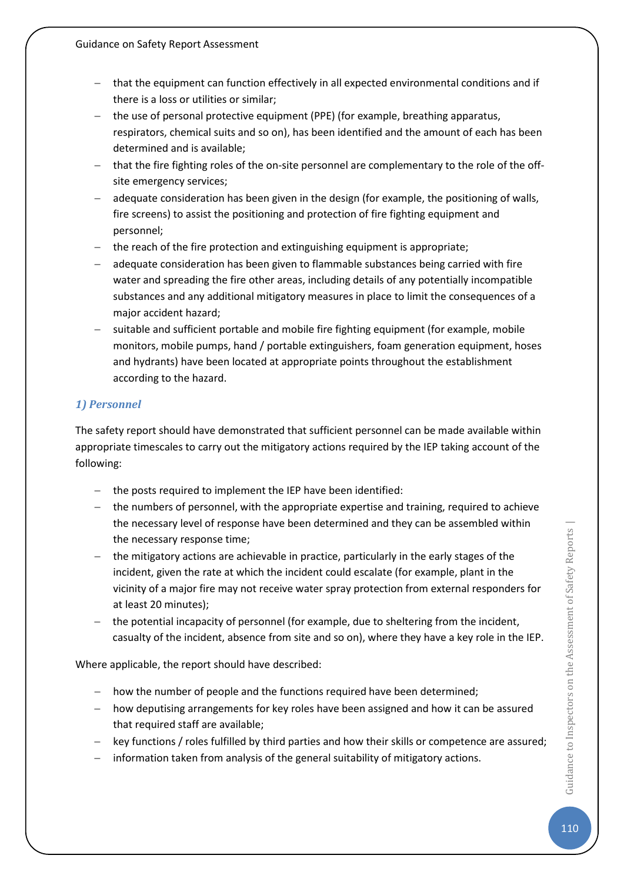- that the equipment can function effectively in all expected environmental conditions and if there is a loss or utilities or similar;
- the use of personal protective equipment (PPE) (for example, breathing apparatus, respirators, chemical suits and so on), has been identified and the amount of each has been determined and is available;
- that the fire fighting roles of the on-site personnel are complementary to the role of the off-site emergency services;
- adequate consideration has been given in the design (for example, the positioning of walls, fire screens) to assist the positioning and protection of fire fighting equipment and personnel;
- the reach of the fire protection and extinguishing equipment is appropriate;
- adequate consideration has been given to flammable substances being carried with fire water and spreading the fire other areas, including details of any potentially incompatible substances and any additional mitigatory measures in place to limit the consequences of a major accident hazard;
- suitable and sufficient portable and mobile fire fighting equipment (for example, mobile monitors, mobile pumps, hand / portable extinguishers, foam generation equipment, hoses and hydrants) have been located at appropriate points throughout the establishment according to the hazard.

### *1) Personnel*

The safety report should have demonstrated that sufficient personnel can be made available within appropriate timescales to carry out the mitigatory actions required by the IEP taking account of the following:

- the posts required to implement the IEP have been identified:
- the numbers of personnel, with the appropriate expertise and training, required to achieve the necessary level of response have been determined and they can be assembled within the necessary response time;
- the mitigatory actions are achievable in practice, particularly in the early stages of the incident, given the rate at which the incident could escalate (for example, plant in the vicinity of a major fire may not receive water spray protection from external responders for at least 20 minutes);
- the potential incapacity of personnel (for example, due to sheltering from the incident, casualty of the incident, absence from site and so on), where they have a key role in the IEP.

Where applicable, the report should have described:

- how the number of people and the functions required have been determined;
- how deputising arrangements for key roles have been assigned and how it can be assured that required staff are available;
- key functions / roles fulfilled by third parties and how their skills or competence are assured;
- information taken from analysis of the general suitability of mitigatory actions.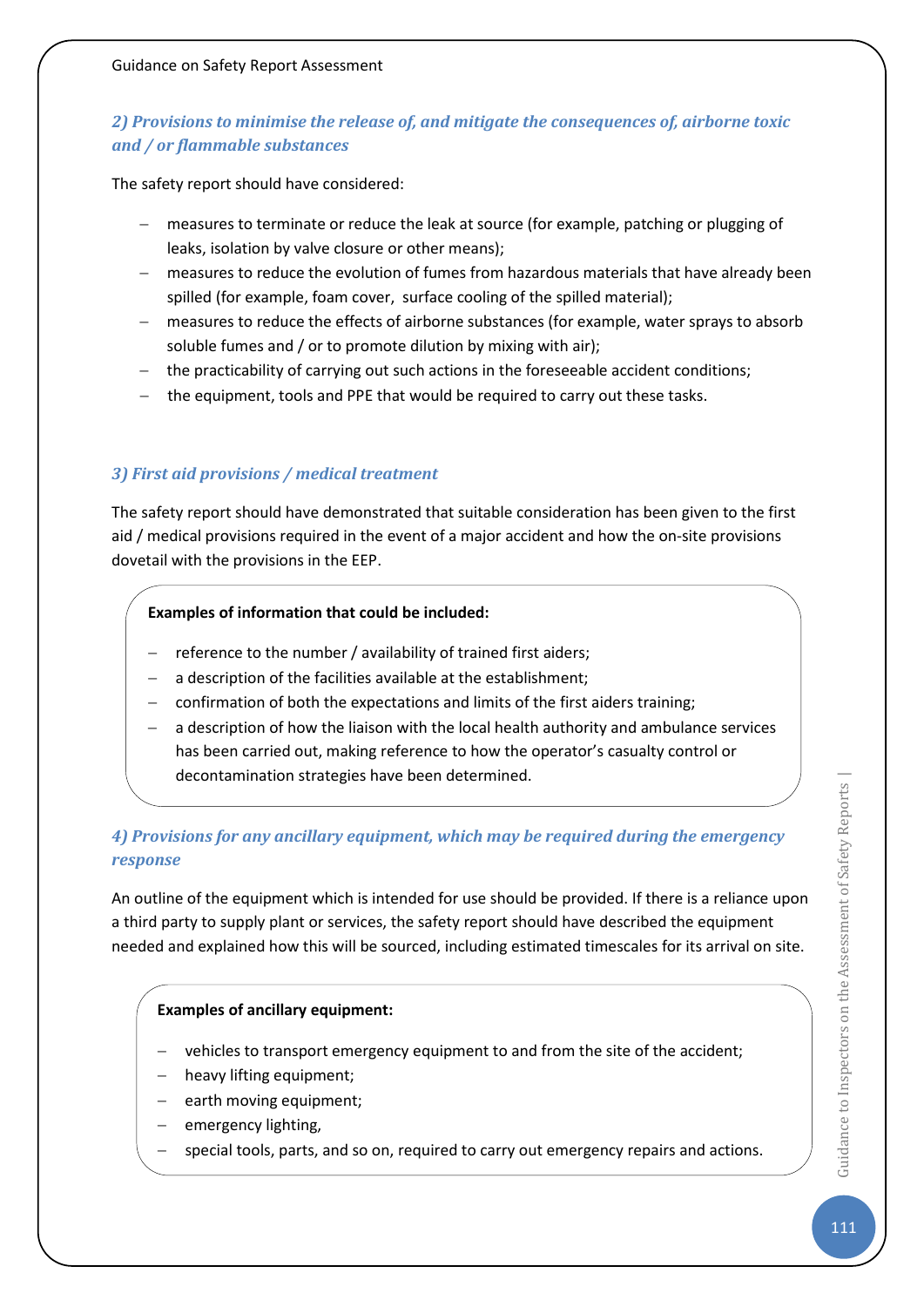### *2) Provisions to minimise the release of, and mitigate the consequences of, airborne toxic and / or flammable substances*

The safety report should have considered:

- measures to terminate or reduce the leak at source (for example, patching or plugging of leaks, isolation by valve closure or other means);
- measures to reduce the evolution of fumes from hazardous materials that have already been spilled (for example, foam cover, surface cooling of the spilled material);
- measures to reduce the effects of airborne substances (for example, water sprays to absorb soluble fumes and / or to promote dilution by mixing with air);
- the practicability of carrying out such actions in the foreseeable accident conditions;
- the equipment, tools and PPE that would be required to carry out these tasks.

### *3) First aid provisions / medical treatment*

The safety report should have demonstrated that suitable consideration has been given to the first aid / medical provisions required in the event of a major accident and how the on-site provisions dovetail with the provisions in the EEP.

**Examples of information that could be included:**

- reference to the number / availability of trained first aiders;
- a description of the facilities available at the establishment;
- confirmation of both the expectations and limits of the first aiders training;
- a description of how the liaison with the local health authority and ambulance services has been carried out, making reference to how the operator's casualty control or decontamination strategies have been determined.

### *4) Provisions for any ancillary equipment, which may be required during the emergency response*

An outline of the equipment which is intended for use should be provided. If there is a reliance upon a third party to supply plant or services, the safety report should have described the equipment needed and explained how this will be sourced, including estimated timescales for its arrival on site.

**Examples of ancillary equipment:**

- vehicles to transport emergency equipment to and from the site of the accident;
- heavy lifting equipment;
- earth moving equipment;
- emergency lighting,
- special tools, parts, and so on, required to carry out emergency repairs and actions.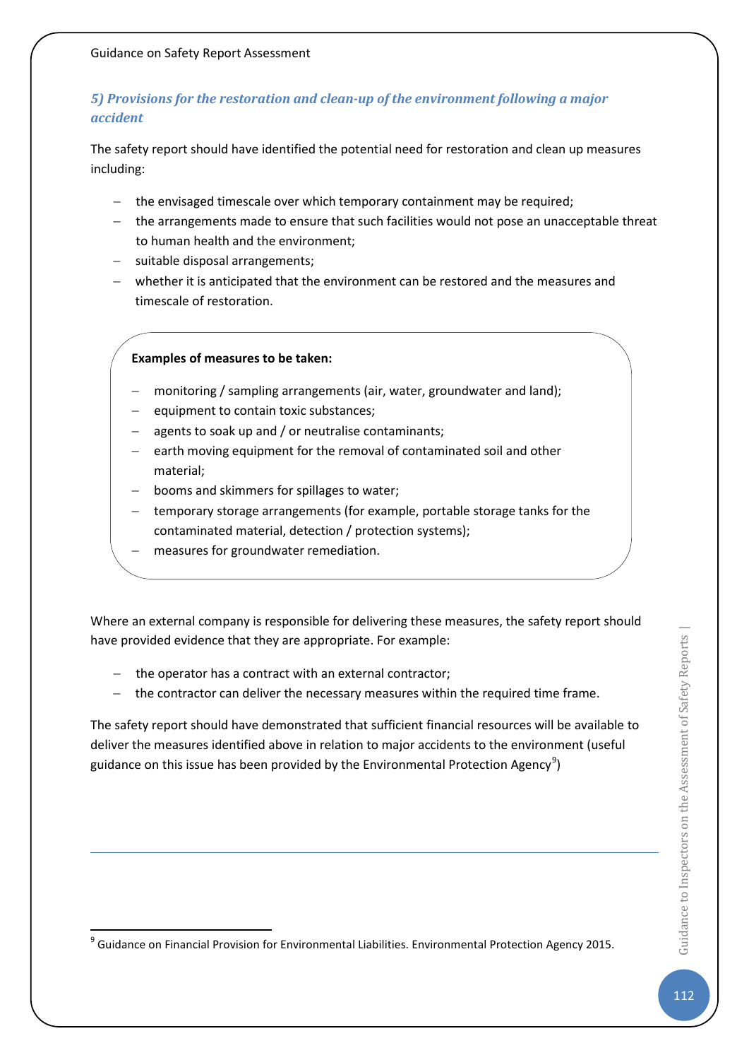### *5) Provisions for the restoration and clean-up of the environment following a major accident*

The safety report should have identified the potential need for restoration and clean up measures including:

- the envisaged timescale over which temporary containment may be required;
- the arrangements made to ensure that such facilities would not pose an unacceptable threat to human health and the environment;
- suitable disposal arrangements;
- whether it is anticipated that the environment can be restored and the measures and timescale of restoration.

**Examples of measures to be taken:**

- monitoring / sampling arrangements (air, water, groundwater and land);
- equipment to contain toxic substances;
- agents to soak up and / or neutralise contaminants;
- earth moving equipment for the removal of contaminated soil and other material;
- booms and skimmers for spillages to water;
- temporary storage arrangements (for example, portable storage tanks for the contaminated material, detection / protection systems);
- measures for groundwater remediation.

Where an external company is responsible for delivering these measures, the safety report should have provided evidence that they are appropriate. For example:

- the operator has a contract with an external contractor;
- the contractor can deliver the necessary measures within the required time frame.

The safety report should have demonstrated that sufficient financial resources will be available to deliver the measures identified above in relation to major accidents to the environment (useful guidance on this issue has been provided by the Environmental Protection Agency[9])

[9] Guidance on Financial Provision for Environmental Liabilities. Environmental Protection Agency 2015.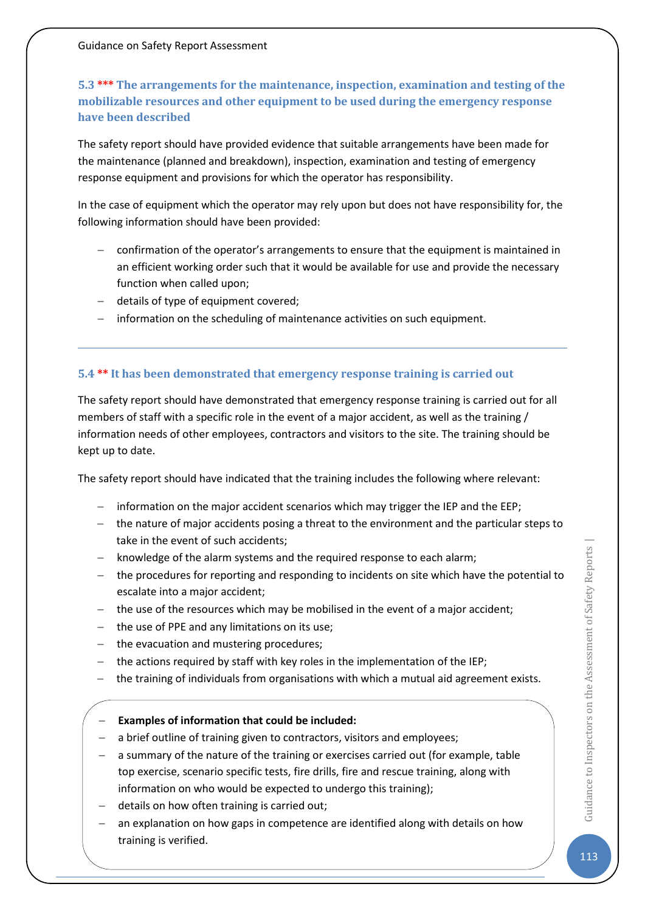### 5.3 *** The arrangements for the maintenance, inspection, examination and testing of the mobilizable resources and other equipment to be used during the emergency response have been described

The safety report should have provided evidence that suitable arrangements have been made for the maintenance (planned and breakdown), inspection, examination and testing of emergency response equipment and provisions for which the operator has responsibility.

In the case of equipment which the operator may rely upon but does not have responsibility for, the following information should have been provided:

- confirmation of the operator's arrangements to ensure that the equipment is maintained in an efficient working order such that it would be available for use and provide the necessary function when called upon;
- details of type of equipment covered;
- information on the scheduling of maintenance activities on such equipment.

---

### 5.4 ** It has been demonstrated that emergency response training is carried out

The safety report should have demonstrated that emergency response training is carried out for all members of staff with a specific role in the event of a major accident, as well as the training / information needs of other employees, contractors and visitors to the site. The training should be kept up to date.

The safety report should have indicated that the training includes the following where relevant:

- information on the major accident scenarios which may trigger the IEP and the EEP;
- the nature of major accidents posing a threat to the environment and the particular steps to take in the event of such accidents;
- knowledge of the alarm systems and the required response to each alarm;
- the procedures for reporting and responding to incidents on site which have the potential to escalate into a major accident;
- the use of the resources which may be mobilised in the event of a major accident;
- the use of PPE and any limitations on its use;
- the evacuation and mustering procedures;
- the actions required by staff with key roles in the implementation of the IEP;
- the training of individuals from organisations with which a mutual aid agreement exists.

- **Examples of information that could be included:**
- a brief outline of training given to contractors, visitors and employees;
- a summary of the nature of the training or exercises carried out (for example, table top exercise, scenario specific tests, fire drills, fire and rescue training, along with information on who would be expected to undergo this training);
- details on how often training is carried out;
- an explanation on how gaps in competence are identified along with details on how training is verified.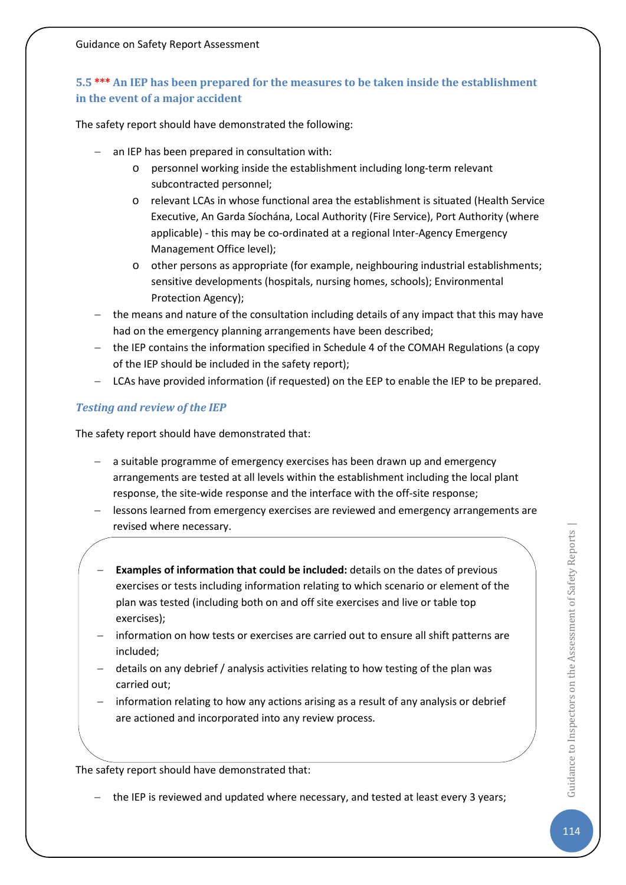### 5.5 *** An IEP has been prepared for the measures to be taken inside the establishment in the event of a major accident

The safety report should have demonstrated the following:

- an IEP has been prepared in consultation with:
  - personnel working inside the establishment including long-term relevant subcontracted personnel;
  - relevant LCAs in whose functional area the establishment is situated (Health Service Executive, An Garda Síochána, Local Authority (Fire Service), Port Authority (where applicable) - this may be co-ordinated at a regional Inter-Agency Emergency Management Office level);
  - other persons as appropriate (for example, neighbouring industrial establishments; sensitive developments (hospitals, nursing homes, schools); Environmental Protection Agency);
- the means and nature of the consultation including details of any impact that this may have had on the emergency planning arrangements have been described;
- the IEP contains the information specified in Schedule 4 of the COMAH Regulations (a copy of the IEP should be included in the safety report);
- LCAs have provided information (if requested) on the EEP to enable the IEP to be prepared.

#### *Testing and review of the IEP*

The safety report should have demonstrated that:

- a suitable programme of emergency exercises has been drawn up and emergency arrangements are tested at all levels within the establishment including the local plant response, the site-wide response and the interface with the off-site response;
- lessons learned from emergency exercises are reviewed and emergency arrangements are revised where necessary.

> - **Examples of information that could be included:** details on the dates of previous exercises or tests including information relating to which scenario or element of the plan was tested (including both on and off site exercises and live or table top exercises);
> - information on how tests or exercises are carried out to ensure all shift patterns are included;
> - details on any debrief / analysis activities relating to how testing of the plan was carried out;
> - information relating to how any actions arising as a result of any analysis or debrief are actioned and incorporated into any review process.

The safety report should have demonstrated that:

- the IEP is reviewed and updated where necessary, and tested at least every 3 years;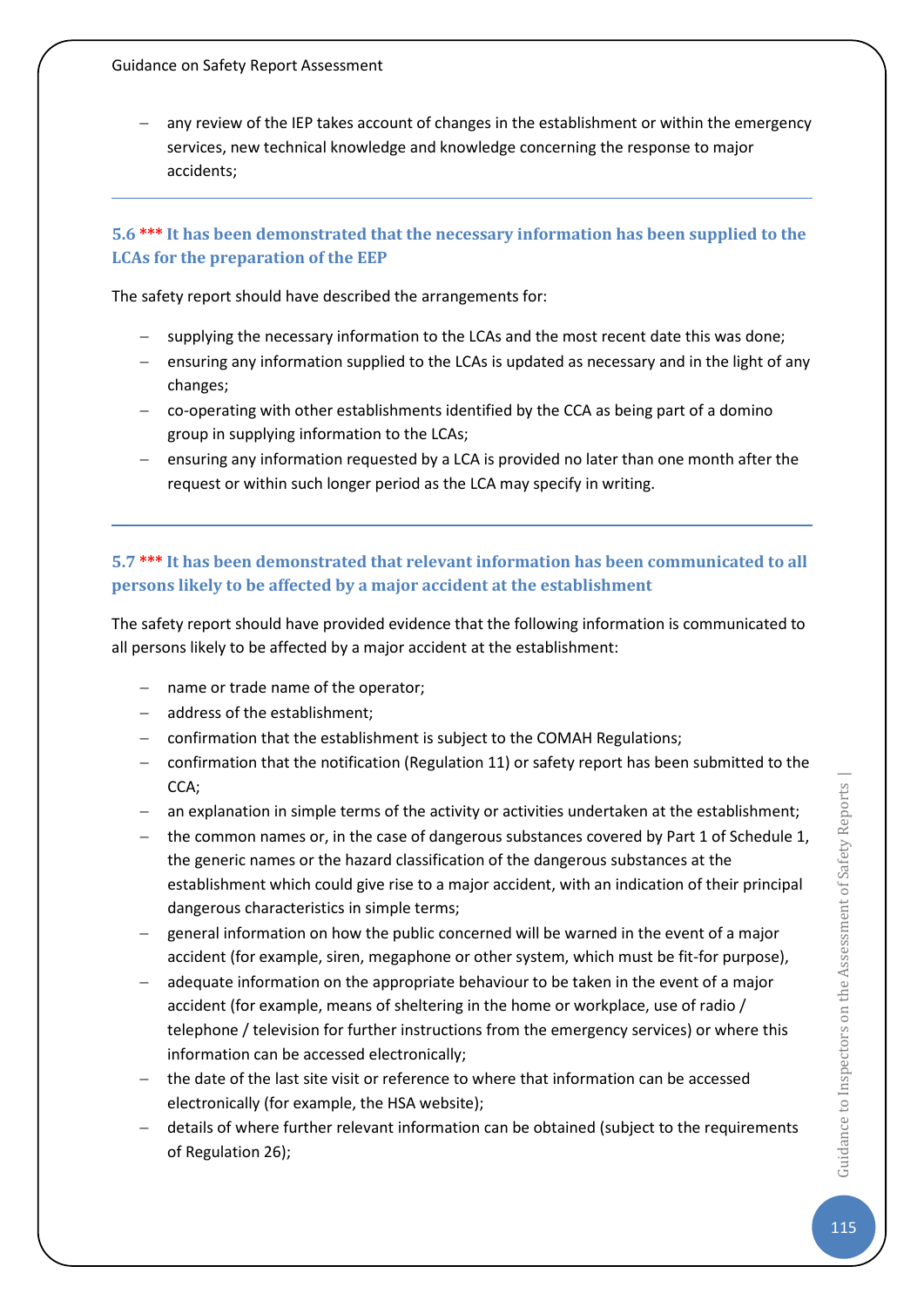- any review of the IEP takes account of changes in the establishment or within the emergency services, new technical knowledge and knowledge concerning the response to major accidents;

---

### 5.6 *** It has been demonstrated that the necessary information has been supplied to the LCAs for the preparation of the EEP

The safety report should have described the arrangements for:

- supplying the necessary information to the LCAs and the most recent date this was done;
- ensuring any information supplied to the LCAs is updated as necessary and in the light of any changes;
- co-operating with other establishments identified by the CCA as being part of a domino group in supplying information to the LCAs;
- ensuring any information requested by a LCA is provided no later than one month after the request or within such longer period as the LCA may specify in writing.

---

### 5.7 *** It has been demonstrated that relevant information has been communicated to all persons likely to be affected by a major accident at the establishment

The safety report should have provided evidence that the following information is communicated to all persons likely to be affected by a major accident at the establishment:

- name or trade name of the operator;
- address of the establishment;
- confirmation that the establishment is subject to the COMAH Regulations;
- confirmation that the notification (Regulation 11) or safety report has been submitted to the CCA;
- an explanation in simple terms of the activity or activities undertaken at the establishment;
- the common names or, in the case of dangerous substances covered by Part 1 of Schedule 1, the generic names or the hazard classification of the dangerous substances at the establishment which could give rise to a major accident, with an indication of their principal dangerous characteristics in simple terms;
- general information on how the public concerned will be warned in the event of a major accident (for example, siren, megaphone or other system, which must be fit-for purpose),
- adequate information on the appropriate behaviour to be taken in the event of a major accident (for example, means of sheltering in the home or workplace, use of radio / telephone / television for further instructions from the emergency services) or where this information can be accessed electronically;
- the date of the last site visit or reference to where that information can be accessed electronically (for example, the HSA website);
- details of where further relevant information can be obtained (subject to the requirements of Regulation 26);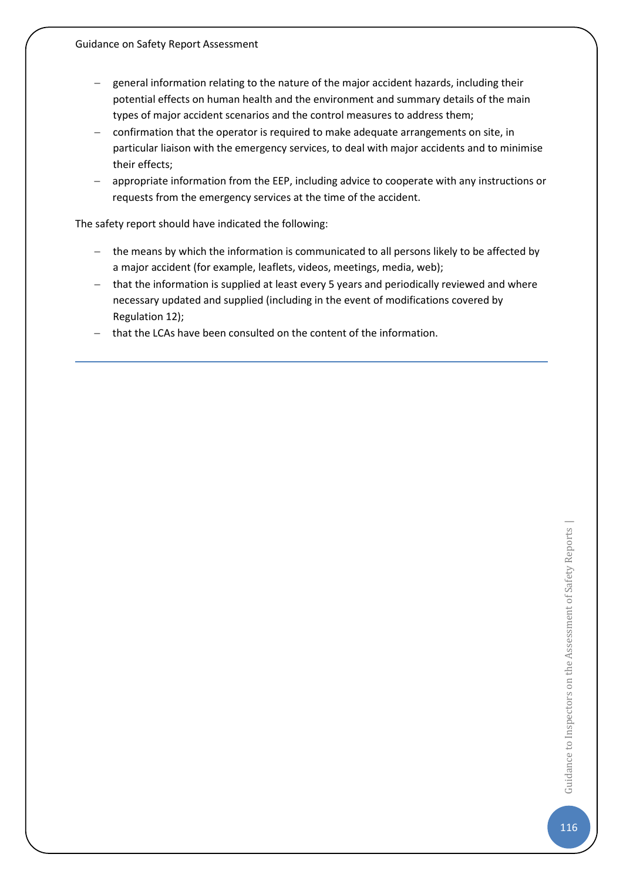- general information relating to the nature of the major accident hazards, including their potential effects on human health and the environment and summary details of the main types of major accident scenarios and the control measures to address them;
- confirmation that the operator is required to make adequate arrangements on site, in particular liaison with the emergency services, to deal with major accidents and to minimise their effects;
- appropriate information from the EEP, including advice to cooperate with any instructions or requests from the emergency services at the time of the accident.

The safety report should have indicated the following:

- the means by which the information is communicated to all persons likely to be affected by a major accident (for example, leaflets, videos, meetings, media, web);
- that the information is supplied at least every 5 years and periodically reviewed and where necessary updated and supplied (including in the event of modifications covered by Regulation 12);
- that the LCAs have been consulted on the content of the information.